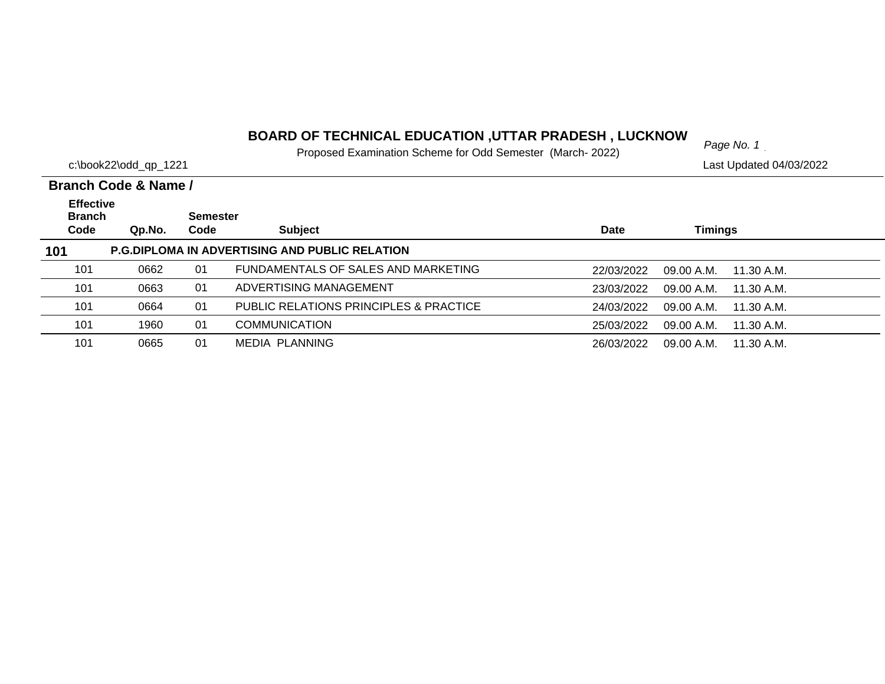# BOARD OF TECHNICAL EDUCATION ,UTTAR PRADESH , LUCKNOW

Proposed Examination Scheme for Odd Semester (March- 2022)

c:\book22\odd_qp_1221

Last Updated 04/03/2022

**Branch Code & Name /**

| Effective Branch Code | Qp.No. | Semester Code | Subject | Date | Timings | |
|---|---|---|---|---|---|---|
| **101** | **P.G.DIPLOMA IN ADVERTISING AND PUBLIC RELATION** | | | | | |
| 101 | 0662 | 01 | FUNDAMENTALS OF SALES AND MARKETING | 22/03/2022 | 09.00 A.M. | 11.30 A.M. |
| 101 | 0663 | 01 | ADVERTISING MANAGEMENT | 23/03/2022 | 09.00 A.M. | 11.30 A.M. |
| 101 | 0664 | 01 | PUBLIC RELATIONS PRINCIPLES & PRACTICE | 24/03/2022 | 09.00 A.M. | 11.30 A.M. |
| 101 | 1960 | 01 | COMMUNICATION | 25/03/2022 | 09.00 A.M. | 11.30 A.M. |
| 101 | 0665 | 01 | MEDIA PLANNING | 26/03/2022 | 09.00 A.M. | 11.30 A.M. |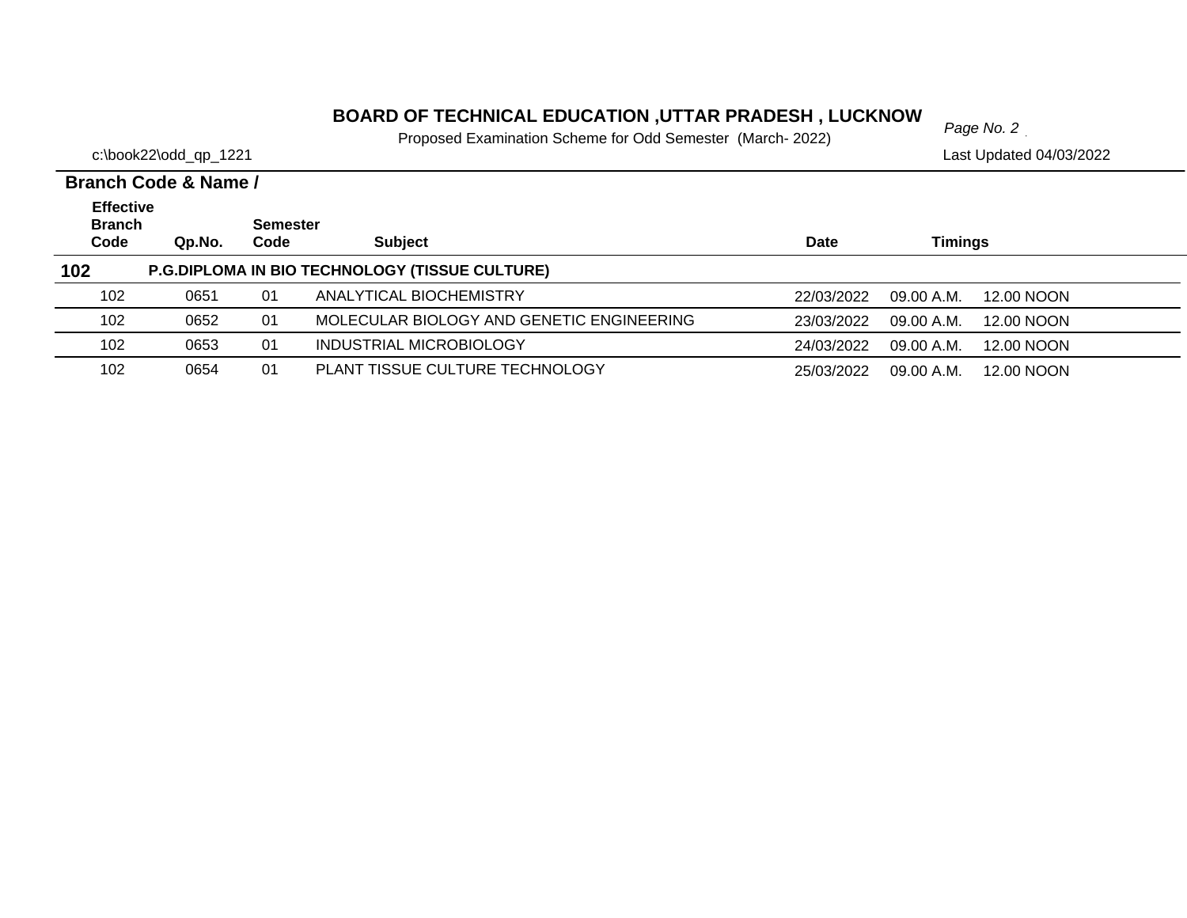# BOARD OF TECHNICAL EDUCATION ,UTTAR PRADESH , LUCKNOW

Proposed Examination Scheme for Odd Semester (March- 2022)

c:\book22\odd_qp_1221

Last Updated 04/03/2022

**Branch Code & Name /**

| Effective Branch Code | Qp.No. | Semester Code | Subject | Date | Timings | |
|---|---|---|---|---|---|---|
| **102** | **P.G.DIPLOMA IN BIO TECHNOLOGY (TISSUE CULTURE)** | | | | | |
| 102 | 0651 | 01 | ANALYTICAL BIOCHEMISTRY | 22/03/2022 | 09.00 A.M. | 12.00 NOON |
| 102 | 0652 | 01 | MOLECULAR BIOLOGY AND GENETIC ENGINEERING | 23/03/2022 | 09.00 A.M. | 12.00 NOON |
| 102 | 0653 | 01 | INDUSTRIAL MICROBIOLOGY | 24/03/2022 | 09.00 A.M. | 12.00 NOON |
| 102 | 0654 | 01 | PLANT TISSUE CULTURE TECHNOLOGY | 25/03/2022 | 09.00 A.M. | 12.00 NOON |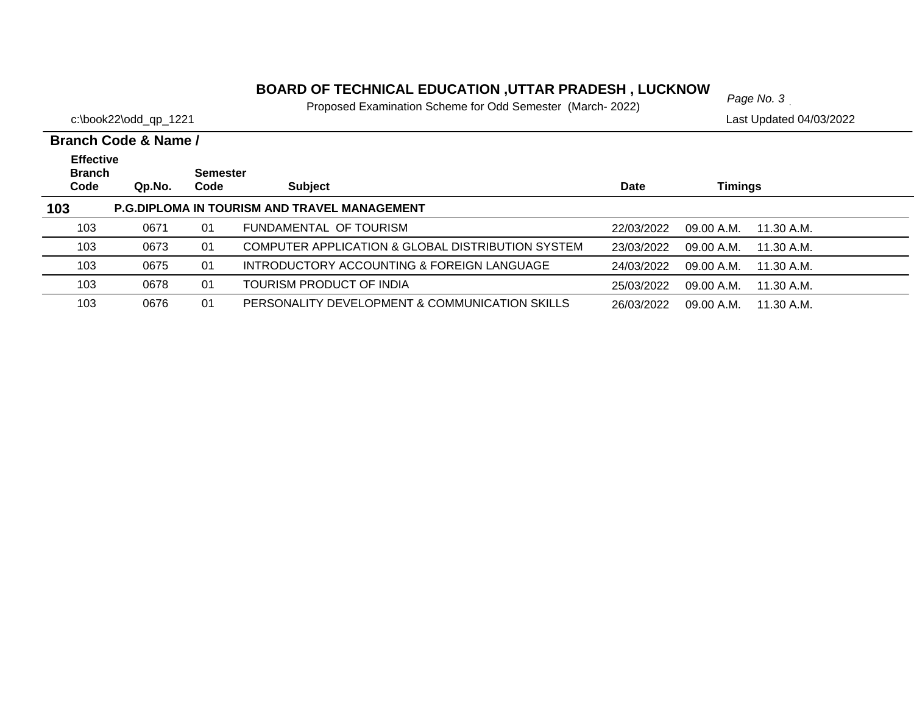# BOARD OF TECHNICAL EDUCATION ,UTTAR PRADESH , LUCKNOW

Proposed Examination Scheme for Odd Semester (March- 2022)

c:\book22\odd_qp_1221

Last Updated 04/03/2022

**Branch Code & Name /**

| Effective Branch Code | Qp.No. | Semester Code | Subject | Date | Timings | |
|---|---|---|---|---|---|---|
| **103** | **P.G.DIPLOMA IN TOURISM AND TRAVEL MANAGEMENT** | | | | | |
| 103 | 0671 | 01 | FUNDAMENTAL OF TOURISM | 22/03/2022 | 09.00 A.M. | 11.30 A.M. |
| 103 | 0673 | 01 | COMPUTER APPLICATION & GLOBAL DISTRIBUTION SYSTEM | 23/03/2022 | 09.00 A.M. | 11.30 A.M. |
| 103 | 0675 | 01 | INTRODUCTORY ACCOUNTING & FOREIGN LANGUAGE | 24/03/2022 | 09.00 A.M. | 11.30 A.M. |
| 103 | 0678 | 01 | TOURISM PRODUCT OF INDIA | 25/03/2022 | 09.00 A.M. | 11.30 A.M. |
| 103 | 0676 | 01 | PERSONALITY DEVELOPMENT & COMMUNICATION SKILLS | 26/03/2022 | 09.00 A.M. | 11.30 A.M. |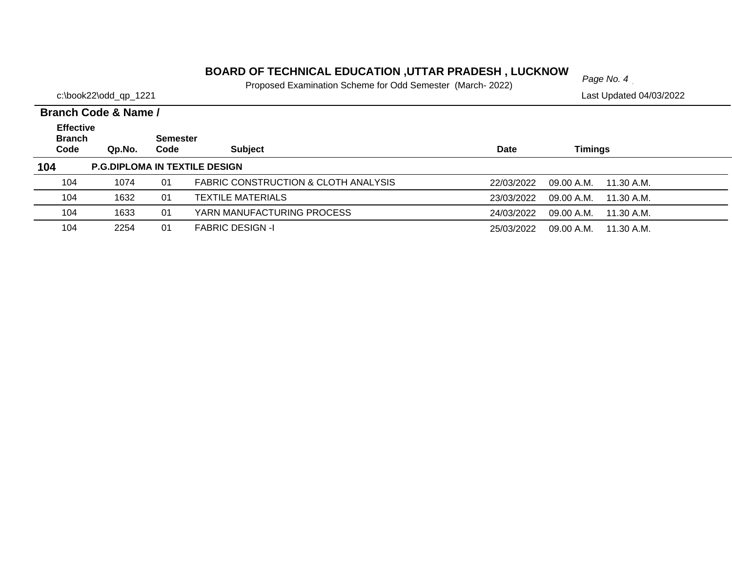# BOARD OF TECHNICAL EDUCATION ,UTTAR PRADESH , LUCKNOW

Proposed Examination Scheme for Odd Semester (March- 2022)

c:\book22\odd_qp_1221

Last Updated 04/03/2022

**Branch Code & Name /**

| Effective Branch Code | Qp.No. | Semester Code | Subject | Date | Timings | |
|---|---|---|---|---|---|---|
| **104** | **P.G.DIPLOMA IN TEXTILE DESIGN** | | | | | |
| 104 | 1074 | 01 | FABRIC CONSTRUCTION & CLOTH ANALYSIS | 22/03/2022 | 09.00 A.M. | 11.30 A.M. |
| 104 | 1632 | 01 | TEXTILE MATERIALS | 23/03/2022 | 09.00 A.M. | 11.30 A.M. |
| 104 | 1633 | 01 | YARN MANUFACTURING PROCESS | 24/03/2022 | 09.00 A.M. | 11.30 A.M. |
| 104 | 2254 | 01 | FABRIC DESIGN -I | 25/03/2022 | 09.00 A.M. | 11.30 A.M. |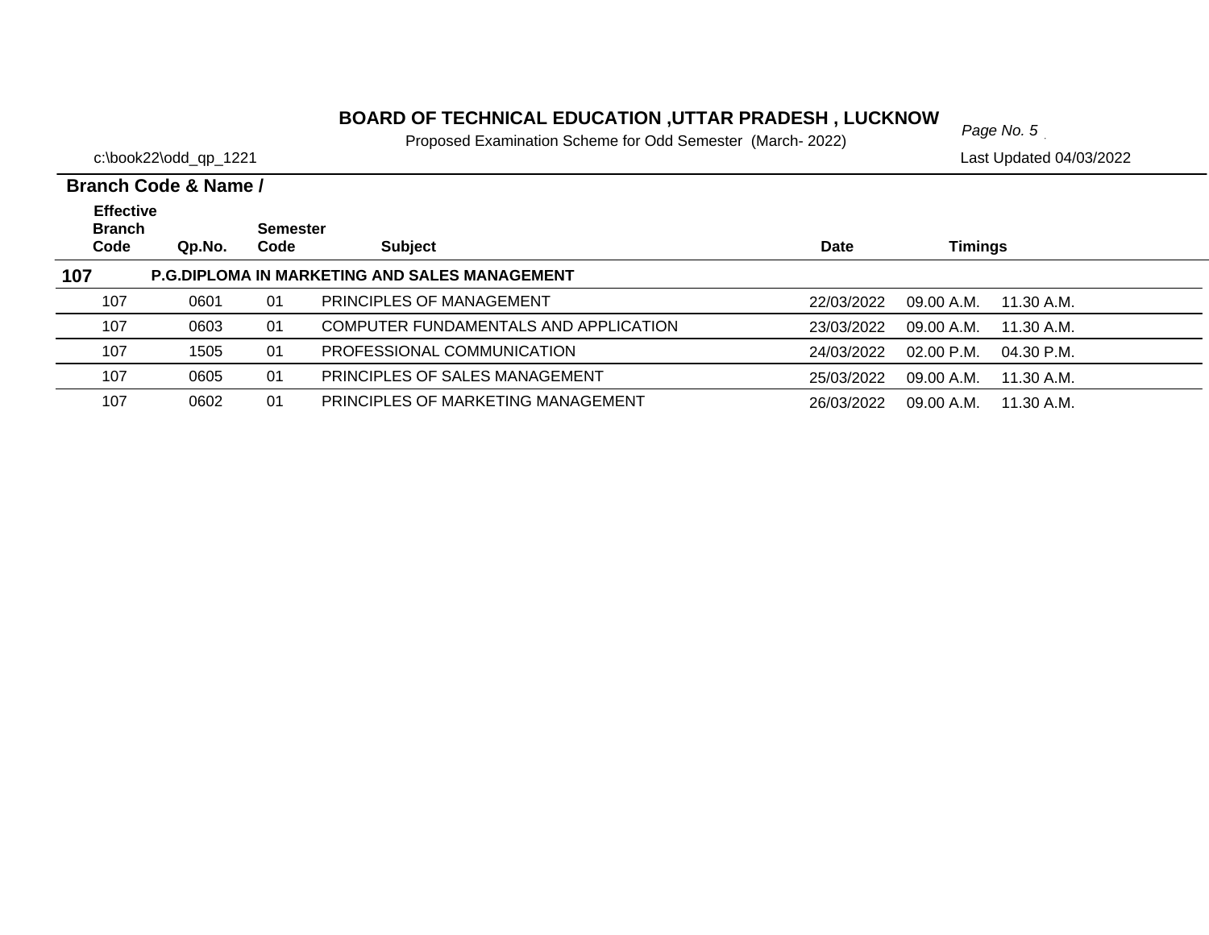# BOARD OF TECHNICAL EDUCATION ,UTTAR PRADESH , LUCKNOW

Proposed Examination Scheme for Odd Semester (March- 2022)

c:\book22\odd_qp_1221

Last Updated 04/03/2022

**Branch Code & Name /**

| Effective Branch Code | Qp.No. | Semester Code | Subject | Date | Timings | |
|---|---|---|---|---|---|---|
| **107** | **P.G.DIPLOMA IN MARKETING AND SALES MANAGEMENT** | | | | | |
| 107 | 0601 | 01 | PRINCIPLES OF MANAGEMENT | 22/03/2022 | 09.00 A.M. | 11.30 A.M. |
| 107 | 0603 | 01 | COMPUTER FUNDAMENTALS AND APPLICATION | 23/03/2022 | 09.00 A.M. | 11.30 A.M. |
| 107 | 1505 | 01 | PROFESSIONAL COMMUNICATION | 24/03/2022 | 02.00 P.M. | 04.30 P.M. |
| 107 | 0605 | 01 | PRINCIPLES OF SALES MANAGEMENT | 25/03/2022 | 09.00 A.M. | 11.30 A.M. |
| 107 | 0602 | 01 | PRINCIPLES OF MARKETING MANAGEMENT | 26/03/2022 | 09.00 A.M. | 11.30 A.M. |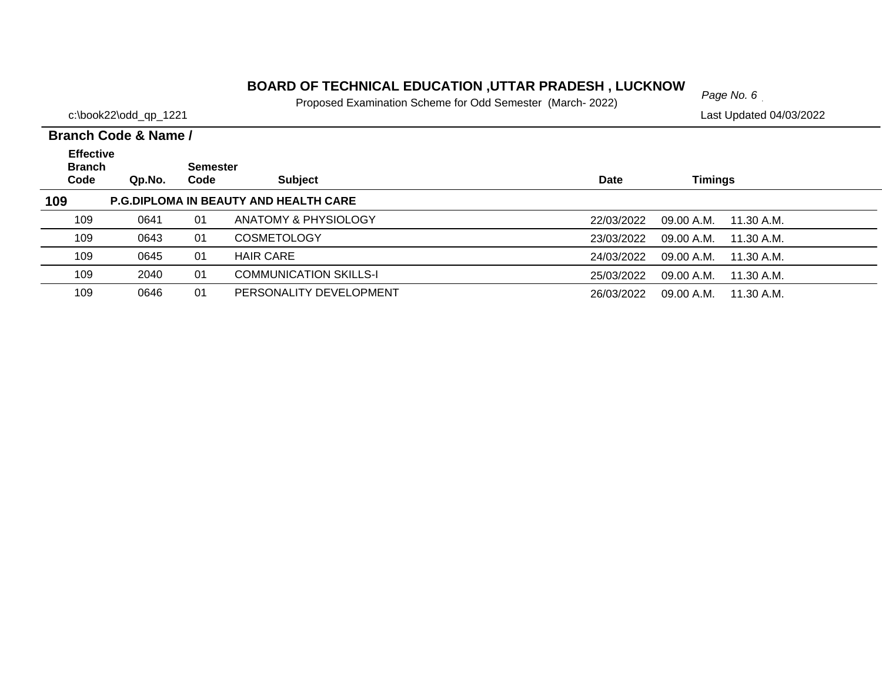# BOARD OF TECHNICAL EDUCATION ,UTTAR PRADESH , LUCKNOW

Proposed Examination Scheme for Odd Semester (March- 2022)

c:\book22\odd_qp_1221

Last Updated 04/03/2022

**Branch Code & Name /**

| Effective Branch Code | Qp.No. | Semester Code | Subject | Date | Timings | |
|---|---|---|---|---|---|---|
| **109** | **P.G.DIPLOMA IN BEAUTY AND HEALTH CARE** | | | | | |
| 109 | 0641 | 01 | ANATOMY & PHYSIOLOGY | 22/03/2022 | 09.00 A.M. | 11.30 A.M. |
| 109 | 0643 | 01 | COSMETOLOGY | 23/03/2022 | 09.00 A.M. | 11.30 A.M. |
| 109 | 0645 | 01 | HAIR CARE | 24/03/2022 | 09.00 A.M. | 11.30 A.M. |
| 109 | 2040 | 01 | COMMUNICATION SKILLS-I | 25/03/2022 | 09.00 A.M. | 11.30 A.M. |
| 109 | 0646 | 01 | PERSONALITY DEVELOPMENT | 26/03/2022 | 09.00 A.M. | 11.30 A.M. |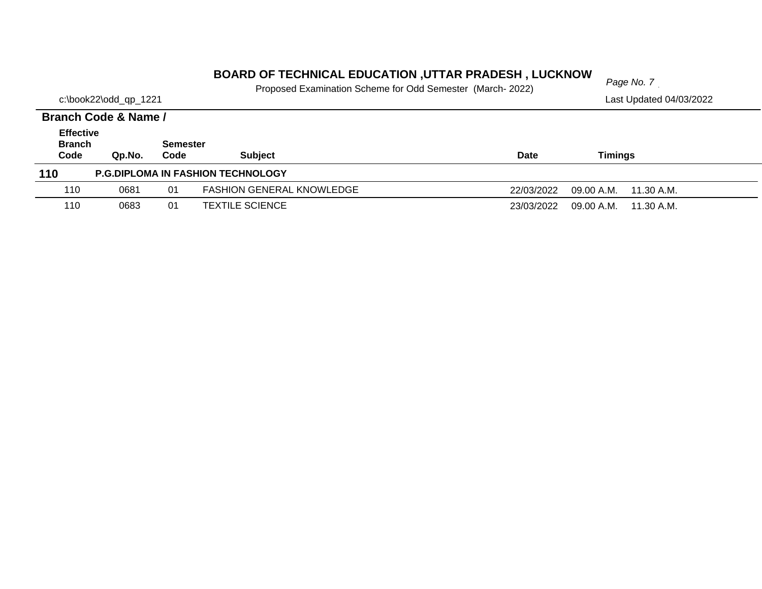# BOARD OF TECHNICAL EDUCATION ,UTTAR PRADESH , LUCKNOW

Proposed Examination Scheme for Odd Semester (March- 2022)

c:\book22\odd_qp_1221

Last Updated 04/03/2022

**Branch Code & Name /**

| Effective Branch Code | Qp.No. | Semester Code | Subject | Date | Timings | |
|---|---|---|---|---|---|---|
| **110** | **P.G.DIPLOMA IN FASHION TECHNOLOGY** | | | | | |
| 110 | 0681 | 01 | FASHION GENERAL KNOWLEDGE | 22/03/2022 | 09.00 A.M. | 11.30 A.M. |
| 110 | 0683 | 01 | TEXTILE SCIENCE | 23/03/2022 | 09.00 A.M. | 11.30 A.M. |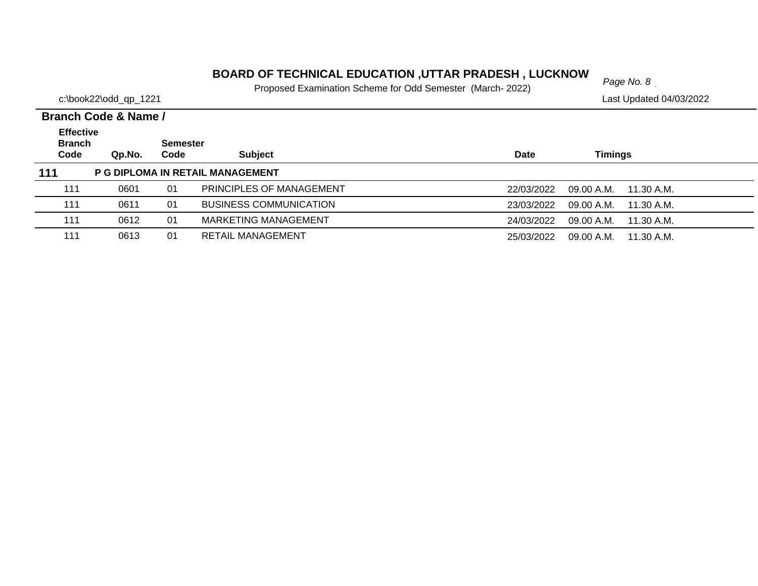# BOARD OF TECHNICAL EDUCATION ,UTTAR PRADESH , LUCKNOW

Proposed Examination Scheme for Odd Semester (March- 2022)

c:\book22\odd_qp_1221

Last Updated 04/03/2022

**Branch Code & Name /**

| Effective Branch Code | Qp.No. | Semester Code | Subject | Date | Timings | |
|---|---|---|---|---|---|---|
| **111** | **P G DIPLOMA IN RETAIL MANAGEMENT** | | | | | |
| 111 | 0601 | 01 | PRINCIPLES OF MANAGEMENT | 22/03/2022 | 09.00 A.M. | 11.30 A.M. |
| 111 | 0611 | 01 | BUSINESS COMMUNICATION | 23/03/2022 | 09.00 A.M. | 11.30 A.M. |
| 111 | 0612 | 01 | MARKETING MANAGEMENT | 24/03/2022 | 09.00 A.M. | 11.30 A.M. |
| 111 | 0613 | 01 | RETAIL MANAGEMENT | 25/03/2022 | 09.00 A.M. | 11.30 A.M. |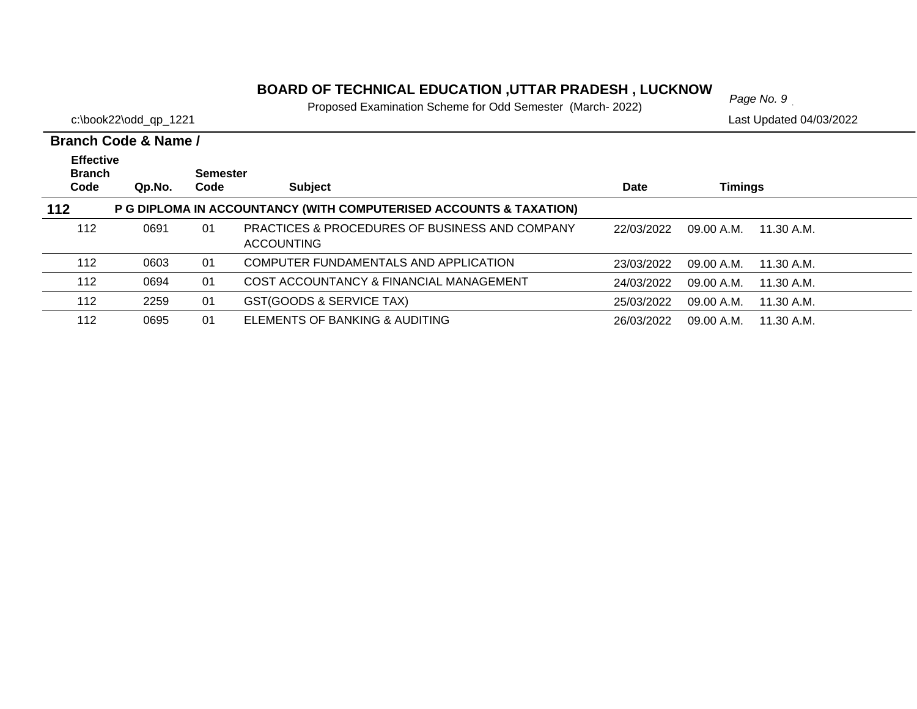# BOARD OF TECHNICAL EDUCATION ,UTTAR PRADESH , LUCKNOW

Proposed Examination Scheme for Odd Semester (March- 2022)

c:\book22\odd_qp_1221

Last Updated 04/03/2022

**Branch Code & Name /**

| Effective Branch Code | Qp.No. | Semester Code | Subject | Date | Timings | |
|---|---|---|---|---|---|---|
| **112** | **P G DIPLOMA IN ACCOUNTANCY (WITH COMPUTERISED ACCOUNTS & TAXATION)** | | | | | |
| 112 | 0691 | 01 | PRACTICES & PROCEDURES OF BUSINESS AND COMPANY ACCOUNTING | 22/03/2022 | 09.00 A.M. | 11.30 A.M. |
| 112 | 0603 | 01 | COMPUTER FUNDAMENTALS AND APPLICATION | 23/03/2022 | 09.00 A.M. | 11.30 A.M. |
| 112 | 0694 | 01 | COST ACCOUNTANCY & FINANCIAL MANAGEMENT | 24/03/2022 | 09.00 A.M. | 11.30 A.M. |
| 112 | 2259 | 01 | GST(GOODS & SERVICE TAX) | 25/03/2022 | 09.00 A.M. | 11.30 A.M. |
| 112 | 0695 | 01 | ELEMENTS OF BANKING & AUDITING | 26/03/2022 | 09.00 A.M. | 11.30 A.M. |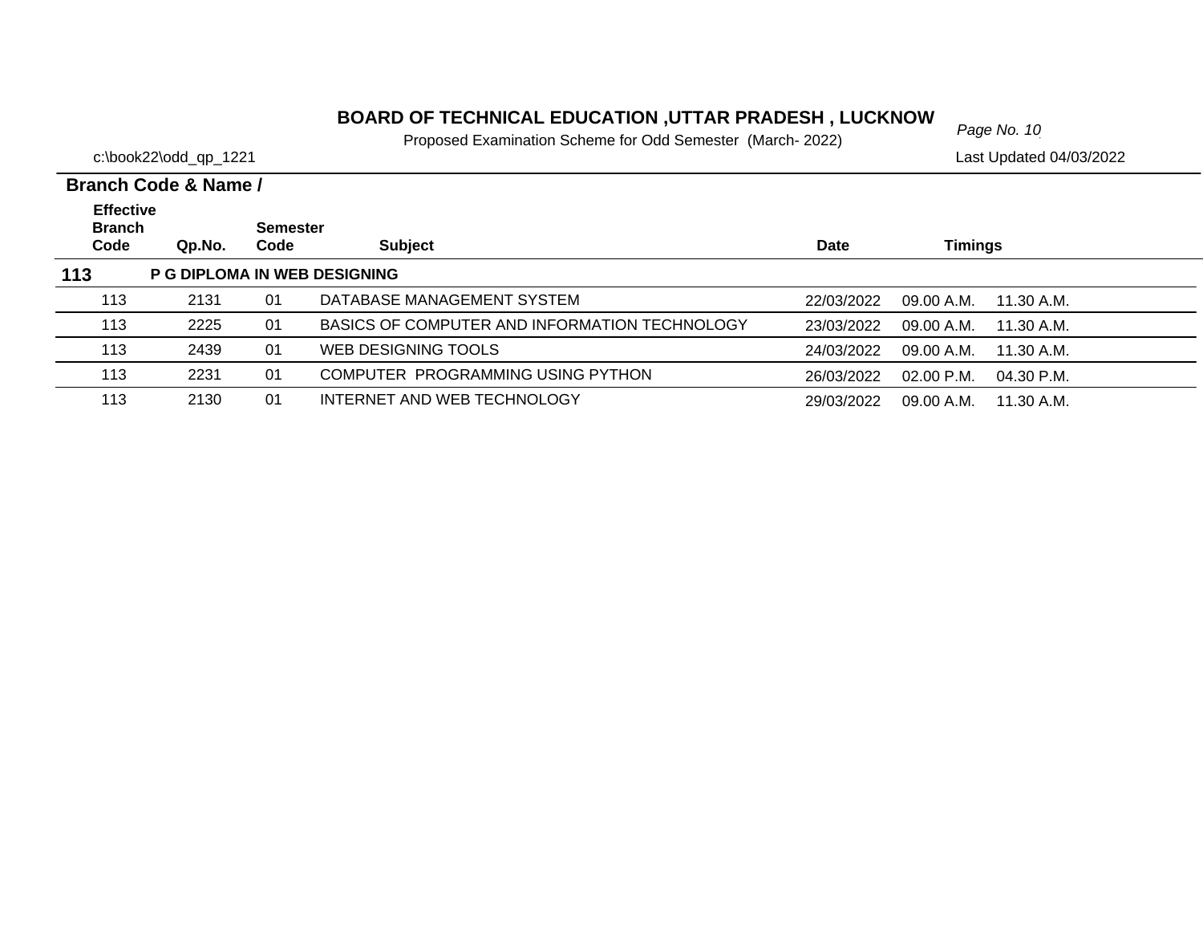# BOARD OF TECHNICAL EDUCATION ,UTTAR PRADESH , LUCKNOW

Proposed Examination Scheme for Odd Semester (March- 2022)

c:\book22\odd_qp_1221

Last Updated 04/03/2022

**Branch Code & Name /**

| Effective Branch Code | Qp.No. | Semester Code | Subject | Date | Timings | |
|---|---|---|---|---|---|---|
| **113** | **P G DIPLOMA IN WEB DESIGNING** | | | | | |
| 113 | 2131 | 01 | DATABASE MANAGEMENT SYSTEM | 22/03/2022 | 09.00 A.M. | 11.30 A.M. |
| 113 | 2225 | 01 | BASICS OF COMPUTER AND INFORMATION TECHNOLOGY | 23/03/2022 | 09.00 A.M. | 11.30 A.M. |
| 113 | 2439 | 01 | WEB DESIGNING TOOLS | 24/03/2022 | 09.00 A.M. | 11.30 A.M. |
| 113 | 2231 | 01 | COMPUTER PROGRAMMING USING PYTHON | 26/03/2022 | 02.00 P.M. | 04.30 P.M. |
| 113 | 2130 | 01 | INTERNET AND WEB TECHNOLOGY | 29/03/2022 | 09.00 A.M. | 11.30 A.M. |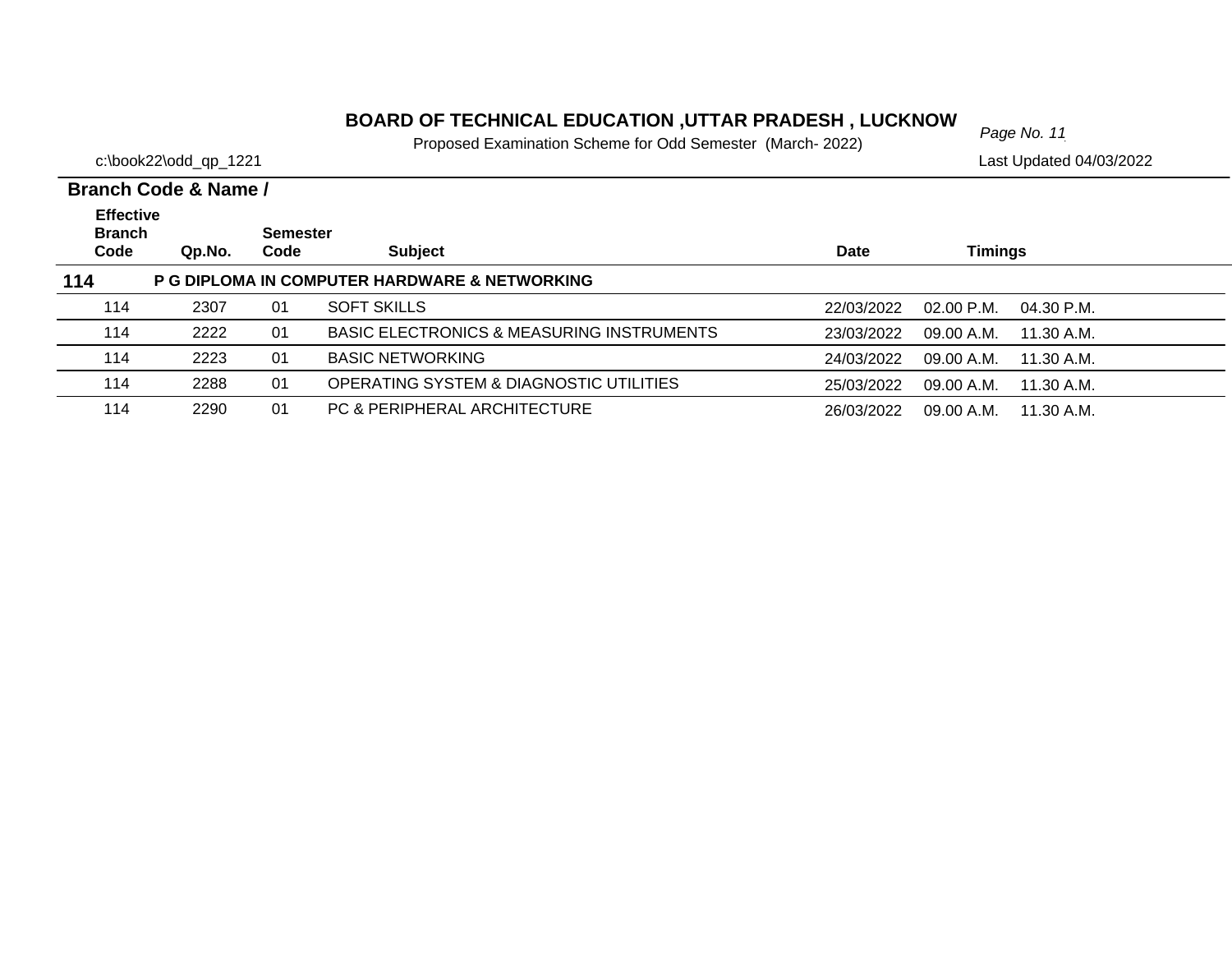# BOARD OF TECHNICAL EDUCATION ,UTTAR PRADESH , LUCKNOW

Proposed Examination Scheme for Odd Semester (March- 2022)

c:\book22\odd_qp_1221

Last Updated 04/03/2022

**Branch Code & Name /**

| Effective Branch Code | Qp.No. | Semester Code | Subject | Date | Timings | |
|---|---|---|---|---|---|---|
| **114** | **P G DIPLOMA IN COMPUTER HARDWARE & NETWORKING** | | | | | |
| 114 | 2307 | 01 | SOFT SKILLS | 22/03/2022 | 02.00 P.M. | 04.30 P.M. |
| 114 | 2222 | 01 | BASIC ELECTRONICS & MEASURING INSTRUMENTS | 23/03/2022 | 09.00 A.M. | 11.30 A.M. |
| 114 | 2223 | 01 | BASIC NETWORKING | 24/03/2022 | 09.00 A.M. | 11.30 A.M. |
| 114 | 2288 | 01 | OPERATING SYSTEM & DIAGNOSTIC UTILITIES | 25/03/2022 | 09.00 A.M. | 11.30 A.M. |
| 114 | 2290 | 01 | PC & PERIPHERAL ARCHITECTURE | 26/03/2022 | 09.00 A.M. | 11.30 A.M. |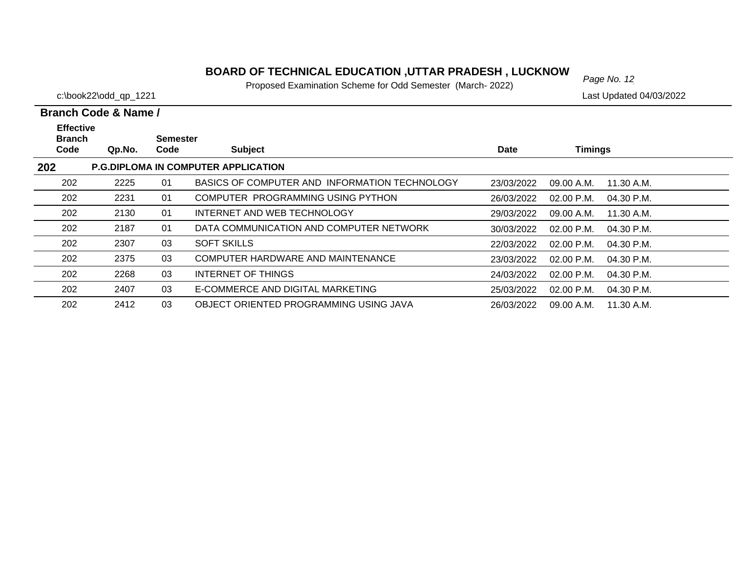# BOARD OF TECHNICAL EDUCATION ,UTTAR PRADESH , LUCKNOW

Proposed Examination Scheme for Odd Semester (March- 2022)

c:\book22\odd_qp_1221

Last Updated 04/03/2022

**Branch Code & Name /**

| Effective Branch Code | Qp.No. | Semester Code | Subject | Date | Timings | |
|---|---|---|---|---|---|---|
| **202** | **P.G.DIPLOMA IN COMPUTER APPLICATION** | | | | | |
| 202 | 2225 | 01 | BASICS OF COMPUTER AND INFORMATION TECHNOLOGY | 23/03/2022 | 09.00 A.M. | 11.30 A.M. |
| 202 | 2231 | 01 | COMPUTER PROGRAMMING USING PYTHON | 26/03/2022 | 02.00 P.M. | 04.30 P.M. |
| 202 | 2130 | 01 | INTERNET AND WEB TECHNOLOGY | 29/03/2022 | 09.00 A.M. | 11.30 A.M. |
| 202 | 2187 | 01 | DATA COMMUNICATION AND COMPUTER NETWORK | 30/03/2022 | 02.00 P.M. | 04.30 P.M. |
| 202 | 2307 | 03 | SOFT SKILLS | 22/03/2022 | 02.00 P.M. | 04.30 P.M. |
| 202 | 2375 | 03 | COMPUTER HARDWARE AND MAINTENANCE | 23/03/2022 | 02.00 P.M. | 04.30 P.M. |
| 202 | 2268 | 03 | INTERNET OF THINGS | 24/03/2022 | 02.00 P.M. | 04.30 P.M. |
| 202 | 2407 | 03 | E-COMMERCE AND DIGITAL MARKETING | 25/03/2022 | 02.00 P.M. | 04.30 P.M. |
| 202 | 2412 | 03 | OBJECT ORIENTED PROGRAMMING USING JAVA | 26/03/2022 | 09.00 A.M. | 11.30 A.M. |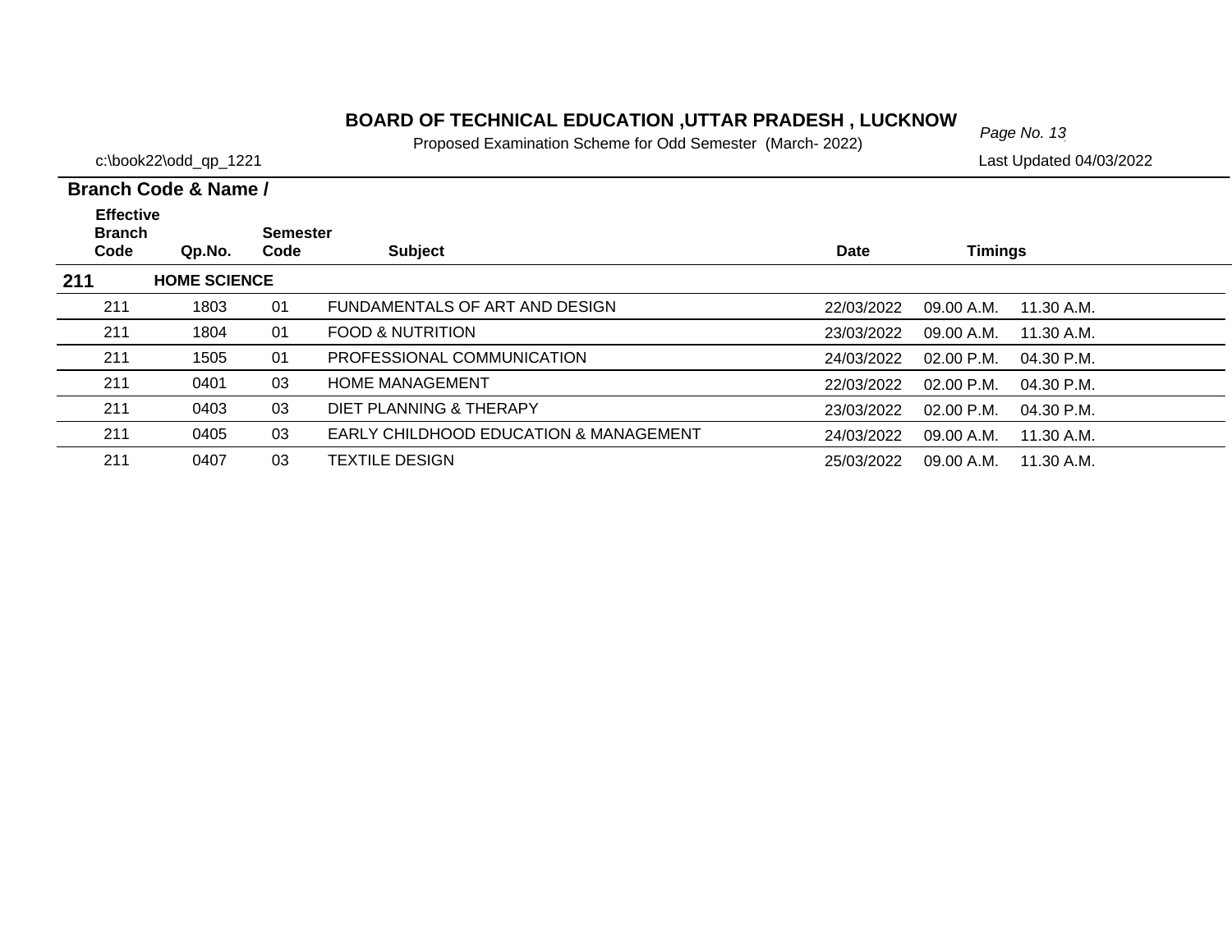# BOARD OF TECHNICAL EDUCATION ,UTTAR PRADESH , LUCKNOW

Proposed Examination Scheme for Odd Semester (March- 2022)

c:\book22\odd_qp_1221

Last Updated 04/03/2022

**Branch Code & Name /**

| Effective Branch Code | Qp.No. | Semester Code | Subject | Date | Timings | |
|---|---|---|---|---|---|---|
| **211** | **HOME SCIENCE** | | | | | |
| 211 | 1803 | 01 | FUNDAMENTALS OF ART AND DESIGN | 22/03/2022 | 09.00 A.M. | 11.30 A.M. |
| 211 | 1804 | 01 | FOOD & NUTRITION | 23/03/2022 | 09.00 A.M. | 11.30 A.M. |
| 211 | 1505 | 01 | PROFESSIONAL COMMUNICATION | 24/03/2022 | 02.00 P.M. | 04.30 P.M. |
| 211 | 0401 | 03 | HOME MANAGEMENT | 22/03/2022 | 02.00 P.M. | 04.30 P.M. |
| 211 | 0403 | 03 | DIET PLANNING & THERAPY | 23/03/2022 | 02.00 P.M. | 04.30 P.M. |
| 211 | 0405 | 03 | EARLY CHILDHOOD EDUCATION & MANAGEMENT | 24/03/2022 | 09.00 A.M. | 11.30 A.M. |
| 211 | 0407 | 03 | TEXTILE DESIGN | 25/03/2022 | 09.00 A.M. | 11.30 A.M. |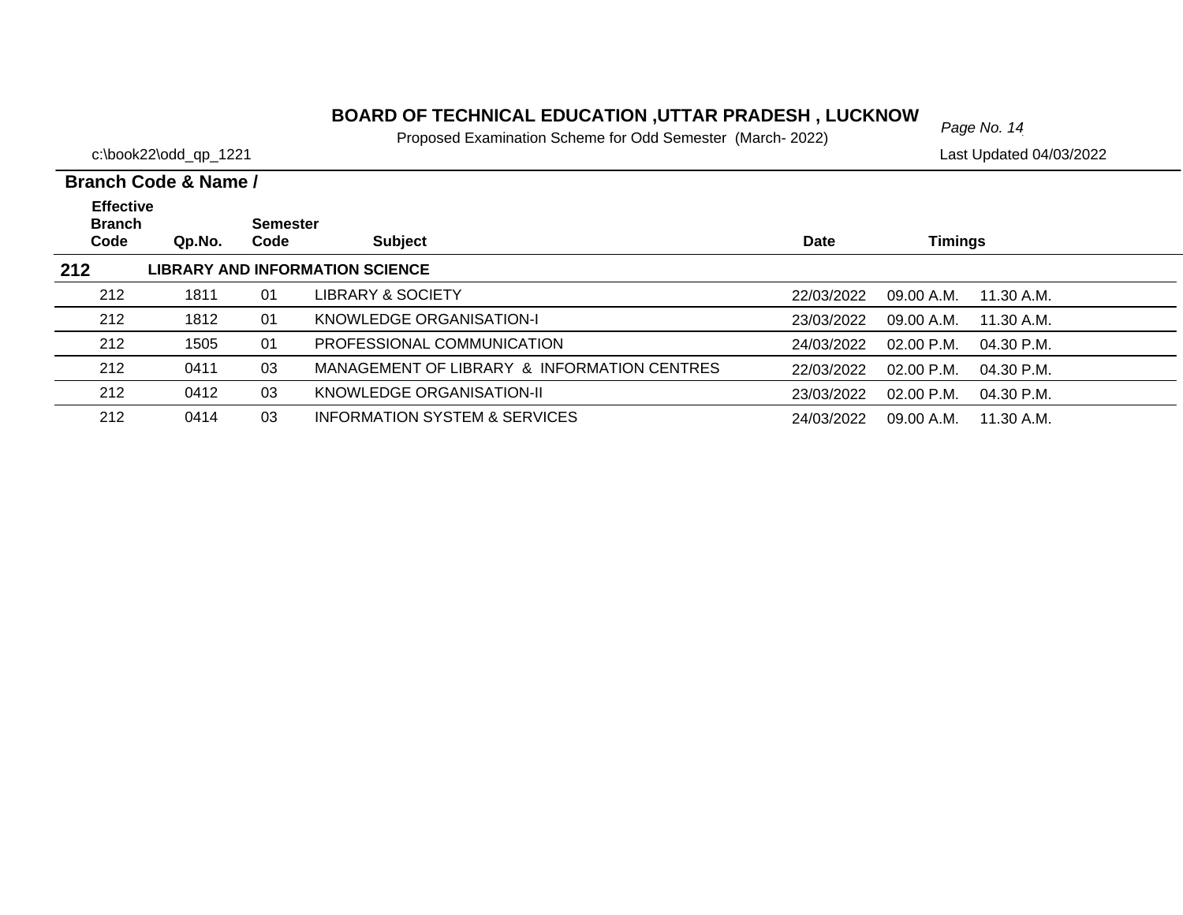# BOARD OF TECHNICAL EDUCATION ,UTTAR PRADESH , LUCKNOW

Proposed Examination Scheme for Odd Semester (March- 2022)

c:\book22\odd_qp_1221

Last Updated 04/03/2022

**Branch Code & Name /**

| Effective Branch Code | Qp.No. | Semester Code | Subject | Date | Timings | |
|---|---|---|---|---|---|---|
| **212** | **LIBRARY AND INFORMATION SCIENCE** | | | | | |
| 212 | 1811 | 01 | LIBRARY & SOCIETY | 22/03/2022 | 09.00 A.M. | 11.30 A.M. |
| 212 | 1812 | 01 | KNOWLEDGE ORGANISATION-I | 23/03/2022 | 09.00 A.M. | 11.30 A.M. |
| 212 | 1505 | 01 | PROFESSIONAL COMMUNICATION | 24/03/2022 | 02.00 P.M. | 04.30 P.M. |
| 212 | 0411 | 03 | MANAGEMENT OF LIBRARY & INFORMATION CENTRES | 22/03/2022 | 02.00 P.M. | 04.30 P.M. |
| 212 | 0412 | 03 | KNOWLEDGE ORGANISATION-II | 23/03/2022 | 02.00 P.M. | 04.30 P.M. |
| 212 | 0414 | 03 | INFORMATION SYSTEM & SERVICES | 24/03/2022 | 09.00 A.M. | 11.30 A.M. |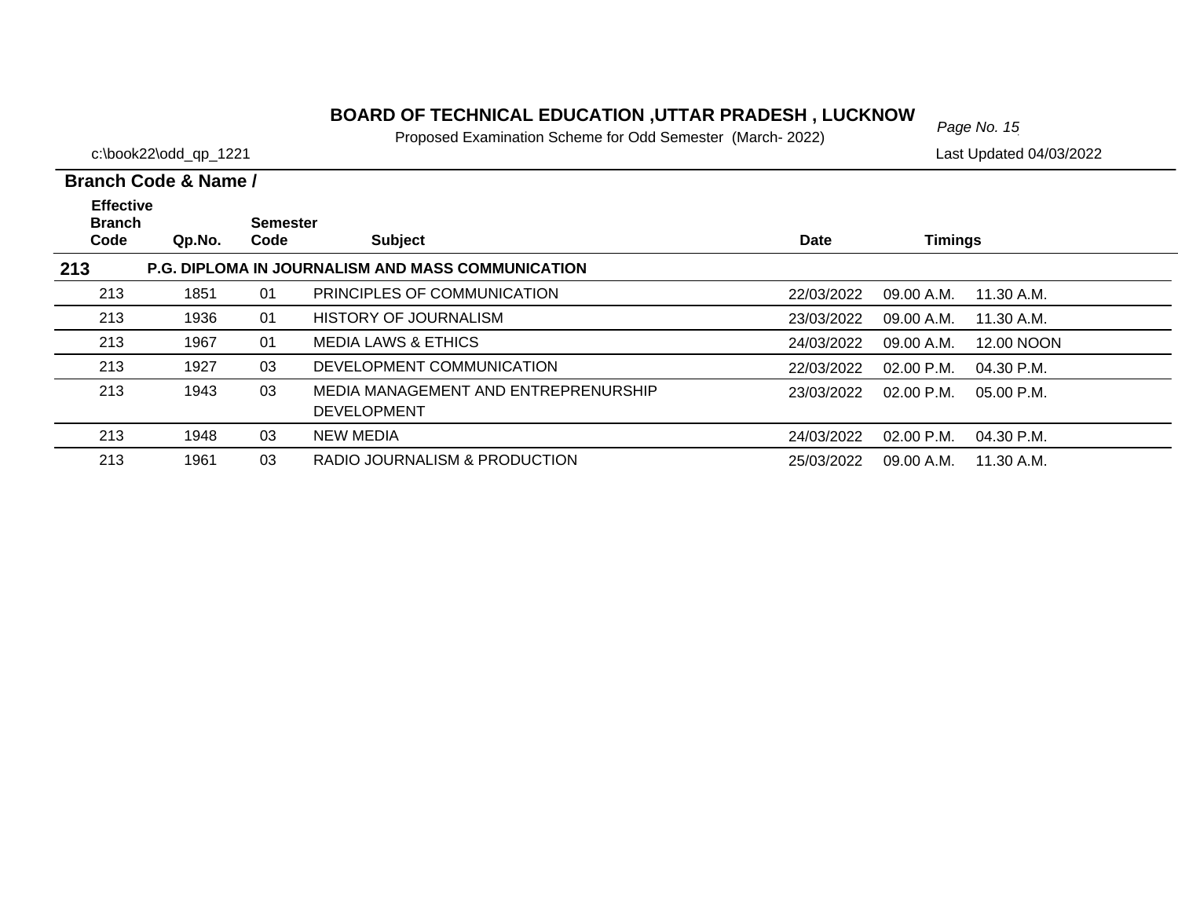# BOARD OF TECHNICAL EDUCATION ,UTTAR PRADESH , LUCKNOW

Proposed Examination Scheme for Odd Semester (March- 2022)

c:\book22\odd_qp_1221

Last Updated 04/03/2022

**Branch Code & Name /**

| Effective Branch Code | Qp.No. | Semester Code | Subject | Date | Timings | |
|---|---|---|---|---|---|---|
| **213** | **P.G. DIPLOMA IN JOURNALISM AND MASS COMMUNICATION** | | | | | |
| 213 | 1851 | 01 | PRINCIPLES OF COMMUNICATION | 22/03/2022 | 09.00 A.M. | 11.30 A.M. |
| 213 | 1936 | 01 | HISTORY OF JOURNALISM | 23/03/2022 | 09.00 A.M. | 11.30 A.M. |
| 213 | 1967 | 01 | MEDIA LAWS & ETHICS | 24/03/2022 | 09.00 A.M. | 12.00 NOON |
| 213 | 1927 | 03 | DEVELOPMENT COMMUNICATION | 22/03/2022 | 02.00 P.M. | 04.30 P.M. |
| 213 | 1943 | 03 | MEDIA MANAGEMENT AND ENTREPRENURSHIP DEVELOPMENT | 23/03/2022 | 02.00 P.M. | 05.00 P.M. |
| 213 | 1948 | 03 | NEW MEDIA | 24/03/2022 | 02.00 P.M. | 04.30 P.M. |
| 213 | 1961 | 03 | RADIO JOURNALISM & PRODUCTION | 25/03/2022 | 09.00 A.M. | 11.30 A.M. |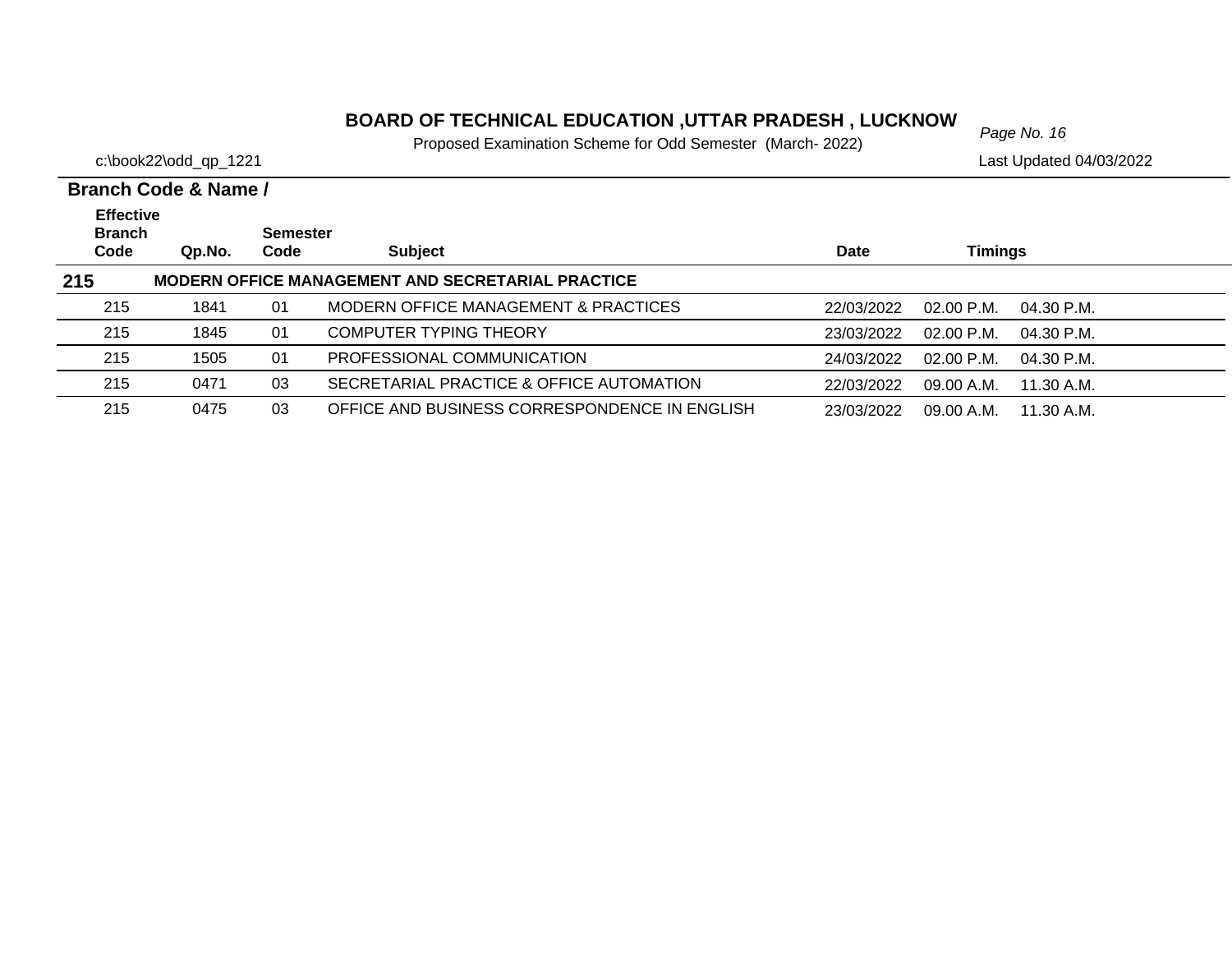# BOARD OF TECHNICAL EDUCATION ,UTTAR PRADESH , LUCKNOW

Proposed Examination Scheme for Odd Semester (March- 2022)

c:\book22\odd_qp_1221

Last Updated 04/03/2022

**Branch Code & Name /**

| Effective Branch Code | Qp.No. | Semester Code | Subject | Date | Timings | |
|---|---|---|---|---|---|---|
| **215** | **MODERN OFFICE MANAGEMENT AND SECRETARIAL PRACTICE** | | | | | |
| 215 | 1841 | 01 | MODERN OFFICE MANAGEMENT & PRACTICES | 22/03/2022 | 02.00 P.M. | 04.30 P.M. |
| 215 | 1845 | 01 | COMPUTER TYPING THEORY | 23/03/2022 | 02.00 P.M. | 04.30 P.M. |
| 215 | 1505 | 01 | PROFESSIONAL COMMUNICATION | 24/03/2022 | 02.00 P.M. | 04.30 P.M. |
| 215 | 0471 | 03 | SECRETARIAL PRACTICE & OFFICE AUTOMATION | 22/03/2022 | 09.00 A.M. | 11.30 A.M. |
| 215 | 0475 | 03 | OFFICE AND BUSINESS CORRESPONDENCE IN ENGLISH | 23/03/2022 | 09.00 A.M. | 11.30 A.M. |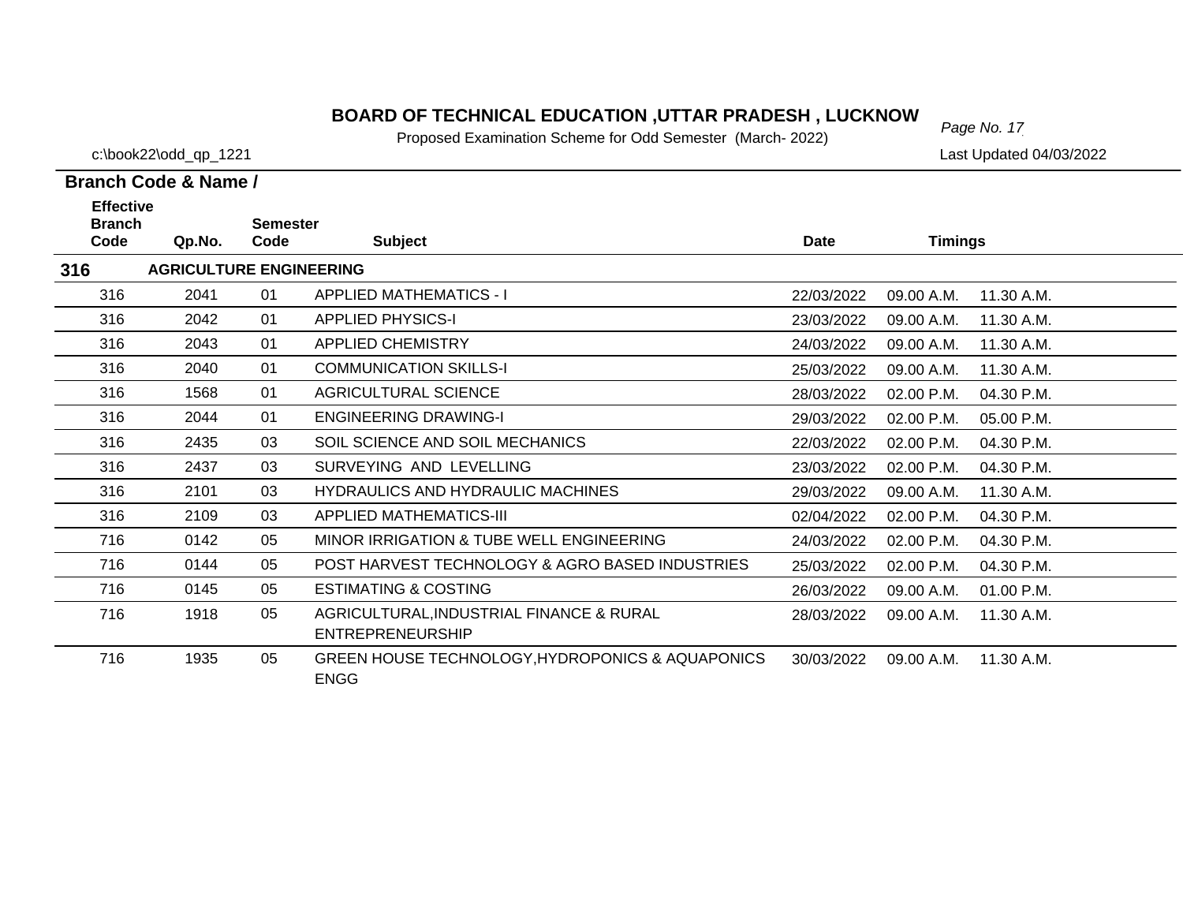# BOARD OF TECHNICAL EDUCATION ,UTTAR PRADESH , LUCKNOW

Proposed Examination Scheme for Odd Semester (March- 2022)

c:\book22\odd_qp_1221

Last Updated 04/03/2022

**Branch Code & Name /**

| Effective Branch Code | Qp.No. | Semester Code | Subject | Date | Timings | |
|---|---|---|---|---|---|---|
| **316** | **AGRICULTURE ENGINEERING** | | | | | |
| 316 | 2041 | 01 | APPLIED MATHEMATICS - I | 22/03/2022 | 09.00 A.M. | 11.30 A.M. |
| 316 | 2042 | 01 | APPLIED PHYSICS-I | 23/03/2022 | 09.00 A.M. | 11.30 A.M. |
| 316 | 2043 | 01 | APPLIED CHEMISTRY | 24/03/2022 | 09.00 A.M. | 11.30 A.M. |
| 316 | 2040 | 01 | COMMUNICATION SKILLS-I | 25/03/2022 | 09.00 A.M. | 11.30 A.M. |
| 316 | 1568 | 01 | AGRICULTURAL SCIENCE | 28/03/2022 | 02.00 P.M. | 04.30 P.M. |
| 316 | 2044 | 01 | ENGINEERING DRAWING-I | 29/03/2022 | 02.00 P.M. | 05.00 P.M. |
| 316 | 2435 | 03 | SOIL SCIENCE AND SOIL MECHANICS | 22/03/2022 | 02.00 P.M. | 04.30 P.M. |
| 316 | 2437 | 03 | SURVEYING AND LEVELLING | 23/03/2022 | 02.00 P.M. | 04.30 P.M. |
| 316 | 2101 | 03 | HYDRAULICS AND HYDRAULIC MACHINES | 29/03/2022 | 09.00 A.M. | 11.30 A.M. |
| 316 | 2109 | 03 | APPLIED MATHEMATICS-III | 02/04/2022 | 02.00 P.M. | 04.30 P.M. |
| 716 | 0142 | 05 | MINOR IRRIGATION & TUBE WELL ENGINEERING | 24/03/2022 | 02.00 P.M. | 04.30 P.M. |
| 716 | 0144 | 05 | POST HARVEST TECHNOLOGY & AGRO BASED INDUSTRIES | 25/03/2022 | 02.00 P.M. | 04.30 P.M. |
| 716 | 0145 | 05 | ESTIMATING & COSTING | 26/03/2022 | 09.00 A.M. | 01.00 P.M. |
| 716 | 1918 | 05 | AGRICULTURAL,INDUSTRIAL FINANCE & RURAL ENTREPRENEURSHIP | 28/03/2022 | 09.00 A.M. | 11.30 A.M. |
| 716 | 1935 | 05 | GREEN HOUSE TECHNOLOGY,HYDROPONICS & AQUAPONICS ENGG | 30/03/2022 | 09.00 A.M. | 11.30 A.M. |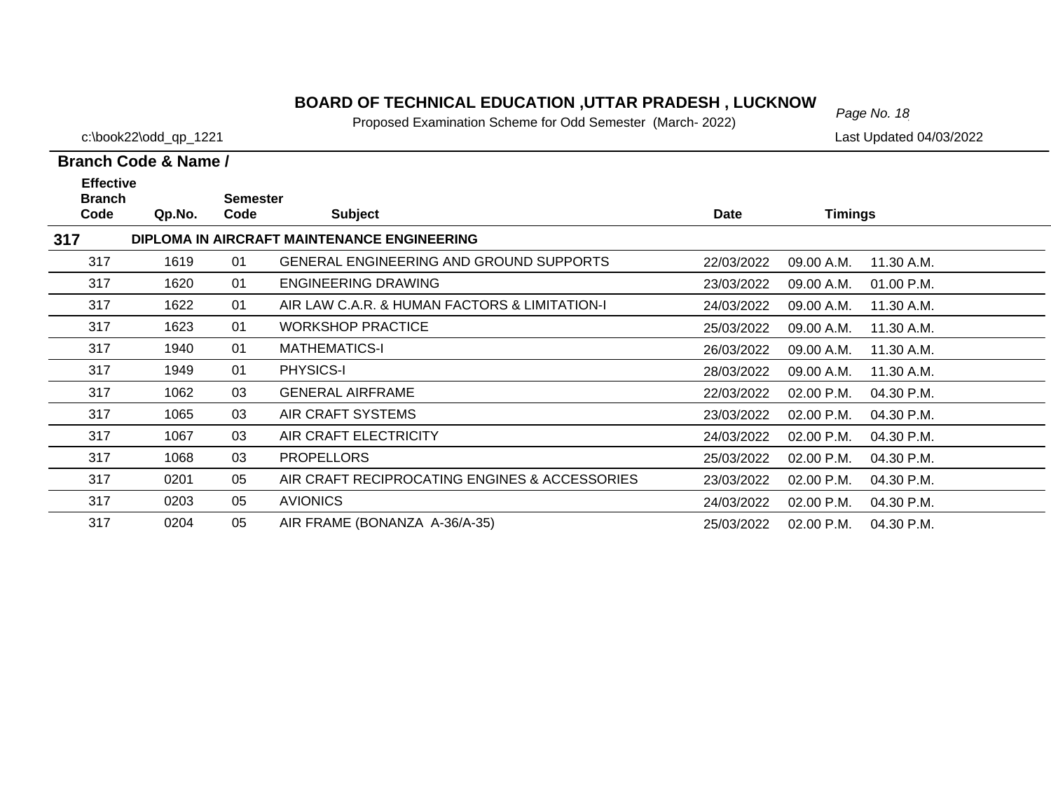# BOARD OF TECHNICAL EDUCATION ,UTTAR PRADESH , LUCKNOW

Proposed Examination Scheme for Odd Semester (March- 2022)

c:\book22\odd_qp_1221

Last Updated 04/03/2022

**Branch Code & Name /**

| Effective Branch Code | Qp.No. | Semester Code | Subject | Date | Timings | |
|---|---|---|---|---|---|---|
| **317** | **DIPLOMA IN AIRCRAFT MAINTENANCE ENGINEERING** | | | | | |
| 317 | 1619 | 01 | GENERAL ENGINEERING AND GROUND SUPPORTS | 22/03/2022 | 09.00 A.M. | 11.30 A.M. |
| 317 | 1620 | 01 | ENGINEERING DRAWING | 23/03/2022 | 09.00 A.M. | 01.00 P.M. |
| 317 | 1622 | 01 | AIR LAW C.A.R. & HUMAN FACTORS & LIMITATION-I | 24/03/2022 | 09.00 A.M. | 11.30 A.M. |
| 317 | 1623 | 01 | WORKSHOP PRACTICE | 25/03/2022 | 09.00 A.M. | 11.30 A.M. |
| 317 | 1940 | 01 | MATHEMATICS-I | 26/03/2022 | 09.00 A.M. | 11.30 A.M. |
| 317 | 1949 | 01 | PHYSICS-I | 28/03/2022 | 09.00 A.M. | 11.30 A.M. |
| 317 | 1062 | 03 | GENERAL AIRFRAME | 22/03/2022 | 02.00 P.M. | 04.30 P.M. |
| 317 | 1065 | 03 | AIR CRAFT SYSTEMS | 23/03/2022 | 02.00 P.M. | 04.30 P.M. |
| 317 | 1067 | 03 | AIR CRAFT ELECTRICITY | 24/03/2022 | 02.00 P.M. | 04.30 P.M. |
| 317 | 1068 | 03 | PROPELLORS | 25/03/2022 | 02.00 P.M. | 04.30 P.M. |
| 317 | 0201 | 05 | AIR CRAFT RECIPROCATING ENGINES & ACCESSORIES | 23/03/2022 | 02.00 P.M. | 04.30 P.M. |
| 317 | 0203 | 05 | AVIONICS | 24/03/2022 | 02.00 P.M. | 04.30 P.M. |
| 317 | 0204 | 05 | AIR FRAME (BONANZA A-36/A-35) | 25/03/2022 | 02.00 P.M. | 04.30 P.M. |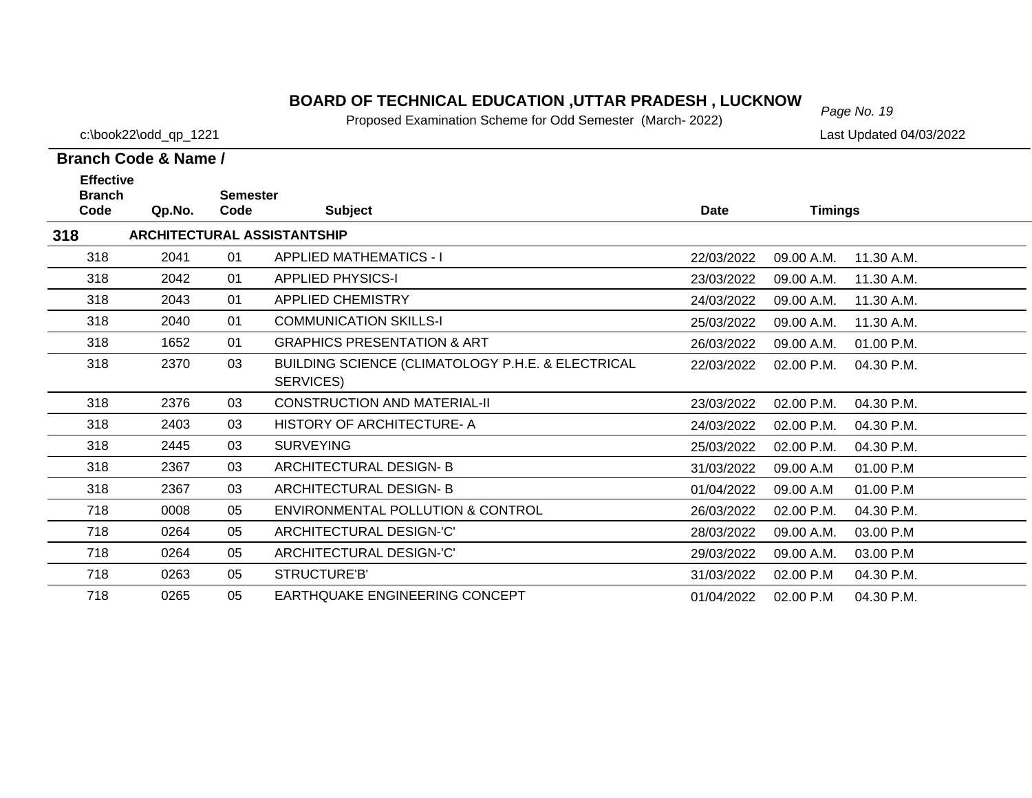# BOARD OF TECHNICAL EDUCATION ,UTTAR PRADESH , LUCKNOW

Proposed Examination Scheme for Odd Semester (March- 2022)

c:\book22\odd_qp_1221

Last Updated 04/03/2022

**Branch Code & Name /**

| Effective Branch Code | Qp.No. | Semester Code | Subject | Date | Timings | |
|---|---|---|---|---|---|---|
| **318** | **ARCHITECTURAL ASSISTANTSHIP** | | | | | |
| 318 | 2041 | 01 | APPLIED MATHEMATICS - I | 22/03/2022 | 09.00 A.M. | 11.30 A.M. |
| 318 | 2042 | 01 | APPLIED PHYSICS-I | 23/03/2022 | 09.00 A.M. | 11.30 A.M. |
| 318 | 2043 | 01 | APPLIED CHEMISTRY | 24/03/2022 | 09.00 A.M. | 11.30 A.M. |
| 318 | 2040 | 01 | COMMUNICATION SKILLS-I | 25/03/2022 | 09.00 A.M. | 11.30 A.M. |
| 318 | 1652 | 01 | GRAPHICS PRESENTATION & ART | 26/03/2022 | 09.00 A.M. | 01.00 P.M. |
| 318 | 2370 | 03 | BUILDING SCIENCE (CLIMATOLOGY P.H.E. & ELECTRICAL SERVICES) | 22/03/2022 | 02.00 P.M. | 04.30 P.M. |
| 318 | 2376 | 03 | CONSTRUCTION AND MATERIAL-II | 23/03/2022 | 02.00 P.M. | 04.30 P.M. |
| 318 | 2403 | 03 | HISTORY OF ARCHITECTURE- A | 24/03/2022 | 02.00 P.M. | 04.30 P.M. |
| 318 | 2445 | 03 | SURVEYING | 25/03/2022 | 02.00 P.M. | 04.30 P.M. |
| 318 | 2367 | 03 | ARCHITECTURAL DESIGN- B | 31/03/2022 | 09.00 A.M | 01.00 P.M |
| 318 | 2367 | 03 | ARCHITECTURAL DESIGN- B | 01/04/2022 | 09.00 A.M | 01.00 P.M |
| 718 | 0008 | 05 | ENVIRONMENTAL POLLUTION & CONTROL | 26/03/2022 | 02.00 P.M. | 04.30 P.M. |
| 718 | 0264 | 05 | ARCHITECTURAL DESIGN-'C' | 28/03/2022 | 09.00 A.M. | 03.00 P.M |
| 718 | 0264 | 05 | ARCHITECTURAL DESIGN-'C' | 29/03/2022 | 09.00 A.M. | 03.00 P.M |
| 718 | 0263 | 05 | STRUCTURE'B' | 31/03/2022 | 02.00 P.M | 04.30 P.M. |
| 718 | 0265 | 05 | EARTHQUAKE ENGINEERING CONCEPT | 01/04/2022 | 02.00 P.M | 04.30 P.M. |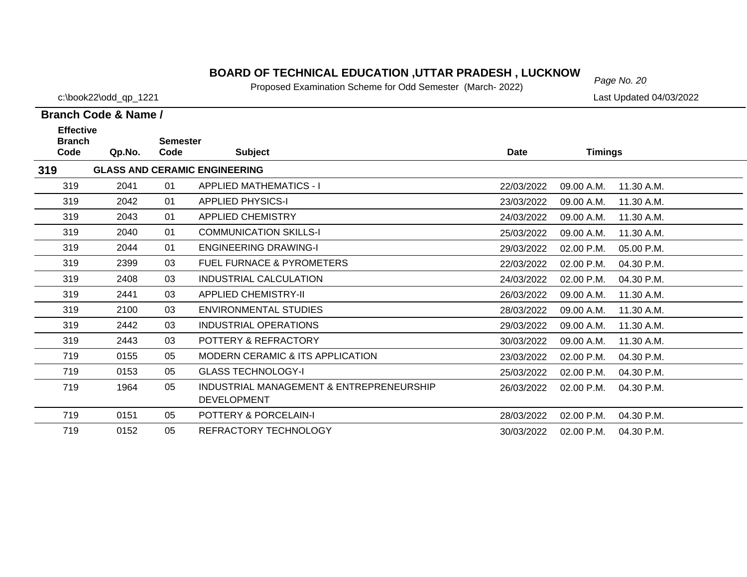# BOARD OF TECHNICAL EDUCATION ,UTTAR PRADESH , LUCKNOW

Proposed Examination Scheme for Odd Semester (March- 2022)

c:\book22\odd_qp_1221

Last Updated 04/03/2022

**Branch Code & Name /**

| Effective Branch Code | Qp.No. | Semester Code | Subject | Date | Timings | |
|---|---|---|---|---|---|---|
| **319** | **GLASS AND CERAMIC ENGINEERING** | | | | | |
| 319 | 2041 | 01 | APPLIED MATHEMATICS - I | 22/03/2022 | 09.00 A.M. | 11.30 A.M. |
| 319 | 2042 | 01 | APPLIED PHYSICS-I | 23/03/2022 | 09.00 A.M. | 11.30 A.M. |
| 319 | 2043 | 01 | APPLIED CHEMISTRY | 24/03/2022 | 09.00 A.M. | 11.30 A.M. |
| 319 | 2040 | 01 | COMMUNICATION SKILLS-I | 25/03/2022 | 09.00 A.M. | 11.30 A.M. |
| 319 | 2044 | 01 | ENGINEERING DRAWING-I | 29/03/2022 | 02.00 P.M. | 05.00 P.M. |
| 319 | 2399 | 03 | FUEL FURNACE & PYROMETERS | 22/03/2022 | 02.00 P.M. | 04.30 P.M. |
| 319 | 2408 | 03 | INDUSTRIAL CALCULATION | 24/03/2022 | 02.00 P.M. | 04.30 P.M. |
| 319 | 2441 | 03 | APPLIED CHEMISTRY-II | 26/03/2022 | 09.00 A.M. | 11.30 A.M. |
| 319 | 2100 | 03 | ENVIRONMENTAL STUDIES | 28/03/2022 | 09.00 A.M. | 11.30 A.M. |
| 319 | 2442 | 03 | INDUSTRIAL OPERATIONS | 29/03/2022 | 09.00 A.M. | 11.30 A.M. |
| 319 | 2443 | 03 | POTTERY & REFRACTORY | 30/03/2022 | 09.00 A.M. | 11.30 A.M. |
| 719 | 0155 | 05 | MODERN CERAMIC & ITS APPLICATION | 23/03/2022 | 02.00 P.M. | 04.30 P.M. |
| 719 | 0153 | 05 | GLASS TECHNOLOGY-I | 25/03/2022 | 02.00 P.M. | 04.30 P.M. |
| 719 | 1964 | 05 | INDUSTRIAL MANAGEMENT & ENTREPRENEURSHIP DEVELOPMENT | 26/03/2022 | 02.00 P.M. | 04.30 P.M. |
| 719 | 0151 | 05 | POTTERY & PORCELAIN-I | 28/03/2022 | 02.00 P.M. | 04.30 P.M. |
| 719 | 0152 | 05 | REFRACTORY TECHNOLOGY | 30/03/2022 | 02.00 P.M. | 04.30 P.M. |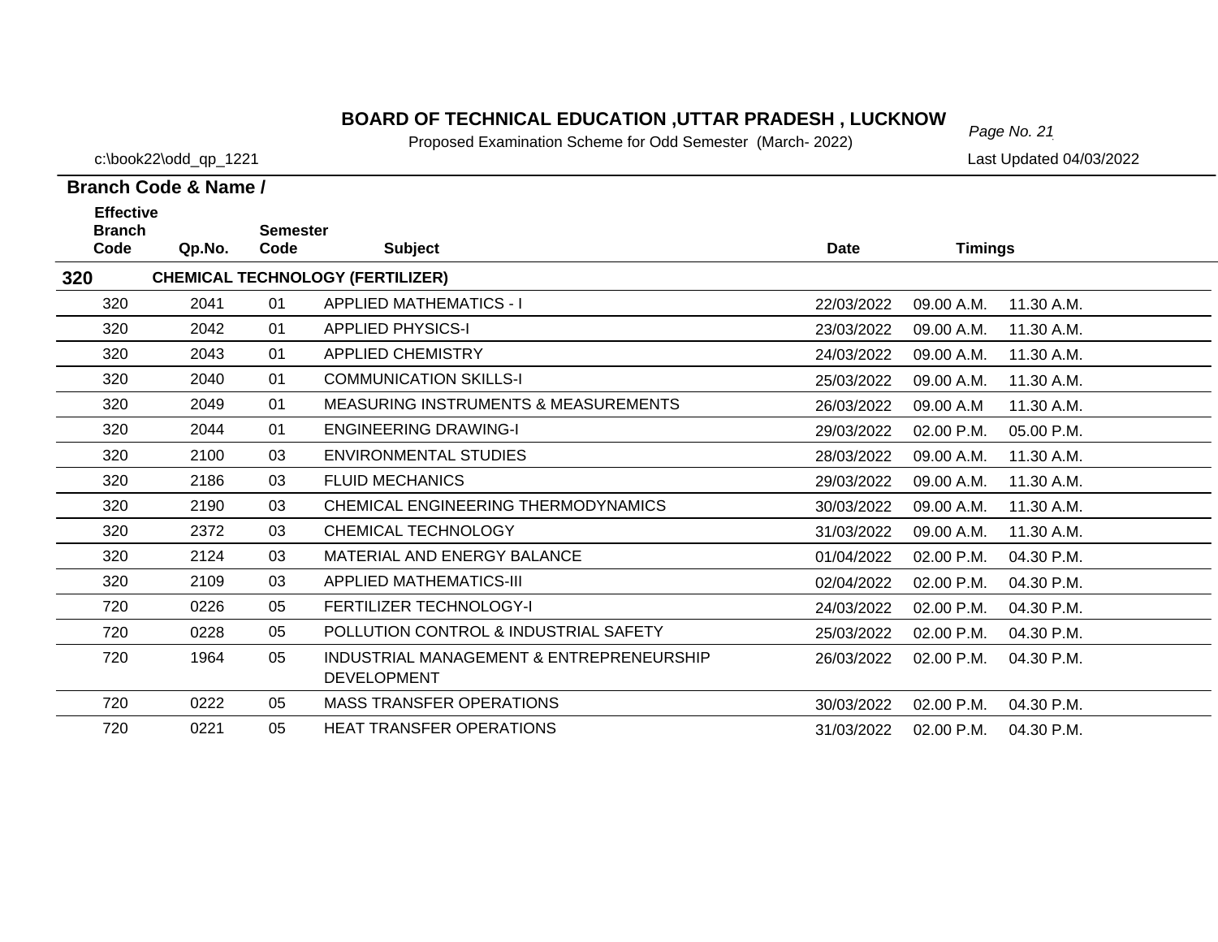# BOARD OF TECHNICAL EDUCATION ,UTTAR PRADESH , LUCKNOW

Proposed Examination Scheme for Odd Semester (March- 2022)

c:\book22\odd_qp_1221

Last Updated 04/03/2022

**Branch Code & Name /**

| Effective Branch Code | Qp.No. | Semester Code | Subject | Date | Timings | |
|---|---|---|---|---|---|---|
| **320** | **CHEMICAL TECHNOLOGY (FERTILIZER)** | | | | | |
| 320 | 2041 | 01 | APPLIED MATHEMATICS - I | 22/03/2022 | 09.00 A.M. | 11.30 A.M. |
| 320 | 2042 | 01 | APPLIED PHYSICS-I | 23/03/2022 | 09.00 A.M. | 11.30 A.M. |
| 320 | 2043 | 01 | APPLIED CHEMISTRY | 24/03/2022 | 09.00 A.M. | 11.30 A.M. |
| 320 | 2040 | 01 | COMMUNICATION SKILLS-I | 25/03/2022 | 09.00 A.M. | 11.30 A.M. |
| 320 | 2049 | 01 | MEASURING INSTRUMENTS & MEASUREMENTS | 26/03/2022 | 09.00 A.M | 11.30 A.M. |
| 320 | 2044 | 01 | ENGINEERING DRAWING-I | 29/03/2022 | 02.00 P.M. | 05.00 P.M. |
| 320 | 2100 | 03 | ENVIRONMENTAL STUDIES | 28/03/2022 | 09.00 A.M. | 11.30 A.M. |
| 320 | 2186 | 03 | FLUID MECHANICS | 29/03/2022 | 09.00 A.M. | 11.30 A.M. |
| 320 | 2190 | 03 | CHEMICAL ENGINEERING THERMODYNAMICS | 30/03/2022 | 09.00 A.M. | 11.30 A.M. |
| 320 | 2372 | 03 | CHEMICAL TECHNOLOGY | 31/03/2022 | 09.00 A.M. | 11.30 A.M. |
| 320 | 2124 | 03 | MATERIAL AND ENERGY BALANCE | 01/04/2022 | 02.00 P.M. | 04.30 P.M. |
| 320 | 2109 | 03 | APPLIED MATHEMATICS-III | 02/04/2022 | 02.00 P.M. | 04.30 P.M. |
| 720 | 0226 | 05 | FERTILIZER TECHNOLOGY-I | 24/03/2022 | 02.00 P.M. | 04.30 P.M. |
| 720 | 0228 | 05 | POLLUTION CONTROL & INDUSTRIAL SAFETY | 25/03/2022 | 02.00 P.M. | 04.30 P.M. |
| 720 | 1964 | 05 | INDUSTRIAL MANAGEMENT & ENTREPRENEURSHIP DEVELOPMENT | 26/03/2022 | 02.00 P.M. | 04.30 P.M. |
| 720 | 0222 | 05 | MASS TRANSFER OPERATIONS | 30/03/2022 | 02.00 P.M. | 04.30 P.M. |
| 720 | 0221 | 05 | HEAT TRANSFER OPERATIONS | 31/03/2022 | 02.00 P.M. | 04.30 P.M. |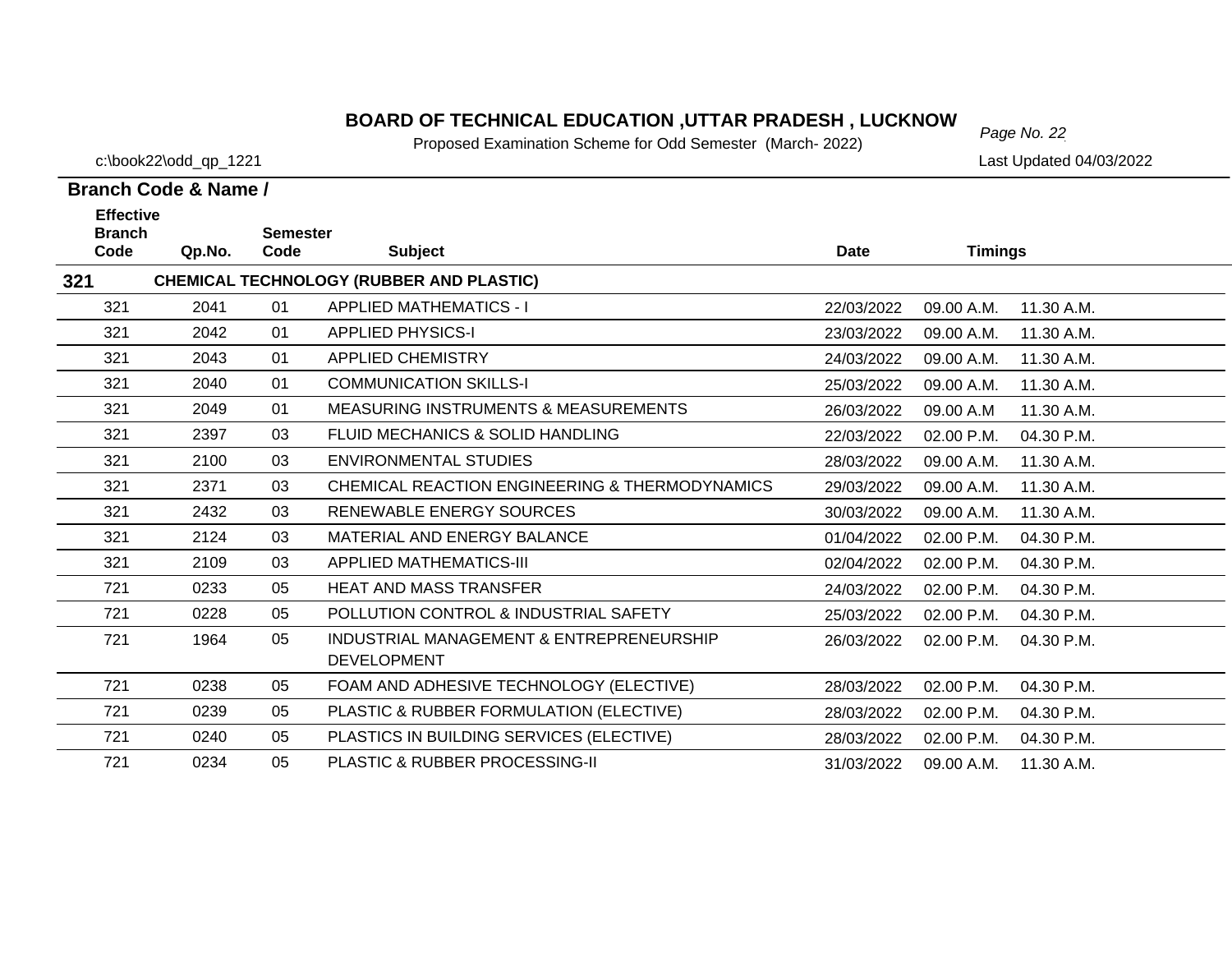# BOARD OF TECHNICAL EDUCATION ,UTTAR PRADESH , LUCKNOW

Proposed Examination Scheme for Odd Semester (March- 2022)

c:\book22\odd_qp_1221

Last Updated 04/03/2022

| Branch Code & Name / Effective Branch Code | Qp.No. | Semester Code | Subject | Date | Timings | |
|---|---|---|---|---|---|---|
| **321** | | | **CHEMICAL TECHNOLOGY (RUBBER AND PLASTIC)** | | | |
| 321 | 2041 | 01 | APPLIED MATHEMATICS - I | 22/03/2022 | 09.00 A.M. | 11.30 A.M. |
| 321 | 2042 | 01 | APPLIED PHYSICS-I | 23/03/2022 | 09.00 A.M. | 11.30 A.M. |
| 321 | 2043 | 01 | APPLIED CHEMISTRY | 24/03/2022 | 09.00 A.M. | 11.30 A.M. |
| 321 | 2040 | 01 | COMMUNICATION SKILLS-I | 25/03/2022 | 09.00 A.M. | 11.30 A.M. |
| 321 | 2049 | 01 | MEASURING INSTRUMENTS & MEASUREMENTS | 26/03/2022 | 09.00 A.M | 11.30 A.M. |
| 321 | 2397 | 03 | FLUID MECHANICS & SOLID HANDLING | 22/03/2022 | 02.00 P.M. | 04.30 P.M. |
| 321 | 2100 | 03 | ENVIRONMENTAL STUDIES | 28/03/2022 | 09.00 A.M. | 11.30 A.M. |
| 321 | 2371 | 03 | CHEMICAL REACTION ENGINEERING & THERMODYNAMICS | 29/03/2022 | 09.00 A.M. | 11.30 A.M. |
| 321 | 2432 | 03 | RENEWABLE ENERGY SOURCES | 30/03/2022 | 09.00 A.M. | 11.30 A.M. |
| 321 | 2124 | 03 | MATERIAL AND ENERGY BALANCE | 01/04/2022 | 02.00 P.M. | 04.30 P.M. |
| 321 | 2109 | 03 | APPLIED MATHEMATICS-III | 02/04/2022 | 02.00 P.M. | 04.30 P.M. |
| 721 | 0233 | 05 | HEAT AND MASS TRANSFER | 24/03/2022 | 02.00 P.M. | 04.30 P.M. |
| 721 | 0228 | 05 | POLLUTION CONTROL & INDUSTRIAL SAFETY | 25/03/2022 | 02.00 P.M. | 04.30 P.M. |
| 721 | 1964 | 05 | INDUSTRIAL MANAGEMENT & ENTREPRENEURSHIP DEVELOPMENT | 26/03/2022 | 02.00 P.M. | 04.30 P.M. |
| 721 | 0238 | 05 | FOAM AND ADHESIVE TECHNOLOGY (ELECTIVE) | 28/03/2022 | 02.00 P.M. | 04.30 P.M. |
| 721 | 0239 | 05 | PLASTIC & RUBBER FORMULATION (ELECTIVE) | 28/03/2022 | 02.00 P.M. | 04.30 P.M. |
| 721 | 0240 | 05 | PLASTICS IN BUILDING SERVICES (ELECTIVE) | 28/03/2022 | 02.00 P.M. | 04.30 P.M. |
| 721 | 0234 | 05 | PLASTIC & RUBBER PROCESSING-II | 31/03/2022 | 09.00 A.M. | 11.30 A.M. |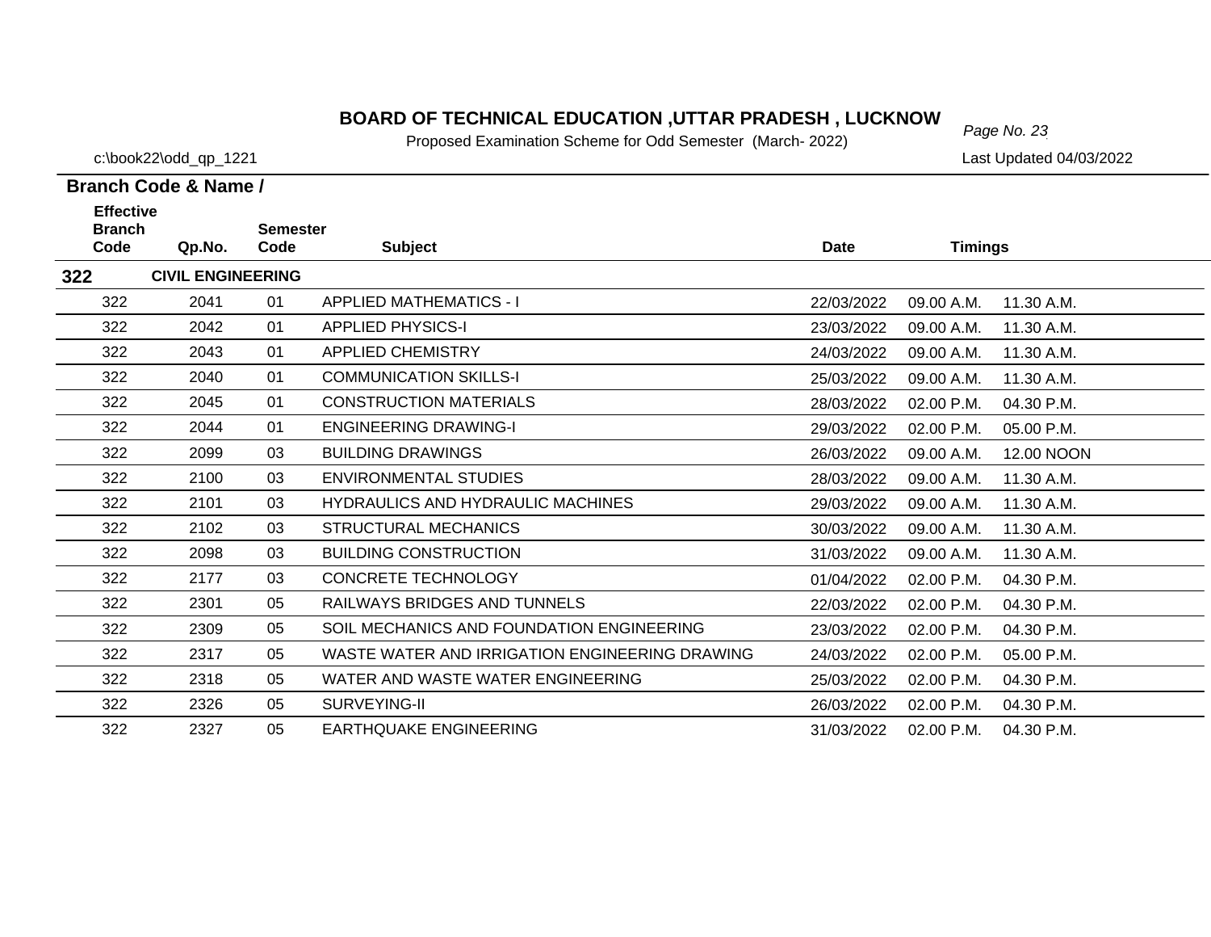# BOARD OF TECHNICAL EDUCATION ,UTTAR PRADESH , LUCKNOW

Proposed Examination Scheme for Odd Semester (March- 2022)

c:\book22\odd_qp_1221

Last Updated 04/03/2022

**Branch Code & Name /**

| Effective Branch Code | Qp.No. | Semester Code | Subject | Date | Timings | |
|---|---|---|---|---|---|---|
| **322** | **CIVIL ENGINEERING** | | | | | |
| 322 | 2041 | 01 | APPLIED MATHEMATICS - I | 22/03/2022 | 09.00 A.M. | 11.30 A.M. |
| 322 | 2042 | 01 | APPLIED PHYSICS-I | 23/03/2022 | 09.00 A.M. | 11.30 A.M. |
| 322 | 2043 | 01 | APPLIED CHEMISTRY | 24/03/2022 | 09.00 A.M. | 11.30 A.M. |
| 322 | 2040 | 01 | COMMUNICATION SKILLS-I | 25/03/2022 | 09.00 A.M. | 11.30 A.M. |
| 322 | 2045 | 01 | CONSTRUCTION MATERIALS | 28/03/2022 | 02.00 P.M. | 04.30 P.M. |
| 322 | 2044 | 01 | ENGINEERING DRAWING-I | 29/03/2022 | 02.00 P.M. | 05.00 P.M. |
| 322 | 2099 | 03 | BUILDING DRAWINGS | 26/03/2022 | 09.00 A.M. | 12.00 NOON |
| 322 | 2100 | 03 | ENVIRONMENTAL STUDIES | 28/03/2022 | 09.00 A.M. | 11.30 A.M. |
| 322 | 2101 | 03 | HYDRAULICS AND HYDRAULIC MACHINES | 29/03/2022 | 09.00 A.M. | 11.30 A.M. |
| 322 | 2102 | 03 | STRUCTURAL MECHANICS | 30/03/2022 | 09.00 A.M. | 11.30 A.M. |
| 322 | 2098 | 03 | BUILDING CONSTRUCTION | 31/03/2022 | 09.00 A.M. | 11.30 A.M. |
| 322 | 2177 | 03 | CONCRETE TECHNOLOGY | 01/04/2022 | 02.00 P.M. | 04.30 P.M. |
| 322 | 2301 | 05 | RAILWAYS BRIDGES AND TUNNELS | 22/03/2022 | 02.00 P.M. | 04.30 P.M. |
| 322 | 2309 | 05 | SOIL MECHANICS AND FOUNDATION ENGINEERING | 23/03/2022 | 02.00 P.M. | 04.30 P.M. |
| 322 | 2317 | 05 | WASTE WATER AND IRRIGATION ENGINEERING DRAWING | 24/03/2022 | 02.00 P.M. | 05.00 P.M. |
| 322 | 2318 | 05 | WATER AND WASTE WATER ENGINEERING | 25/03/2022 | 02.00 P.M. | 04.30 P.M. |
| 322 | 2326 | 05 | SURVEYING-II | 26/03/2022 | 02.00 P.M. | 04.30 P.M. |
| 322 | 2327 | 05 | EARTHQUAKE ENGINEERING | 31/03/2022 | 02.00 P.M. | 04.30 P.M. |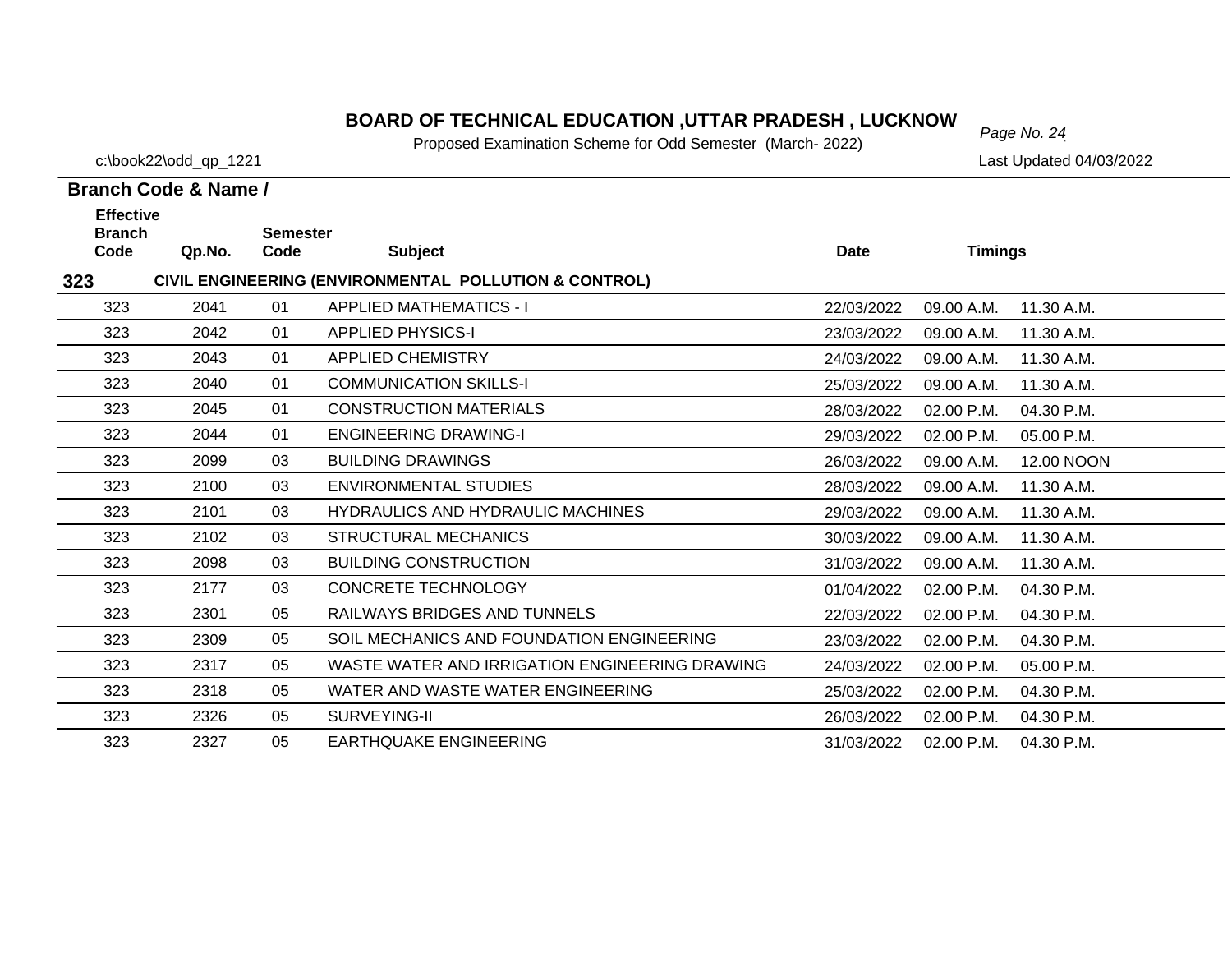# BOARD OF TECHNICAL EDUCATION ,UTTAR PRADESH , LUCKNOW

Proposed Examination Scheme for Odd Semester (March- 2022)

c:\book22\odd_qp_1221

Last Updated 04/03/2022

**Branch Code & Name /**

| Effective Branch Code | Qp.No. | Semester Code | Subject | Date | Timings | |
|---|---|---|---|---|---|---|
| **323** | | | **CIVIL ENGINEERING (ENVIRONMENTAL POLLUTION & CONTROL)** | | | |
| 323 | 2041 | 01 | APPLIED MATHEMATICS - I | 22/03/2022 | 09.00 A.M. | 11.30 A.M. |
| 323 | 2042 | 01 | APPLIED PHYSICS-I | 23/03/2022 | 09.00 A.M. | 11.30 A.M. |
| 323 | 2043 | 01 | APPLIED CHEMISTRY | 24/03/2022 | 09.00 A.M. | 11.30 A.M. |
| 323 | 2040 | 01 | COMMUNICATION SKILLS-I | 25/03/2022 | 09.00 A.M. | 11.30 A.M. |
| 323 | 2045 | 01 | CONSTRUCTION MATERIALS | 28/03/2022 | 02.00 P.M. | 04.30 P.M. |
| 323 | 2044 | 01 | ENGINEERING DRAWING-I | 29/03/2022 | 02.00 P.M. | 05.00 P.M. |
| 323 | 2099 | 03 | BUILDING DRAWINGS | 26/03/2022 | 09.00 A.M. | 12.00 NOON |
| 323 | 2100 | 03 | ENVIRONMENTAL STUDIES | 28/03/2022 | 09.00 A.M. | 11.30 A.M. |
| 323 | 2101 | 03 | HYDRAULICS AND HYDRAULIC MACHINES | 29/03/2022 | 09.00 A.M. | 11.30 A.M. |
| 323 | 2102 | 03 | STRUCTURAL MECHANICS | 30/03/2022 | 09.00 A.M. | 11.30 A.M. |
| 323 | 2098 | 03 | BUILDING CONSTRUCTION | 31/03/2022 | 09.00 A.M. | 11.30 A.M. |
| 323 | 2177 | 03 | CONCRETE TECHNOLOGY | 01/04/2022 | 02.00 P.M. | 04.30 P.M. |
| 323 | 2301 | 05 | RAILWAYS BRIDGES AND TUNNELS | 22/03/2022 | 02.00 P.M. | 04.30 P.M. |
| 323 | 2309 | 05 | SOIL MECHANICS AND FOUNDATION ENGINEERING | 23/03/2022 | 02.00 P.M. | 04.30 P.M. |
| 323 | 2317 | 05 | WASTE WATER AND IRRIGATION ENGINEERING DRAWING | 24/03/2022 | 02.00 P.M. | 05.00 P.M. |
| 323 | 2318 | 05 | WATER AND WASTE WATER ENGINEERING | 25/03/2022 | 02.00 P.M. | 04.30 P.M. |
| 323 | 2326 | 05 | SURVEYING-II | 26/03/2022 | 02.00 P.M. | 04.30 P.M. |
| 323 | 2327 | 05 | EARTHQUAKE ENGINEERING | 31/03/2022 | 02.00 P.M. | 04.30 P.M. |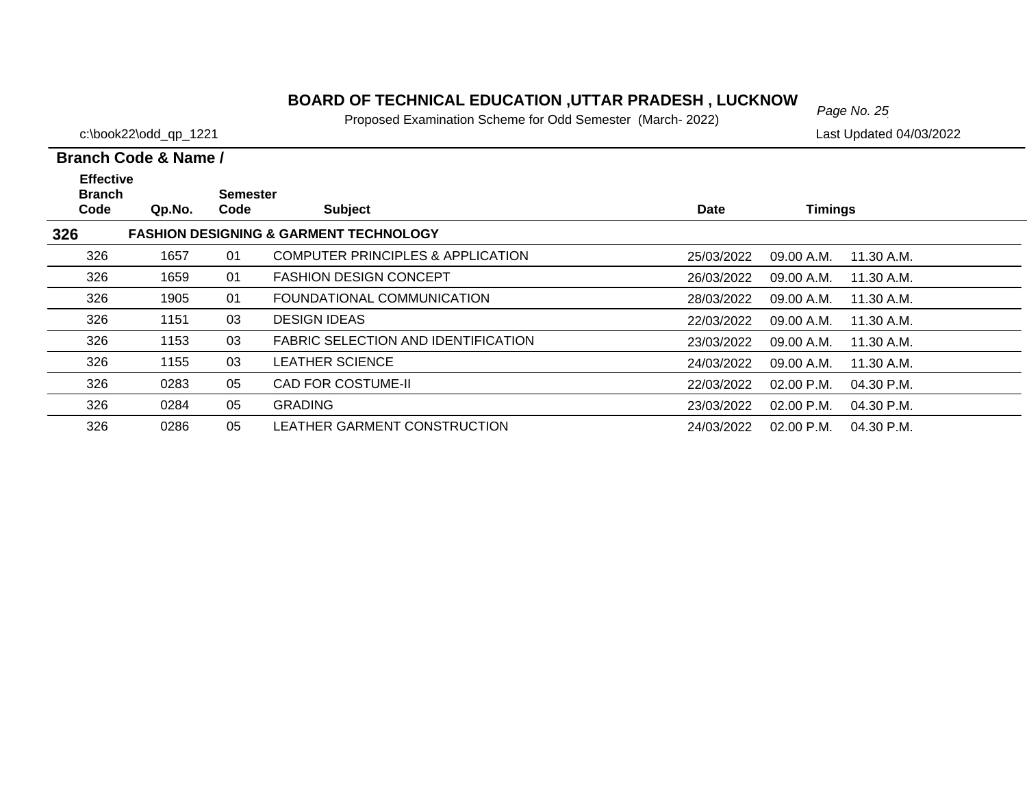# BOARD OF TECHNICAL EDUCATION ,UTTAR PRADESH , LUCKNOW

Proposed Examination Scheme for Odd Semester (March- 2022)

c:\book22\odd_qp_1221

Last Updated 04/03/2022

**Branch Code & Name /**

| Effective Branch Code | Qp.No. | Semester Code | Subject | Date | Timings | |
|---|---|---|---|---|---|---|
| **326** | | | **FASHION DESIGNING & GARMENT TECHNOLOGY** | | | |
| 326 | 1657 | 01 | COMPUTER PRINCIPLES & APPLICATION | 25/03/2022 | 09.00 A.M. | 11.30 A.M. |
| 326 | 1659 | 01 | FASHION DESIGN CONCEPT | 26/03/2022 | 09.00 A.M. | 11.30 A.M. |
| 326 | 1905 | 01 | FOUNDATIONAL COMMUNICATION | 28/03/2022 | 09.00 A.M. | 11.30 A.M. |
| 326 | 1151 | 03 | DESIGN IDEAS | 22/03/2022 | 09.00 A.M. | 11.30 A.M. |
| 326 | 1153 | 03 | FABRIC SELECTION AND IDENTIFICATION | 23/03/2022 | 09.00 A.M. | 11.30 A.M. |
| 326 | 1155 | 03 | LEATHER SCIENCE | 24/03/2022 | 09.00 A.M. | 11.30 A.M. |
| 326 | 0283 | 05 | CAD FOR COSTUME-II | 22/03/2022 | 02.00 P.M. | 04.30 P.M. |
| 326 | 0284 | 05 | GRADING | 23/03/2022 | 02.00 P.M. | 04.30 P.M. |
| 326 | 0286 | 05 | LEATHER GARMENT CONSTRUCTION | 24/03/2022 | 02.00 P.M. | 04.30 P.M. |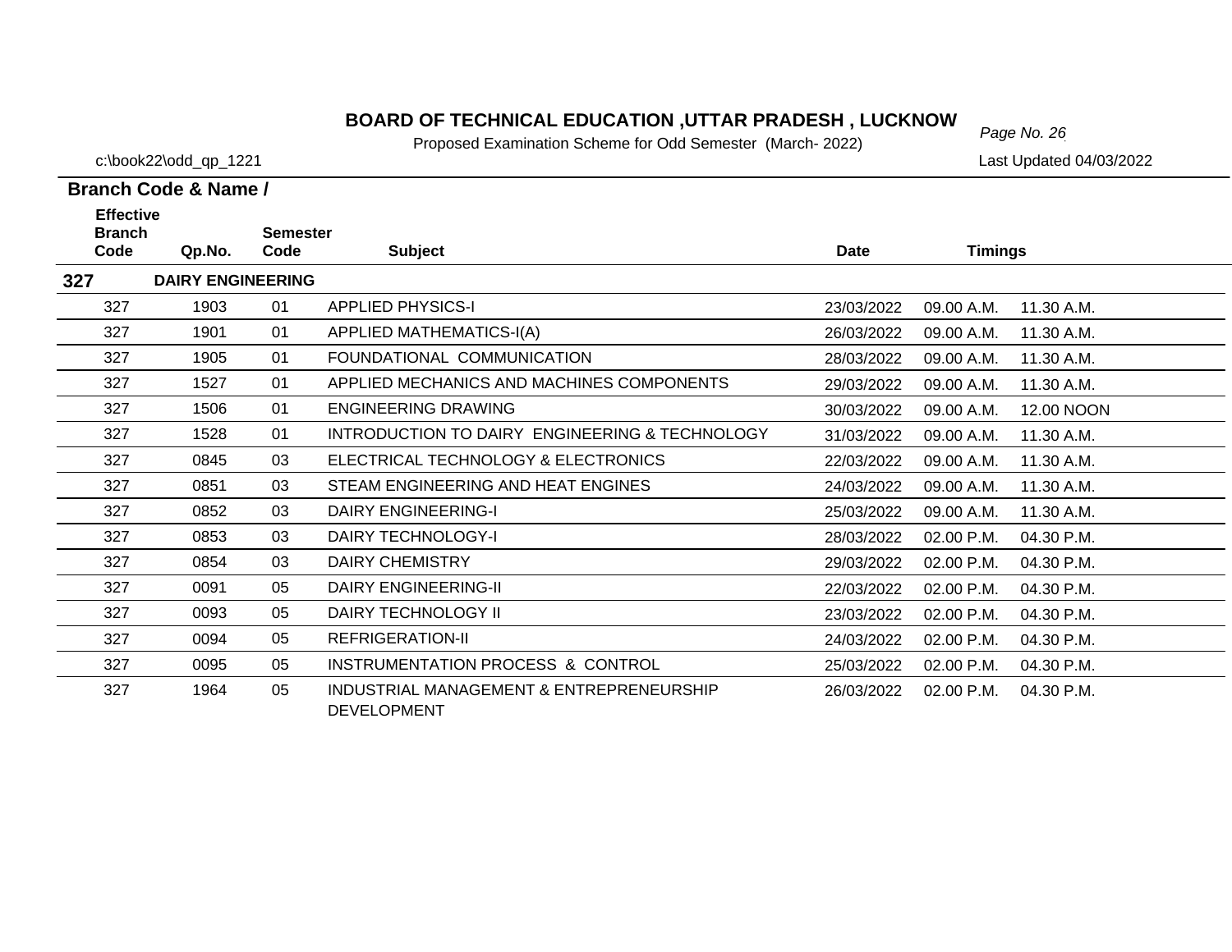# BOARD OF TECHNICAL EDUCATION ,UTTAR PRADESH , LUCKNOW

Proposed Examination Scheme for Odd Semester (March- 2022)

c:\book22\odd_qp_1221

Last Updated 04/03/2022

**Branch Code & Name /**

| Effective Branch Code | Qp.No. | Semester Code | Subject | Date | Timings | |
|---|---|---|---|---|---|---|
| **327** | **DAIRY ENGINEERING** | | | | | |
| 327 | 1903 | 01 | APPLIED PHYSICS-I | 23/03/2022 | 09.00 A.M. | 11.30 A.M. |
| 327 | 1901 | 01 | APPLIED MATHEMATICS-I(A) | 26/03/2022 | 09.00 A.M. | 11.30 A.M. |
| 327 | 1905 | 01 | FOUNDATIONAL COMMUNICATION | 28/03/2022 | 09.00 A.M. | 11.30 A.M. |
| 327 | 1527 | 01 | APPLIED MECHANICS AND MACHINES COMPONENTS | 29/03/2022 | 09.00 A.M. | 11.30 A.M. |
| 327 | 1506 | 01 | ENGINEERING DRAWING | 30/03/2022 | 09.00 A.M. | 12.00 NOON |
| 327 | 1528 | 01 | INTRODUCTION TO DAIRY ENGINEERING & TECHNOLOGY | 31/03/2022 | 09.00 A.M. | 11.30 A.M. |
| 327 | 0845 | 03 | ELECTRICAL TECHNOLOGY & ELECTRONICS | 22/03/2022 | 09.00 A.M. | 11.30 A.M. |
| 327 | 0851 | 03 | STEAM ENGINEERING AND HEAT ENGINES | 24/03/2022 | 09.00 A.M. | 11.30 A.M. |
| 327 | 0852 | 03 | DAIRY ENGINEERING-I | 25/03/2022 | 09.00 A.M. | 11.30 A.M. |
| 327 | 0853 | 03 | DAIRY TECHNOLOGY-I | 28/03/2022 | 02.00 P.M. | 04.30 P.M. |
| 327 | 0854 | 03 | DAIRY CHEMISTRY | 29/03/2022 | 02.00 P.M. | 04.30 P.M. |
| 327 | 0091 | 05 | DAIRY ENGINEERING-II | 22/03/2022 | 02.00 P.M. | 04.30 P.M. |
| 327 | 0093 | 05 | DAIRY TECHNOLOGY II | 23/03/2022 | 02.00 P.M. | 04.30 P.M. |
| 327 | 0094 | 05 | REFRIGERATION-II | 24/03/2022 | 02.00 P.M. | 04.30 P.M. |
| 327 | 0095 | 05 | INSTRUMENTATION PROCESS & CONTROL | 25/03/2022 | 02.00 P.M. | 04.30 P.M. |
| 327 | 1964 | 05 | INDUSTRIAL MANAGEMENT & ENTREPRENEURSHIP DEVELOPMENT | 26/03/2022 | 02.00 P.M. | 04.30 P.M. |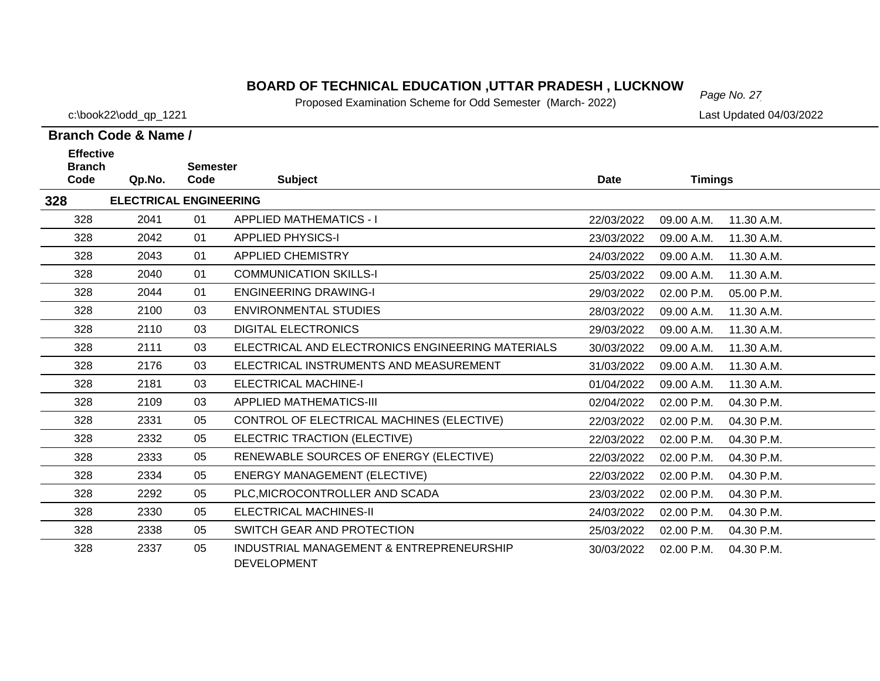# BOARD OF TECHNICAL EDUCATION ,UTTAR PRADESH , LUCKNOW

Proposed Examination Scheme for Odd Semester (March- 2022)

c:\book22\odd_qp_1221

Last Updated 04/03/2022

**Branch Code & Name /**

| Effective Branch Code | Qp.No. | Semester Code | Subject | Date | Timings | |
|---|---|---|---|---|---|---|
| **328** | **ELECTRICAL ENGINEERING** | | | | | |
| 328 | 2041 | 01 | APPLIED MATHEMATICS - I | 22/03/2022 | 09.00 A.M. | 11.30 A.M. |
| 328 | 2042 | 01 | APPLIED PHYSICS-I | 23/03/2022 | 09.00 A.M. | 11.30 A.M. |
| 328 | 2043 | 01 | APPLIED CHEMISTRY | 24/03/2022 | 09.00 A.M. | 11.30 A.M. |
| 328 | 2040 | 01 | COMMUNICATION SKILLS-I | 25/03/2022 | 09.00 A.M. | 11.30 A.M. |
| 328 | 2044 | 01 | ENGINEERING DRAWING-I | 29/03/2022 | 02.00 P.M. | 05.00 P.M. |
| 328 | 2100 | 03 | ENVIRONMENTAL STUDIES | 28/03/2022 | 09.00 A.M. | 11.30 A.M. |
| 328 | 2110 | 03 | DIGITAL ELECTRONICS | 29/03/2022 | 09.00 A.M. | 11.30 A.M. |
| 328 | 2111 | 03 | ELECTRICAL AND ELECTRONICS ENGINEERING MATERIALS | 30/03/2022 | 09.00 A.M. | 11.30 A.M. |
| 328 | 2176 | 03 | ELECTRICAL INSTRUMENTS AND MEASUREMENT | 31/03/2022 | 09.00 A.M. | 11.30 A.M. |
| 328 | 2181 | 03 | ELECTRICAL MACHINE-I | 01/04/2022 | 09.00 A.M. | 11.30 A.M. |
| 328 | 2109 | 03 | APPLIED MATHEMATICS-III | 02/04/2022 | 02.00 P.M. | 04.30 P.M. |
| 328 | 2331 | 05 | CONTROL OF ELECTRICAL MACHINES (ELECTIVE) | 22/03/2022 | 02.00 P.M. | 04.30 P.M. |
| 328 | 2332 | 05 | ELECTRIC TRACTION (ELECTIVE) | 22/03/2022 | 02.00 P.M. | 04.30 P.M. |
| 328 | 2333 | 05 | RENEWABLE SOURCES OF ENERGY (ELECTIVE) | 22/03/2022 | 02.00 P.M. | 04.30 P.M. |
| 328 | 2334 | 05 | ENERGY MANAGEMENT (ELECTIVE) | 22/03/2022 | 02.00 P.M. | 04.30 P.M. |
| 328 | 2292 | 05 | PLC,MICROCONTROLLER AND SCADA | 23/03/2022 | 02.00 P.M. | 04.30 P.M. |
| 328 | 2330 | 05 | ELECTRICAL MACHINES-II | 24/03/2022 | 02.00 P.M. | 04.30 P.M. |
| 328 | 2338 | 05 | SWITCH GEAR AND PROTECTION | 25/03/2022 | 02.00 P.M. | 04.30 P.M. |
| 328 | 2337 | 05 | INDUSTRIAL MANAGEMENT & ENTREPRENEURSHIP DEVELOPMENT | 30/03/2022 | 02.00 P.M. | 04.30 P.M. |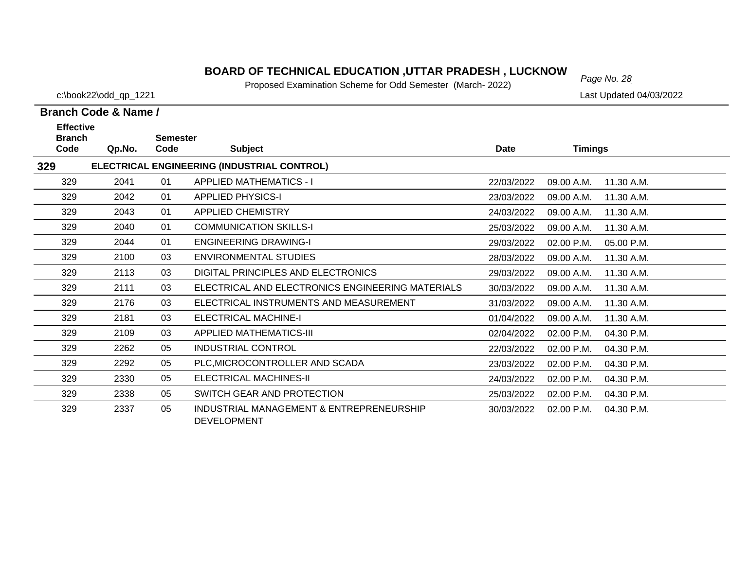# BOARD OF TECHNICAL EDUCATION ,UTTAR PRADESH , LUCKNOW

Proposed Examination Scheme for Odd Semester (March- 2022)

c:\book22\odd_qp_1221

Last Updated 04/03/2022

**Branch Code & Name /**

| Effective Branch Code | Qp.No. | Semester Code | Subject | Date | Timings | |
|---|---|---|---|---|---|---|
| **329** | **ELECTRICAL ENGINEERING (INDUSTRIAL CONTROL)** | | | | | |
| 329 | 2041 | 01 | APPLIED MATHEMATICS - I | 22/03/2022 | 09.00 A.M. | 11.30 A.M. |
| 329 | 2042 | 01 | APPLIED PHYSICS-I | 23/03/2022 | 09.00 A.M. | 11.30 A.M. |
| 329 | 2043 | 01 | APPLIED CHEMISTRY | 24/03/2022 | 09.00 A.M. | 11.30 A.M. |
| 329 | 2040 | 01 | COMMUNICATION SKILLS-I | 25/03/2022 | 09.00 A.M. | 11.30 A.M. |
| 329 | 2044 | 01 | ENGINEERING DRAWING-I | 29/03/2022 | 02.00 P.M. | 05.00 P.M. |
| 329 | 2100 | 03 | ENVIRONMENTAL STUDIES | 28/03/2022 | 09.00 A.M. | 11.30 A.M. |
| 329 | 2113 | 03 | DIGITAL PRINCIPLES AND ELECTRONICS | 29/03/2022 | 09.00 A.M. | 11.30 A.M. |
| 329 | 2111 | 03 | ELECTRICAL AND ELECTRONICS ENGINEERING MATERIALS | 30/03/2022 | 09.00 A.M. | 11.30 A.M. |
| 329 | 2176 | 03 | ELECTRICAL INSTRUMENTS AND MEASUREMENT | 31/03/2022 | 09.00 A.M. | 11.30 A.M. |
| 329 | 2181 | 03 | ELECTRICAL MACHINE-I | 01/04/2022 | 09.00 A.M. | 11.30 A.M. |
| 329 | 2109 | 03 | APPLIED MATHEMATICS-III | 02/04/2022 | 02.00 P.M. | 04.30 P.M. |
| 329 | 2262 | 05 | INDUSTRIAL CONTROL | 22/03/2022 | 02.00 P.M. | 04.30 P.M. |
| 329 | 2292 | 05 | PLC,MICROCONTROLLER AND SCADA | 23/03/2022 | 02.00 P.M. | 04.30 P.M. |
| 329 | 2330 | 05 | ELECTRICAL MACHINES-II | 24/03/2022 | 02.00 P.M. | 04.30 P.M. |
| 329 | 2338 | 05 | SWITCH GEAR AND PROTECTION | 25/03/2022 | 02.00 P.M. | 04.30 P.M. |
| 329 | 2337 | 05 | INDUSTRIAL MANAGEMENT & ENTREPRENEURSHIP DEVELOPMENT | 30/03/2022 | 02.00 P.M. | 04.30 P.M. |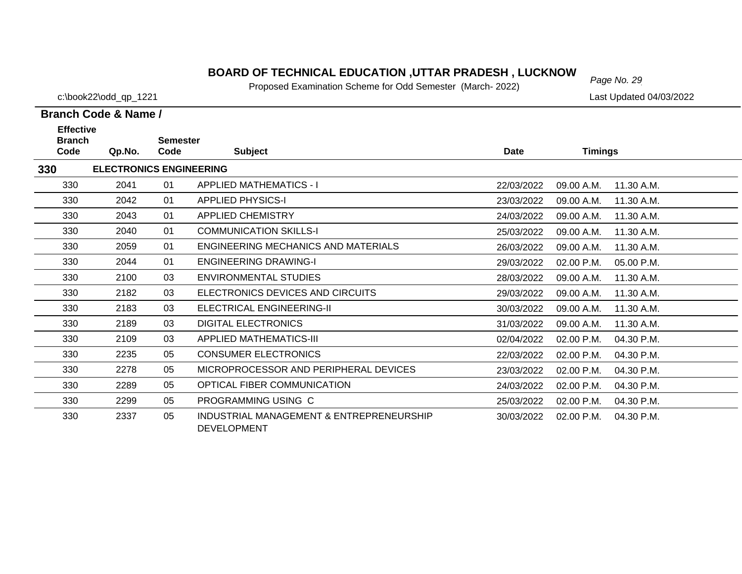# BOARD OF TECHNICAL EDUCATION ,UTTAR PRADESH , LUCKNOW

Proposed Examination Scheme for Odd Semester (March- 2022)

c:\book22\odd_qp_1221

Last Updated 04/03/2022

**Branch Code & Name /**

| Effective Branch Code | Qp.No. | Semester Code | Subject | Date | Timings | |
|---|---|---|---|---|---|---|
| **330** | **ELECTRONICS ENGINEERING** | | | | | |
| 330 | 2041 | 01 | APPLIED MATHEMATICS - I | 22/03/2022 | 09.00 A.M. | 11.30 A.M. |
| 330 | 2042 | 01 | APPLIED PHYSICS-I | 23/03/2022 | 09.00 A.M. | 11.30 A.M. |
| 330 | 2043 | 01 | APPLIED CHEMISTRY | 24/03/2022 | 09.00 A.M. | 11.30 A.M. |
| 330 | 2040 | 01 | COMMUNICATION SKILLS-I | 25/03/2022 | 09.00 A.M. | 11.30 A.M. |
| 330 | 2059 | 01 | ENGINEERING MECHANICS AND MATERIALS | 26/03/2022 | 09.00 A.M. | 11.30 A.M. |
| 330 | 2044 | 01 | ENGINEERING DRAWING-I | 29/03/2022 | 02.00 P.M. | 05.00 P.M. |
| 330 | 2100 | 03 | ENVIRONMENTAL STUDIES | 28/03/2022 | 09.00 A.M. | 11.30 A.M. |
| 330 | 2182 | 03 | ELECTRONICS DEVICES AND CIRCUITS | 29/03/2022 | 09.00 A.M. | 11.30 A.M. |
| 330 | 2183 | 03 | ELECTRICAL ENGINEERING-II | 30/03/2022 | 09.00 A.M. | 11.30 A.M. |
| 330 | 2189 | 03 | DIGITAL ELECTRONICS | 31/03/2022 | 09.00 A.M. | 11.30 A.M. |
| 330 | 2109 | 03 | APPLIED MATHEMATICS-III | 02/04/2022 | 02.00 P.M. | 04.30 P.M. |
| 330 | 2235 | 05 | CONSUMER ELECTRONICS | 22/03/2022 | 02.00 P.M. | 04.30 P.M. |
| 330 | 2278 | 05 | MICROPROCESSOR AND PERIPHERAL DEVICES | 23/03/2022 | 02.00 P.M. | 04.30 P.M. |
| 330 | 2289 | 05 | OPTICAL FIBER COMMUNICATION | 24/03/2022 | 02.00 P.M. | 04.30 P.M. |
| 330 | 2299 | 05 | PROGRAMMING USING C | 25/03/2022 | 02.00 P.M. | 04.30 P.M. |
| 330 | 2337 | 05 | INDUSTRIAL MANAGEMENT & ENTREPRENEURSHIP DEVELOPMENT | 30/03/2022 | 02.00 P.M. | 04.30 P.M. |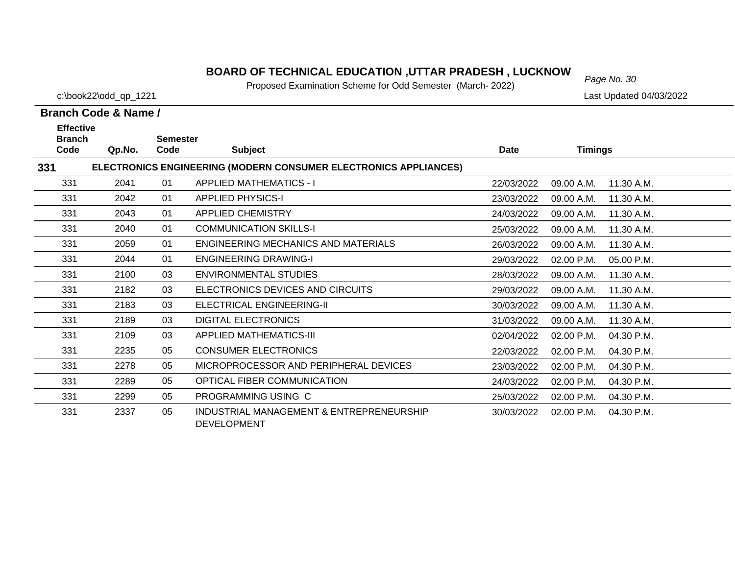# BOARD OF TECHNICAL EDUCATION ,UTTAR PRADESH , LUCKNOW

Proposed Examination Scheme for Odd Semester (March- 2022)

c:\book22\odd_qp_1221

Last Updated 04/03/2022

**Branch Code & Name /**

| Effective Branch Code | Qp.No. | Semester Code | Subject | Date | Timings | |
|---|---|---|---|---|---|---|
| **331** | | | **ELECTRONICS ENGINEERING (MODERN CONSUMER ELECTRONICS APPLIANCES)** | | | |
| 331 | 2041 | 01 | APPLIED MATHEMATICS - I | 22/03/2022 | 09.00 A.M. | 11.30 A.M. |
| 331 | 2042 | 01 | APPLIED PHYSICS-I | 23/03/2022 | 09.00 A.M. | 11.30 A.M. |
| 331 | 2043 | 01 | APPLIED CHEMISTRY | 24/03/2022 | 09.00 A.M. | 11.30 A.M. |
| 331 | 2040 | 01 | COMMUNICATION SKILLS-I | 25/03/2022 | 09.00 A.M. | 11.30 A.M. |
| 331 | 2059 | 01 | ENGINEERING MECHANICS AND MATERIALS | 26/03/2022 | 09.00 A.M. | 11.30 A.M. |
| 331 | 2044 | 01 | ENGINEERING DRAWING-I | 29/03/2022 | 02.00 P.M. | 05.00 P.M. |
| 331 | 2100 | 03 | ENVIRONMENTAL STUDIES | 28/03/2022 | 09.00 A.M. | 11.30 A.M. |
| 331 | 2182 | 03 | ELECTRONICS DEVICES AND CIRCUITS | 29/03/2022 | 09.00 A.M. | 11.30 A.M. |
| 331 | 2183 | 03 | ELECTRICAL ENGINEERING-II | 30/03/2022 | 09.00 A.M. | 11.30 A.M. |
| 331 | 2189 | 03 | DIGITAL ELECTRONICS | 31/03/2022 | 09.00 A.M. | 11.30 A.M. |
| 331 | 2109 | 03 | APPLIED MATHEMATICS-III | 02/04/2022 | 02.00 P.M. | 04.30 P.M. |
| 331 | 2235 | 05 | CONSUMER ELECTRONICS | 22/03/2022 | 02.00 P.M. | 04.30 P.M. |
| 331 | 2278 | 05 | MICROPROCESSOR AND PERIPHERAL DEVICES | 23/03/2022 | 02.00 P.M. | 04.30 P.M. |
| 331 | 2289 | 05 | OPTICAL FIBER COMMUNICATION | 24/03/2022 | 02.00 P.M. | 04.30 P.M. |
| 331 | 2299 | 05 | PROGRAMMING USING C | 25/03/2022 | 02.00 P.M. | 04.30 P.M. |
| 331 | 2337 | 05 | INDUSTRIAL MANAGEMENT & ENTREPRENEURSHIP DEVELOPMENT | 30/03/2022 | 02.00 P.M. | 04.30 P.M. |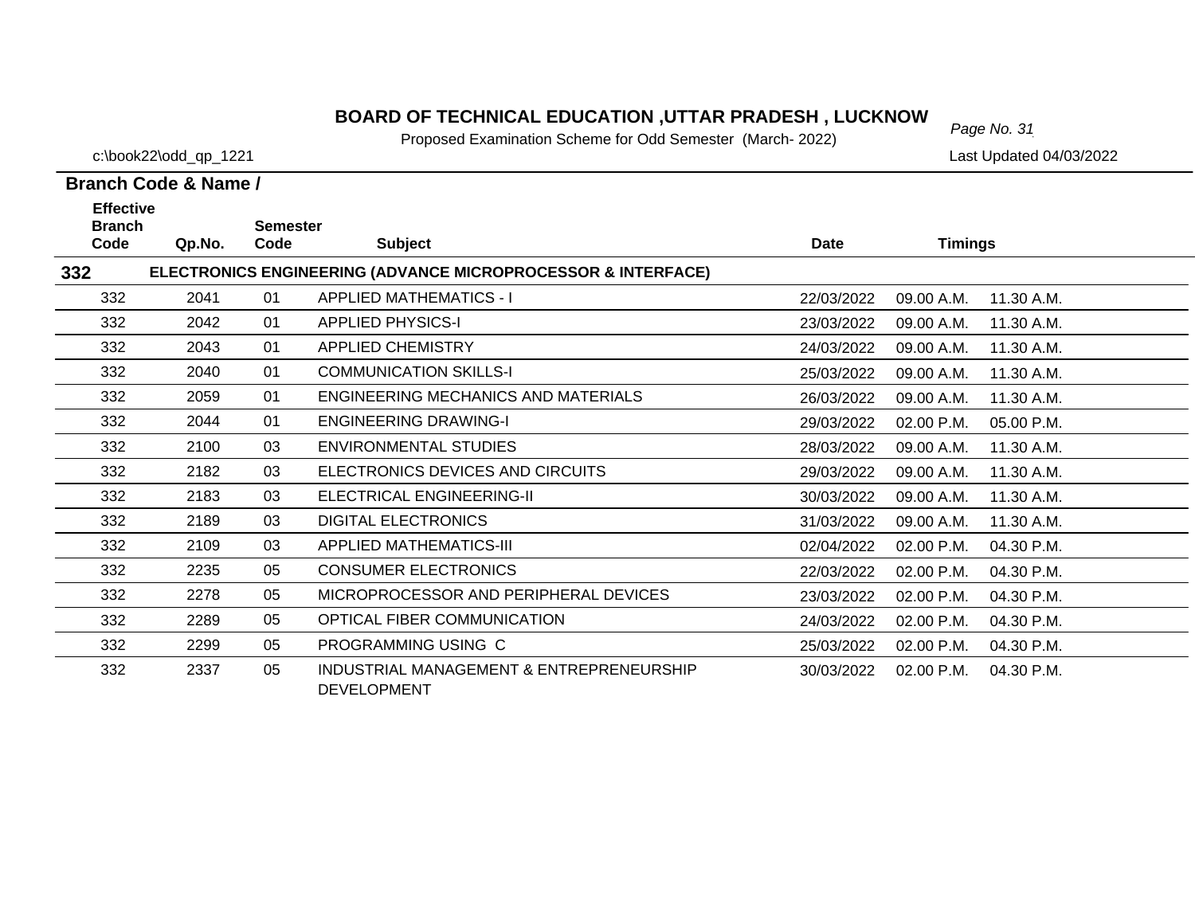# BOARD OF TECHNICAL EDUCATION ,UTTAR PRADESH , LUCKNOW

Proposed Examination Scheme for Odd Semester (March- 2022)

c:\book22\odd_qp_1221

Last Updated 04/03/2022

**Branch Code & Name /**

| Effective Branch Code | Qp.No. | Semester Code | Subject | Date | Timings | |
|---|---|---|---|---|---|---|
| **332** | **ELECTRONICS ENGINEERING (ADVANCE MICROPROCESSOR & INTERFACE)** | | | | | |
| 332 | 2041 | 01 | APPLIED MATHEMATICS - I | 22/03/2022 | 09.00 A.M. | 11.30 A.M. |
| 332 | 2042 | 01 | APPLIED PHYSICS-I | 23/03/2022 | 09.00 A.M. | 11.30 A.M. |
| 332 | 2043 | 01 | APPLIED CHEMISTRY | 24/03/2022 | 09.00 A.M. | 11.30 A.M. |
| 332 | 2040 | 01 | COMMUNICATION SKILLS-I | 25/03/2022 | 09.00 A.M. | 11.30 A.M. |
| 332 | 2059 | 01 | ENGINEERING MECHANICS AND MATERIALS | 26/03/2022 | 09.00 A.M. | 11.30 A.M. |
| 332 | 2044 | 01 | ENGINEERING DRAWING-I | 29/03/2022 | 02.00 P.M. | 05.00 P.M. |
| 332 | 2100 | 03 | ENVIRONMENTAL STUDIES | 28/03/2022 | 09.00 A.M. | 11.30 A.M. |
| 332 | 2182 | 03 | ELECTRONICS DEVICES AND CIRCUITS | 29/03/2022 | 09.00 A.M. | 11.30 A.M. |
| 332 | 2183 | 03 | ELECTRICAL ENGINEERING-II | 30/03/2022 | 09.00 A.M. | 11.30 A.M. |
| 332 | 2189 | 03 | DIGITAL ELECTRONICS | 31/03/2022 | 09.00 A.M. | 11.30 A.M. |
| 332 | 2109 | 03 | APPLIED MATHEMATICS-III | 02/04/2022 | 02.00 P.M. | 04.30 P.M. |
| 332 | 2235 | 05 | CONSUMER ELECTRONICS | 22/03/2022 | 02.00 P.M. | 04.30 P.M. |
| 332 | 2278 | 05 | MICROPROCESSOR AND PERIPHERAL DEVICES | 23/03/2022 | 02.00 P.M. | 04.30 P.M. |
| 332 | 2289 | 05 | OPTICAL FIBER COMMUNICATION | 24/03/2022 | 02.00 P.M. | 04.30 P.M. |
| 332 | 2299 | 05 | PROGRAMMING USING C | 25/03/2022 | 02.00 P.M. | 04.30 P.M. |
| 332 | 2337 | 05 | INDUSTRIAL MANAGEMENT & ENTREPRENEURSHIP DEVELOPMENT | 30/03/2022 | 02.00 P.M. | 04.30 P.M. |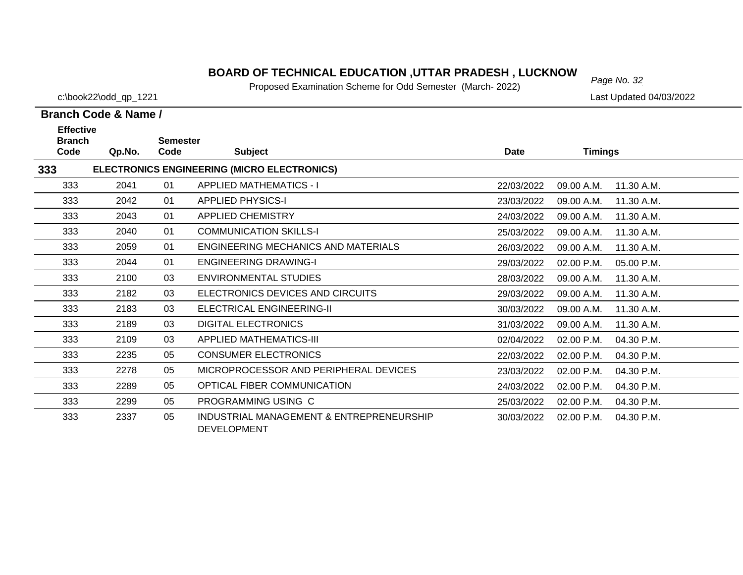# BOARD OF TECHNICAL EDUCATION ,UTTAR PRADESH , LUCKNOW

Proposed Examination Scheme for Odd Semester (March- 2022)

c:\book22\odd_qp_1221

Last Updated 04/03/2022

**Branch Code & Name /**

| Effective Branch Code | Qp.No. | Semester Code | Subject | Date | Timings | |
|---|---|---|---|---|---|---|
| **333** | **ELECTRONICS ENGINEERING (MICRO ELECTRONICS)** | | | | | |
| 333 | 2041 | 01 | APPLIED MATHEMATICS - I | 22/03/2022 | 09.00 A.M. | 11.30 A.M. |
| 333 | 2042 | 01 | APPLIED PHYSICS-I | 23/03/2022 | 09.00 A.M. | 11.30 A.M. |
| 333 | 2043 | 01 | APPLIED CHEMISTRY | 24/03/2022 | 09.00 A.M. | 11.30 A.M. |
| 333 | 2040 | 01 | COMMUNICATION SKILLS-I | 25/03/2022 | 09.00 A.M. | 11.30 A.M. |
| 333 | 2059 | 01 | ENGINEERING MECHANICS AND MATERIALS | 26/03/2022 | 09.00 A.M. | 11.30 A.M. |
| 333 | 2044 | 01 | ENGINEERING DRAWING-I | 29/03/2022 | 02.00 P.M. | 05.00 P.M. |
| 333 | 2100 | 03 | ENVIRONMENTAL STUDIES | 28/03/2022 | 09.00 A.M. | 11.30 A.M. |
| 333 | 2182 | 03 | ELECTRONICS DEVICES AND CIRCUITS | 29/03/2022 | 09.00 A.M. | 11.30 A.M. |
| 333 | 2183 | 03 | ELECTRICAL ENGINEERING-II | 30/03/2022 | 09.00 A.M. | 11.30 A.M. |
| 333 | 2189 | 03 | DIGITAL ELECTRONICS | 31/03/2022 | 09.00 A.M. | 11.30 A.M. |
| 333 | 2109 | 03 | APPLIED MATHEMATICS-III | 02/04/2022 | 02.00 P.M. | 04.30 P.M. |
| 333 | 2235 | 05 | CONSUMER ELECTRONICS | 22/03/2022 | 02.00 P.M. | 04.30 P.M. |
| 333 | 2278 | 05 | MICROPROCESSOR AND PERIPHERAL DEVICES | 23/03/2022 | 02.00 P.M. | 04.30 P.M. |
| 333 | 2289 | 05 | OPTICAL FIBER COMMUNICATION | 24/03/2022 | 02.00 P.M. | 04.30 P.M. |
| 333 | 2299 | 05 | PROGRAMMING USING C | 25/03/2022 | 02.00 P.M. | 04.30 P.M. |
| 333 | 2337 | 05 | INDUSTRIAL MANAGEMENT & ENTREPRENEURSHIP DEVELOPMENT | 30/03/2022 | 02.00 P.M. | 04.30 P.M. |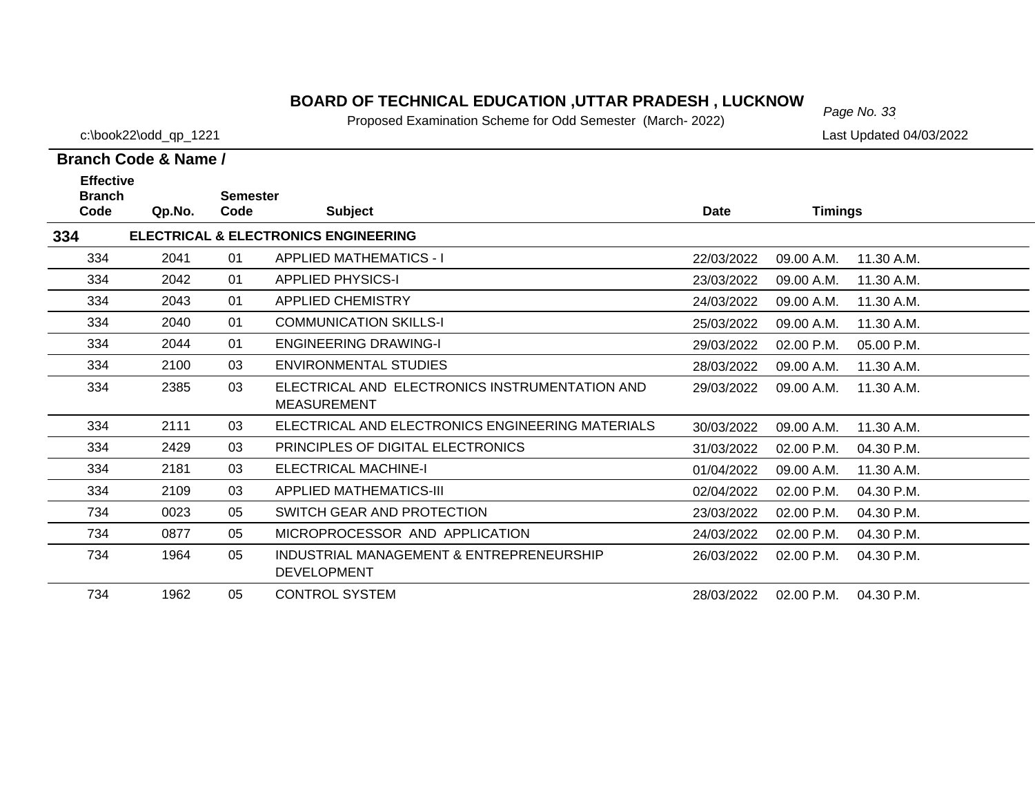# BOARD OF TECHNICAL EDUCATION ,UTTAR PRADESH , LUCKNOW

Proposed Examination Scheme for Odd Semester (March- 2022)

c:\book22\odd_qp_1221

Last Updated 04/03/2022

**Branch Code & Name /**

| Effective Branch Code | Qp.No. | Semester Code | Subject | Date | Timings | |
|---|---|---|---|---|---|---|
| **334** | | | **ELECTRICAL & ELECTRONICS ENGINEERING** | | | |
| 334 | 2041 | 01 | APPLIED MATHEMATICS - I | 22/03/2022 | 09.00 A.M. | 11.30 A.M. |
| 334 | 2042 | 01 | APPLIED PHYSICS-I | 23/03/2022 | 09.00 A.M. | 11.30 A.M. |
| 334 | 2043 | 01 | APPLIED CHEMISTRY | 24/03/2022 | 09.00 A.M. | 11.30 A.M. |
| 334 | 2040 | 01 | COMMUNICATION SKILLS-I | 25/03/2022 | 09.00 A.M. | 11.30 A.M. |
| 334 | 2044 | 01 | ENGINEERING DRAWING-I | 29/03/2022 | 02.00 P.M. | 05.00 P.M. |
| 334 | 2100 | 03 | ENVIRONMENTAL STUDIES | 28/03/2022 | 09.00 A.M. | 11.30 A.M. |
| 334 | 2385 | 03 | ELECTRICAL AND ELECTRONICS INSTRUMENTATION AND MEASUREMENT | 29/03/2022 | 09.00 A.M. | 11.30 A.M. |
| 334 | 2111 | 03 | ELECTRICAL AND ELECTRONICS ENGINEERING MATERIALS | 30/03/2022 | 09.00 A.M. | 11.30 A.M. |
| 334 | 2429 | 03 | PRINCIPLES OF DIGITAL ELECTRONICS | 31/03/2022 | 02.00 P.M. | 04.30 P.M. |
| 334 | 2181 | 03 | ELECTRICAL MACHINE-I | 01/04/2022 | 09.00 A.M. | 11.30 A.M. |
| 334 | 2109 | 03 | APPLIED MATHEMATICS-III | 02/04/2022 | 02.00 P.M. | 04.30 P.M. |
| 734 | 0023 | 05 | SWITCH GEAR AND PROTECTION | 23/03/2022 | 02.00 P.M. | 04.30 P.M. |
| 734 | 0877 | 05 | MICROPROCESSOR AND APPLICATION | 24/03/2022 | 02.00 P.M. | 04.30 P.M. |
| 734 | 1964 | 05 | INDUSTRIAL MANAGEMENT & ENTREPRENEURSHIP DEVELOPMENT | 26/03/2022 | 02.00 P.M. | 04.30 P.M. |
| 734 | 1962 | 05 | CONTROL SYSTEM | 28/03/2022 | 02.00 P.M. | 04.30 P.M. |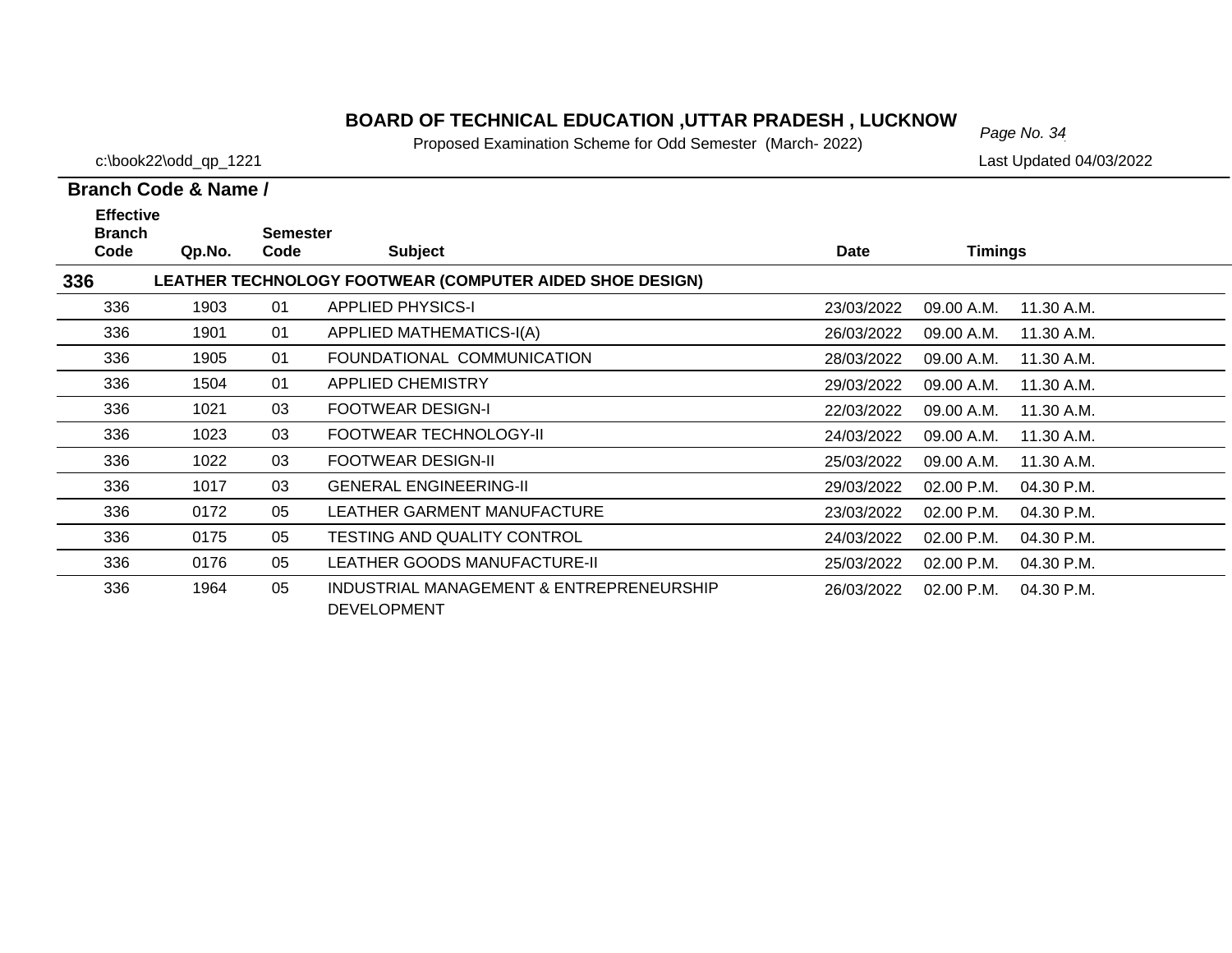# BOARD OF TECHNICAL EDUCATION ,UTTAR PRADESH , LUCKNOW

Proposed Examination Scheme for Odd Semester (March- 2022)

c:\book22\odd_qp_1221

Last Updated 04/03/2022

**Branch Code & Name /**

| Effective Branch Code | Qp.No. | Semester Code | Subject | Date | Timings | |
|---|---|---|---|---|---|---|
| **336** | **LEATHER TECHNOLOGY FOOTWEAR (COMPUTER AIDED SHOE DESIGN)** | | | | | |
| 336 | 1903 | 01 | APPLIED PHYSICS-I | 23/03/2022 | 09.00 A.M. | 11.30 A.M. |
| 336 | 1901 | 01 | APPLIED MATHEMATICS-I(A) | 26/03/2022 | 09.00 A.M. | 11.30 A.M. |
| 336 | 1905 | 01 | FOUNDATIONAL COMMUNICATION | 28/03/2022 | 09.00 A.M. | 11.30 A.M. |
| 336 | 1504 | 01 | APPLIED CHEMISTRY | 29/03/2022 | 09.00 A.M. | 11.30 A.M. |
| 336 | 1021 | 03 | FOOTWEAR DESIGN-I | 22/03/2022 | 09.00 A.M. | 11.30 A.M. |
| 336 | 1023 | 03 | FOOTWEAR TECHNOLOGY-II | 24/03/2022 | 09.00 A.M. | 11.30 A.M. |
| 336 | 1022 | 03 | FOOTWEAR DESIGN-II | 25/03/2022 | 09.00 A.M. | 11.30 A.M. |
| 336 | 1017 | 03 | GENERAL ENGINEERING-II | 29/03/2022 | 02.00 P.M. | 04.30 P.M. |
| 336 | 0172 | 05 | LEATHER GARMENT MANUFACTURE | 23/03/2022 | 02.00 P.M. | 04.30 P.M. |
| 336 | 0175 | 05 | TESTING AND QUALITY CONTROL | 24/03/2022 | 02.00 P.M. | 04.30 P.M. |
| 336 | 0176 | 05 | LEATHER GOODS MANUFACTURE-II | 25/03/2022 | 02.00 P.M. | 04.30 P.M. |
| 336 | 1964 | 05 | INDUSTRIAL MANAGEMENT & ENTREPRENEURSHIP DEVELOPMENT | 26/03/2022 | 02.00 P.M. | 04.30 P.M. |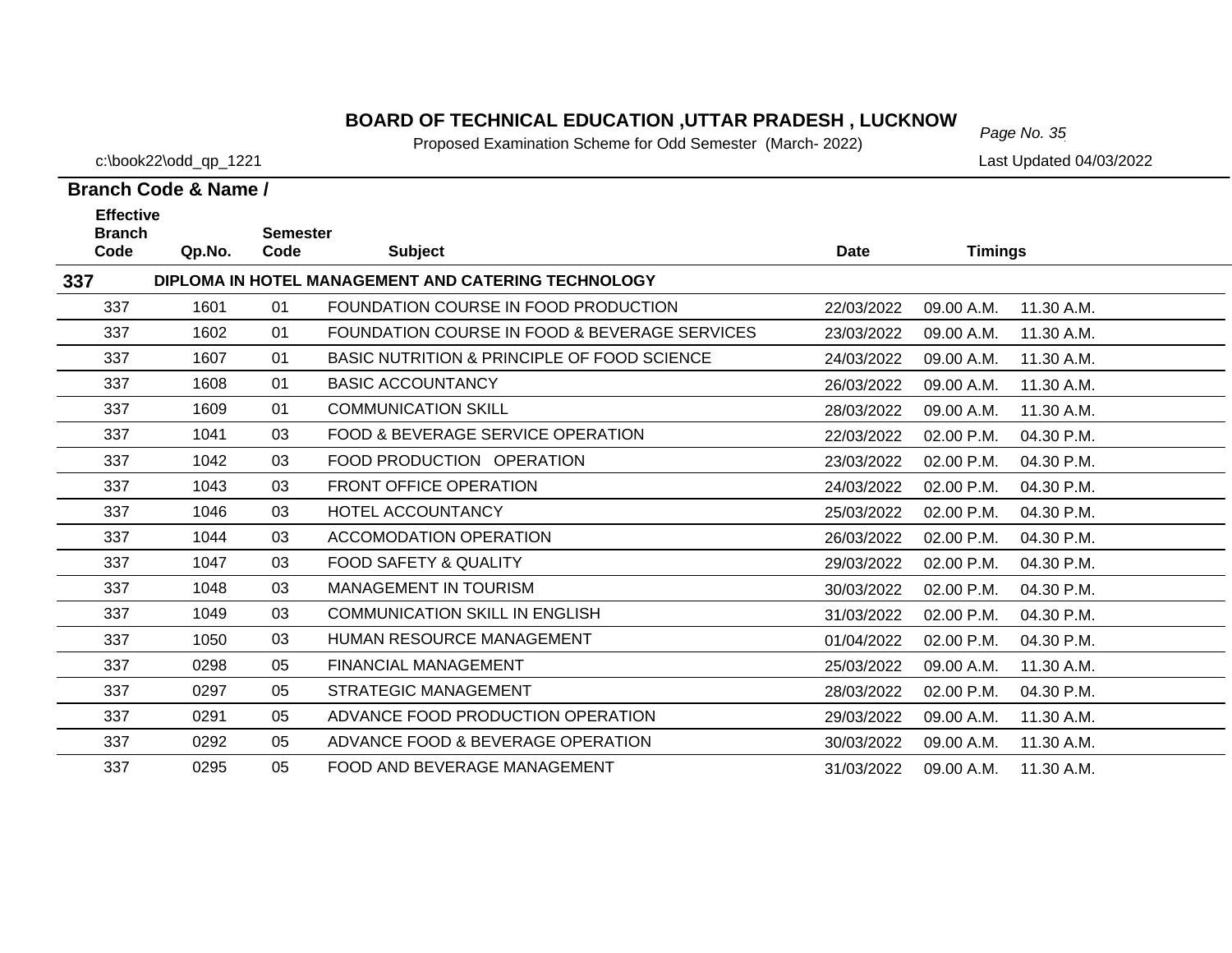# BOARD OF TECHNICAL EDUCATION ,UTTAR PRADESH , LUCKNOW

Proposed Examination Scheme for Odd Semester (March- 2022)

c:\book22\odd_qp_1221

Last Updated 04/03/2022

**Branch Code & Name /**

| Effective Branch Code | Qp.No. | Semester Code | Subject | Date | Timings | |
|---|---|---|---|---|---|---|
| **337** | **DIPLOMA IN HOTEL MANAGEMENT AND CATERING TECHNOLOGY** | | | | | |
| 337 | 1601 | 01 | FOUNDATION COURSE IN FOOD PRODUCTION | 22/03/2022 | 09.00 A.M. | 11.30 A.M. |
| 337 | 1602 | 01 | FOUNDATION COURSE IN FOOD & BEVERAGE SERVICES | 23/03/2022 | 09.00 A.M. | 11.30 A.M. |
| 337 | 1607 | 01 | BASIC NUTRITION & PRINCIPLE OF FOOD SCIENCE | 24/03/2022 | 09.00 A.M. | 11.30 A.M. |
| 337 | 1608 | 01 | BASIC ACCOUNTANCY | 26/03/2022 | 09.00 A.M. | 11.30 A.M. |
| 337 | 1609 | 01 | COMMUNICATION SKILL | 28/03/2022 | 09.00 A.M. | 11.30 A.M. |
| 337 | 1041 | 03 | FOOD & BEVERAGE SERVICE OPERATION | 22/03/2022 | 02.00 P.M. | 04.30 P.M. |
| 337 | 1042 | 03 | FOOD PRODUCTION OPERATION | 23/03/2022 | 02.00 P.M. | 04.30 P.M. |
| 337 | 1043 | 03 | FRONT OFFICE OPERATION | 24/03/2022 | 02.00 P.M. | 04.30 P.M. |
| 337 | 1046 | 03 | HOTEL ACCOUNTANCY | 25/03/2022 | 02.00 P.M. | 04.30 P.M. |
| 337 | 1044 | 03 | ACCOMODATION OPERATION | 26/03/2022 | 02.00 P.M. | 04.30 P.M. |
| 337 | 1047 | 03 | FOOD SAFETY & QUALITY | 29/03/2022 | 02.00 P.M. | 04.30 P.M. |
| 337 | 1048 | 03 | MANAGEMENT IN TOURISM | 30/03/2022 | 02.00 P.M. | 04.30 P.M. |
| 337 | 1049 | 03 | COMMUNICATION SKILL IN ENGLISH | 31/03/2022 | 02.00 P.M. | 04.30 P.M. |
| 337 | 1050 | 03 | HUMAN RESOURCE MANAGEMENT | 01/04/2022 | 02.00 P.M. | 04.30 P.M. |
| 337 | 0298 | 05 | FINANCIAL MANAGEMENT | 25/03/2022 | 09.00 A.M. | 11.30 A.M. |
| 337 | 0297 | 05 | STRATEGIC MANAGEMENT | 28/03/2022 | 02.00 P.M. | 04.30 P.M. |
| 337 | 0291 | 05 | ADVANCE FOOD PRODUCTION OPERATION | 29/03/2022 | 09.00 A.M. | 11.30 A.M. |
| 337 | 0292 | 05 | ADVANCE FOOD & BEVERAGE OPERATION | 30/03/2022 | 09.00 A.M. | 11.30 A.M. |
| 337 | 0295 | 05 | FOOD AND BEVERAGE MANAGEMENT | 31/03/2022 | 09.00 A.M. | 11.30 A.M. |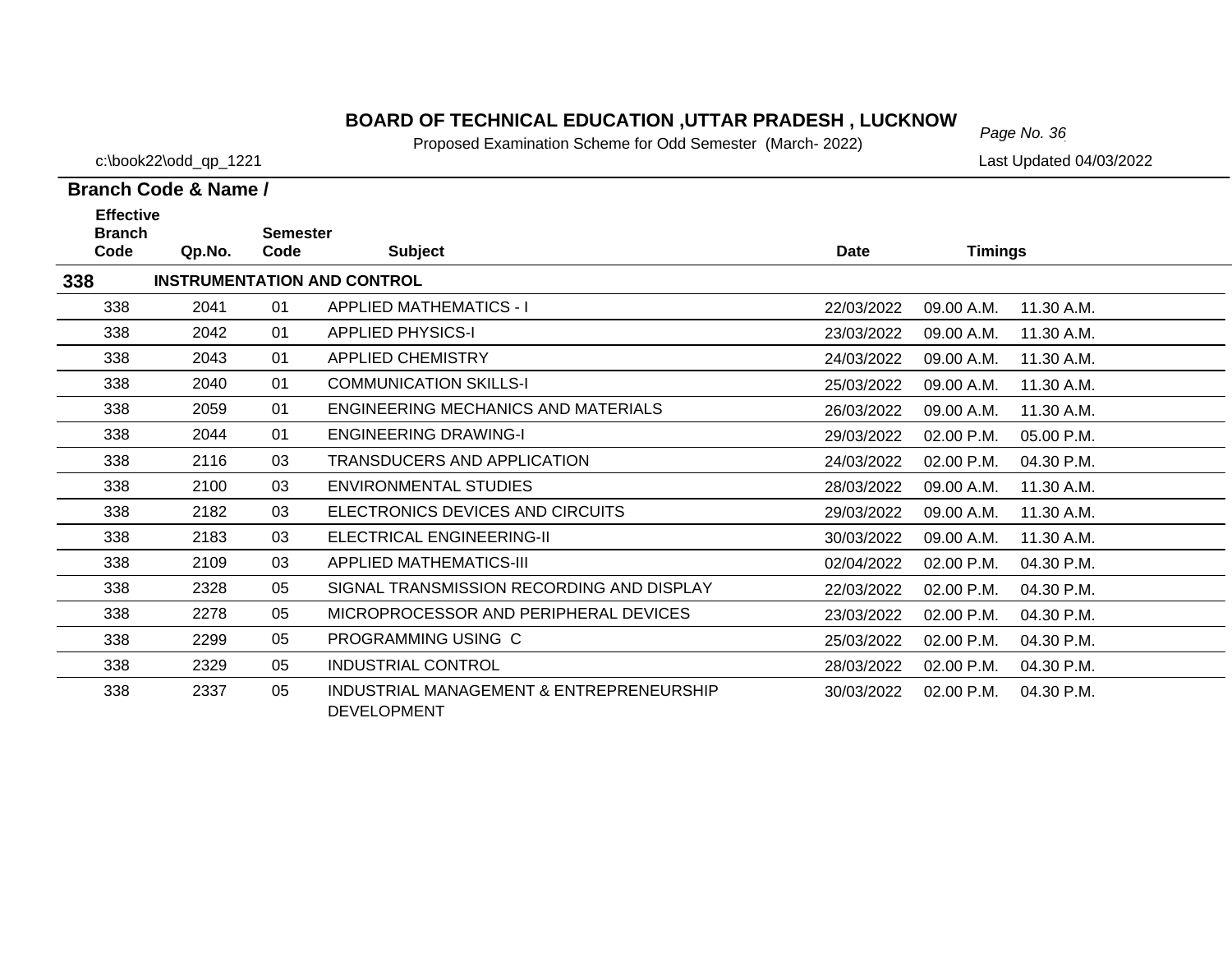# BOARD OF TECHNICAL EDUCATION ,UTTAR PRADESH , LUCKNOW

Proposed Examination Scheme for Odd Semester (March- 2022)

c:\book22\odd_qp_1221

Last Updated 04/03/2022

**Branch Code & Name /**

| Effective Branch Code | Qp.No. | Semester Code | Subject | Date | Timings | |
|---|---|---|---|---|---|---|
| **338** | **INSTRUMENTATION AND CONTROL** | | | | | |
| 338 | 2041 | 01 | APPLIED MATHEMATICS - I | 22/03/2022 | 09.00 A.M. | 11.30 A.M. |
| 338 | 2042 | 01 | APPLIED PHYSICS-I | 23/03/2022 | 09.00 A.M. | 11.30 A.M. |
| 338 | 2043 | 01 | APPLIED CHEMISTRY | 24/03/2022 | 09.00 A.M. | 11.30 A.M. |
| 338 | 2040 | 01 | COMMUNICATION SKILLS-I | 25/03/2022 | 09.00 A.M. | 11.30 A.M. |
| 338 | 2059 | 01 | ENGINEERING MECHANICS AND MATERIALS | 26/03/2022 | 09.00 A.M. | 11.30 A.M. |
| 338 | 2044 | 01 | ENGINEERING DRAWING-I | 29/03/2022 | 02.00 P.M. | 05.00 P.M. |
| 338 | 2116 | 03 | TRANSDUCERS AND APPLICATION | 24/03/2022 | 02.00 P.M. | 04.30 P.M. |
| 338 | 2100 | 03 | ENVIRONMENTAL STUDIES | 28/03/2022 | 09.00 A.M. | 11.30 A.M. |
| 338 | 2182 | 03 | ELECTRONICS DEVICES AND CIRCUITS | 29/03/2022 | 09.00 A.M. | 11.30 A.M. |
| 338 | 2183 | 03 | ELECTRICAL ENGINEERING-II | 30/03/2022 | 09.00 A.M. | 11.30 A.M. |
| 338 | 2109 | 03 | APPLIED MATHEMATICS-III | 02/04/2022 | 02.00 P.M. | 04.30 P.M. |
| 338 | 2328 | 05 | SIGNAL TRANSMISSION RECORDING AND DISPLAY | 22/03/2022 | 02.00 P.M. | 04.30 P.M. |
| 338 | 2278 | 05 | MICROPROCESSOR AND PERIPHERAL DEVICES | 23/03/2022 | 02.00 P.M. | 04.30 P.M. |
| 338 | 2299 | 05 | PROGRAMMING USING C | 25/03/2022 | 02.00 P.M. | 04.30 P.M. |
| 338 | 2329 | 05 | INDUSTRIAL CONTROL | 28/03/2022 | 02.00 P.M. | 04.30 P.M. |
| 338 | 2337 | 05 | INDUSTRIAL MANAGEMENT & ENTREPRENEURSHIP DEVELOPMENT | 30/03/2022 | 02.00 P.M. | 04.30 P.M. |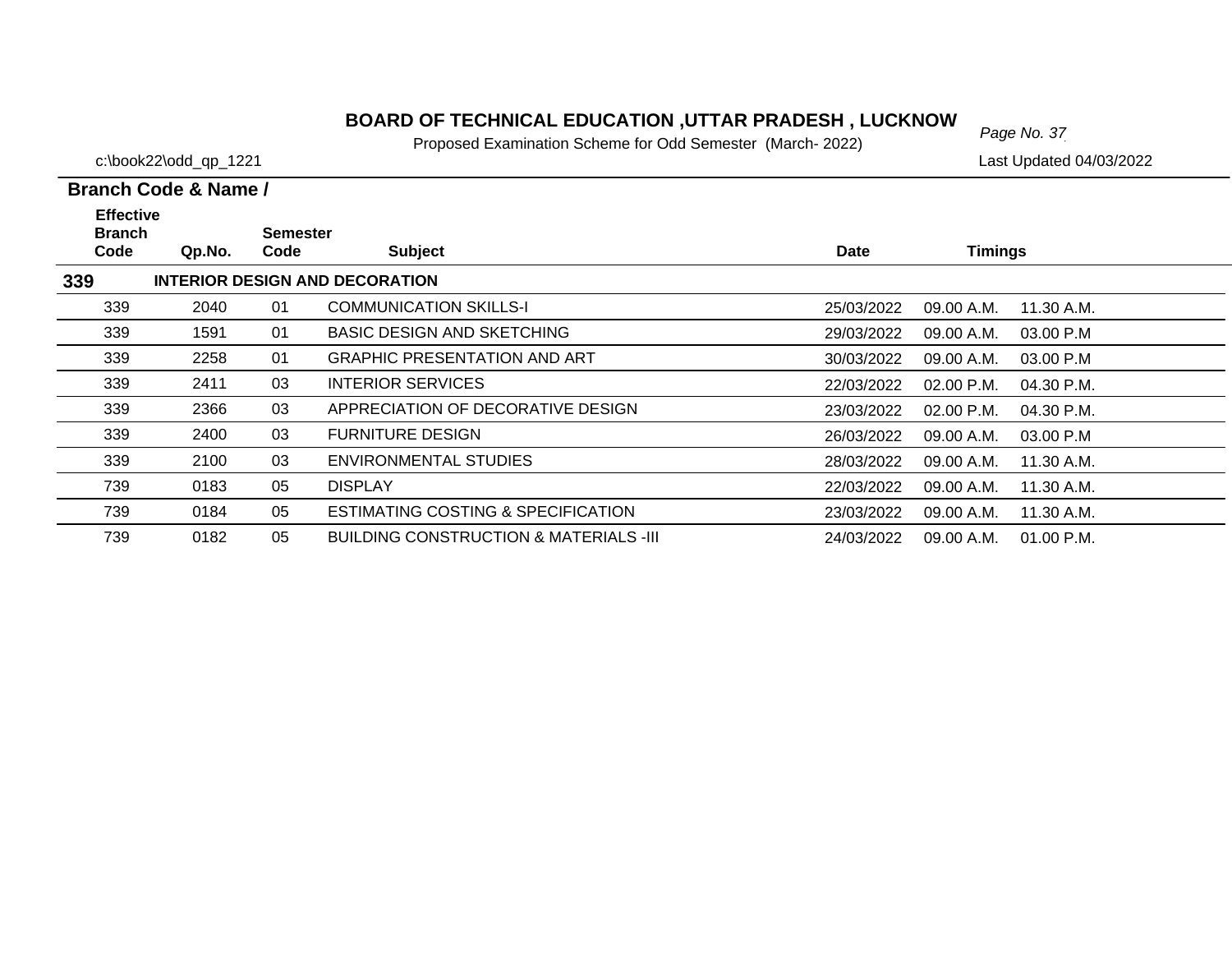# BOARD OF TECHNICAL EDUCATION ,UTTAR PRADESH , LUCKNOW

Proposed Examination Scheme for Odd Semester (March- 2022)

c:\book22\odd_qp_1221

Last Updated 04/03/2022

**Branch Code & Name /**

| Effective Branch Code | Qp.No. | Semester Code | Subject | Date | Timings | |
|---|---|---|---|---|---|---|
| **339** | **INTERIOR DESIGN AND DECORATION** | | | | | |
| 339 | 2040 | 01 | COMMUNICATION SKILLS-I | 25/03/2022 | 09.00 A.M. | 11.30 A.M. |
| 339 | 1591 | 01 | BASIC DESIGN AND SKETCHING | 29/03/2022 | 09.00 A.M. | 03.00 P.M |
| 339 | 2258 | 01 | GRAPHIC PRESENTATION AND ART | 30/03/2022 | 09.00 A.M. | 03.00 P.M |
| 339 | 2411 | 03 | INTERIOR SERVICES | 22/03/2022 | 02.00 P.M. | 04.30 P.M. |
| 339 | 2366 | 03 | APPRECIATION OF DECORATIVE DESIGN | 23/03/2022 | 02.00 P.M. | 04.30 P.M. |
| 339 | 2400 | 03 | FURNITURE DESIGN | 26/03/2022 | 09.00 A.M. | 03.00 P.M |
| 339 | 2100 | 03 | ENVIRONMENTAL STUDIES | 28/03/2022 | 09.00 A.M. | 11.30 A.M. |
| 739 | 0183 | 05 | DISPLAY | 22/03/2022 | 09.00 A.M. | 11.30 A.M. |
| 739 | 0184 | 05 | ESTIMATING COSTING & SPECIFICATION | 23/03/2022 | 09.00 A.M. | 11.30 A.M. |
| 739 | 0182 | 05 | BUILDING CONSTRUCTION & MATERIALS -III | 24/03/2022 | 09.00 A.M. | 01.00 P.M. |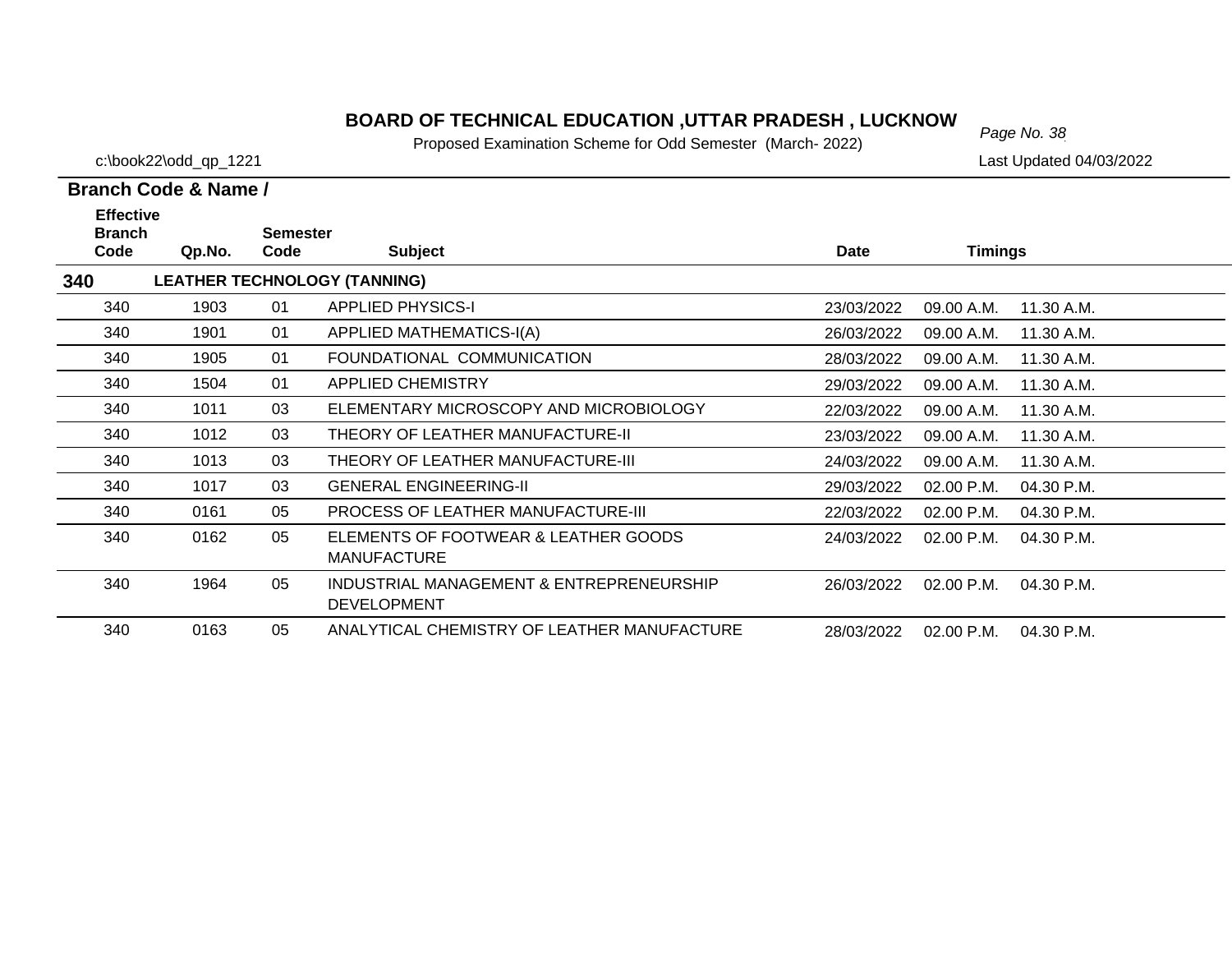# BOARD OF TECHNICAL EDUCATION ,UTTAR PRADESH , LUCKNOW

Proposed Examination Scheme for Odd Semester (March- 2022)

c:\book22\odd_qp_1221

Last Updated 04/03/2022

**Branch Code & Name /**

| Effective Branch Code | Qp.No. | Semester Code | Subject | Date | Timings | |
|---|---|---|---|---|---|---|
| **340** | **LEATHER TECHNOLOGY (TANNING)** | | | | | |
| 340 | 1903 | 01 | APPLIED PHYSICS-I | 23/03/2022 | 09.00 A.M. | 11.30 A.M. |
| 340 | 1901 | 01 | APPLIED MATHEMATICS-I(A) | 26/03/2022 | 09.00 A.M. | 11.30 A.M. |
| 340 | 1905 | 01 | FOUNDATIONAL COMMUNICATION | 28/03/2022 | 09.00 A.M. | 11.30 A.M. |
| 340 | 1504 | 01 | APPLIED CHEMISTRY | 29/03/2022 | 09.00 A.M. | 11.30 A.M. |
| 340 | 1011 | 03 | ELEMENTARY MICROSCOPY AND MICROBIOLOGY | 22/03/2022 | 09.00 A.M. | 11.30 A.M. |
| 340 | 1012 | 03 | THEORY OF LEATHER MANUFACTURE-II | 23/03/2022 | 09.00 A.M. | 11.30 A.M. |
| 340 | 1013 | 03 | THEORY OF LEATHER MANUFACTURE-III | 24/03/2022 | 09.00 A.M. | 11.30 A.M. |
| 340 | 1017 | 03 | GENERAL ENGINEERING-II | 29/03/2022 | 02.00 P.M. | 04.30 P.M. |
| 340 | 0161 | 05 | PROCESS OF LEATHER MANUFACTURE-III | 22/03/2022 | 02.00 P.M. | 04.30 P.M. |
| 340 | 0162 | 05 | ELEMENTS OF FOOTWEAR & LEATHER GOODS MANUFACTURE | 24/03/2022 | 02.00 P.M. | 04.30 P.M. |
| 340 | 1964 | 05 | INDUSTRIAL MANAGEMENT & ENTREPRENEURSHIP DEVELOPMENT | 26/03/2022 | 02.00 P.M. | 04.30 P.M. |
| 340 | 0163 | 05 | ANALYTICAL CHEMISTRY OF LEATHER MANUFACTURE | 28/03/2022 | 02.00 P.M. | 04.30 P.M. |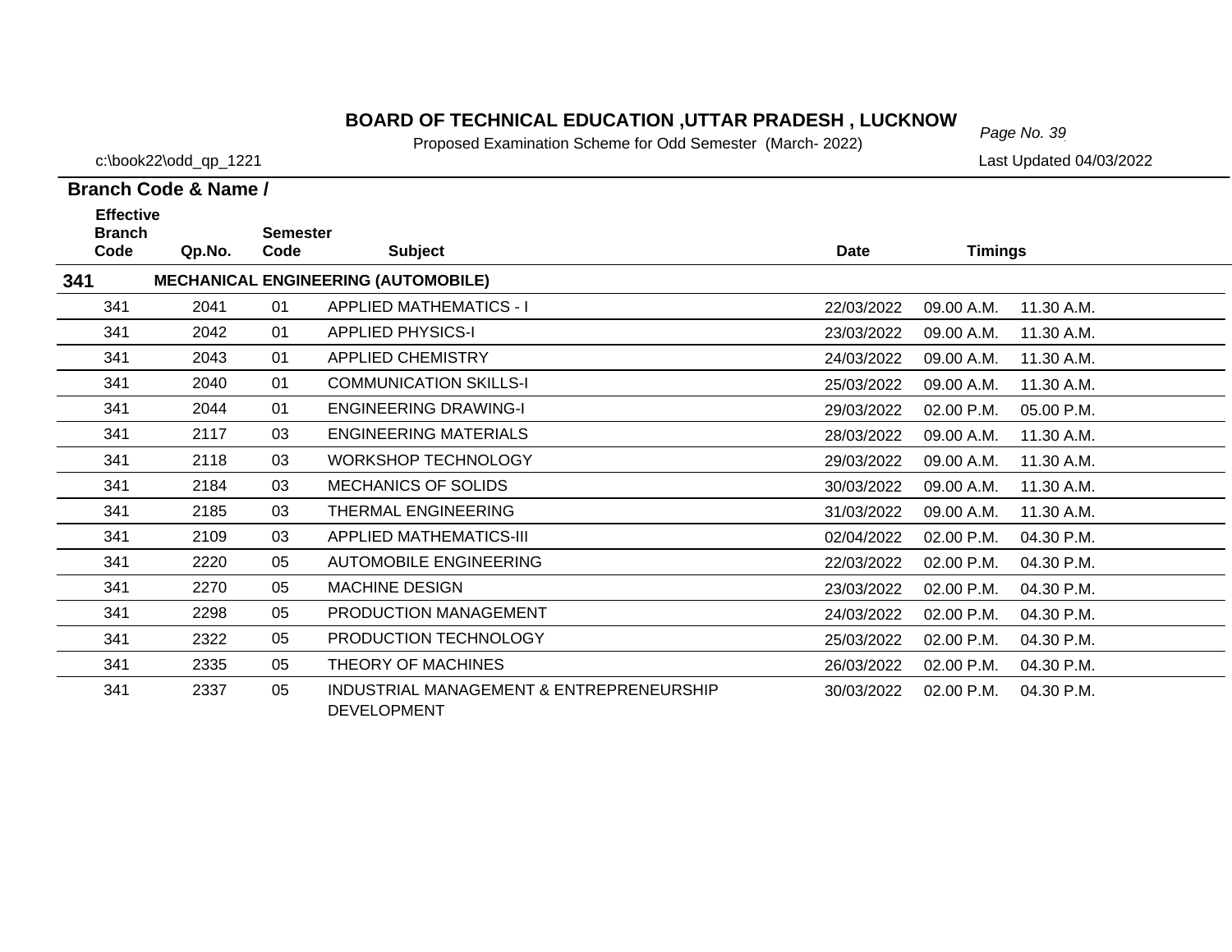**BOARD OF TECHNICAL EDUCATION ,UTTAR PRADESH , LUCKNOW**

Proposed Examination Scheme for Odd Semester (March- 2022)

c:\book22\odd_qp_1221

Last Updated 04/03/2022

| Effective Branch Code | Qp.No. | Semester Code | Subject | Date | Timings | |
|---|---|---|---|---|---|---|
| **341** | **MECHANICAL ENGINEERING (AUTOMOBILE)** | | | | | |
| 341 | 2041 | 01 | APPLIED MATHEMATICS - I | 22/03/2022 | 09.00 A.M. | 11.30 A.M. |
| 341 | 2042 | 01 | APPLIED PHYSICS-I | 23/03/2022 | 09.00 A.M. | 11.30 A.M. |
| 341 | 2043 | 01 | APPLIED CHEMISTRY | 24/03/2022 | 09.00 A.M. | 11.30 A.M. |
| 341 | 2040 | 01 | COMMUNICATION SKILLS-I | 25/03/2022 | 09.00 A.M. | 11.30 A.M. |
| 341 | 2044 | 01 | ENGINEERING DRAWING-I | 29/03/2022 | 02.00 P.M. | 05.00 P.M. |
| 341 | 2117 | 03 | ENGINEERING MATERIALS | 28/03/2022 | 09.00 A.M. | 11.30 A.M. |
| 341 | 2118 | 03 | WORKSHOP TECHNOLOGY | 29/03/2022 | 09.00 A.M. | 11.30 A.M. |
| 341 | 2184 | 03 | MECHANICS OF SOLIDS | 30/03/2022 | 09.00 A.M. | 11.30 A.M. |
| 341 | 2185 | 03 | THERMAL ENGINEERING | 31/03/2022 | 09.00 A.M. | 11.30 A.M. |
| 341 | 2109 | 03 | APPLIED MATHEMATICS-III | 02/04/2022 | 02.00 P.M. | 04.30 P.M. |
| 341 | 2220 | 05 | AUTOMOBILE ENGINEERING | 22/03/2022 | 02.00 P.M. | 04.30 P.M. |
| 341 | 2270 | 05 | MACHINE DESIGN | 23/03/2022 | 02.00 P.M. | 04.30 P.M. |
| 341 | 2298 | 05 | PRODUCTION MANAGEMENT | 24/03/2022 | 02.00 P.M. | 04.30 P.M. |
| 341 | 2322 | 05 | PRODUCTION TECHNOLOGY | 25/03/2022 | 02.00 P.M. | 04.30 P.M. |
| 341 | 2335 | 05 | THEORY OF MACHINES | 26/03/2022 | 02.00 P.M. | 04.30 P.M. |
| 341 | 2337 | 05 | INDUSTRIAL MANAGEMENT & ENTREPRENEURSHIP DEVELOPMENT | 30/03/2022 | 02.00 P.M. | 04.30 P.M. |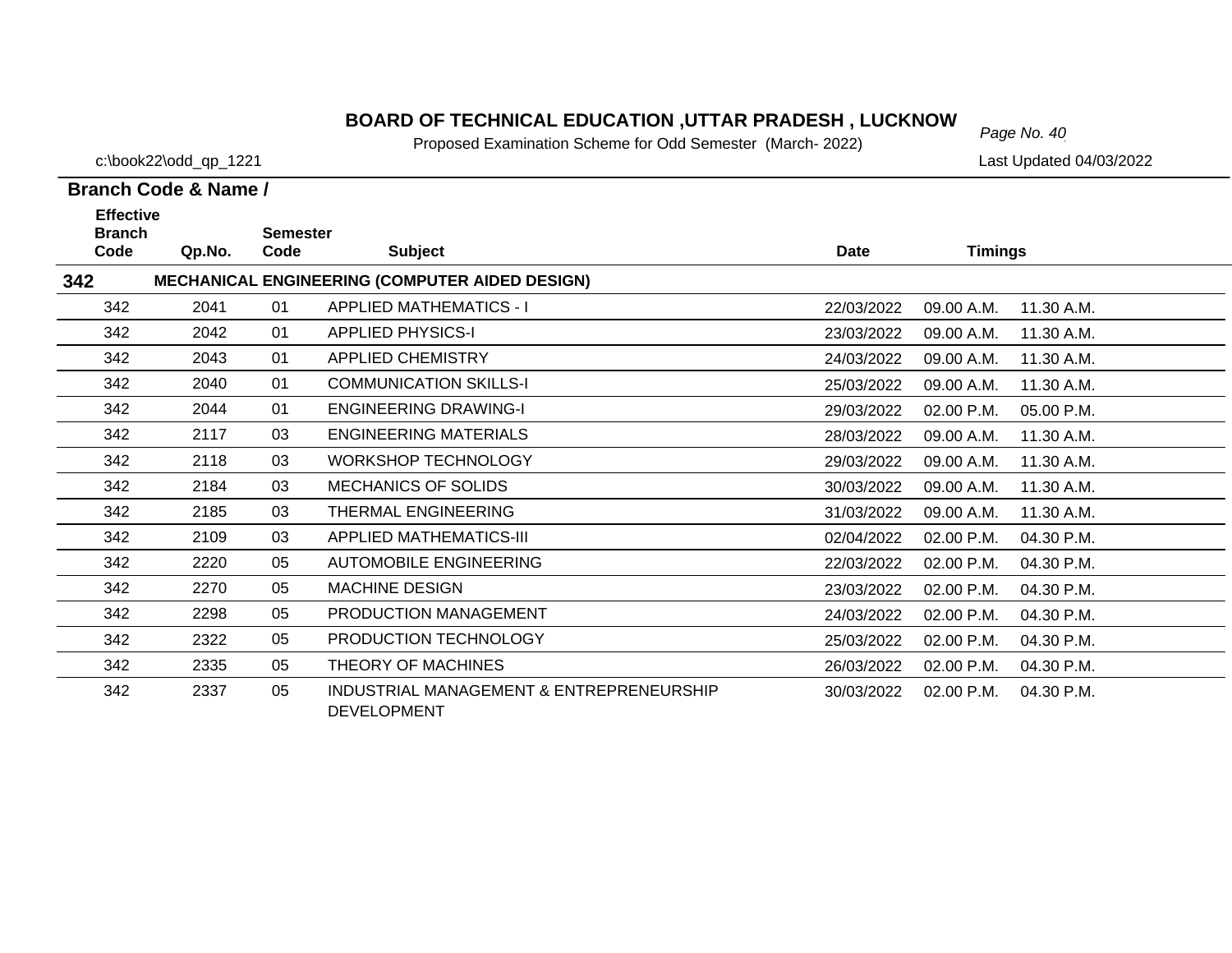# BOARD OF TECHNICAL EDUCATION ,UTTAR PRADESH , LUCKNOW

Proposed Examination Scheme for Odd Semester (March- 2022)

c:\book22\odd_qp_1221

Last Updated 04/03/2022

**Branch Code & Name /**

| Effective Branch Code | Qp.No. | Semester Code | Subject | Date | Timings | |
|---|---|---|---|---|---|---|
| **342** | **MECHANICAL ENGINEERING (COMPUTER AIDED DESIGN)** | | | | | |
| 342 | 2041 | 01 | APPLIED MATHEMATICS - I | 22/03/2022 | 09.00 A.M. | 11.30 A.M. |
| 342 | 2042 | 01 | APPLIED PHYSICS-I | 23/03/2022 | 09.00 A.M. | 11.30 A.M. |
| 342 | 2043 | 01 | APPLIED CHEMISTRY | 24/03/2022 | 09.00 A.M. | 11.30 A.M. |
| 342 | 2040 | 01 | COMMUNICATION SKILLS-I | 25/03/2022 | 09.00 A.M. | 11.30 A.M. |
| 342 | 2044 | 01 | ENGINEERING DRAWING-I | 29/03/2022 | 02.00 P.M. | 05.00 P.M. |
| 342 | 2117 | 03 | ENGINEERING MATERIALS | 28/03/2022 | 09.00 A.M. | 11.30 A.M. |
| 342 | 2118 | 03 | WORKSHOP TECHNOLOGY | 29/03/2022 | 09.00 A.M. | 11.30 A.M. |
| 342 | 2184 | 03 | MECHANICS OF SOLIDS | 30/03/2022 | 09.00 A.M. | 11.30 A.M. |
| 342 | 2185 | 03 | THERMAL ENGINEERING | 31/03/2022 | 09.00 A.M. | 11.30 A.M. |
| 342 | 2109 | 03 | APPLIED MATHEMATICS-III | 02/04/2022 | 02.00 P.M. | 04.30 P.M. |
| 342 | 2220 | 05 | AUTOMOBILE ENGINEERING | 22/03/2022 | 02.00 P.M. | 04.30 P.M. |
| 342 | 2270 | 05 | MACHINE DESIGN | 23/03/2022 | 02.00 P.M. | 04.30 P.M. |
| 342 | 2298 | 05 | PRODUCTION MANAGEMENT | 24/03/2022 | 02.00 P.M. | 04.30 P.M. |
| 342 | 2322 | 05 | PRODUCTION TECHNOLOGY | 25/03/2022 | 02.00 P.M. | 04.30 P.M. |
| 342 | 2335 | 05 | THEORY OF MACHINES | 26/03/2022 | 02.00 P.M. | 04.30 P.M. |
| 342 | 2337 | 05 | INDUSTRIAL MANAGEMENT & ENTREPRENEURSHIP DEVELOPMENT | 30/03/2022 | 02.00 P.M. | 04.30 P.M. |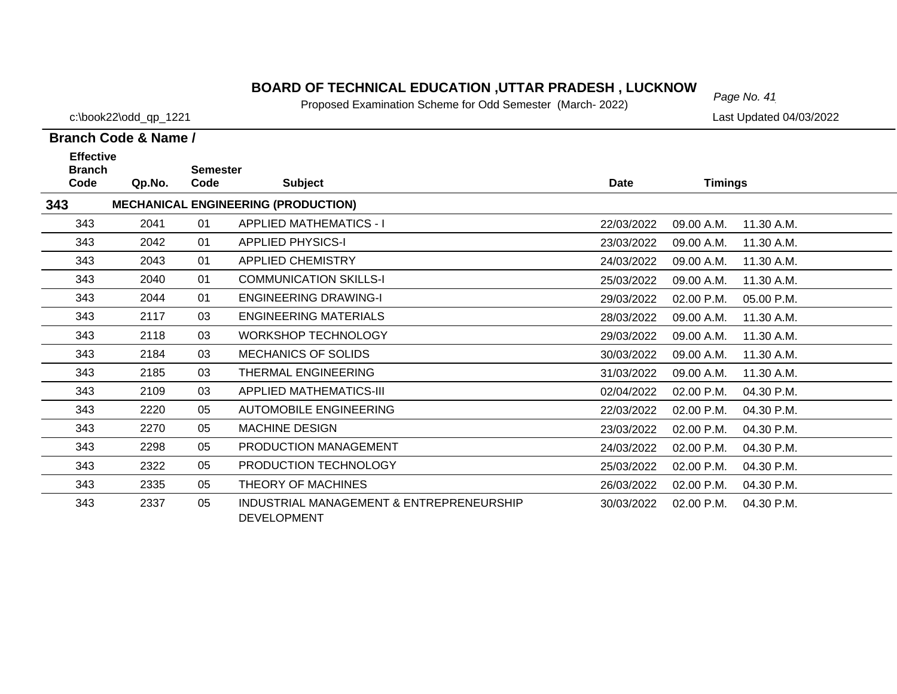# BOARD OF TECHNICAL EDUCATION ,UTTAR PRADESH , LUCKNOW

Proposed Examination Scheme for Odd Semester (March- 2022)

c:\book22\odd_qp_1221

Last Updated 04/03/2022

**Branch Code & Name /**

| Effective Branch Code | Qp.No. | Semester Code | Subject | Date | Timings | |
|---|---|---|---|---|---|---|
| **343** | | **MECHANICAL ENGINEERING (PRODUCTION)** | | | | |
| 343 | 2041 | 01 | APPLIED MATHEMATICS - I | 22/03/2022 | 09.00 A.M. | 11.30 A.M. |
| 343 | 2042 | 01 | APPLIED PHYSICS-I | 23/03/2022 | 09.00 A.M. | 11.30 A.M. |
| 343 | 2043 | 01 | APPLIED CHEMISTRY | 24/03/2022 | 09.00 A.M. | 11.30 A.M. |
| 343 | 2040 | 01 | COMMUNICATION SKILLS-I | 25/03/2022 | 09.00 A.M. | 11.30 A.M. |
| 343 | 2044 | 01 | ENGINEERING DRAWING-I | 29/03/2022 | 02.00 P.M. | 05.00 P.M. |
| 343 | 2117 | 03 | ENGINEERING MATERIALS | 28/03/2022 | 09.00 A.M. | 11.30 A.M. |
| 343 | 2118 | 03 | WORKSHOP TECHNOLOGY | 29/03/2022 | 09.00 A.M. | 11.30 A.M. |
| 343 | 2184 | 03 | MECHANICS OF SOLIDS | 30/03/2022 | 09.00 A.M. | 11.30 A.M. |
| 343 | 2185 | 03 | THERMAL ENGINEERING | 31/03/2022 | 09.00 A.M. | 11.30 A.M. |
| 343 | 2109 | 03 | APPLIED MATHEMATICS-III | 02/04/2022 | 02.00 P.M. | 04.30 P.M. |
| 343 | 2220 | 05 | AUTOMOBILE ENGINEERING | 22/03/2022 | 02.00 P.M. | 04.30 P.M. |
| 343 | 2270 | 05 | MACHINE DESIGN | 23/03/2022 | 02.00 P.M. | 04.30 P.M. |
| 343 | 2298 | 05 | PRODUCTION MANAGEMENT | 24/03/2022 | 02.00 P.M. | 04.30 P.M. |
| 343 | 2322 | 05 | PRODUCTION TECHNOLOGY | 25/03/2022 | 02.00 P.M. | 04.30 P.M. |
| 343 | 2335 | 05 | THEORY OF MACHINES | 26/03/2022 | 02.00 P.M. | 04.30 P.M. |
| 343 | 2337 | 05 | INDUSTRIAL MANAGEMENT & ENTREPRENEURSHIP DEVELOPMENT | 30/03/2022 | 02.00 P.M. | 04.30 P.M. |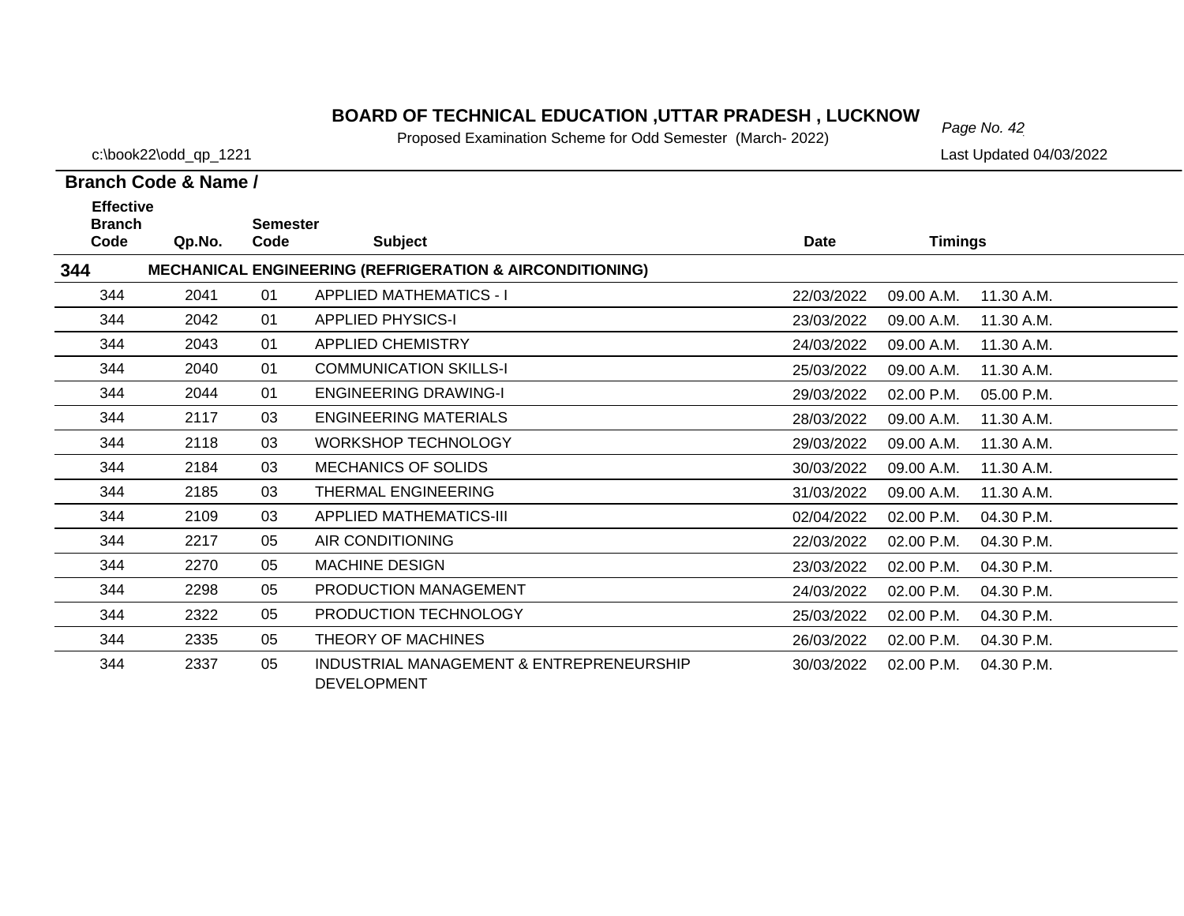# BOARD OF TECHNICAL EDUCATION ,UTTAR PRADESH , LUCKNOW

Proposed Examination Scheme for Odd Semester (March- 2022)

c:\book22\odd_qp_1221

Last Updated 04/03/2022

**Branch Code & Name /**

| Effective Branch Code | Qp.No. | Semester Code | Subject | Date | Timings | |
|---|---|---|---|---|---|---|
| **344** | **MECHANICAL ENGINEERING (REFRIGERATION & AIRCONDITIONING)** | | | | | |
| 344 | 2041 | 01 | APPLIED MATHEMATICS - I | 22/03/2022 | 09.00 A.M. | 11.30 A.M. |
| 344 | 2042 | 01 | APPLIED PHYSICS-I | 23/03/2022 | 09.00 A.M. | 11.30 A.M. |
| 344 | 2043 | 01 | APPLIED CHEMISTRY | 24/03/2022 | 09.00 A.M. | 11.30 A.M. |
| 344 | 2040 | 01 | COMMUNICATION SKILLS-I | 25/03/2022 | 09.00 A.M. | 11.30 A.M. |
| 344 | 2044 | 01 | ENGINEERING DRAWING-I | 29/03/2022 | 02.00 P.M. | 05.00 P.M. |
| 344 | 2117 | 03 | ENGINEERING MATERIALS | 28/03/2022 | 09.00 A.M. | 11.30 A.M. |
| 344 | 2118 | 03 | WORKSHOP TECHNOLOGY | 29/03/2022 | 09.00 A.M. | 11.30 A.M. |
| 344 | 2184 | 03 | MECHANICS OF SOLIDS | 30/03/2022 | 09.00 A.M. | 11.30 A.M. |
| 344 | 2185 | 03 | THERMAL ENGINEERING | 31/03/2022 | 09.00 A.M. | 11.30 A.M. |
| 344 | 2109 | 03 | APPLIED MATHEMATICS-III | 02/04/2022 | 02.00 P.M. | 04.30 P.M. |
| 344 | 2217 | 05 | AIR CONDITIONING | 22/03/2022 | 02.00 P.M. | 04.30 P.M. |
| 344 | 2270 | 05 | MACHINE DESIGN | 23/03/2022 | 02.00 P.M. | 04.30 P.M. |
| 344 | 2298 | 05 | PRODUCTION MANAGEMENT | 24/03/2022 | 02.00 P.M. | 04.30 P.M. |
| 344 | 2322 | 05 | PRODUCTION TECHNOLOGY | 25/03/2022 | 02.00 P.M. | 04.30 P.M. |
| 344 | 2335 | 05 | THEORY OF MACHINES | 26/03/2022 | 02.00 P.M. | 04.30 P.M. |
| 344 | 2337 | 05 | INDUSTRIAL MANAGEMENT & ENTREPRENEURSHIP DEVELOPMENT | 30/03/2022 | 02.00 P.M. | 04.30 P.M. |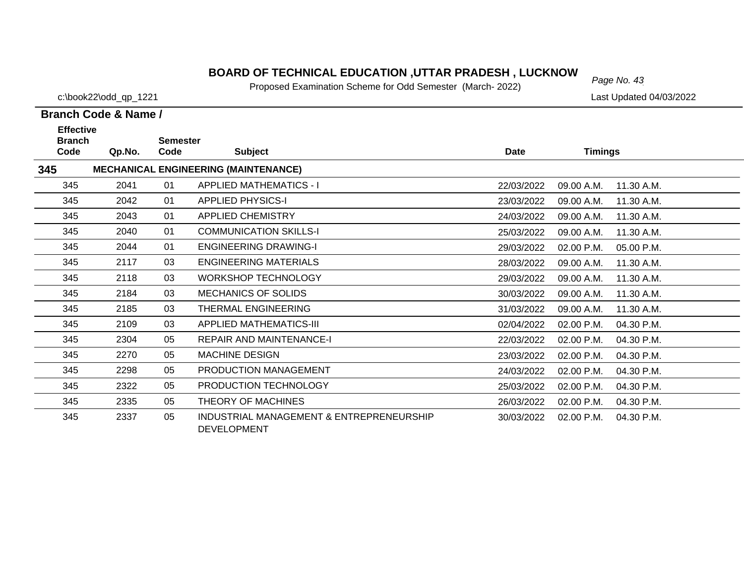# BOARD OF TECHNICAL EDUCATION ,UTTAR PRADESH , LUCKNOW

Proposed Examination Scheme for Odd Semester (March- 2022)

c:\book22\odd_qp_1221

Last Updated 04/03/2022

**Branch Code & Name /**

| Effective Branch Code | Qp.No. | Semester Code | Subject | Date | Timings | |
|---|---|---|---|---|---|---|
| **345** | **MECHANICAL ENGINEERING (MAINTENANCE)** | | | | | |
| 345 | 2041 | 01 | APPLIED MATHEMATICS - I | 22/03/2022 | 09.00 A.M. | 11.30 A.M. |
| 345 | 2042 | 01 | APPLIED PHYSICS-I | 23/03/2022 | 09.00 A.M. | 11.30 A.M. |
| 345 | 2043 | 01 | APPLIED CHEMISTRY | 24/03/2022 | 09.00 A.M. | 11.30 A.M. |
| 345 | 2040 | 01 | COMMUNICATION SKILLS-I | 25/03/2022 | 09.00 A.M. | 11.30 A.M. |
| 345 | 2044 | 01 | ENGINEERING DRAWING-I | 29/03/2022 | 02.00 P.M. | 05.00 P.M. |
| 345 | 2117 | 03 | ENGINEERING MATERIALS | 28/03/2022 | 09.00 A.M. | 11.30 A.M. |
| 345 | 2118 | 03 | WORKSHOP TECHNOLOGY | 29/03/2022 | 09.00 A.M. | 11.30 A.M. |
| 345 | 2184 | 03 | MECHANICS OF SOLIDS | 30/03/2022 | 09.00 A.M. | 11.30 A.M. |
| 345 | 2185 | 03 | THERMAL ENGINEERING | 31/03/2022 | 09.00 A.M. | 11.30 A.M. |
| 345 | 2109 | 03 | APPLIED MATHEMATICS-III | 02/04/2022 | 02.00 P.M. | 04.30 P.M. |
| 345 | 2304 | 05 | REPAIR AND MAINTENANCE-I | 22/03/2022 | 02.00 P.M. | 04.30 P.M. |
| 345 | 2270 | 05 | MACHINE DESIGN | 23/03/2022 | 02.00 P.M. | 04.30 P.M. |
| 345 | 2298 | 05 | PRODUCTION MANAGEMENT | 24/03/2022 | 02.00 P.M. | 04.30 P.M. |
| 345 | 2322 | 05 | PRODUCTION TECHNOLOGY | 25/03/2022 | 02.00 P.M. | 04.30 P.M. |
| 345 | 2335 | 05 | THEORY OF MACHINES | 26/03/2022 | 02.00 P.M. | 04.30 P.M. |
| 345 | 2337 | 05 | INDUSTRIAL MANAGEMENT & ENTREPRENEURSHIP DEVELOPMENT | 30/03/2022 | 02.00 P.M. | 04.30 P.M. |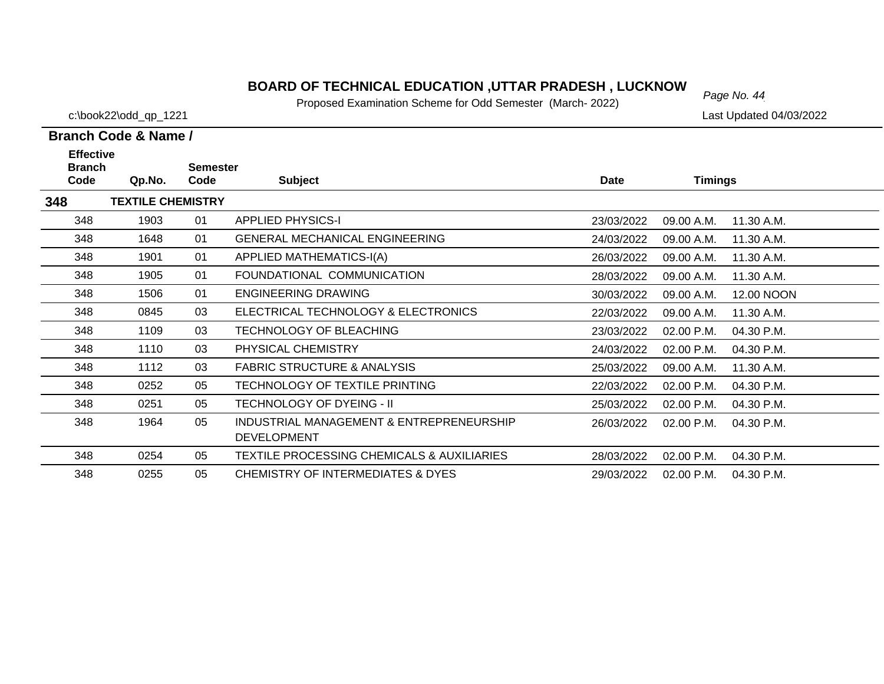# BOARD OF TECHNICAL EDUCATION ,UTTAR PRADESH , LUCKNOW

Proposed Examination Scheme for Odd Semester (March- 2022)

c:\book22\odd_qp_1221

Last Updated 04/03/2022

**Branch Code & Name /**

| Effective Branch Code | Qp.No. | Semester Code | Subject | Date | Timings | |
|---|---|---|---|---|---|---|
| **348** | **TEXTILE CHEMISTRY** | | | | | |
| 348 | 1903 | 01 | APPLIED PHYSICS-I | 23/03/2022 | 09.00 A.M. | 11.30 A.M. |
| 348 | 1648 | 01 | GENERAL MECHANICAL ENGINEERING | 24/03/2022 | 09.00 A.M. | 11.30 A.M. |
| 348 | 1901 | 01 | APPLIED MATHEMATICS-I(A) | 26/03/2022 | 09.00 A.M. | 11.30 A.M. |
| 348 | 1905 | 01 | FOUNDATIONAL COMMUNICATION | 28/03/2022 | 09.00 A.M. | 11.30 A.M. |
| 348 | 1506 | 01 | ENGINEERING DRAWING | 30/03/2022 | 09.00 A.M. | 12.00 NOON |
| 348 | 0845 | 03 | ELECTRICAL TECHNOLOGY & ELECTRONICS | 22/03/2022 | 09.00 A.M. | 11.30 A.M. |
| 348 | 1109 | 03 | TECHNOLOGY OF BLEACHING | 23/03/2022 | 02.00 P.M. | 04.30 P.M. |
| 348 | 1110 | 03 | PHYSICAL CHEMISTRY | 24/03/2022 | 02.00 P.M. | 04.30 P.M. |
| 348 | 1112 | 03 | FABRIC STRUCTURE & ANALYSIS | 25/03/2022 | 09.00 A.M. | 11.30 A.M. |
| 348 | 0252 | 05 | TECHNOLOGY OF TEXTILE PRINTING | 22/03/2022 | 02.00 P.M. | 04.30 P.M. |
| 348 | 0251 | 05 | TECHNOLOGY OF DYEING - II | 25/03/2022 | 02.00 P.M. | 04.30 P.M. |
| 348 | 1964 | 05 | INDUSTRIAL MANAGEMENT & ENTREPRENEURSHIP DEVELOPMENT | 26/03/2022 | 02.00 P.M. | 04.30 P.M. |
| 348 | 0254 | 05 | TEXTILE PROCESSING CHEMICALS & AUXILIARIES | 28/03/2022 | 02.00 P.M. | 04.30 P.M. |
| 348 | 0255 | 05 | CHEMISTRY OF INTERMEDIATES & DYES | 29/03/2022 | 02.00 P.M. | 04.30 P.M. |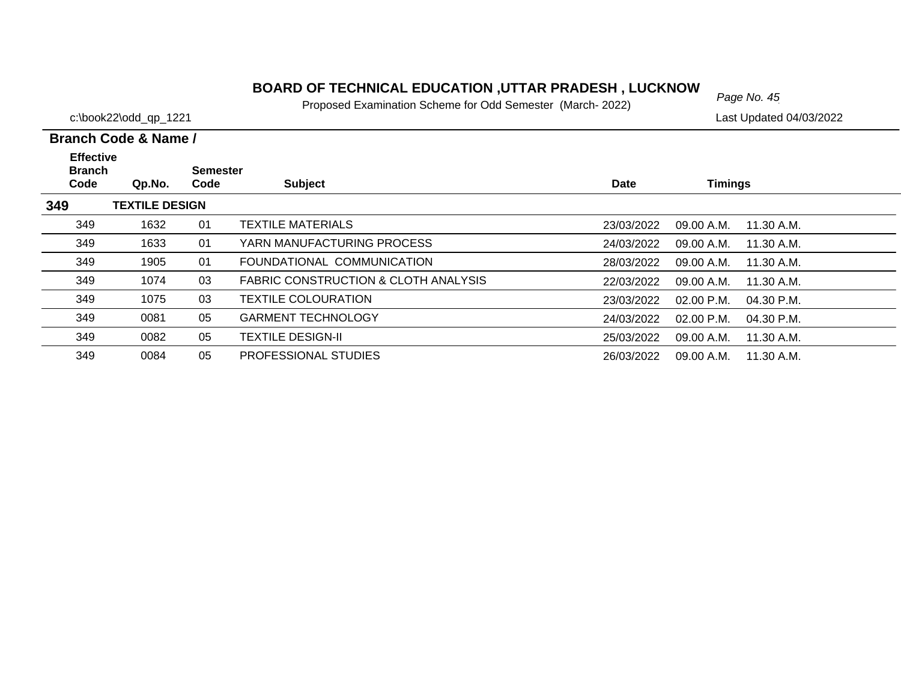# BOARD OF TECHNICAL EDUCATION ,UTTAR PRADESH , LUCKNOW

Proposed Examination Scheme for Odd Semester (March- 2022)

c:\book22\odd_qp_1221

Last Updated 04/03/2022

**Branch Code & Name /**

| Effective Branch Code | Qp.No. | Semester Code | Subject | Date | Timings | |
|---|---|---|---|---|---|---|
| **349** | **TEXTILE DESIGN** | | | | | |
| 349 | 1632 | 01 | TEXTILE MATERIALS | 23/03/2022 | 09.00 A.M. | 11.30 A.M. |
| 349 | 1633 | 01 | YARN MANUFACTURING PROCESS | 24/03/2022 | 09.00 A.M. | 11.30 A.M. |
| 349 | 1905 | 01 | FOUNDATIONAL COMMUNICATION | 28/03/2022 | 09.00 A.M. | 11.30 A.M. |
| 349 | 1074 | 03 | FABRIC CONSTRUCTION & CLOTH ANALYSIS | 22/03/2022 | 09.00 A.M. | 11.30 A.M. |
| 349 | 1075 | 03 | TEXTILE COLOURATION | 23/03/2022 | 02.00 P.M. | 04.30 P.M. |
| 349 | 0081 | 05 | GARMENT TECHNOLOGY | 24/03/2022 | 02.00 P.M. | 04.30 P.M. |
| 349 | 0082 | 05 | TEXTILE DESIGN-II | 25/03/2022 | 09.00 A.M. | 11.30 A.M. |
| 349 | 0084 | 05 | PROFESSIONAL STUDIES | 26/03/2022 | 09.00 A.M. | 11.30 A.M. |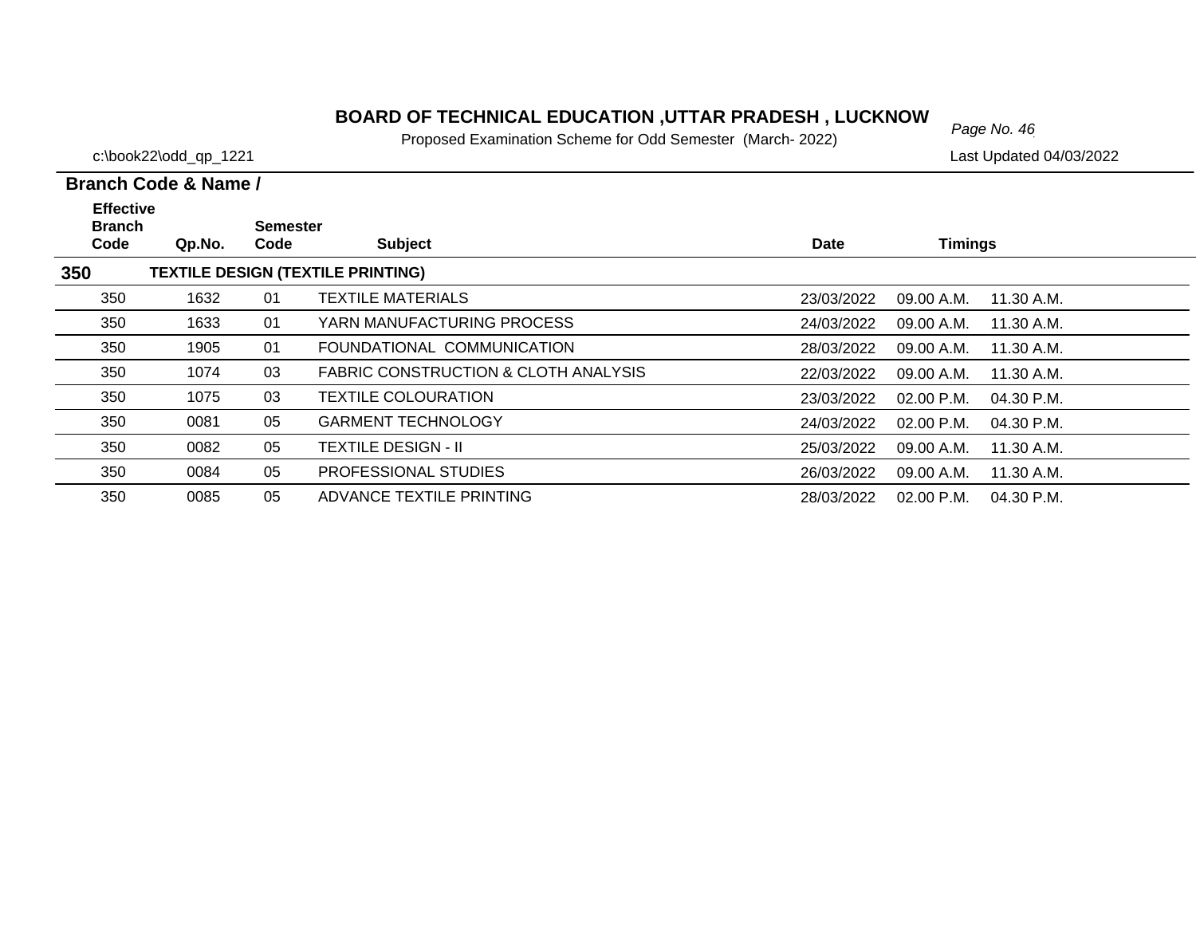# BOARD OF TECHNICAL EDUCATION ,UTTAR PRADESH , LUCKNOW

Proposed Examination Scheme for Odd Semester (March- 2022)

c:\book22\odd_qp_1221

Last Updated 04/03/2022

**Branch Code & Name /**

| Effective Branch Code | Qp.No. | Semester Code | Subject | Date | Timings | |
|---|---|---|---|---|---|---|
| **350** | **TEXTILE DESIGN (TEXTILE PRINTING)** | | | | | |
| 350 | 1632 | 01 | TEXTILE MATERIALS | 23/03/2022 | 09.00 A.M. | 11.30 A.M. |
| 350 | 1633 | 01 | YARN MANUFACTURING PROCESS | 24/03/2022 | 09.00 A.M. | 11.30 A.M. |
| 350 | 1905 | 01 | FOUNDATIONAL COMMUNICATION | 28/03/2022 | 09.00 A.M. | 11.30 A.M. |
| 350 | 1074 | 03 | FABRIC CONSTRUCTION & CLOTH ANALYSIS | 22/03/2022 | 09.00 A.M. | 11.30 A.M. |
| 350 | 1075 | 03 | TEXTILE COLOURATION | 23/03/2022 | 02.00 P.M. | 04.30 P.M. |
| 350 | 0081 | 05 | GARMENT TECHNOLOGY | 24/03/2022 | 02.00 P.M. | 04.30 P.M. |
| 350 | 0082 | 05 | TEXTILE DESIGN - II | 25/03/2022 | 09.00 A.M. | 11.30 A.M. |
| 350 | 0084 | 05 | PROFESSIONAL STUDIES | 26/03/2022 | 09.00 A.M. | 11.30 A.M. |
| 350 | 0085 | 05 | ADVANCE TEXTILE PRINTING | 28/03/2022 | 02.00 P.M. | 04.30 P.M. |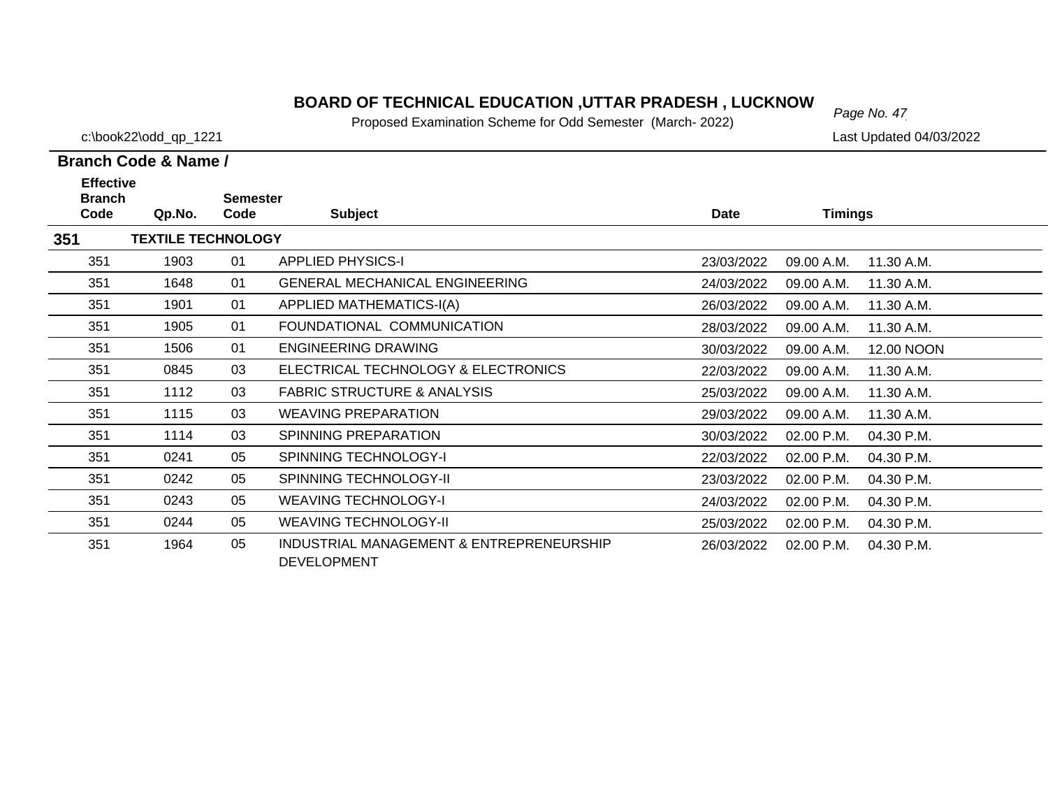# BOARD OF TECHNICAL EDUCATION ,UTTAR PRADESH , LUCKNOW

Proposed Examination Scheme for Odd Semester (March- 2022)

c:\book22\odd_qp_1221

Last Updated 04/03/2022

**Branch Code & Name /**

| Effective Branch Code | Qp.No. | Semester Code | Subject | Date | Timings | |
|---|---|---|---|---|---|---|
| **351** | **TEXTILE TECHNOLOGY** | | | | | |
| 351 | 1903 | 01 | APPLIED PHYSICS-I | 23/03/2022 | 09.00 A.M. | 11.30 A.M. |
| 351 | 1648 | 01 | GENERAL MECHANICAL ENGINEERING | 24/03/2022 | 09.00 A.M. | 11.30 A.M. |
| 351 | 1901 | 01 | APPLIED MATHEMATICS-I(A) | 26/03/2022 | 09.00 A.M. | 11.30 A.M. |
| 351 | 1905 | 01 | FOUNDATIONAL COMMUNICATION | 28/03/2022 | 09.00 A.M. | 11.30 A.M. |
| 351 | 1506 | 01 | ENGINEERING DRAWING | 30/03/2022 | 09.00 A.M. | 12.00 NOON |
| 351 | 0845 | 03 | ELECTRICAL TECHNOLOGY & ELECTRONICS | 22/03/2022 | 09.00 A.M. | 11.30 A.M. |
| 351 | 1112 | 03 | FABRIC STRUCTURE & ANALYSIS | 25/03/2022 | 09.00 A.M. | 11.30 A.M. |
| 351 | 1115 | 03 | WEAVING PREPARATION | 29/03/2022 | 09.00 A.M. | 11.30 A.M. |
| 351 | 1114 | 03 | SPINNING PREPARATION | 30/03/2022 | 02.00 P.M. | 04.30 P.M. |
| 351 | 0241 | 05 | SPINNING TECHNOLOGY-I | 22/03/2022 | 02.00 P.M. | 04.30 P.M. |
| 351 | 0242 | 05 | SPINNING TECHNOLOGY-II | 23/03/2022 | 02.00 P.M. | 04.30 P.M. |
| 351 | 0243 | 05 | WEAVING TECHNOLOGY-I | 24/03/2022 | 02.00 P.M. | 04.30 P.M. |
| 351 | 0244 | 05 | WEAVING TECHNOLOGY-II | 25/03/2022 | 02.00 P.M. | 04.30 P.M. |
| 351 | 1964 | 05 | INDUSTRIAL MANAGEMENT & ENTREPRENEURSHIP DEVELOPMENT | 26/03/2022 | 02.00 P.M. | 04.30 P.M. |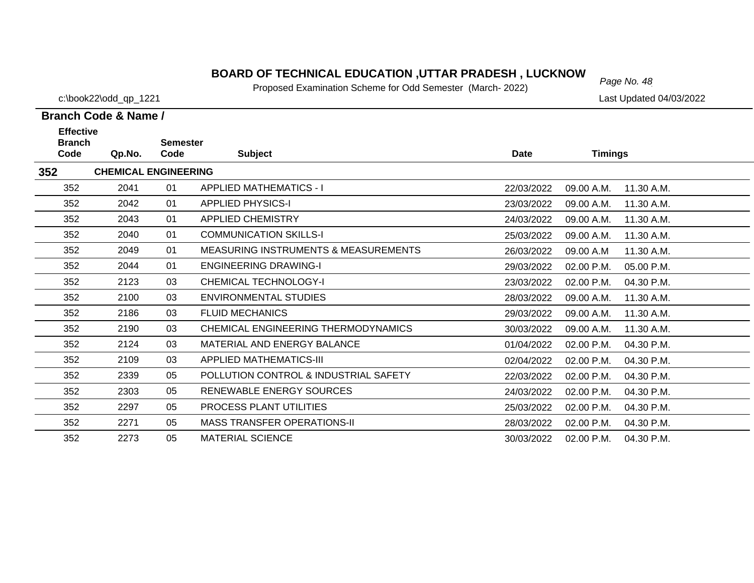# BOARD OF TECHNICAL EDUCATION ,UTTAR PRADESH , LUCKNOW

Proposed Examination Scheme for Odd Semester (March- 2022)

c:\book22\odd_qp_1221

Last Updated 04/03/2022

**Branch Code & Name /**

| Effective Branch Code | Qp.No. | Semester Code | Subject | Date | Timings | |
|---|---|---|---|---|---|---|
| **352** | **CHEMICAL ENGINEERING** | | | | | |
| 352 | 2041 | 01 | APPLIED MATHEMATICS - I | 22/03/2022 | 09.00 A.M. | 11.30 A.M. |
| 352 | 2042 | 01 | APPLIED PHYSICS-I | 23/03/2022 | 09.00 A.M. | 11.30 A.M. |
| 352 | 2043 | 01 | APPLIED CHEMISTRY | 24/03/2022 | 09.00 A.M. | 11.30 A.M. |
| 352 | 2040 | 01 | COMMUNICATION SKILLS-I | 25/03/2022 | 09.00 A.M. | 11.30 A.M. |
| 352 | 2049 | 01 | MEASURING INSTRUMENTS & MEASUREMENTS | 26/03/2022 | 09.00 A.M | 11.30 A.M. |
| 352 | 2044 | 01 | ENGINEERING DRAWING-I | 29/03/2022 | 02.00 P.M. | 05.00 P.M. |
| 352 | 2123 | 03 | CHEMICAL TECHNOLOGY-I | 23/03/2022 | 02.00 P.M. | 04.30 P.M. |
| 352 | 2100 | 03 | ENVIRONMENTAL STUDIES | 28/03/2022 | 09.00 A.M. | 11.30 A.M. |
| 352 | 2186 | 03 | FLUID MECHANICS | 29/03/2022 | 09.00 A.M. | 11.30 A.M. |
| 352 | 2190 | 03 | CHEMICAL ENGINEERING THERMODYNAMICS | 30/03/2022 | 09.00 A.M. | 11.30 A.M. |
| 352 | 2124 | 03 | MATERIAL AND ENERGY BALANCE | 01/04/2022 | 02.00 P.M. | 04.30 P.M. |
| 352 | 2109 | 03 | APPLIED MATHEMATICS-III | 02/04/2022 | 02.00 P.M. | 04.30 P.M. |
| 352 | 2339 | 05 | POLLUTION CONTROL & INDUSTRIAL SAFETY | 22/03/2022 | 02.00 P.M. | 04.30 P.M. |
| 352 | 2303 | 05 | RENEWABLE ENERGY SOURCES | 24/03/2022 | 02.00 P.M. | 04.30 P.M. |
| 352 | 2297 | 05 | PROCESS PLANT UTILITIES | 25/03/2022 | 02.00 P.M. | 04.30 P.M. |
| 352 | 2271 | 05 | MASS TRANSFER OPERATIONS-II | 28/03/2022 | 02.00 P.M. | 04.30 P.M. |
| 352 | 2273 | 05 | MATERIAL SCIENCE | 30/03/2022 | 02.00 P.M. | 04.30 P.M. |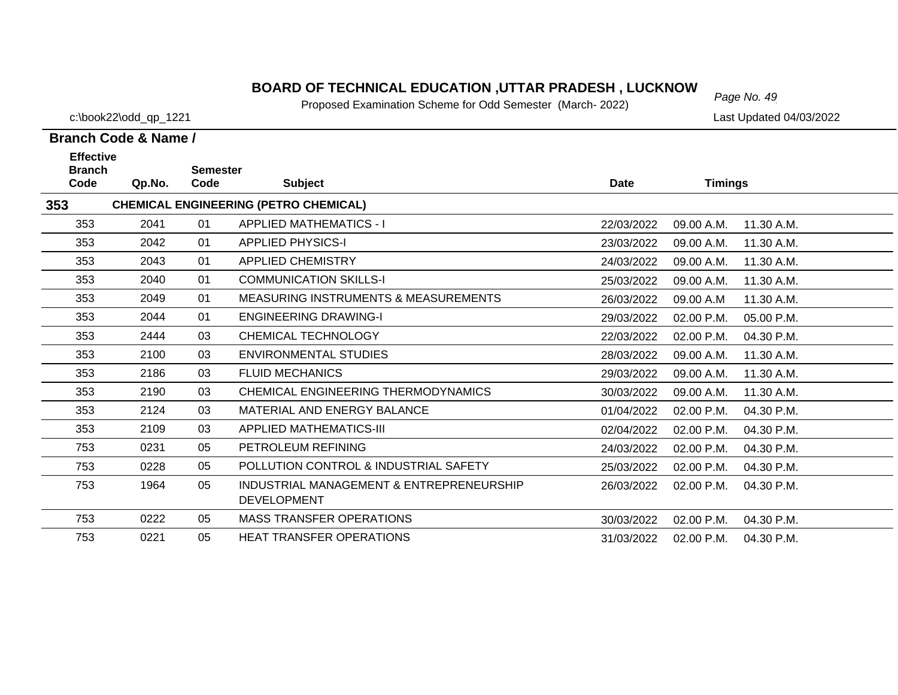# BOARD OF TECHNICAL EDUCATION ,UTTAR PRADESH , LUCKNOW

Proposed Examination Scheme for Odd Semester (March- 2022)

c:\book22\odd_qp_1221

Last Updated 04/03/2022

**Branch Code & Name /**

| Effective Branch Code | Qp.No. | Semester Code | Subject | Date | Timings | |
|---|---|---|---|---|---|---|
| **353** | | | **CHEMICAL ENGINEERING (PETRO CHEMICAL)** | | | |
| 353 | 2041 | 01 | APPLIED MATHEMATICS - I | 22/03/2022 | 09.00 A.M. | 11.30 A.M. |
| 353 | 2042 | 01 | APPLIED PHYSICS-I | 23/03/2022 | 09.00 A.M. | 11.30 A.M. |
| 353 | 2043 | 01 | APPLIED CHEMISTRY | 24/03/2022 | 09.00 A.M. | 11.30 A.M. |
| 353 | 2040 | 01 | COMMUNICATION SKILLS-I | 25/03/2022 | 09.00 A.M. | 11.30 A.M. |
| 353 | 2049 | 01 | MEASURING INSTRUMENTS & MEASUREMENTS | 26/03/2022 | 09.00 A.M | 11.30 A.M. |
| 353 | 2044 | 01 | ENGINEERING DRAWING-I | 29/03/2022 | 02.00 P.M. | 05.00 P.M. |
| 353 | 2444 | 03 | CHEMICAL TECHNOLOGY | 22/03/2022 | 02.00 P.M. | 04.30 P.M. |
| 353 | 2100 | 03 | ENVIRONMENTAL STUDIES | 28/03/2022 | 09.00 A.M. | 11.30 A.M. |
| 353 | 2186 | 03 | FLUID MECHANICS | 29/03/2022 | 09.00 A.M. | 11.30 A.M. |
| 353 | 2190 | 03 | CHEMICAL ENGINEERING THERMODYNAMICS | 30/03/2022 | 09.00 A.M. | 11.30 A.M. |
| 353 | 2124 | 03 | MATERIAL AND ENERGY BALANCE | 01/04/2022 | 02.00 P.M. | 04.30 P.M. |
| 353 | 2109 | 03 | APPLIED MATHEMATICS-III | 02/04/2022 | 02.00 P.M. | 04.30 P.M. |
| 753 | 0231 | 05 | PETROLEUM REFINING | 24/03/2022 | 02.00 P.M. | 04.30 P.M. |
| 753 | 0228 | 05 | POLLUTION CONTROL & INDUSTRIAL SAFETY | 25/03/2022 | 02.00 P.M. | 04.30 P.M. |
| 753 | 1964 | 05 | INDUSTRIAL MANAGEMENT & ENTREPRENEURSHIP DEVELOPMENT | 26/03/2022 | 02.00 P.M. | 04.30 P.M. |
| 753 | 0222 | 05 | MASS TRANSFER OPERATIONS | 30/03/2022 | 02.00 P.M. | 04.30 P.M. |
| 753 | 0221 | 05 | HEAT TRANSFER OPERATIONS | 31/03/2022 | 02.00 P.M. | 04.30 P.M. |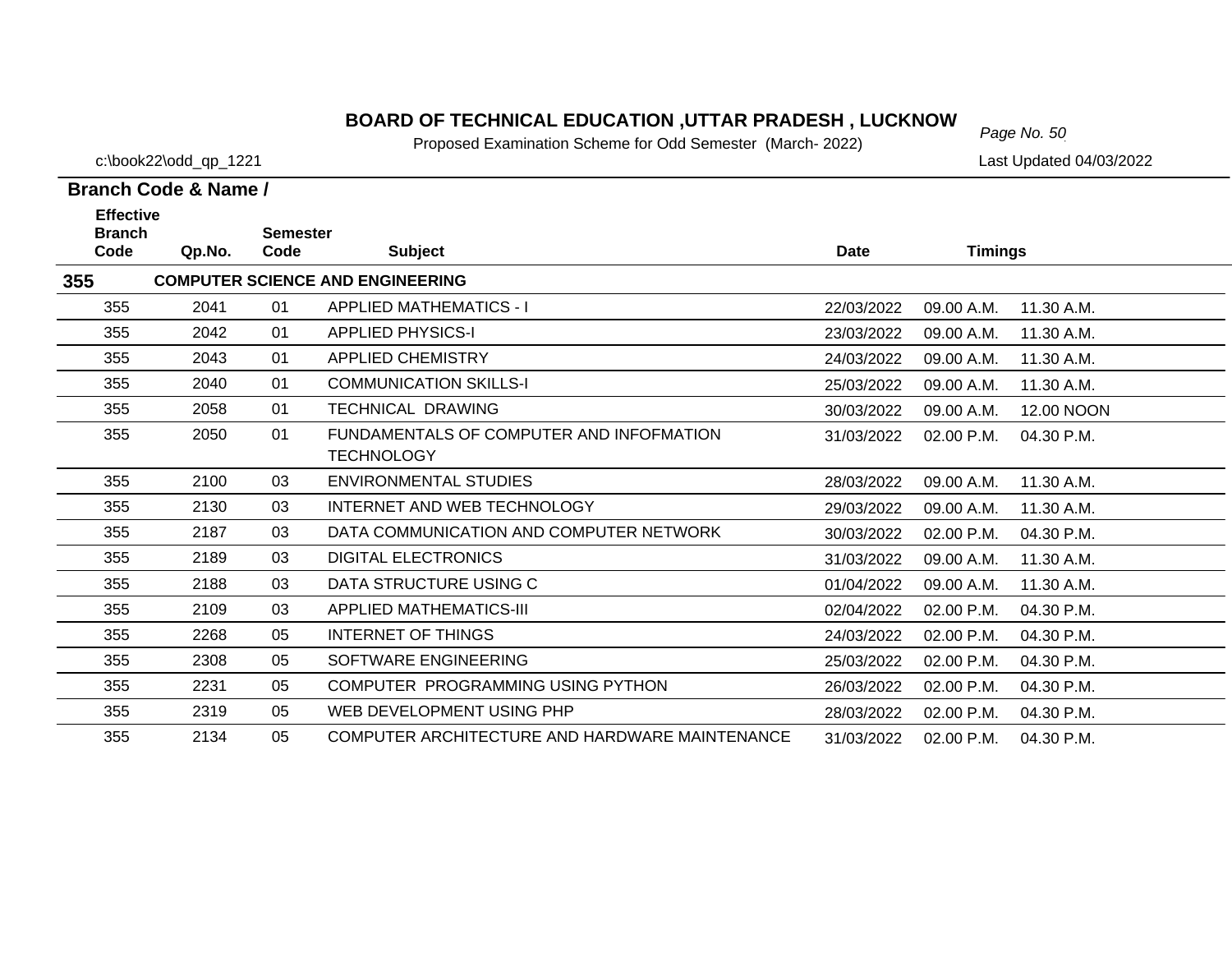# BOARD OF TECHNICAL EDUCATION ,UTTAR PRADESH , LUCKNOW

Proposed Examination Scheme for Odd Semester (March- 2022)

c:\book22\odd_qp_1221

Last Updated 04/03/2022

**Branch Code & Name /**

| Effective Branch Code | Qp.No. | Semester Code | Subject | Date | Timings | |
|---|---|---|---|---|---|---|
| **355** | **COMPUTER SCIENCE AND ENGINEERING** | | | | | |
| 355 | 2041 | 01 | APPLIED MATHEMATICS - I | 22/03/2022 | 09.00 A.M. | 11.30 A.M. |
| 355 | 2042 | 01 | APPLIED PHYSICS-I | 23/03/2022 | 09.00 A.M. | 11.30 A.M. |
| 355 | 2043 | 01 | APPLIED CHEMISTRY | 24/03/2022 | 09.00 A.M. | 11.30 A.M. |
| 355 | 2040 | 01 | COMMUNICATION SKILLS-I | 25/03/2022 | 09.00 A.M. | 11.30 A.M. |
| 355 | 2058 | 01 | TECHNICAL DRAWING | 30/03/2022 | 09.00 A.M. | 12.00 NOON |
| 355 | 2050 | 01 | FUNDAMENTALS OF COMPUTER AND INFOFMATION TECHNOLOGY | 31/03/2022 | 02.00 P.M. | 04.30 P.M. |
| 355 | 2100 | 03 | ENVIRONMENTAL STUDIES | 28/03/2022 | 09.00 A.M. | 11.30 A.M. |
| 355 | 2130 | 03 | INTERNET AND WEB TECHNOLOGY | 29/03/2022 | 09.00 A.M. | 11.30 A.M. |
| 355 | 2187 | 03 | DATA COMMUNICATION AND COMPUTER NETWORK | 30/03/2022 | 02.00 P.M. | 04.30 P.M. |
| 355 | 2189 | 03 | DIGITAL ELECTRONICS | 31/03/2022 | 09.00 A.M. | 11.30 A.M. |
| 355 | 2188 | 03 | DATA STRUCTURE USING C | 01/04/2022 | 09.00 A.M. | 11.30 A.M. |
| 355 | 2109 | 03 | APPLIED MATHEMATICS-III | 02/04/2022 | 02.00 P.M. | 04.30 P.M. |
| 355 | 2268 | 05 | INTERNET OF THINGS | 24/03/2022 | 02.00 P.M. | 04.30 P.M. |
| 355 | 2308 | 05 | SOFTWARE ENGINEERING | 25/03/2022 | 02.00 P.M. | 04.30 P.M. |
| 355 | 2231 | 05 | COMPUTER PROGRAMMING USING PYTHON | 26/03/2022 | 02.00 P.M. | 04.30 P.M. |
| 355 | 2319 | 05 | WEB DEVELOPMENT USING PHP | 28/03/2022 | 02.00 P.M. | 04.30 P.M. |
| 355 | 2134 | 05 | COMPUTER ARCHITECTURE AND HARDWARE MAINTENANCE | 31/03/2022 | 02.00 P.M. | 04.30 P.M. |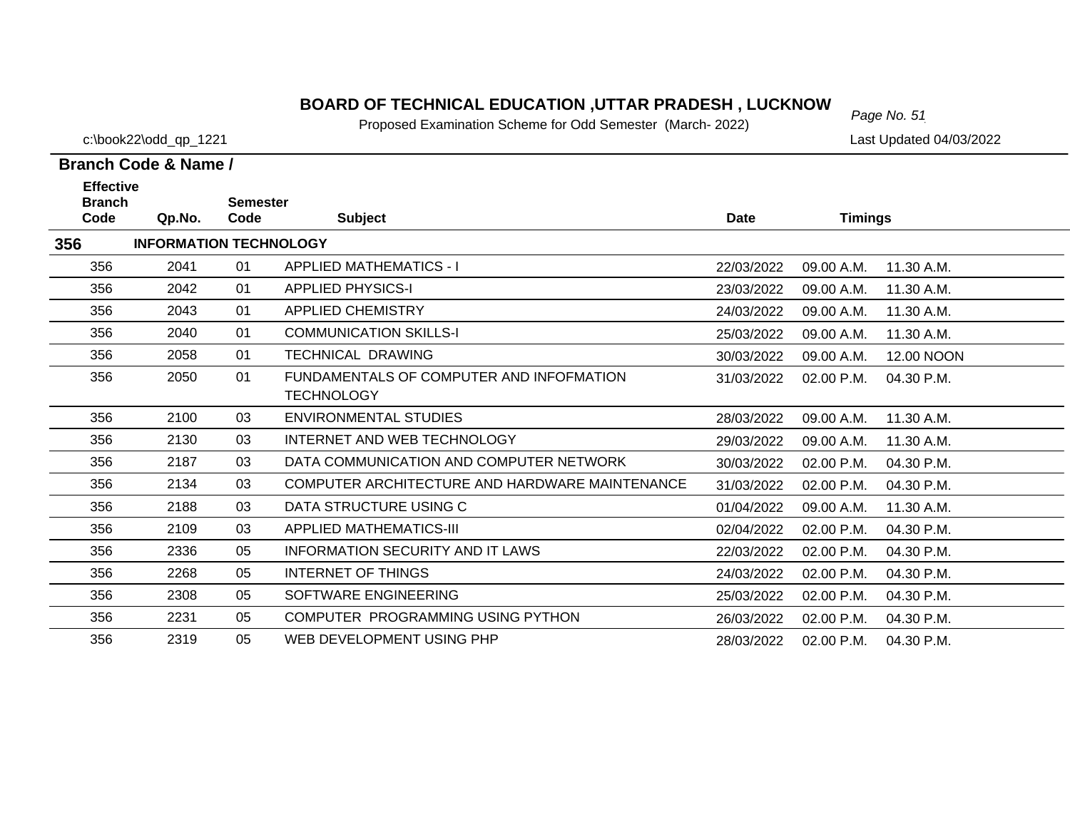# BOARD OF TECHNICAL EDUCATION ,UTTAR PRADESH , LUCKNOW

Proposed Examination Scheme for Odd Semester (March- 2022)

c:\book22\odd_qp_1221

Last Updated 04/03/2022

**Branch Code & Name /**

| Effective Branch Code | Qp.No. | Semester Code | Subject | Date | Timings | |
|---|---|---|---|---|---|---|
| **356** | **INFORMATION TECHNOLOGY** | | | | | |
| 356 | 2041 | 01 | APPLIED MATHEMATICS - I | 22/03/2022 | 09.00 A.M. | 11.30 A.M. |
| 356 | 2042 | 01 | APPLIED PHYSICS-I | 23/03/2022 | 09.00 A.M. | 11.30 A.M. |
| 356 | 2043 | 01 | APPLIED CHEMISTRY | 24/03/2022 | 09.00 A.M. | 11.30 A.M. |
| 356 | 2040 | 01 | COMMUNICATION SKILLS-I | 25/03/2022 | 09.00 A.M. | 11.30 A.M. |
| 356 | 2058 | 01 | TECHNICAL DRAWING | 30/03/2022 | 09.00 A.M. | 12.00 NOON |
| 356 | 2050 | 01 | FUNDAMENTALS OF COMPUTER AND INFOFMATION TECHNOLOGY | 31/03/2022 | 02.00 P.M. | 04.30 P.M. |
| 356 | 2100 | 03 | ENVIRONMENTAL STUDIES | 28/03/2022 | 09.00 A.M. | 11.30 A.M. |
| 356 | 2130 | 03 | INTERNET AND WEB TECHNOLOGY | 29/03/2022 | 09.00 A.M. | 11.30 A.M. |
| 356 | 2187 | 03 | DATA COMMUNICATION AND COMPUTER NETWORK | 30/03/2022 | 02.00 P.M. | 04.30 P.M. |
| 356 | 2134 | 03 | COMPUTER ARCHITECTURE AND HARDWARE MAINTENANCE | 31/03/2022 | 02.00 P.M. | 04.30 P.M. |
| 356 | 2188 | 03 | DATA STRUCTURE USING C | 01/04/2022 | 09.00 A.M. | 11.30 A.M. |
| 356 | 2109 | 03 | APPLIED MATHEMATICS-III | 02/04/2022 | 02.00 P.M. | 04.30 P.M. |
| 356 | 2336 | 05 | INFORMATION SECURITY AND IT LAWS | 22/03/2022 | 02.00 P.M. | 04.30 P.M. |
| 356 | 2268 | 05 | INTERNET OF THINGS | 24/03/2022 | 02.00 P.M. | 04.30 P.M. |
| 356 | 2308 | 05 | SOFTWARE ENGINEERING | 25/03/2022 | 02.00 P.M. | 04.30 P.M. |
| 356 | 2231 | 05 | COMPUTER PROGRAMMING USING PYTHON | 26/03/2022 | 02.00 P.M. | 04.30 P.M. |
| 356 | 2319 | 05 | WEB DEVELOPMENT USING PHP | 28/03/2022 | 02.00 P.M. | 04.30 P.M. |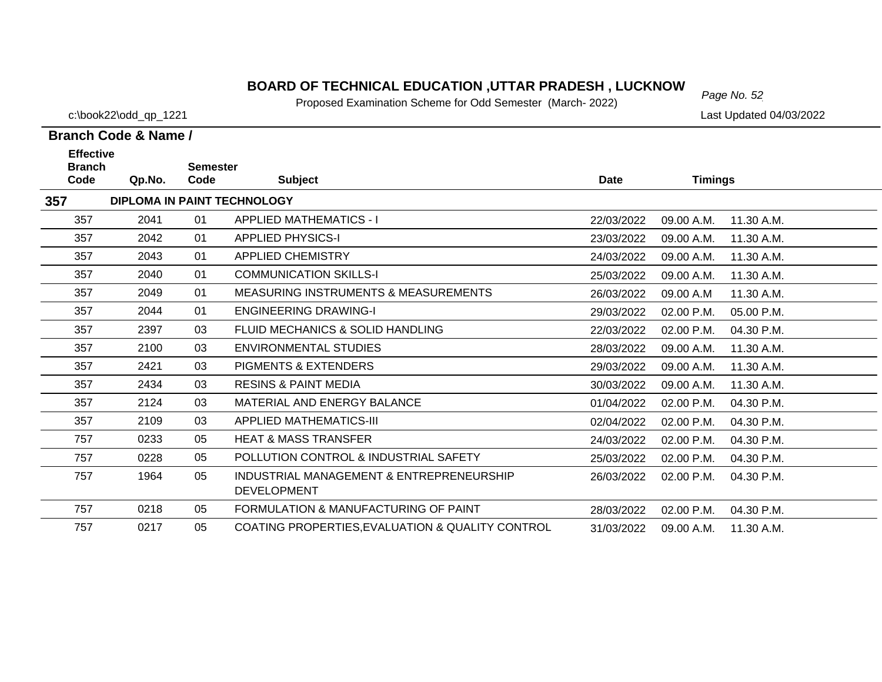# BOARD OF TECHNICAL EDUCATION ,UTTAR PRADESH , LUCKNOW

Proposed Examination Scheme for Odd Semester (March- 2022)

c:\book22\odd_qp_1221

Last Updated 04/03/2022

**Branch Code & Name /**

| Effective Branch Code | Qp.No. | Semester Code | Subject | Date | Timings | |
|---|---|---|---|---|---|---|
| **357** | **DIPLOMA IN PAINT TECHNOLOGY** | | | | | |
| 357 | 2041 | 01 | APPLIED MATHEMATICS - I | 22/03/2022 | 09.00 A.M. | 11.30 A.M. |
| 357 | 2042 | 01 | APPLIED PHYSICS-I | 23/03/2022 | 09.00 A.M. | 11.30 A.M. |
| 357 | 2043 | 01 | APPLIED CHEMISTRY | 24/03/2022 | 09.00 A.M. | 11.30 A.M. |
| 357 | 2040 | 01 | COMMUNICATION SKILLS-I | 25/03/2022 | 09.00 A.M. | 11.30 A.M. |
| 357 | 2049 | 01 | MEASURING INSTRUMENTS & MEASUREMENTS | 26/03/2022 | 09.00 A.M | 11.30 A.M. |
| 357 | 2044 | 01 | ENGINEERING DRAWING-I | 29/03/2022 | 02.00 P.M. | 05.00 P.M. |
| 357 | 2397 | 03 | FLUID MECHANICS & SOLID HANDLING | 22/03/2022 | 02.00 P.M. | 04.30 P.M. |
| 357 | 2100 | 03 | ENVIRONMENTAL STUDIES | 28/03/2022 | 09.00 A.M. | 11.30 A.M. |
| 357 | 2421 | 03 | PIGMENTS & EXTENDERS | 29/03/2022 | 09.00 A.M. | 11.30 A.M. |
| 357 | 2434 | 03 | RESINS & PAINT MEDIA | 30/03/2022 | 09.00 A.M. | 11.30 A.M. |
| 357 | 2124 | 03 | MATERIAL AND ENERGY BALANCE | 01/04/2022 | 02.00 P.M. | 04.30 P.M. |
| 357 | 2109 | 03 | APPLIED MATHEMATICS-III | 02/04/2022 | 02.00 P.M. | 04.30 P.M. |
| 757 | 0233 | 05 | HEAT & MASS TRANSFER | 24/03/2022 | 02.00 P.M. | 04.30 P.M. |
| 757 | 0228 | 05 | POLLUTION CONTROL & INDUSTRIAL SAFETY | 25/03/2022 | 02.00 P.M. | 04.30 P.M. |
| 757 | 1964 | 05 | INDUSTRIAL MANAGEMENT & ENTREPRENEURSHIP DEVELOPMENT | 26/03/2022 | 02.00 P.M. | 04.30 P.M. |
| 757 | 0218 | 05 | FORMULATION & MANUFACTURING OF PAINT | 28/03/2022 | 02.00 P.M. | 04.30 P.M. |
| 757 | 0217 | 05 | COATING PROPERTIES,EVALUATION & QUALITY CONTROL | 31/03/2022 | 09.00 A.M. | 11.30 A.M. |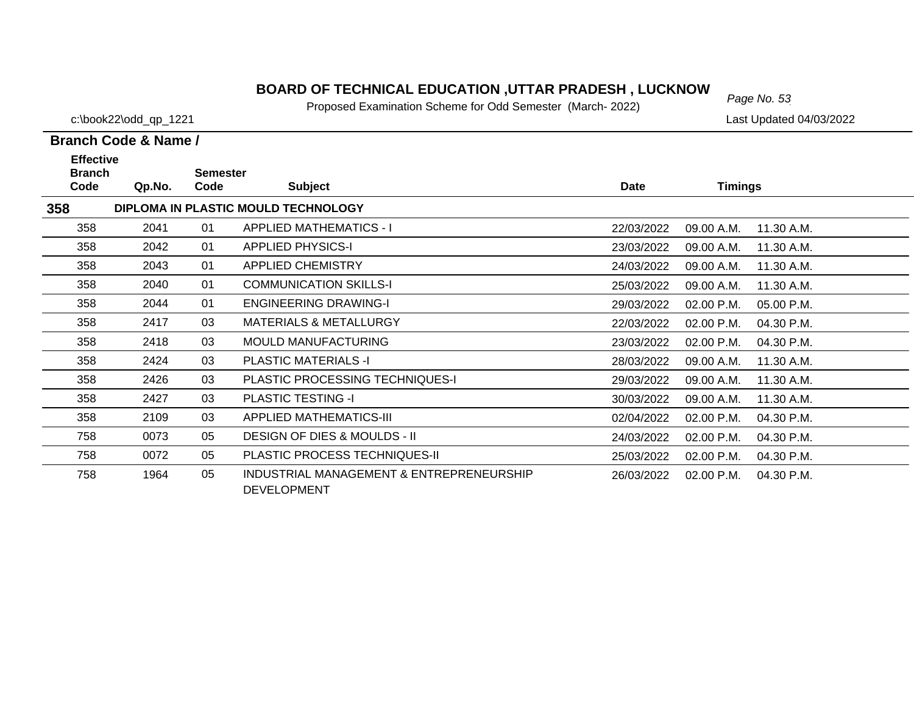**BOARD OF TECHNICAL EDUCATION ,UTTAR PRADESH , LUCKNOW**

Proposed Examination Scheme for Odd Semester (March- 2022)

c:\book22\odd_qp_1221

Last Updated 04/03/2022

**Branch Code & Name /**

| Effective Branch Code | Qp.No. | Semester Code | Subject | Date | Timings | |
|---|---|---|---|---|---|---|
| **358** | **DIPLOMA IN PLASTIC MOULD TECHNOLOGY** | | | | | |
| 358 | 2041 | 01 | APPLIED MATHEMATICS - I | 22/03/2022 | 09.00 A.M. | 11.30 A.M. |
| 358 | 2042 | 01 | APPLIED PHYSICS-I | 23/03/2022 | 09.00 A.M. | 11.30 A.M. |
| 358 | 2043 | 01 | APPLIED CHEMISTRY | 24/03/2022 | 09.00 A.M. | 11.30 A.M. |
| 358 | 2040 | 01 | COMMUNICATION SKILLS-I | 25/03/2022 | 09.00 A.M. | 11.30 A.M. |
| 358 | 2044 | 01 | ENGINEERING DRAWING-I | 29/03/2022 | 02.00 P.M. | 05.00 P.M. |
| 358 | 2417 | 03 | MATERIALS & METALLURGY | 22/03/2022 | 02.00 P.M. | 04.30 P.M. |
| 358 | 2418 | 03 | MOULD MANUFACTURING | 23/03/2022 | 02.00 P.M. | 04.30 P.M. |
| 358 | 2424 | 03 | PLASTIC MATERIALS -I | 28/03/2022 | 09.00 A.M. | 11.30 A.M. |
| 358 | 2426 | 03 | PLASTIC PROCESSING TECHNIQUES-I | 29/03/2022 | 09.00 A.M. | 11.30 A.M. |
| 358 | 2427 | 03 | PLASTIC TESTING -I | 30/03/2022 | 09.00 A.M. | 11.30 A.M. |
| 358 | 2109 | 03 | APPLIED MATHEMATICS-III | 02/04/2022 | 02.00 P.M. | 04.30 P.M. |
| 758 | 0073 | 05 | DESIGN OF DIES & MOULDS - II | 24/03/2022 | 02.00 P.M. | 04.30 P.M. |
| 758 | 0072 | 05 | PLASTIC PROCESS TECHNIQUES-II | 25/03/2022 | 02.00 P.M. | 04.30 P.M. |
| 758 | 1964 | 05 | INDUSTRIAL MANAGEMENT & ENTREPRENEURSHIP DEVELOPMENT | 26/03/2022 | 02.00 P.M. | 04.30 P.M. |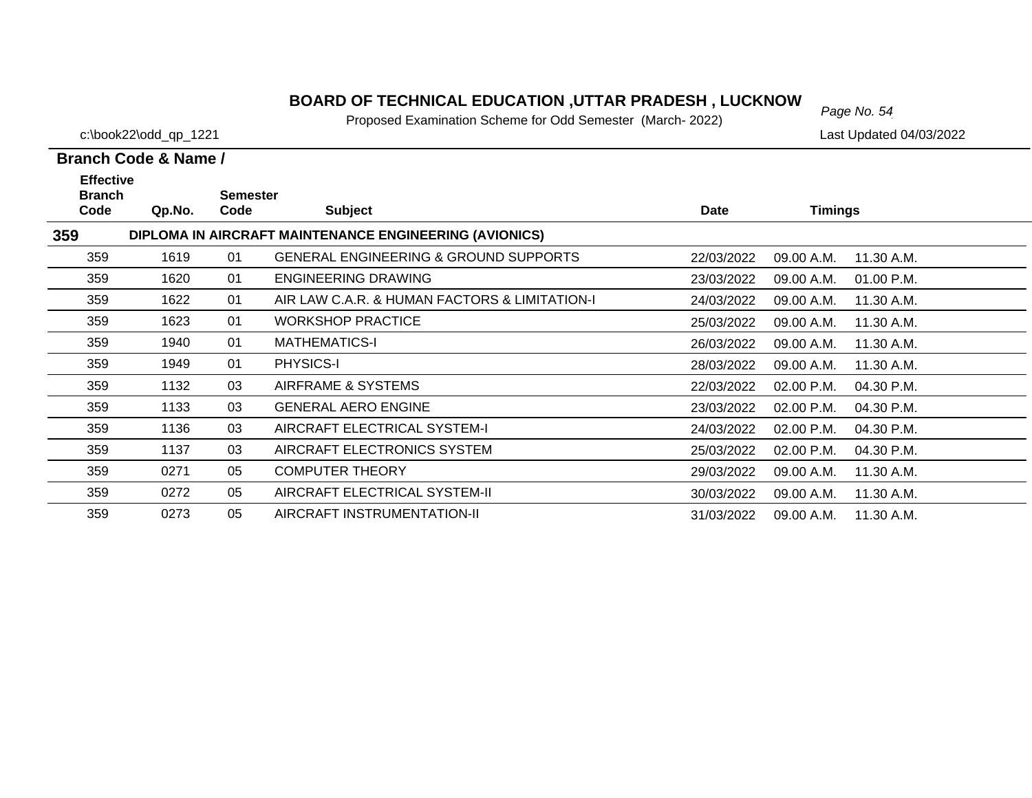# BOARD OF TECHNICAL EDUCATION ,UTTAR PRADESH , LUCKNOW

Proposed Examination Scheme for Odd Semester (March- 2022)

c:\book22\odd_qp_1221

Last Updated 04/03/2022

**Branch Code & Name /**

| Effective Branch Code | Qp.No. | Semester Code | Subject | Date | Timings | |
|---|---|---|---|---|---|---|
| **359** | | | **DIPLOMA IN AIRCRAFT MAINTENANCE ENGINEERING (AVIONICS)** | | | |
| 359 | 1619 | 01 | GENERAL ENGINEERING & GROUND SUPPORTS | 22/03/2022 | 09.00 A.M. | 11.30 A.M. |
| 359 | 1620 | 01 | ENGINEERING DRAWING | 23/03/2022 | 09.00 A.M. | 01.00 P.M. |
| 359 | 1622 | 01 | AIR LAW C.A.R. & HUMAN FACTORS & LIMITATION-I | 24/03/2022 | 09.00 A.M. | 11.30 A.M. |
| 359 | 1623 | 01 | WORKSHOP PRACTICE | 25/03/2022 | 09.00 A.M. | 11.30 A.M. |
| 359 | 1940 | 01 | MATHEMATICS-I | 26/03/2022 | 09.00 A.M. | 11.30 A.M. |
| 359 | 1949 | 01 | PHYSICS-I | 28/03/2022 | 09.00 A.M. | 11.30 A.M. |
| 359 | 1132 | 03 | AIRFRAME & SYSTEMS | 22/03/2022 | 02.00 P.M. | 04.30 P.M. |
| 359 | 1133 | 03 | GENERAL AERO ENGINE | 23/03/2022 | 02.00 P.M. | 04.30 P.M. |
| 359 | 1136 | 03 | AIRCRAFT ELECTRICAL SYSTEM-I | 24/03/2022 | 02.00 P.M. | 04.30 P.M. |
| 359 | 1137 | 03 | AIRCRAFT ELECTRONICS SYSTEM | 25/03/2022 | 02.00 P.M. | 04.30 P.M. |
| 359 | 0271 | 05 | COMPUTER THEORY | 29/03/2022 | 09.00 A.M. | 11.30 A.M. |
| 359 | 0272 | 05 | AIRCRAFT ELECTRICAL SYSTEM-II | 30/03/2022 | 09.00 A.M. | 11.30 A.M. |
| 359 | 0273 | 05 | AIRCRAFT INSTRUMENTATION-II | 31/03/2022 | 09.00 A.M. | 11.30 A.M. |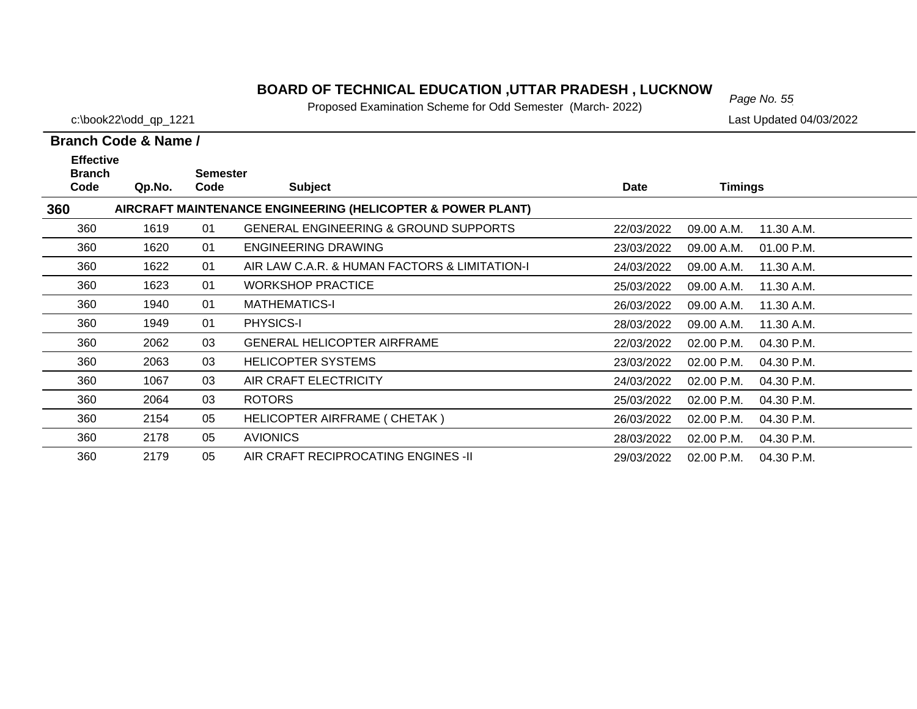# BOARD OF TECHNICAL EDUCATION ,UTTAR PRADESH , LUCKNOW

Proposed Examination Scheme for Odd Semester (March- 2022)

c:\book22\odd_qp_1221

Last Updated 04/03/2022

**Branch Code & Name /**

| Effective Branch Code | Qp.No. | Semester Code | Subject | Date | Timings | |
|---|---|---|---|---|---|---|
| **360** | **AIRCRAFT MAINTENANCE ENGINEERING (HELICOPTER & POWER PLANT)** | | | | | |
| 360 | 1619 | 01 | GENERAL ENGINEERING & GROUND SUPPORTS | 22/03/2022 | 09.00 A.M. | 11.30 A.M. |
| 360 | 1620 | 01 | ENGINEERING DRAWING | 23/03/2022 | 09.00 A.M. | 01.00 P.M. |
| 360 | 1622 | 01 | AIR LAW C.A.R. & HUMAN FACTORS & LIMITATION-I | 24/03/2022 | 09.00 A.M. | 11.30 A.M. |
| 360 | 1623 | 01 | WORKSHOP PRACTICE | 25/03/2022 | 09.00 A.M. | 11.30 A.M. |
| 360 | 1940 | 01 | MATHEMATICS-I | 26/03/2022 | 09.00 A.M. | 11.30 A.M. |
| 360 | 1949 | 01 | PHYSICS-I | 28/03/2022 | 09.00 A.M. | 11.30 A.M. |
| 360 | 2062 | 03 | GENERAL HELICOPTER AIRFRAME | 22/03/2022 | 02.00 P.M. | 04.30 P.M. |
| 360 | 2063 | 03 | HELICOPTER SYSTEMS | 23/03/2022 | 02.00 P.M. | 04.30 P.M. |
| 360 | 1067 | 03 | AIR CRAFT ELECTRICITY | 24/03/2022 | 02.00 P.M. | 04.30 P.M. |
| 360 | 2064 | 03 | ROTORS | 25/03/2022 | 02.00 P.M. | 04.30 P.M. |
| 360 | 2154 | 05 | HELICOPTER AIRFRAME ( CHETAK ) | 26/03/2022 | 02.00 P.M. | 04.30 P.M. |
| 360 | 2178 | 05 | AVIONICS | 28/03/2022 | 02.00 P.M. | 04.30 P.M. |
| 360 | 2179 | 05 | AIR CRAFT RECIPROCATING ENGINES -II | 29/03/2022 | 02.00 P.M. | 04.30 P.M. |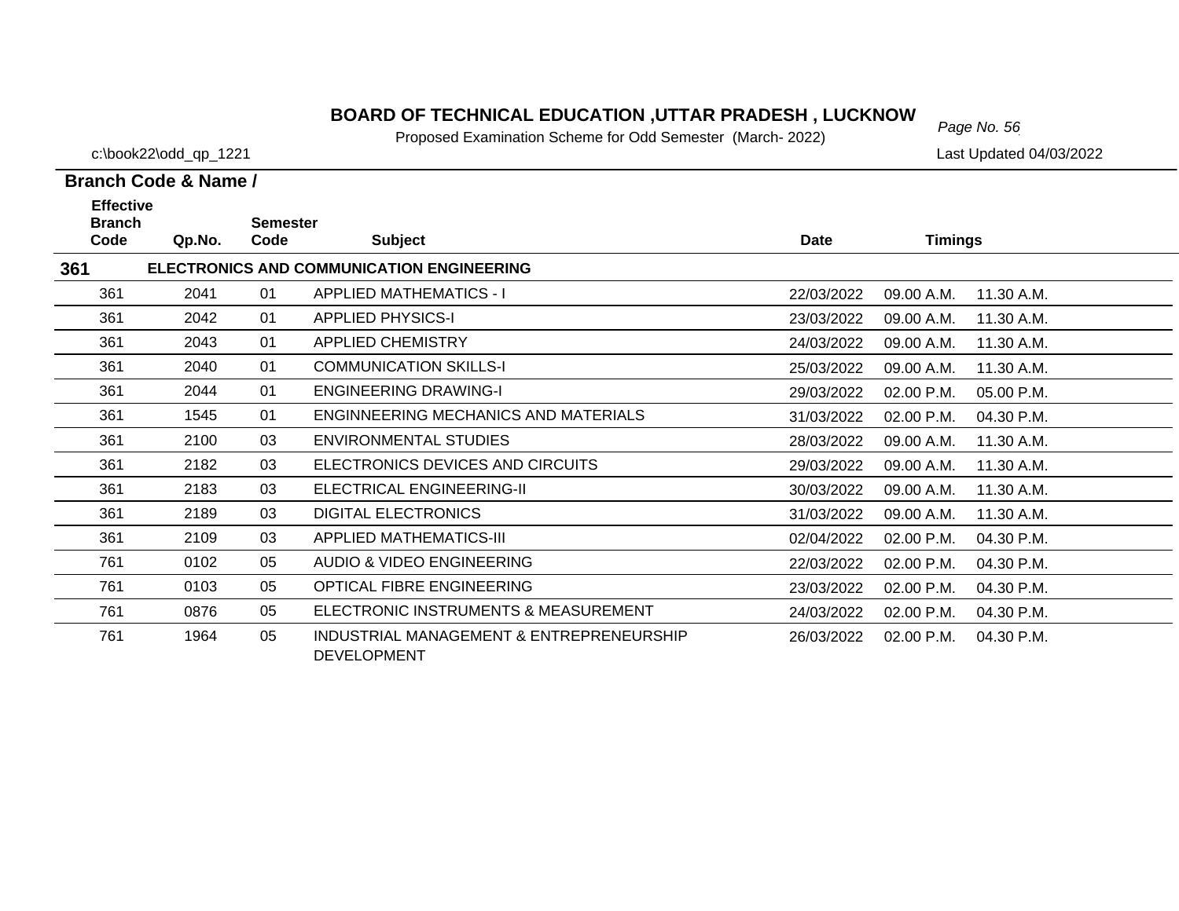# BOARD OF TECHNICAL EDUCATION ,UTTAR PRADESH , LUCKNOW

Proposed Examination Scheme for Odd Semester (March- 2022)

c:\book22\odd_qp_1221

Last Updated 04/03/2022

**Branch Code & Name /**

| Effective Branch Code | Qp.No. | Semester Code | Subject | Date | Timings | |
|---|---|---|---|---|---|---|
| **361** | | | **ELECTRONICS AND COMMUNICATION ENGINEERING** | | | |
| 361 | 2041 | 01 | APPLIED MATHEMATICS - I | 22/03/2022 | 09.00 A.M. | 11.30 A.M. |
| 361 | 2042 | 01 | APPLIED PHYSICS-I | 23/03/2022 | 09.00 A.M. | 11.30 A.M. |
| 361 | 2043 | 01 | APPLIED CHEMISTRY | 24/03/2022 | 09.00 A.M. | 11.30 A.M. |
| 361 | 2040 | 01 | COMMUNICATION SKILLS-I | 25/03/2022 | 09.00 A.M. | 11.30 A.M. |
| 361 | 2044 | 01 | ENGINEERING DRAWING-I | 29/03/2022 | 02.00 P.M. | 05.00 P.M. |
| 361 | 1545 | 01 | ENGINNEERING MECHANICS AND MATERIALS | 31/03/2022 | 02.00 P.M. | 04.30 P.M. |
| 361 | 2100 | 03 | ENVIRONMENTAL STUDIES | 28/03/2022 | 09.00 A.M. | 11.30 A.M. |
| 361 | 2182 | 03 | ELECTRONICS DEVICES AND CIRCUITS | 29/03/2022 | 09.00 A.M. | 11.30 A.M. |
| 361 | 2183 | 03 | ELECTRICAL ENGINEERING-II | 30/03/2022 | 09.00 A.M. | 11.30 A.M. |
| 361 | 2189 | 03 | DIGITAL ELECTRONICS | 31/03/2022 | 09.00 A.M. | 11.30 A.M. |
| 361 | 2109 | 03 | APPLIED MATHEMATICS-III | 02/04/2022 | 02.00 P.M. | 04.30 P.M. |
| 761 | 0102 | 05 | AUDIO & VIDEO ENGINEERING | 22/03/2022 | 02.00 P.M. | 04.30 P.M. |
| 761 | 0103 | 05 | OPTICAL FIBRE ENGINEERING | 23/03/2022 | 02.00 P.M. | 04.30 P.M. |
| 761 | 0876 | 05 | ELECTRONIC INSTRUMENTS & MEASUREMENT | 24/03/2022 | 02.00 P.M. | 04.30 P.M. |
| 761 | 1964 | 05 | INDUSTRIAL MANAGEMENT & ENTREPRENEURSHIP DEVELOPMENT | 26/03/2022 | 02.00 P.M. | 04.30 P.M. |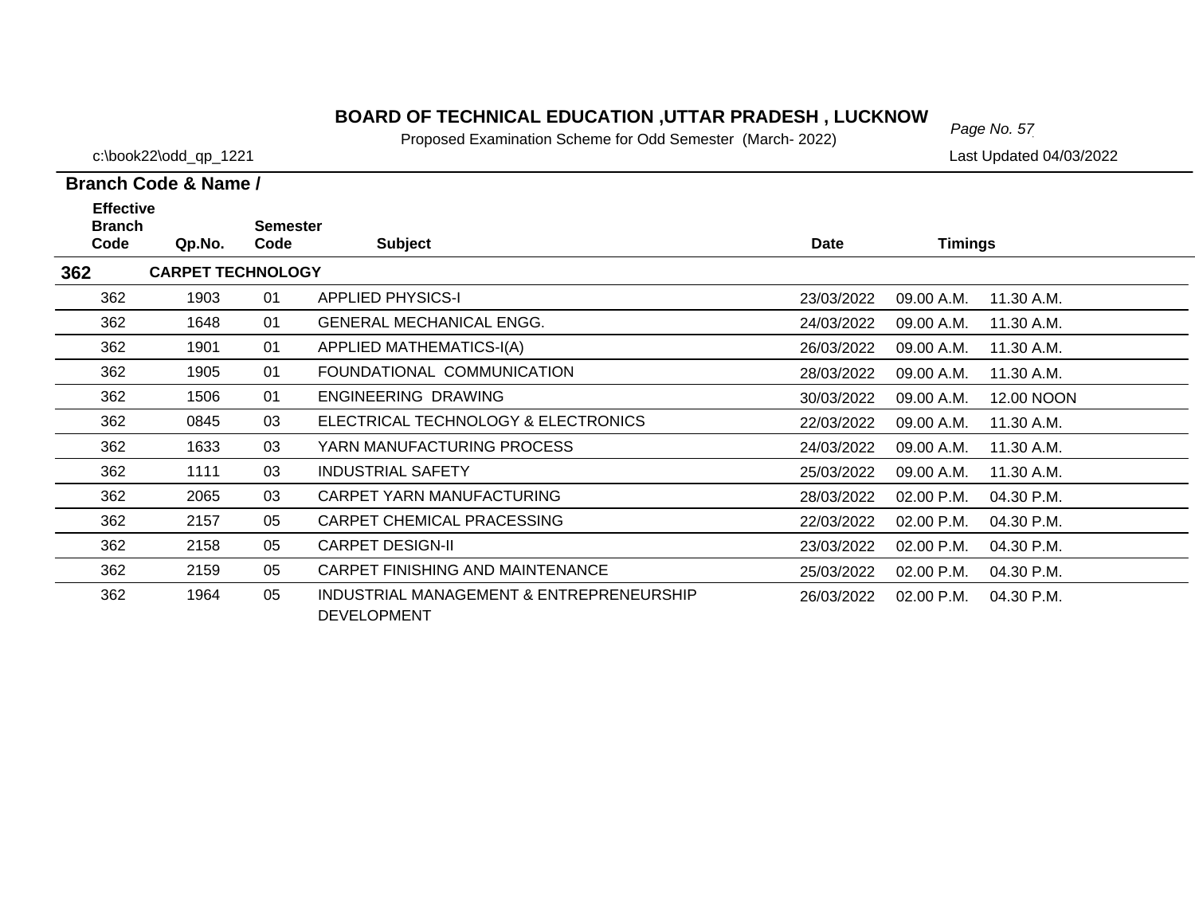# BOARD OF TECHNICAL EDUCATION ,UTTAR PRADESH , LUCKNOW

Proposed Examination Scheme for Odd Semester (March- 2022)

c:\book22\odd_qp_1221

Last Updated 04/03/2022

**Branch Code & Name /**

| Effective Branch Code | Qp.No. | Semester Code | Subject | Date | Timings | |
|---|---|---|---|---|---|---|
| **362** | **CARPET TECHNOLOGY** | | | | | |
| 362 | 1903 | 01 | APPLIED PHYSICS-I | 23/03/2022 | 09.00 A.M. | 11.30 A.M. |
| 362 | 1648 | 01 | GENERAL MECHANICAL ENGG. | 24/03/2022 | 09.00 A.M. | 11.30 A.M. |
| 362 | 1901 | 01 | APPLIED MATHEMATICS-I(A) | 26/03/2022 | 09.00 A.M. | 11.30 A.M. |
| 362 | 1905 | 01 | FOUNDATIONAL COMMUNICATION | 28/03/2022 | 09.00 A.M. | 11.30 A.M. |
| 362 | 1506 | 01 | ENGINEERING DRAWING | 30/03/2022 | 09.00 A.M. | 12.00 NOON |
| 362 | 0845 | 03 | ELECTRICAL TECHNOLOGY & ELECTRONICS | 22/03/2022 | 09.00 A.M. | 11.30 A.M. |
| 362 | 1633 | 03 | YARN MANUFACTURING PROCESS | 24/03/2022 | 09.00 A.M. | 11.30 A.M. |
| 362 | 1111 | 03 | INDUSTRIAL SAFETY | 25/03/2022 | 09.00 A.M. | 11.30 A.M. |
| 362 | 2065 | 03 | CARPET YARN MANUFACTURING | 28/03/2022 | 02.00 P.M. | 04.30 P.M. |
| 362 | 2157 | 05 | CARPET CHEMICAL PRACESSING | 22/03/2022 | 02.00 P.M. | 04.30 P.M. |
| 362 | 2158 | 05 | CARPET DESIGN-II | 23/03/2022 | 02.00 P.M. | 04.30 P.M. |
| 362 | 2159 | 05 | CARPET FINISHING AND MAINTENANCE | 25/03/2022 | 02.00 P.M. | 04.30 P.M. |
| 362 | 1964 | 05 | INDUSTRIAL MANAGEMENT & ENTREPRENEURSHIP DEVELOPMENT | 26/03/2022 | 02.00 P.M. | 04.30 P.M. |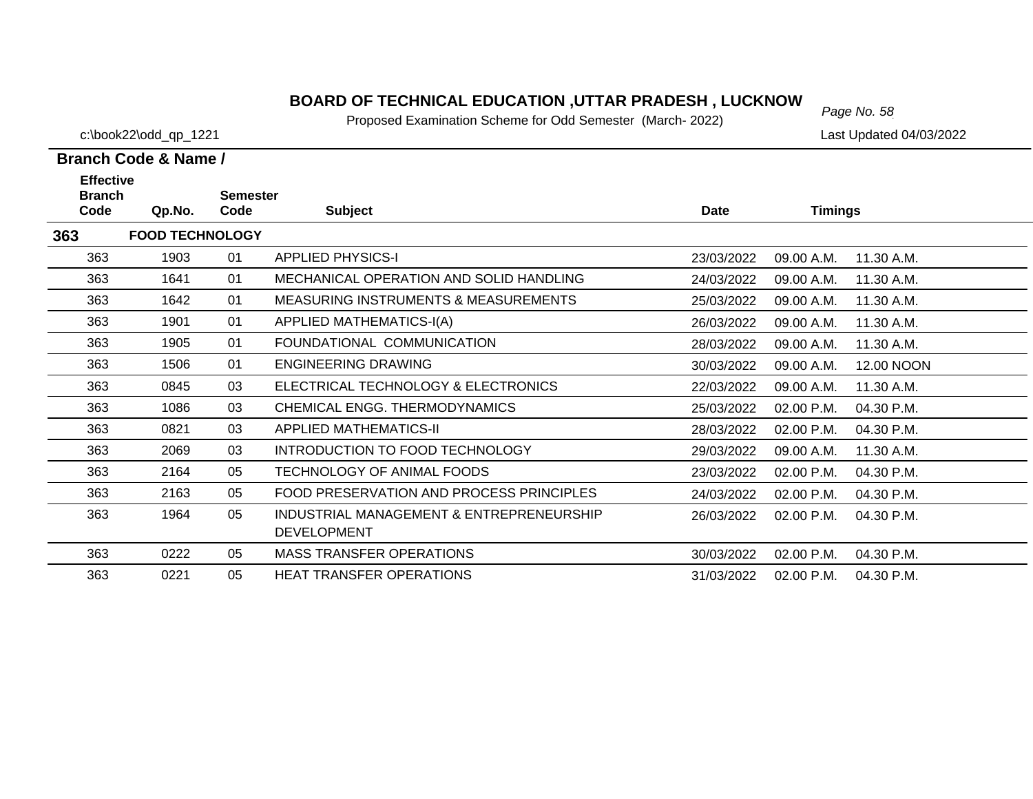# BOARD OF TECHNICAL EDUCATION ,UTTAR PRADESH , LUCKNOW

Proposed Examination Scheme for Odd Semester (March- 2022)

c:\book22\odd_qp_1221

Last Updated 04/03/2022

**Branch Code & Name /**

| Effective Branch Code | Qp.No. | Semester Code | Subject | Date | Timings | |
|---|---|---|---|---|---|---|
| **363** | **FOOD TECHNOLOGY** | | | | | |
| 363 | 1903 | 01 | APPLIED PHYSICS-I | 23/03/2022 | 09.00 A.M. | 11.30 A.M. |
| 363 | 1641 | 01 | MECHANICAL OPERATION AND SOLID HANDLING | 24/03/2022 | 09.00 A.M. | 11.30 A.M. |
| 363 | 1642 | 01 | MEASURING INSTRUMENTS & MEASUREMENTS | 25/03/2022 | 09.00 A.M. | 11.30 A.M. |
| 363 | 1901 | 01 | APPLIED MATHEMATICS-I(A) | 26/03/2022 | 09.00 A.M. | 11.30 A.M. |
| 363 | 1905 | 01 | FOUNDATIONAL COMMUNICATION | 28/03/2022 | 09.00 A.M. | 11.30 A.M. |
| 363 | 1506 | 01 | ENGINEERING DRAWING | 30/03/2022 | 09.00 A.M. | 12.00 NOON |
| 363 | 0845 | 03 | ELECTRICAL TECHNOLOGY & ELECTRONICS | 22/03/2022 | 09.00 A.M. | 11.30 A.M. |
| 363 | 1086 | 03 | CHEMICAL ENGG. THERMODYNAMICS | 25/03/2022 | 02.00 P.M. | 04.30 P.M. |
| 363 | 0821 | 03 | APPLIED MATHEMATICS-II | 28/03/2022 | 02.00 P.M. | 04.30 P.M. |
| 363 | 2069 | 03 | INTRODUCTION TO FOOD TECHNOLOGY | 29/03/2022 | 09.00 A.M. | 11.30 A.M. |
| 363 | 2164 | 05 | TECHNOLOGY OF ANIMAL FOODS | 23/03/2022 | 02.00 P.M. | 04.30 P.M. |
| 363 | 2163 | 05 | FOOD PRESERVATION AND PROCESS PRINCIPLES | 24/03/2022 | 02.00 P.M. | 04.30 P.M. |
| 363 | 1964 | 05 | INDUSTRIAL MANAGEMENT & ENTREPRENEURSHIP DEVELOPMENT | 26/03/2022 | 02.00 P.M. | 04.30 P.M. |
| 363 | 0222 | 05 | MASS TRANSFER OPERATIONS | 30/03/2022 | 02.00 P.M. | 04.30 P.M. |
| 363 | 0221 | 05 | HEAT TRANSFER OPERATIONS | 31/03/2022 | 02.00 P.M. | 04.30 P.M. |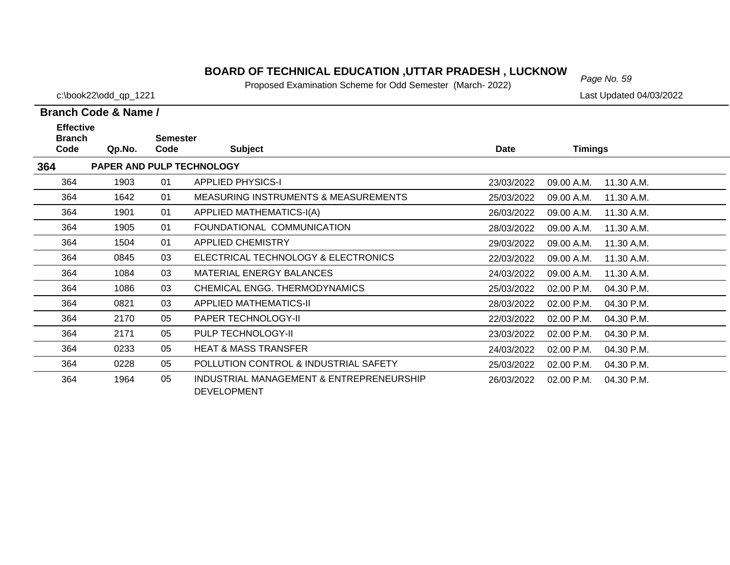# BOARD OF TECHNICAL EDUCATION ,UTTAR PRADESH , LUCKNOW

Proposed Examination Scheme for Odd Semester (March- 2022)

c:\book22\odd_qp_1221

Last Updated 04/03/2022

**Branch Code & Name /**

| Effective Branch Code | Qp.No. | Semester Code | Subject | Date | Timings | |
|---|---|---|---|---|---|---|
| **364** | **PAPER AND PULP TECHNOLOGY** | | | | | |
| 364 | 1903 | 01 | APPLIED PHYSICS-I | 23/03/2022 | 09.00 A.M. | 11.30 A.M. |
| 364 | 1642 | 01 | MEASURING INSTRUMENTS & MEASUREMENTS | 25/03/2022 | 09.00 A.M. | 11.30 A.M. |
| 364 | 1901 | 01 | APPLIED MATHEMATICS-I(A) | 26/03/2022 | 09.00 A.M. | 11.30 A.M. |
| 364 | 1905 | 01 | FOUNDATIONAL COMMUNICATION | 28/03/2022 | 09.00 A.M. | 11.30 A.M. |
| 364 | 1504 | 01 | APPLIED CHEMISTRY | 29/03/2022 | 09.00 A.M. | 11.30 A.M. |
| 364 | 0845 | 03 | ELECTRICAL TECHNOLOGY & ELECTRONICS | 22/03/2022 | 09.00 A.M. | 11.30 A.M. |
| 364 | 1084 | 03 | MATERIAL ENERGY BALANCES | 24/03/2022 | 09.00 A.M. | 11.30 A.M. |
| 364 | 1086 | 03 | CHEMICAL ENGG. THERMODYNAMICS | 25/03/2022 | 02.00 P.M. | 04.30 P.M. |
| 364 | 0821 | 03 | APPLIED MATHEMATICS-II | 28/03/2022 | 02.00 P.M. | 04.30 P.M. |
| 364 | 2170 | 05 | PAPER TECHNOLOGY-II | 22/03/2022 | 02.00 P.M. | 04.30 P.M. |
| 364 | 2171 | 05 | PULP TECHNOLOGY-II | 23/03/2022 | 02.00 P.M. | 04.30 P.M. |
| 364 | 0233 | 05 | HEAT & MASS TRANSFER | 24/03/2022 | 02.00 P.M. | 04.30 P.M. |
| 364 | 0228 | 05 | POLLUTION CONTROL & INDUSTRIAL SAFETY | 25/03/2022 | 02.00 P.M. | 04.30 P.M. |
| 364 | 1964 | 05 | INDUSTRIAL MANAGEMENT & ENTREPRENEURSHIP DEVELOPMENT | 26/03/2022 | 02.00 P.M. | 04.30 P.M. |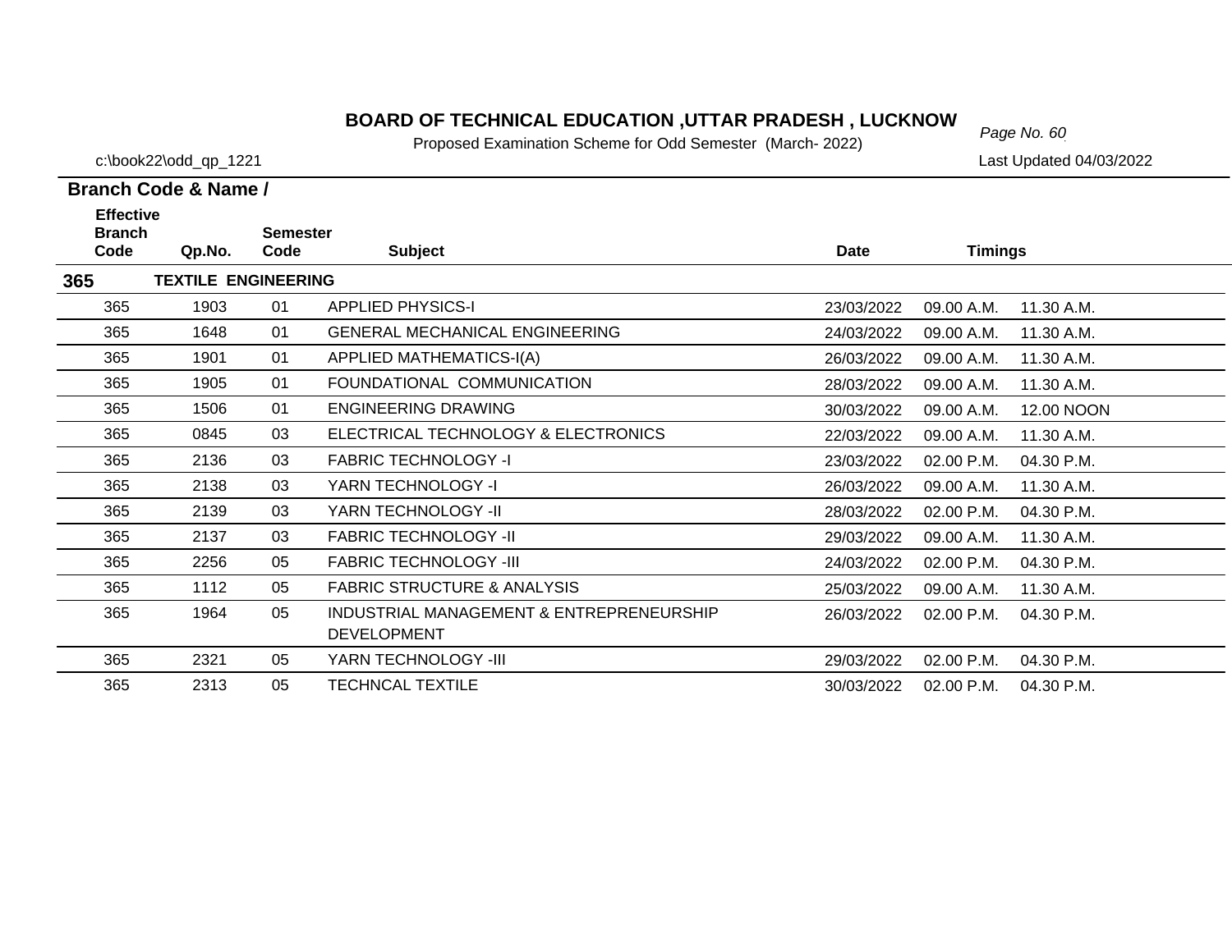# BOARD OF TECHNICAL EDUCATION ,UTTAR PRADESH , LUCKNOW

Proposed Examination Scheme for Odd Semester (March- 2022)

c:\book22\odd_qp_1221

Last Updated 04/03/2022

**Branch Code & Name /**

| Effective Branch Code | Qp.No. | Semester Code | Subject | Date | Timings | |
|---|---|---|---|---|---|---|
| **365** | **TEXTILE ENGINEERING** | | | | | |
| 365 | 1903 | 01 | APPLIED PHYSICS-I | 23/03/2022 | 09.00 A.M. | 11.30 A.M. |
| 365 | 1648 | 01 | GENERAL MECHANICAL ENGINEERING | 24/03/2022 | 09.00 A.M. | 11.30 A.M. |
| 365 | 1901 | 01 | APPLIED MATHEMATICS-I(A) | 26/03/2022 | 09.00 A.M. | 11.30 A.M. |
| 365 | 1905 | 01 | FOUNDATIONAL COMMUNICATION | 28/03/2022 | 09.00 A.M. | 11.30 A.M. |
| 365 | 1506 | 01 | ENGINEERING DRAWING | 30/03/2022 | 09.00 A.M. | 12.00 NOON |
| 365 | 0845 | 03 | ELECTRICAL TECHNOLOGY & ELECTRONICS | 22/03/2022 | 09.00 A.M. | 11.30 A.M. |
| 365 | 2136 | 03 | FABRIC TECHNOLOGY -I | 23/03/2022 | 02.00 P.M. | 04.30 P.M. |
| 365 | 2138 | 03 | YARN TECHNOLOGY -I | 26/03/2022 | 09.00 A.M. | 11.30 A.M. |
| 365 | 2139 | 03 | YARN TECHNOLOGY -II | 28/03/2022 | 02.00 P.M. | 04.30 P.M. |
| 365 | 2137 | 03 | FABRIC TECHNOLOGY -II | 29/03/2022 | 09.00 A.M. | 11.30 A.M. |
| 365 | 2256 | 05 | FABRIC TECHNOLOGY -III | 24/03/2022 | 02.00 P.M. | 04.30 P.M. |
| 365 | 1112 | 05 | FABRIC STRUCTURE & ANALYSIS | 25/03/2022 | 09.00 A.M. | 11.30 A.M. |
| 365 | 1964 | 05 | INDUSTRIAL MANAGEMENT & ENTREPRENEURSHIP DEVELOPMENT | 26/03/2022 | 02.00 P.M. | 04.30 P.M. |
| 365 | 2321 | 05 | YARN TECHNOLOGY -III | 29/03/2022 | 02.00 P.M. | 04.30 P.M. |
| 365 | 2313 | 05 | TECHNCAL TEXTILE | 30/03/2022 | 02.00 P.M. | 04.30 P.M. |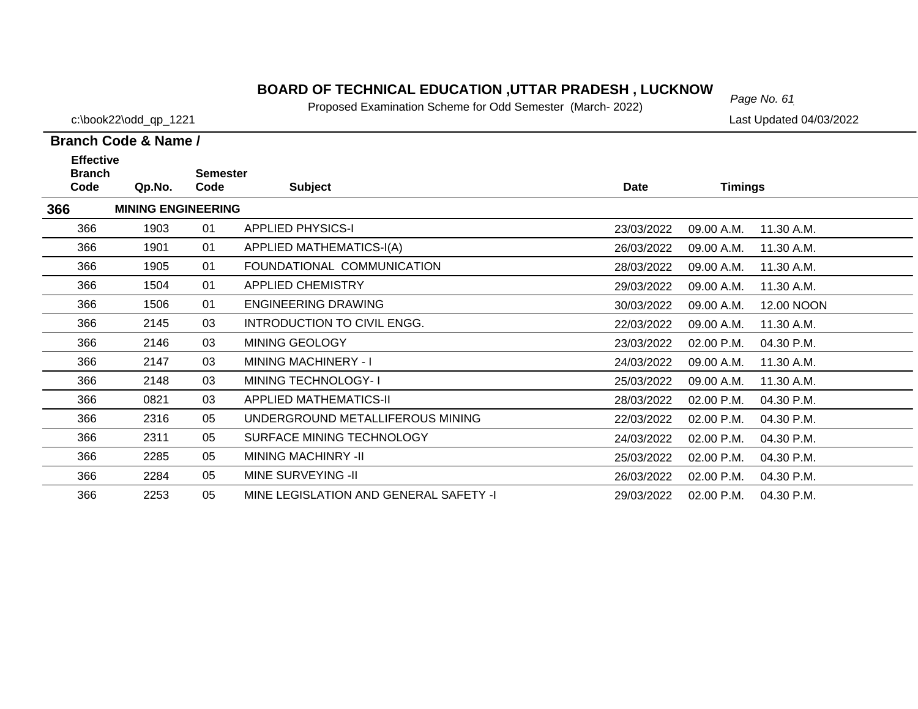# BOARD OF TECHNICAL EDUCATION ,UTTAR PRADESH , LUCKNOW

Proposed Examination Scheme for Odd Semester (March- 2022)

c:\book22\odd_qp_1221

Last Updated 04/03/2022

**Branch Code & Name /**

| Effective Branch Code | Qp.No. | Semester Code | Subject | Date | Timings | |
|---|---|---|---|---|---|---|
| **366** | **MINING ENGINEERING** | | | | | |
| 366 | 1903 | 01 | APPLIED PHYSICS-I | 23/03/2022 | 09.00 A.M. | 11.30 A.M. |
| 366 | 1901 | 01 | APPLIED MATHEMATICS-I(A) | 26/03/2022 | 09.00 A.M. | 11.30 A.M. |
| 366 | 1905 | 01 | FOUNDATIONAL COMMUNICATION | 28/03/2022 | 09.00 A.M. | 11.30 A.M. |
| 366 | 1504 | 01 | APPLIED CHEMISTRY | 29/03/2022 | 09.00 A.M. | 11.30 A.M. |
| 366 | 1506 | 01 | ENGINEERING DRAWING | 30/03/2022 | 09.00 A.M. | 12.00 NOON |
| 366 | 2145 | 03 | INTRODUCTION TO CIVIL ENGG. | 22/03/2022 | 09.00 A.M. | 11.30 A.M. |
| 366 | 2146 | 03 | MINING GEOLOGY | 23/03/2022 | 02.00 P.M. | 04.30 P.M. |
| 366 | 2147 | 03 | MINING MACHINERY - I | 24/03/2022 | 09.00 A.M. | 11.30 A.M. |
| 366 | 2148 | 03 | MINING TECHNOLOGY- I | 25/03/2022 | 09.00 A.M. | 11.30 A.M. |
| 366 | 0821 | 03 | APPLIED MATHEMATICS-II | 28/03/2022 | 02.00 P.M. | 04.30 P.M. |
| 366 | 2316 | 05 | UNDERGROUND METALLIFEROUS MINING | 22/03/2022 | 02.00 P.M. | 04.30 P.M. |
| 366 | 2311 | 05 | SURFACE MINING TECHNOLOGY | 24/03/2022 | 02.00 P.M. | 04.30 P.M. |
| 366 | 2285 | 05 | MINING MACHINRY -II | 25/03/2022 | 02.00 P.M. | 04.30 P.M. |
| 366 | 2284 | 05 | MINE SURVEYING -II | 26/03/2022 | 02.00 P.M. | 04.30 P.M. |
| 366 | 2253 | 05 | MINE LEGISLATION AND GENERAL SAFETY -I | 29/03/2022 | 02.00 P.M. | 04.30 P.M. |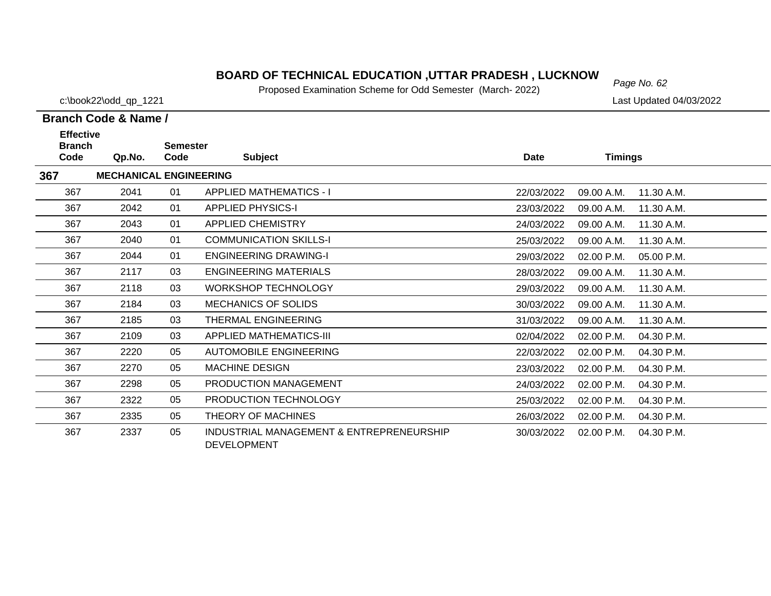# BOARD OF TECHNICAL EDUCATION ,UTTAR PRADESH , LUCKNOW

Proposed Examination Scheme for Odd Semester (March- 2022)

c:\book22\odd_qp_1221

Last Updated 04/03/2022

**Branch Code & Name /**

| Effective Branch Code | Qp.No. | Semester Code | Subject | Date | Timings | |
|---|---|---|---|---|---|---|
| **367** | **MECHANICAL ENGINEERING** | | | | | |
| 367 | 2041 | 01 | APPLIED MATHEMATICS - I | 22/03/2022 | 09.00 A.M. | 11.30 A.M. |
| 367 | 2042 | 01 | APPLIED PHYSICS-I | 23/03/2022 | 09.00 A.M. | 11.30 A.M. |
| 367 | 2043 | 01 | APPLIED CHEMISTRY | 24/03/2022 | 09.00 A.M. | 11.30 A.M. |
| 367 | 2040 | 01 | COMMUNICATION SKILLS-I | 25/03/2022 | 09.00 A.M. | 11.30 A.M. |
| 367 | 2044 | 01 | ENGINEERING DRAWING-I | 29/03/2022 | 02.00 P.M. | 05.00 P.M. |
| 367 | 2117 | 03 | ENGINEERING MATERIALS | 28/03/2022 | 09.00 A.M. | 11.30 A.M. |
| 367 | 2118 | 03 | WORKSHOP TECHNOLOGY | 29/03/2022 | 09.00 A.M. | 11.30 A.M. |
| 367 | 2184 | 03 | MECHANICS OF SOLIDS | 30/03/2022 | 09.00 A.M. | 11.30 A.M. |
| 367 | 2185 | 03 | THERMAL ENGINEERING | 31/03/2022 | 09.00 A.M. | 11.30 A.M. |
| 367 | 2109 | 03 | APPLIED MATHEMATICS-III | 02/04/2022 | 02.00 P.M. | 04.30 P.M. |
| 367 | 2220 | 05 | AUTOMOBILE ENGINEERING | 22/03/2022 | 02.00 P.M. | 04.30 P.M. |
| 367 | 2270 | 05 | MACHINE DESIGN | 23/03/2022 | 02.00 P.M. | 04.30 P.M. |
| 367 | 2298 | 05 | PRODUCTION MANAGEMENT | 24/03/2022 | 02.00 P.M. | 04.30 P.M. |
| 367 | 2322 | 05 | PRODUCTION TECHNOLOGY | 25/03/2022 | 02.00 P.M. | 04.30 P.M. |
| 367 | 2335 | 05 | THEORY OF MACHINES | 26/03/2022 | 02.00 P.M. | 04.30 P.M. |
| 367 | 2337 | 05 | INDUSTRIAL MANAGEMENT & ENTREPRENEURSHIP DEVELOPMENT | 30/03/2022 | 02.00 P.M. | 04.30 P.M. |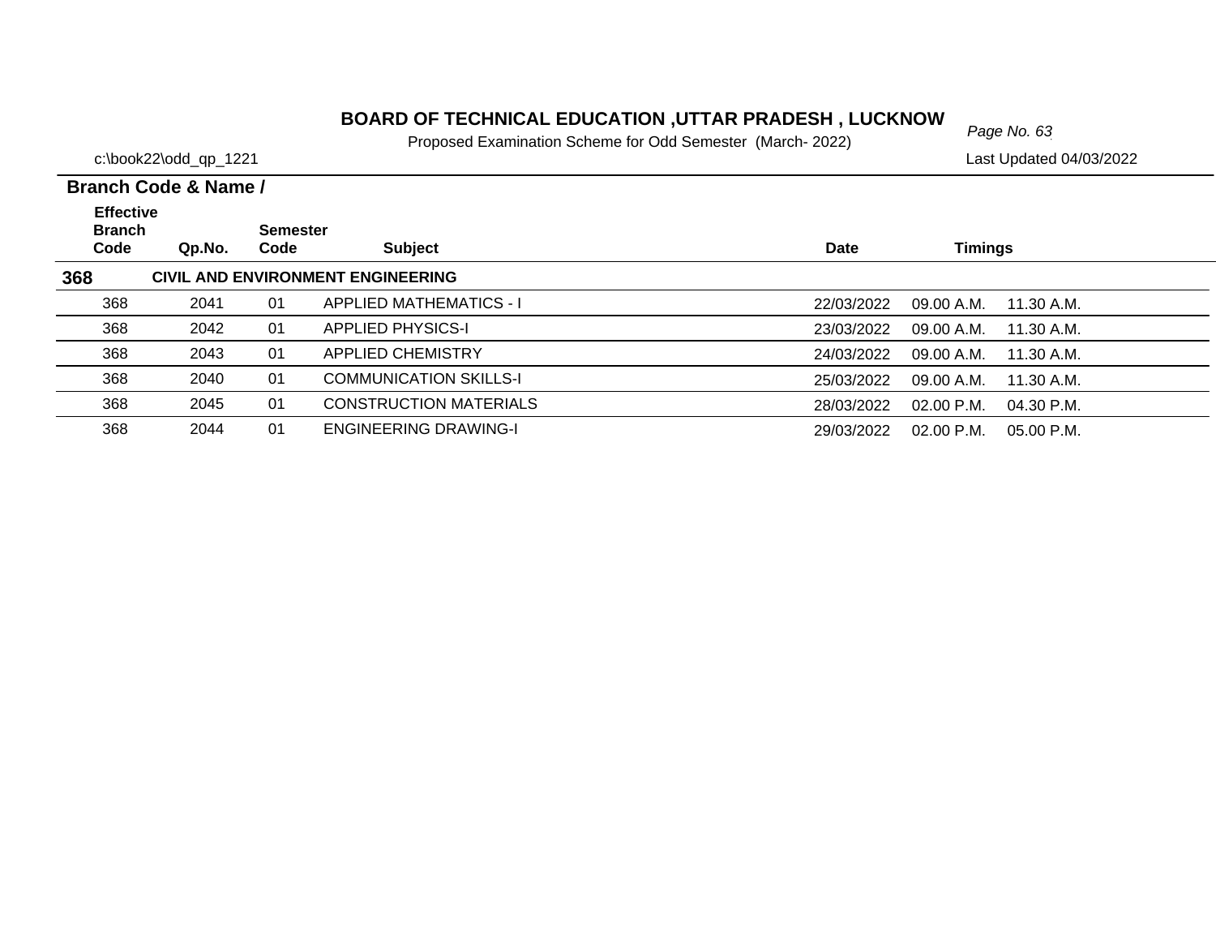# BOARD OF TECHNICAL EDUCATION ,UTTAR PRADESH , LUCKNOW

Proposed Examination Scheme for Odd Semester (March- 2022)

c:\book22\odd_qp_1221

Last Updated 04/03/2022

**Branch Code & Name /**

| Effective Branch Code | Qp.No. | Semester Code | Subject | Date | Timings | |
|---|---|---|---|---|---|---|
| **368** | **CIVIL AND ENVIRONMENT ENGINEERING** | | | | | |
| 368 | 2041 | 01 | APPLIED MATHEMATICS - I | 22/03/2022 | 09.00 A.M. | 11.30 A.M. |
| 368 | 2042 | 01 | APPLIED PHYSICS-I | 23/03/2022 | 09.00 A.M. | 11.30 A.M. |
| 368 | 2043 | 01 | APPLIED CHEMISTRY | 24/03/2022 | 09.00 A.M. | 11.30 A.M. |
| 368 | 2040 | 01 | COMMUNICATION SKILLS-I | 25/03/2022 | 09.00 A.M. | 11.30 A.M. |
| 368 | 2045 | 01 | CONSTRUCTION MATERIALS | 28/03/2022 | 02.00 P.M. | 04.30 P.M. |
| 368 | 2044 | 01 | ENGINEERING DRAWING-I | 29/03/2022 | 02.00 P.M. | 05.00 P.M. |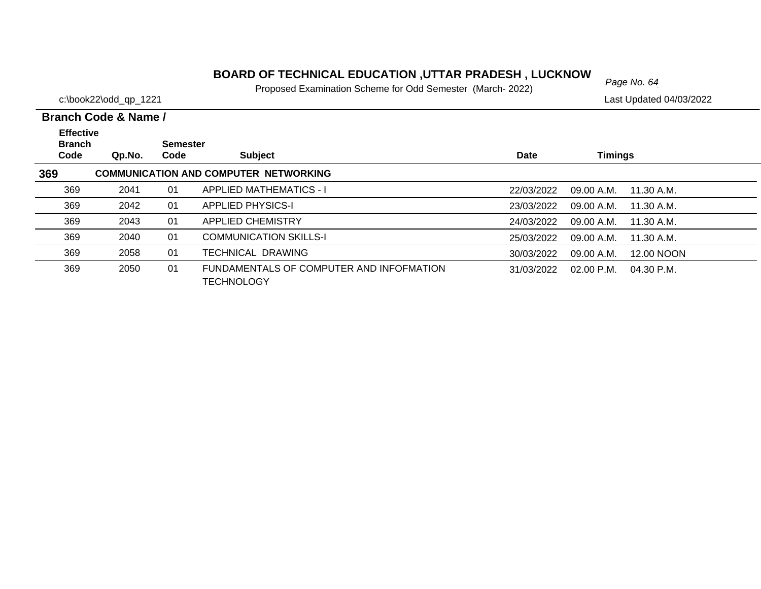# BOARD OF TECHNICAL EDUCATION ,UTTAR PRADESH , LUCKNOW

Proposed Examination Scheme for Odd Semester (March- 2022)

c:\book22\odd_qp_1221

Last Updated 04/03/2022

**Branch Code & Name /**

| Effective Branch Code | Qp.No. | Semester Code | Subject | Date | Timings | |
|---|---|---|---|---|---|---|
| **369** | **COMMUNICATION AND COMPUTER NETWORKING** | | | | | |
| 369 | 2041 | 01 | APPLIED MATHEMATICS - I | 22/03/2022 | 09.00 A.M. | 11.30 A.M. |
| 369 | 2042 | 01 | APPLIED PHYSICS-I | 23/03/2022 | 09.00 A.M. | 11.30 A.M. |
| 369 | 2043 | 01 | APPLIED CHEMISTRY | 24/03/2022 | 09.00 A.M. | 11.30 A.M. |
| 369 | 2040 | 01 | COMMUNICATION SKILLS-I | 25/03/2022 | 09.00 A.M. | 11.30 A.M. |
| 369 | 2058 | 01 | TECHNICAL DRAWING | 30/03/2022 | 09.00 A.M. | 12.00 NOON |
| 369 | 2050 | 01 | FUNDAMENTALS OF COMPUTER AND INFOFMATION TECHNOLOGY | 31/03/2022 | 02.00 P.M. | 04.30 P.M. |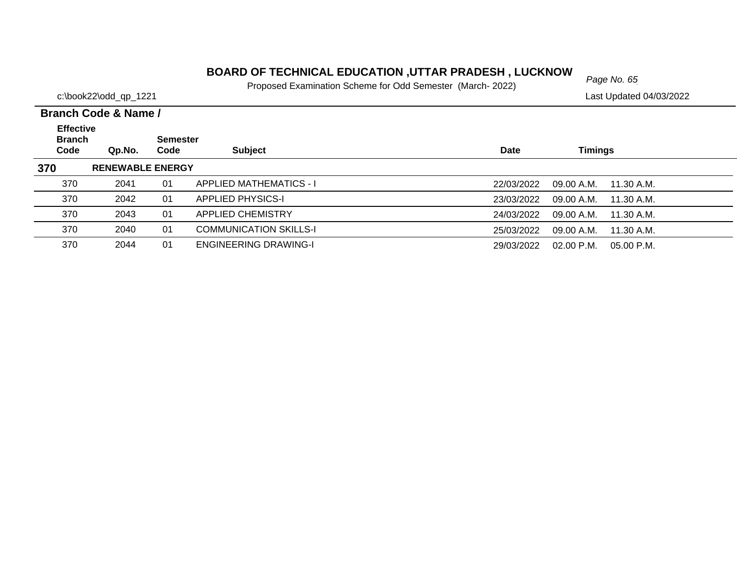# BOARD OF TECHNICAL EDUCATION ,UTTAR PRADESH , LUCKNOW

Proposed Examination Scheme for Odd Semester (March- 2022)

c:\book22\odd_qp_1221

Last Updated 04/03/2022

**Branch Code & Name /**

| Effective Branch Code | Qp.No. | Semester Code | Subject | Date | Timings | |
|---|---|---|---|---|---|---|
| **370** | **RENEWABLE ENERGY** | | | | | |
| 370 | 2041 | 01 | APPLIED MATHEMATICS - I | 22/03/2022 | 09.00 A.M. | 11.30 A.M. |
| 370 | 2042 | 01 | APPLIED PHYSICS-I | 23/03/2022 | 09.00 A.M. | 11.30 A.M. |
| 370 | 2043 | 01 | APPLIED CHEMISTRY | 24/03/2022 | 09.00 A.M. | 11.30 A.M. |
| 370 | 2040 | 01 | COMMUNICATION SKILLS-I | 25/03/2022 | 09.00 A.M. | 11.30 A.M. |
| 370 | 2044 | 01 | ENGINEERING DRAWING-I | 29/03/2022 | 02.00 P.M. | 05.00 P.M. |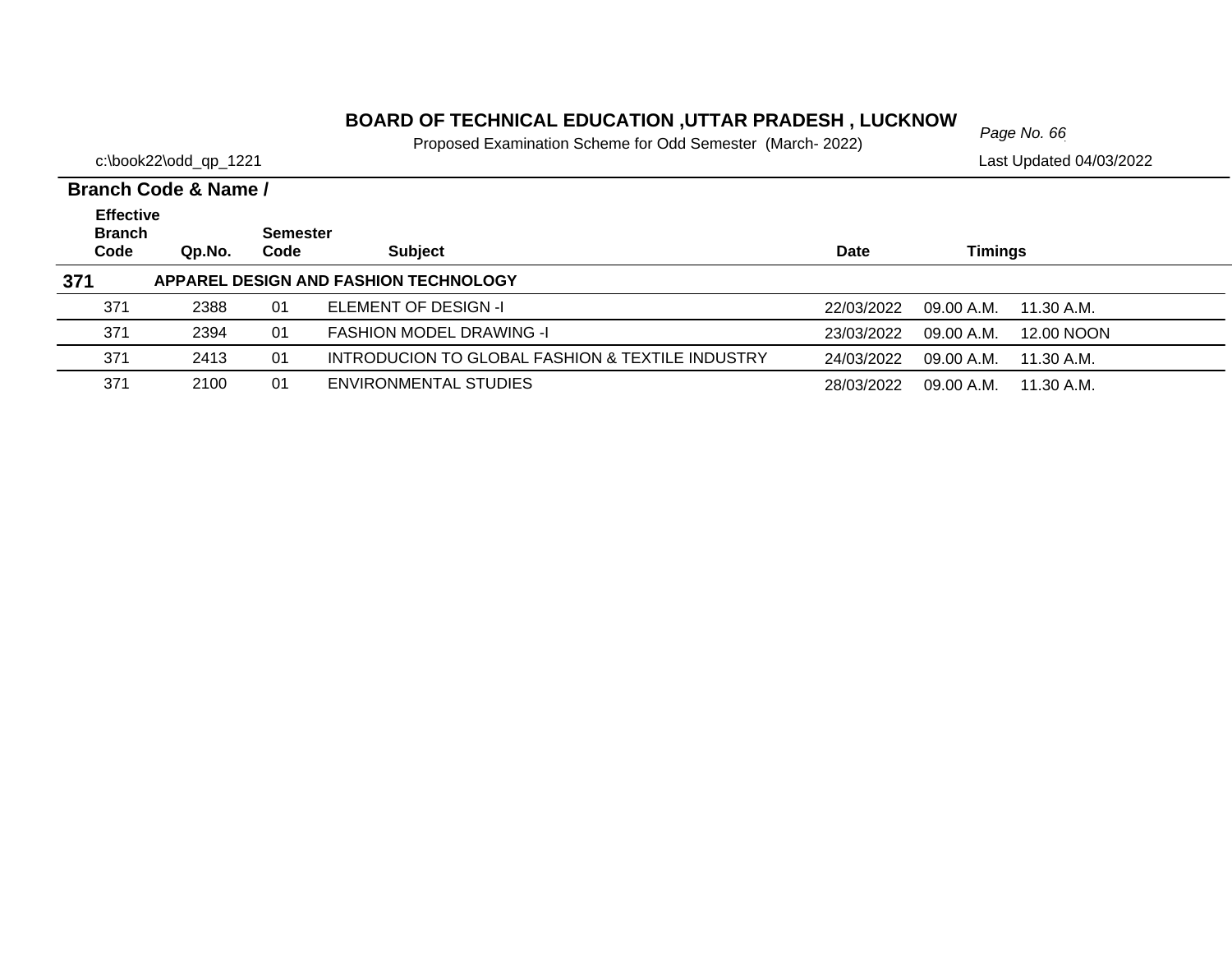# BOARD OF TECHNICAL EDUCATION ,UTTAR PRADESH , LUCKNOW

Proposed Examination Scheme for Odd Semester (March- 2022)

c:\book22\odd_qp_1221

Last Updated 04/03/2022

**Branch Code & Name /**

| Effective Branch Code | Qp.No. | Semester Code | Subject | Date | Timings | |
|---|---|---|---|---|---|---|
| **371** | | | **APPAREL DESIGN AND FASHION TECHNOLOGY** | | | |
| 371 | 2388 | 01 | ELEMENT OF DESIGN -I | 22/03/2022 | 09.00 A.M. | 11.30 A.M. |
| 371 | 2394 | 01 | FASHION MODEL DRAWING -I | 23/03/2022 | 09.00 A.M. | 12.00 NOON |
| 371 | 2413 | 01 | INTRODUCION TO GLOBAL FASHION & TEXTILE INDUSTRY | 24/03/2022 | 09.00 A.M. | 11.30 A.M. |
| 371 | 2100 | 01 | ENVIRONMENTAL STUDIES | 28/03/2022 | 09.00 A.M. | 11.30 A.M. |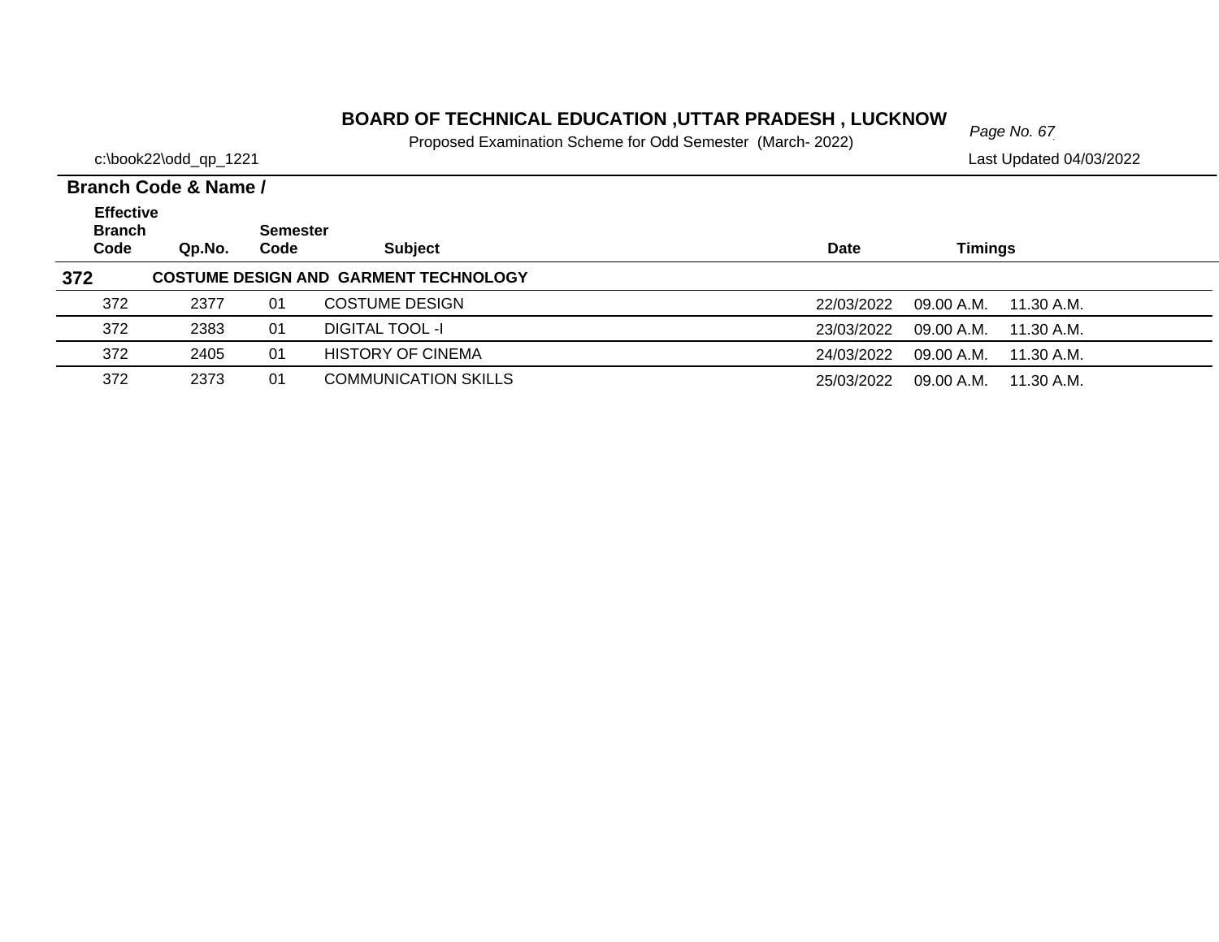# BOARD OF TECHNICAL EDUCATION ,UTTAR PRADESH , LUCKNOW

Proposed Examination Scheme for Odd Semester (March- 2022)

c:\book22\odd_qp_1221

Last Updated 04/03/2022

**Branch Code & Name /**

| Effective Branch Code | Qp.No. | Semester Code | Subject | Date | Timings | |
|---|---|---|---|---|---|---|
| **372** | **COSTUME DESIGN AND GARMENT TECHNOLOGY** | | | | | |
| 372 | 2377 | 01 | COSTUME DESIGN | 22/03/2022 | 09.00 A.M. | 11.30 A.M. |
| 372 | 2383 | 01 | DIGITAL TOOL -I | 23/03/2022 | 09.00 A.M. | 11.30 A.M. |
| 372 | 2405 | 01 | HISTORY OF CINEMA | 24/03/2022 | 09.00 A.M. | 11.30 A.M. |
| 372 | 2373 | 01 | COMMUNICATION SKILLS | 25/03/2022 | 09.00 A.M. | 11.30 A.M. |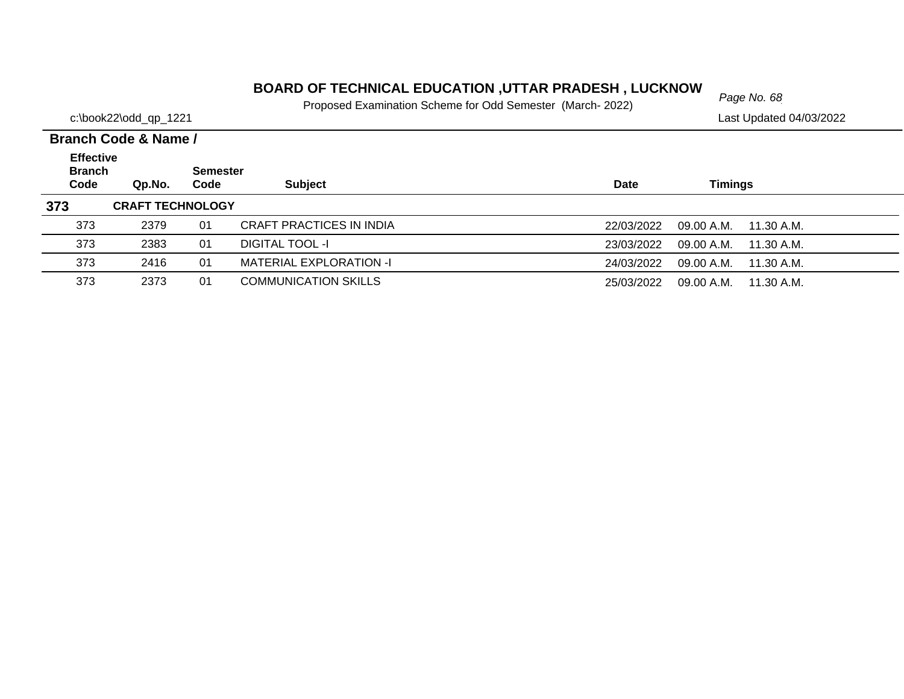# BOARD OF TECHNICAL EDUCATION ,UTTAR PRADESH , LUCKNOW

Proposed Examination Scheme for Odd Semester (March- 2022)

c:\book22\odd_qp_1221

Last Updated 04/03/2022

**Branch Code & Name /**

| Effective Branch Code | Qp.No. | Semester Code | Subject | Date | Timings | |
|---|---|---|---|---|---|---|
| **373** | **CRAFT TECHNOLOGY** | | | | | |
| 373 | 2379 | 01 | CRAFT PRACTICES IN INDIA | 22/03/2022 | 09.00 A.M. | 11.30 A.M. |
| 373 | 2383 | 01 | DIGITAL TOOL -I | 23/03/2022 | 09.00 A.M. | 11.30 A.M. |
| 373 | 2416 | 01 | MATERIAL EXPLORATION -I | 24/03/2022 | 09.00 A.M. | 11.30 A.M. |
| 373 | 2373 | 01 | COMMUNICATION SKILLS | 25/03/2022 | 09.00 A.M. | 11.30 A.M. |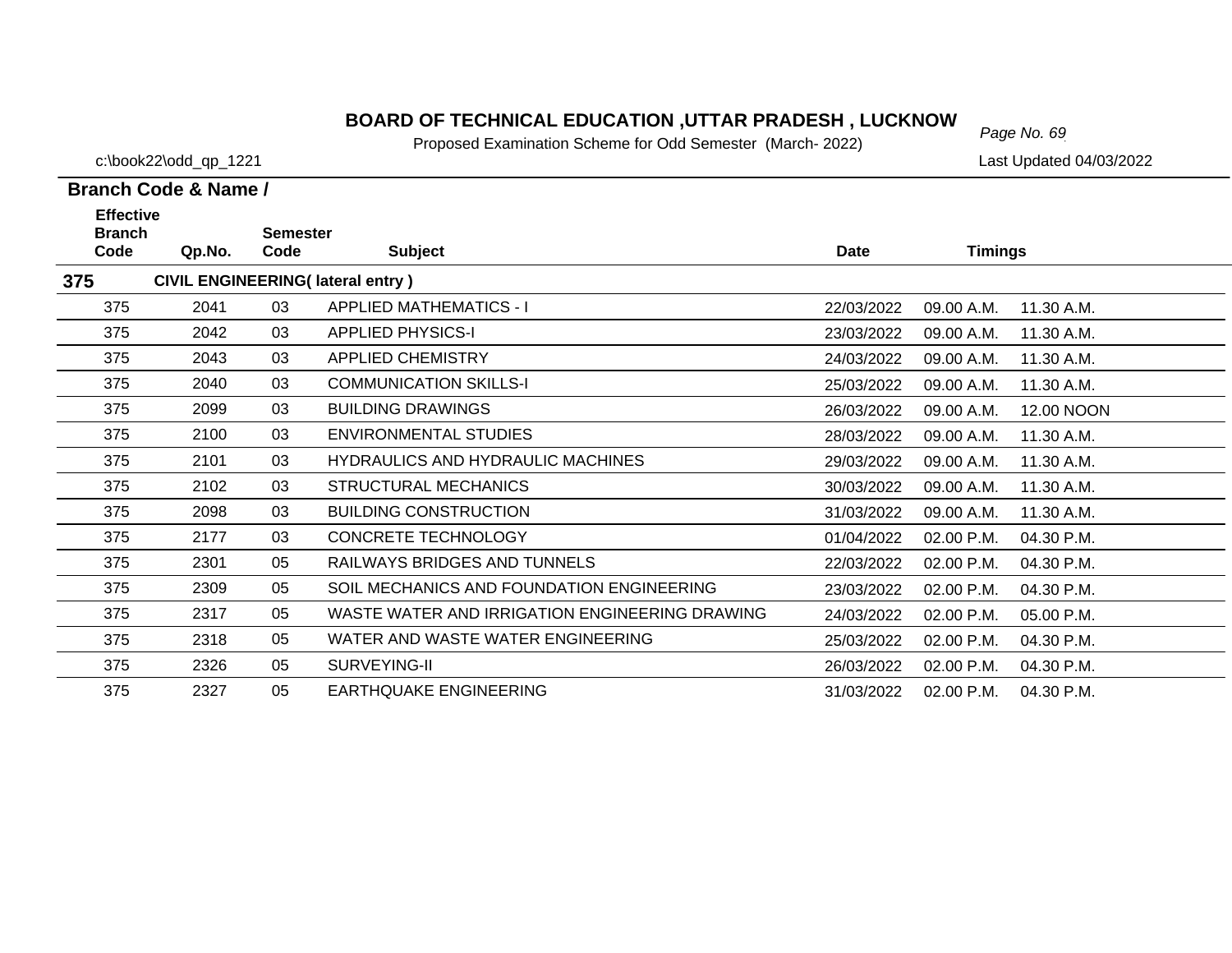# BOARD OF TECHNICAL EDUCATION ,UTTAR PRADESH , LUCKNOW

Proposed Examination Scheme for Odd Semester (March- 2022)

c:\book22\odd_qp_1221

Last Updated 04/03/2022

**Branch Code & Name /**

| Effective Branch Code | Qp.No. | Semester Code | Subject | Date | Timings | |
|---|---|---|---|---|---|---|
| **375** | **CIVIL ENGINEERING( lateral entry )** | | | | | |
| 375 | 2041 | 03 | APPLIED MATHEMATICS - I | 22/03/2022 | 09.00 A.M. | 11.30 A.M. |
| 375 | 2042 | 03 | APPLIED PHYSICS-I | 23/03/2022 | 09.00 A.M. | 11.30 A.M. |
| 375 | 2043 | 03 | APPLIED CHEMISTRY | 24/03/2022 | 09.00 A.M. | 11.30 A.M. |
| 375 | 2040 | 03 | COMMUNICATION SKILLS-I | 25/03/2022 | 09.00 A.M. | 11.30 A.M. |
| 375 | 2099 | 03 | BUILDING DRAWINGS | 26/03/2022 | 09.00 A.M. | 12.00 NOON |
| 375 | 2100 | 03 | ENVIRONMENTAL STUDIES | 28/03/2022 | 09.00 A.M. | 11.30 A.M. |
| 375 | 2101 | 03 | HYDRAULICS AND HYDRAULIC MACHINES | 29/03/2022 | 09.00 A.M. | 11.30 A.M. |
| 375 | 2102 | 03 | STRUCTURAL MECHANICS | 30/03/2022 | 09.00 A.M. | 11.30 A.M. |
| 375 | 2098 | 03 | BUILDING CONSTRUCTION | 31/03/2022 | 09.00 A.M. | 11.30 A.M. |
| 375 | 2177 | 03 | CONCRETE TECHNOLOGY | 01/04/2022 | 02.00 P.M. | 04.30 P.M. |
| 375 | 2301 | 05 | RAILWAYS BRIDGES AND TUNNELS | 22/03/2022 | 02.00 P.M. | 04.30 P.M. |
| 375 | 2309 | 05 | SOIL MECHANICS AND FOUNDATION ENGINEERING | 23/03/2022 | 02.00 P.M. | 04.30 P.M. |
| 375 | 2317 | 05 | WASTE WATER AND IRRIGATION ENGINEERING DRAWING | 24/03/2022 | 02.00 P.M. | 05.00 P.M. |
| 375 | 2318 | 05 | WATER AND WASTE WATER ENGINEERING | 25/03/2022 | 02.00 P.M. | 04.30 P.M. |
| 375 | 2326 | 05 | SURVEYING-II | 26/03/2022 | 02.00 P.M. | 04.30 P.M. |
| 375 | 2327 | 05 | EARTHQUAKE ENGINEERING | 31/03/2022 | 02.00 P.M. | 04.30 P.M. |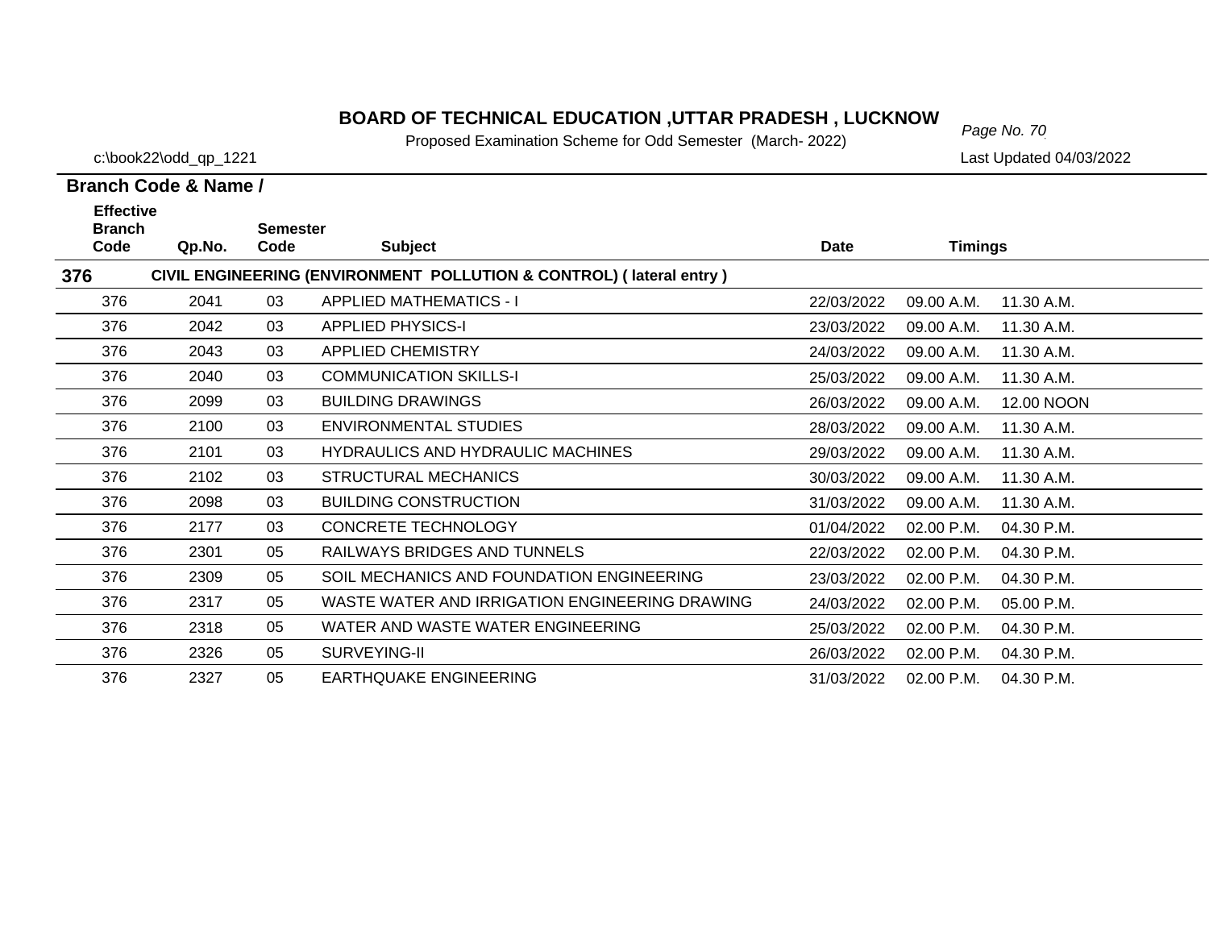# BOARD OF TECHNICAL EDUCATION ,UTTAR PRADESH , LUCKNOW

Proposed Examination Scheme for Odd Semester (March- 2022)

c:\book22\odd_qp_1221

Last Updated 04/03/2022

**Branch Code & Name /**

| Effective Branch Code | Qp.No. | Semester Code | Subject | Date | Timings | |
|---|---|---|---|---|---|---|
| **376** | **CIVIL ENGINEERING (ENVIRONMENT POLLUTION & CONTROL) ( lateral entry )** | | | | | |
| 376 | 2041 | 03 | APPLIED MATHEMATICS - I | 22/03/2022 | 09.00 A.M. | 11.30 A.M. |
| 376 | 2042 | 03 | APPLIED PHYSICS-I | 23/03/2022 | 09.00 A.M. | 11.30 A.M. |
| 376 | 2043 | 03 | APPLIED CHEMISTRY | 24/03/2022 | 09.00 A.M. | 11.30 A.M. |
| 376 | 2040 | 03 | COMMUNICATION SKILLS-I | 25/03/2022 | 09.00 A.M. | 11.30 A.M. |
| 376 | 2099 | 03 | BUILDING DRAWINGS | 26/03/2022 | 09.00 A.M. | 12.00 NOON |
| 376 | 2100 | 03 | ENVIRONMENTAL STUDIES | 28/03/2022 | 09.00 A.M. | 11.30 A.M. |
| 376 | 2101 | 03 | HYDRAULICS AND HYDRAULIC MACHINES | 29/03/2022 | 09.00 A.M. | 11.30 A.M. |
| 376 | 2102 | 03 | STRUCTURAL MECHANICS | 30/03/2022 | 09.00 A.M. | 11.30 A.M. |
| 376 | 2098 | 03 | BUILDING CONSTRUCTION | 31/03/2022 | 09.00 A.M. | 11.30 A.M. |
| 376 | 2177 | 03 | CONCRETE TECHNOLOGY | 01/04/2022 | 02.00 P.M. | 04.30 P.M. |
| 376 | 2301 | 05 | RAILWAYS BRIDGES AND TUNNELS | 22/03/2022 | 02.00 P.M. | 04.30 P.M. |
| 376 | 2309 | 05 | SOIL MECHANICS AND FOUNDATION ENGINEERING | 23/03/2022 | 02.00 P.M. | 04.30 P.M. |
| 376 | 2317 | 05 | WASTE WATER AND IRRIGATION ENGINEERING DRAWING | 24/03/2022 | 02.00 P.M. | 05.00 P.M. |
| 376 | 2318 | 05 | WATER AND WASTE WATER ENGINEERING | 25/03/2022 | 02.00 P.M. | 04.30 P.M. |
| 376 | 2326 | 05 | SURVEYING-II | 26/03/2022 | 02.00 P.M. | 04.30 P.M. |
| 376 | 2327 | 05 | EARTHQUAKE ENGINEERING | 31/03/2022 | 02.00 P.M. | 04.30 P.M. |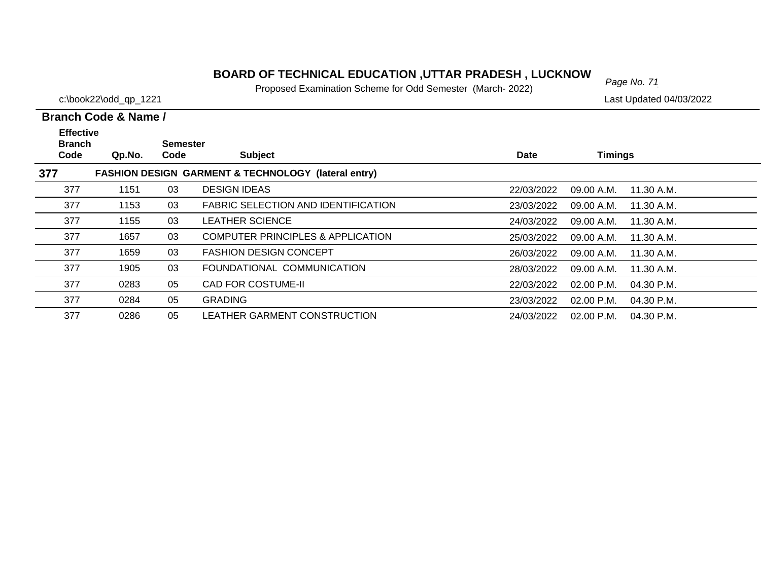# BOARD OF TECHNICAL EDUCATION ,UTTAR PRADESH , LUCKNOW

Proposed Examination Scheme for Odd Semester (March- 2022)

c:\book22\odd_qp_1221

Last Updated 04/03/2022

**Branch Code & Name /**

| Effective Branch Code | Qp.No. | Semester Code | Subject | Date | Timings | |
|---|---|---|---|---|---|---|
| **377** | **FASHION DESIGN GARMENT & TECHNOLOGY (lateral entry)** | | | | | |
| 377 | 1151 | 03 | DESIGN IDEAS | 22/03/2022 | 09.00 A.M. | 11.30 A.M. |
| 377 | 1153 | 03 | FABRIC SELECTION AND IDENTIFICATION | 23/03/2022 | 09.00 A.M. | 11.30 A.M. |
| 377 | 1155 | 03 | LEATHER SCIENCE | 24/03/2022 | 09.00 A.M. | 11.30 A.M. |
| 377 | 1657 | 03 | COMPUTER PRINCIPLES & APPLICATION | 25/03/2022 | 09.00 A.M. | 11.30 A.M. |
| 377 | 1659 | 03 | FASHION DESIGN CONCEPT | 26/03/2022 | 09.00 A.M. | 11.30 A.M. |
| 377 | 1905 | 03 | FOUNDATIONAL COMMUNICATION | 28/03/2022 | 09.00 A.M. | 11.30 A.M. |
| 377 | 0283 | 05 | CAD FOR COSTUME-II | 22/03/2022 | 02.00 P.M. | 04.30 P.M. |
| 377 | 0284 | 05 | GRADING | 23/03/2022 | 02.00 P.M. | 04.30 P.M. |
| 377 | 0286 | 05 | LEATHER GARMENT CONSTRUCTION | 24/03/2022 | 02.00 P.M. | 04.30 P.M. |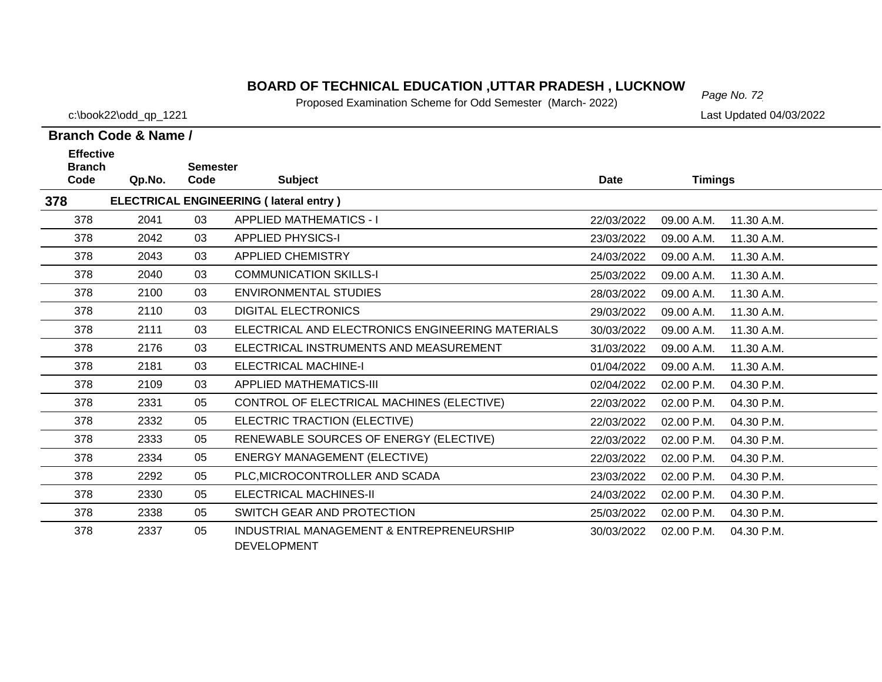# BOARD OF TECHNICAL EDUCATION ,UTTAR PRADESH , LUCKNOW

Proposed Examination Scheme for Odd Semester (March- 2022)

c:\book22\odd_qp_1221

Last Updated 04/03/2022

**Branch Code & Name /**

| Effective Branch Code | Qp.No. | Semester Code | Subject | Date | Timings | |
|---|---|---|---|---|---|---|
| **378** | **ELECTRICAL ENGINEERING ( lateral entry )** | | | | | |
| 378 | 2041 | 03 | APPLIED MATHEMATICS - I | 22/03/2022 | 09.00 A.M. | 11.30 A.M. |
| 378 | 2042 | 03 | APPLIED PHYSICS-I | 23/03/2022 | 09.00 A.M. | 11.30 A.M. |
| 378 | 2043 | 03 | APPLIED CHEMISTRY | 24/03/2022 | 09.00 A.M. | 11.30 A.M. |
| 378 | 2040 | 03 | COMMUNICATION SKILLS-I | 25/03/2022 | 09.00 A.M. | 11.30 A.M. |
| 378 | 2100 | 03 | ENVIRONMENTAL STUDIES | 28/03/2022 | 09.00 A.M. | 11.30 A.M. |
| 378 | 2110 | 03 | DIGITAL ELECTRONICS | 29/03/2022 | 09.00 A.M. | 11.30 A.M. |
| 378 | 2111 | 03 | ELECTRICAL AND ELECTRONICS ENGINEERING MATERIALS | 30/03/2022 | 09.00 A.M. | 11.30 A.M. |
| 378 | 2176 | 03 | ELECTRICAL INSTRUMENTS AND MEASUREMENT | 31/03/2022 | 09.00 A.M. | 11.30 A.M. |
| 378 | 2181 | 03 | ELECTRICAL MACHINE-I | 01/04/2022 | 09.00 A.M. | 11.30 A.M. |
| 378 | 2109 | 03 | APPLIED MATHEMATICS-III | 02/04/2022 | 02.00 P.M. | 04.30 P.M. |
| 378 | 2331 | 05 | CONTROL OF ELECTRICAL MACHINES (ELECTIVE) | 22/03/2022 | 02.00 P.M. | 04.30 P.M. |
| 378 | 2332 | 05 | ELECTRIC TRACTION (ELECTIVE) | 22/03/2022 | 02.00 P.M. | 04.30 P.M. |
| 378 | 2333 | 05 | RENEWABLE SOURCES OF ENERGY (ELECTIVE) | 22/03/2022 | 02.00 P.M. | 04.30 P.M. |
| 378 | 2334 | 05 | ENERGY MANAGEMENT (ELECTIVE) | 22/03/2022 | 02.00 P.M. | 04.30 P.M. |
| 378 | 2292 | 05 | PLC,MICROCONTROLLER AND SCADA | 23/03/2022 | 02.00 P.M. | 04.30 P.M. |
| 378 | 2330 | 05 | ELECTRICAL MACHINES-II | 24/03/2022 | 02.00 P.M. | 04.30 P.M. |
| 378 | 2338 | 05 | SWITCH GEAR AND PROTECTION | 25/03/2022 | 02.00 P.M. | 04.30 P.M. |
| 378 | 2337 | 05 | INDUSTRIAL MANAGEMENT & ENTREPRENEURSHIP DEVELOPMENT | 30/03/2022 | 02.00 P.M. | 04.30 P.M. |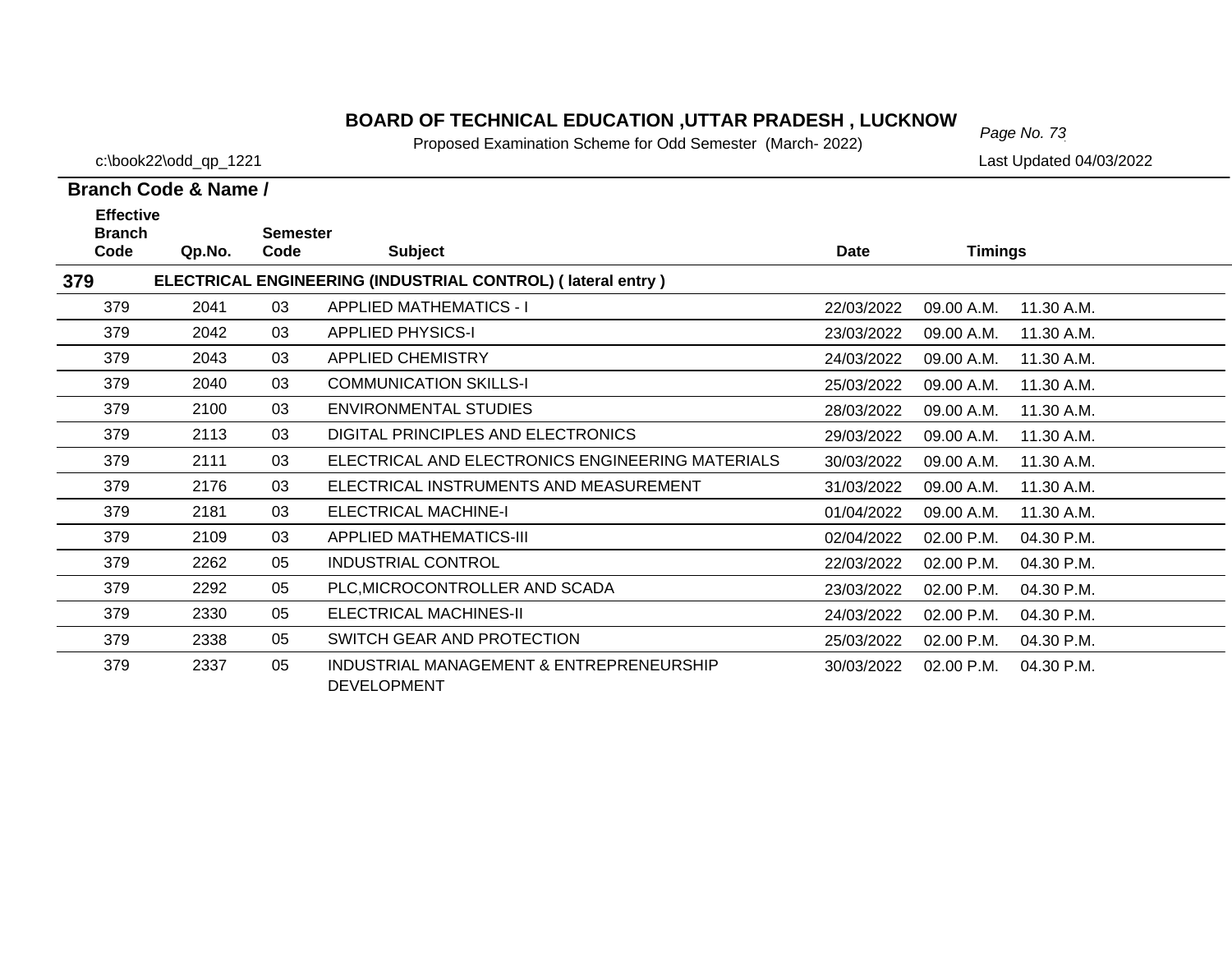# BOARD OF TECHNICAL EDUCATION ,UTTAR PRADESH , LUCKNOW

Proposed Examination Scheme for Odd Semester (March- 2022)

c:\book22\odd_qp_1221

Last Updated 04/03/2022

**Branch Code & Name /**

| Effective Branch Code | Qp.No. | Semester Code | Subject | Date | Timings | |
|---|---|---|---|---|---|---|
| **379** | **ELECTRICAL ENGINEERING (INDUSTRIAL CONTROL) ( lateral entry )** | | | | | |
| 379 | 2041 | 03 | APPLIED MATHEMATICS - I | 22/03/2022 | 09.00 A.M. | 11.30 A.M. |
| 379 | 2042 | 03 | APPLIED PHYSICS-I | 23/03/2022 | 09.00 A.M. | 11.30 A.M. |
| 379 | 2043 | 03 | APPLIED CHEMISTRY | 24/03/2022 | 09.00 A.M. | 11.30 A.M. |
| 379 | 2040 | 03 | COMMUNICATION SKILLS-I | 25/03/2022 | 09.00 A.M. | 11.30 A.M. |
| 379 | 2100 | 03 | ENVIRONMENTAL STUDIES | 28/03/2022 | 09.00 A.M. | 11.30 A.M. |
| 379 | 2113 | 03 | DIGITAL PRINCIPLES AND ELECTRONICS | 29/03/2022 | 09.00 A.M. | 11.30 A.M. |
| 379 | 2111 | 03 | ELECTRICAL AND ELECTRONICS ENGINEERING MATERIALS | 30/03/2022 | 09.00 A.M. | 11.30 A.M. |
| 379 | 2176 | 03 | ELECTRICAL INSTRUMENTS AND MEASUREMENT | 31/03/2022 | 09.00 A.M. | 11.30 A.M. |
| 379 | 2181 | 03 | ELECTRICAL MACHINE-I | 01/04/2022 | 09.00 A.M. | 11.30 A.M. |
| 379 | 2109 | 03 | APPLIED MATHEMATICS-III | 02/04/2022 | 02.00 P.M. | 04.30 P.M. |
| 379 | 2262 | 05 | INDUSTRIAL CONTROL | 22/03/2022 | 02.00 P.M. | 04.30 P.M. |
| 379 | 2292 | 05 | PLC,MICROCONTROLLER AND SCADA | 23/03/2022 | 02.00 P.M. | 04.30 P.M. |
| 379 | 2330 | 05 | ELECTRICAL MACHINES-II | 24/03/2022 | 02.00 P.M. | 04.30 P.M. |
| 379 | 2338 | 05 | SWITCH GEAR AND PROTECTION | 25/03/2022 | 02.00 P.M. | 04.30 P.M. |
| 379 | 2337 | 05 | INDUSTRIAL MANAGEMENT & ENTREPRENEURSHIP DEVELOPMENT | 30/03/2022 | 02.00 P.M. | 04.30 P.M. |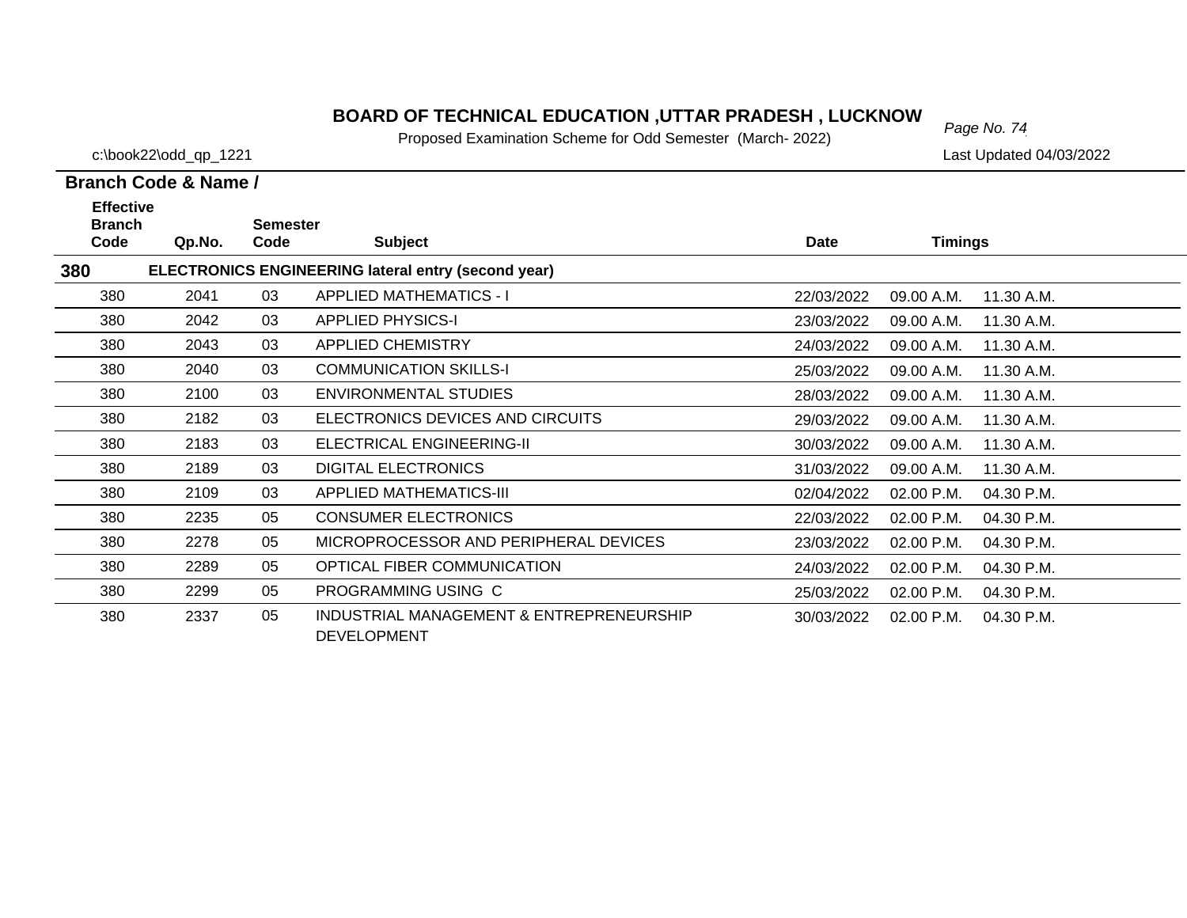# BOARD OF TECHNICAL EDUCATION ,UTTAR PRADESH , LUCKNOW

Proposed Examination Scheme for Odd Semester (March- 2022)

c:\book22\odd_qp_1221

Last Updated 04/03/2022

**Branch Code & Name /**

| Effective Branch Code | Qp.No. | Semester Code | Subject | Date | Timings | |
|---|---|---|---|---|---|---|
| **380** | | | **ELECTRONICS ENGINEERING lateral entry (second year)** | | | |
| 380 | 2041 | 03 | APPLIED MATHEMATICS - I | 22/03/2022 | 09.00 A.M. | 11.30 A.M. |
| 380 | 2042 | 03 | APPLIED PHYSICS-I | 23/03/2022 | 09.00 A.M. | 11.30 A.M. |
| 380 | 2043 | 03 | APPLIED CHEMISTRY | 24/03/2022 | 09.00 A.M. | 11.30 A.M. |
| 380 | 2040 | 03 | COMMUNICATION SKILLS-I | 25/03/2022 | 09.00 A.M. | 11.30 A.M. |
| 380 | 2100 | 03 | ENVIRONMENTAL STUDIES | 28/03/2022 | 09.00 A.M. | 11.30 A.M. |
| 380 | 2182 | 03 | ELECTRONICS DEVICES AND CIRCUITS | 29/03/2022 | 09.00 A.M. | 11.30 A.M. |
| 380 | 2183 | 03 | ELECTRICAL ENGINEERING-II | 30/03/2022 | 09.00 A.M. | 11.30 A.M. |
| 380 | 2189 | 03 | DIGITAL ELECTRONICS | 31/03/2022 | 09.00 A.M. | 11.30 A.M. |
| 380 | 2109 | 03 | APPLIED MATHEMATICS-III | 02/04/2022 | 02.00 P.M. | 04.30 P.M. |
| 380 | 2235 | 05 | CONSUMER ELECTRONICS | 22/03/2022 | 02.00 P.M. | 04.30 P.M. |
| 380 | 2278 | 05 | MICROPROCESSOR AND PERIPHERAL DEVICES | 23/03/2022 | 02.00 P.M. | 04.30 P.M. |
| 380 | 2289 | 05 | OPTICAL FIBER COMMUNICATION | 24/03/2022 | 02.00 P.M. | 04.30 P.M. |
| 380 | 2299 | 05 | PROGRAMMING USING C | 25/03/2022 | 02.00 P.M. | 04.30 P.M. |
| 380 | 2337 | 05 | INDUSTRIAL MANAGEMENT & ENTREPRENEURSHIP DEVELOPMENT | 30/03/2022 | 02.00 P.M. | 04.30 P.M. |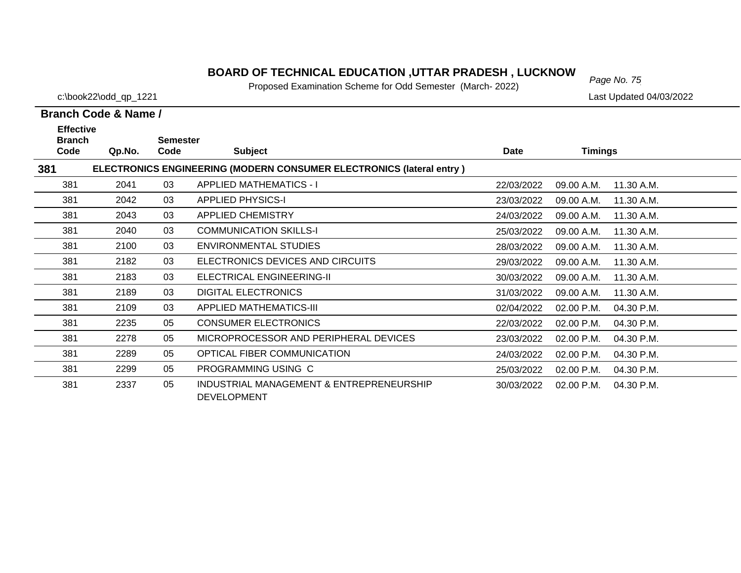# BOARD OF TECHNICAL EDUCATION ,UTTAR PRADESH , LUCKNOW

Proposed Examination Scheme for Odd Semester (March- 2022)

c:\book22\odd_qp_1221

Last Updated 04/03/2022

**Branch Code & Name /**

| Effective Branch Code | Qp.No. | Semester Code | Subject | Date | Timings | |
|---|---|---|---|---|---|---|
| **381** | **ELECTRONICS ENGINEERING (MODERN CONSUMER ELECTRONICS (lateral entry )** | | | | | |
| 381 | 2041 | 03 | APPLIED MATHEMATICS - I | 22/03/2022 | 09.00 A.M. | 11.30 A.M. |
| 381 | 2042 | 03 | APPLIED PHYSICS-I | 23/03/2022 | 09.00 A.M. | 11.30 A.M. |
| 381 | 2043 | 03 | APPLIED CHEMISTRY | 24/03/2022 | 09.00 A.M. | 11.30 A.M. |
| 381 | 2040 | 03 | COMMUNICATION SKILLS-I | 25/03/2022 | 09.00 A.M. | 11.30 A.M. |
| 381 | 2100 | 03 | ENVIRONMENTAL STUDIES | 28/03/2022 | 09.00 A.M. | 11.30 A.M. |
| 381 | 2182 | 03 | ELECTRONICS DEVICES AND CIRCUITS | 29/03/2022 | 09.00 A.M. | 11.30 A.M. |
| 381 | 2183 | 03 | ELECTRICAL ENGINEERING-II | 30/03/2022 | 09.00 A.M. | 11.30 A.M. |
| 381 | 2189 | 03 | DIGITAL ELECTRONICS | 31/03/2022 | 09.00 A.M. | 11.30 A.M. |
| 381 | 2109 | 03 | APPLIED MATHEMATICS-III | 02/04/2022 | 02.00 P.M. | 04.30 P.M. |
| 381 | 2235 | 05 | CONSUMER ELECTRONICS | 22/03/2022 | 02.00 P.M. | 04.30 P.M. |
| 381 | 2278 | 05 | MICROPROCESSOR AND PERIPHERAL DEVICES | 23/03/2022 | 02.00 P.M. | 04.30 P.M. |
| 381 | 2289 | 05 | OPTICAL FIBER COMMUNICATION | 24/03/2022 | 02.00 P.M. | 04.30 P.M. |
| 381 | 2299 | 05 | PROGRAMMING USING C | 25/03/2022 | 02.00 P.M. | 04.30 P.M. |
| 381 | 2337 | 05 | INDUSTRIAL MANAGEMENT & ENTREPRENEURSHIP DEVELOPMENT | 30/03/2022 | 02.00 P.M. | 04.30 P.M. |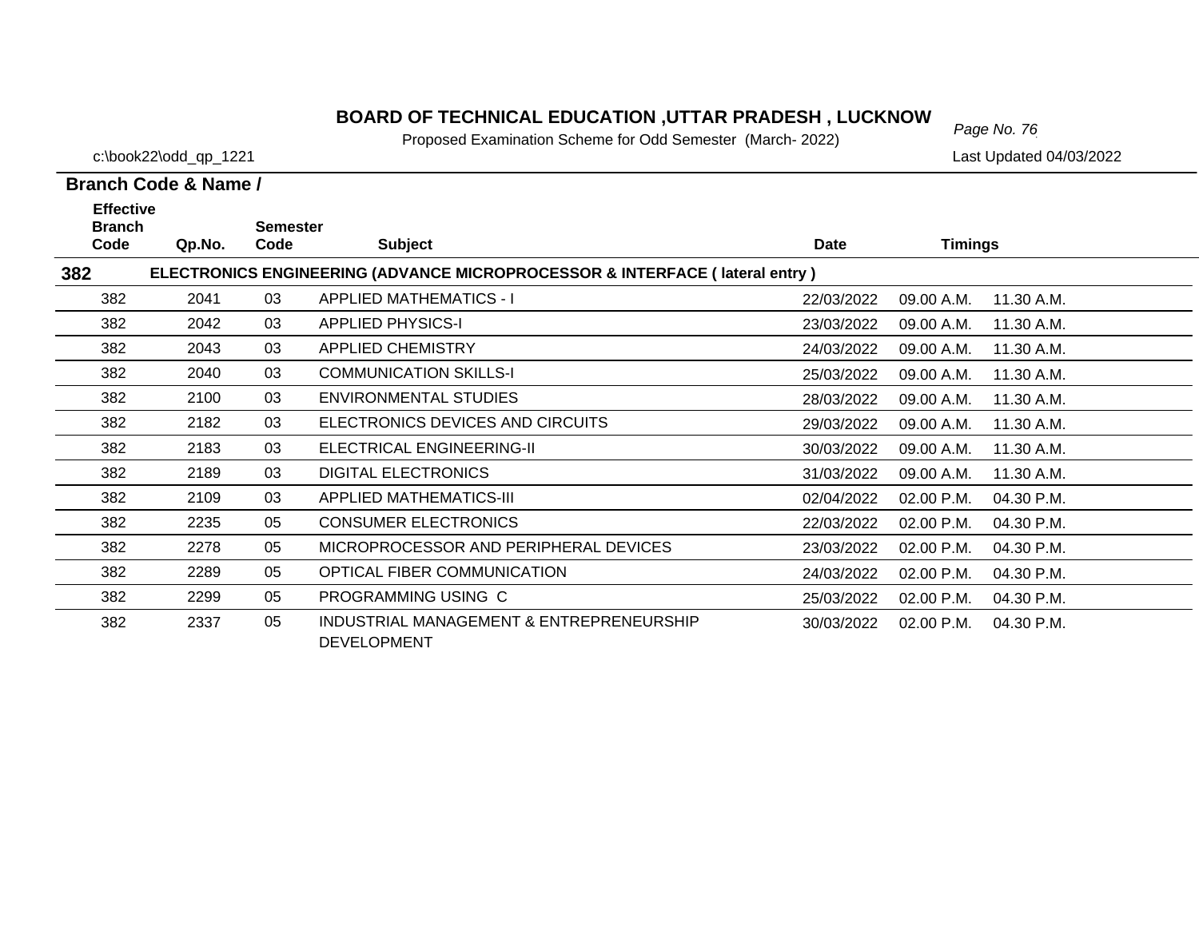# BOARD OF TECHNICAL EDUCATION ,UTTAR PRADESH , LUCKNOW

Proposed Examination Scheme for Odd Semester (March- 2022)

c:\book22\odd_qp_1221

Last Updated 04/03/2022

**Branch Code & Name /**

| Effective Branch Code | Qp.No. | Semester Code | Subject | Date | Timings | |
|---|---|---|---|---|---|---|
| **382** | **ELECTRONICS ENGINEERING (ADVANCE MICROPROCESSOR & INTERFACE ( lateral entry )** | | | | | |
| 382 | 2041 | 03 | APPLIED MATHEMATICS - I | 22/03/2022 | 09.00 A.M. | 11.30 A.M. |
| 382 | 2042 | 03 | APPLIED PHYSICS-I | 23/03/2022 | 09.00 A.M. | 11.30 A.M. |
| 382 | 2043 | 03 | APPLIED CHEMISTRY | 24/03/2022 | 09.00 A.M. | 11.30 A.M. |
| 382 | 2040 | 03 | COMMUNICATION SKILLS-I | 25/03/2022 | 09.00 A.M. | 11.30 A.M. |
| 382 | 2100 | 03 | ENVIRONMENTAL STUDIES | 28/03/2022 | 09.00 A.M. | 11.30 A.M. |
| 382 | 2182 | 03 | ELECTRONICS DEVICES AND CIRCUITS | 29/03/2022 | 09.00 A.M. | 11.30 A.M. |
| 382 | 2183 | 03 | ELECTRICAL ENGINEERING-II | 30/03/2022 | 09.00 A.M. | 11.30 A.M. |
| 382 | 2189 | 03 | DIGITAL ELECTRONICS | 31/03/2022 | 09.00 A.M. | 11.30 A.M. |
| 382 | 2109 | 03 | APPLIED MATHEMATICS-III | 02/04/2022 | 02.00 P.M. | 04.30 P.M. |
| 382 | 2235 | 05 | CONSUMER ELECTRONICS | 22/03/2022 | 02.00 P.M. | 04.30 P.M. |
| 382 | 2278 | 05 | MICROPROCESSOR AND PERIPHERAL DEVICES | 23/03/2022 | 02.00 P.M. | 04.30 P.M. |
| 382 | 2289 | 05 | OPTICAL FIBER COMMUNICATION | 24/03/2022 | 02.00 P.M. | 04.30 P.M. |
| 382 | 2299 | 05 | PROGRAMMING USING C | 25/03/2022 | 02.00 P.M. | 04.30 P.M. |
| 382 | 2337 | 05 | INDUSTRIAL MANAGEMENT & ENTREPRENEURSHIP DEVELOPMENT | 30/03/2022 | 02.00 P.M. | 04.30 P.M. |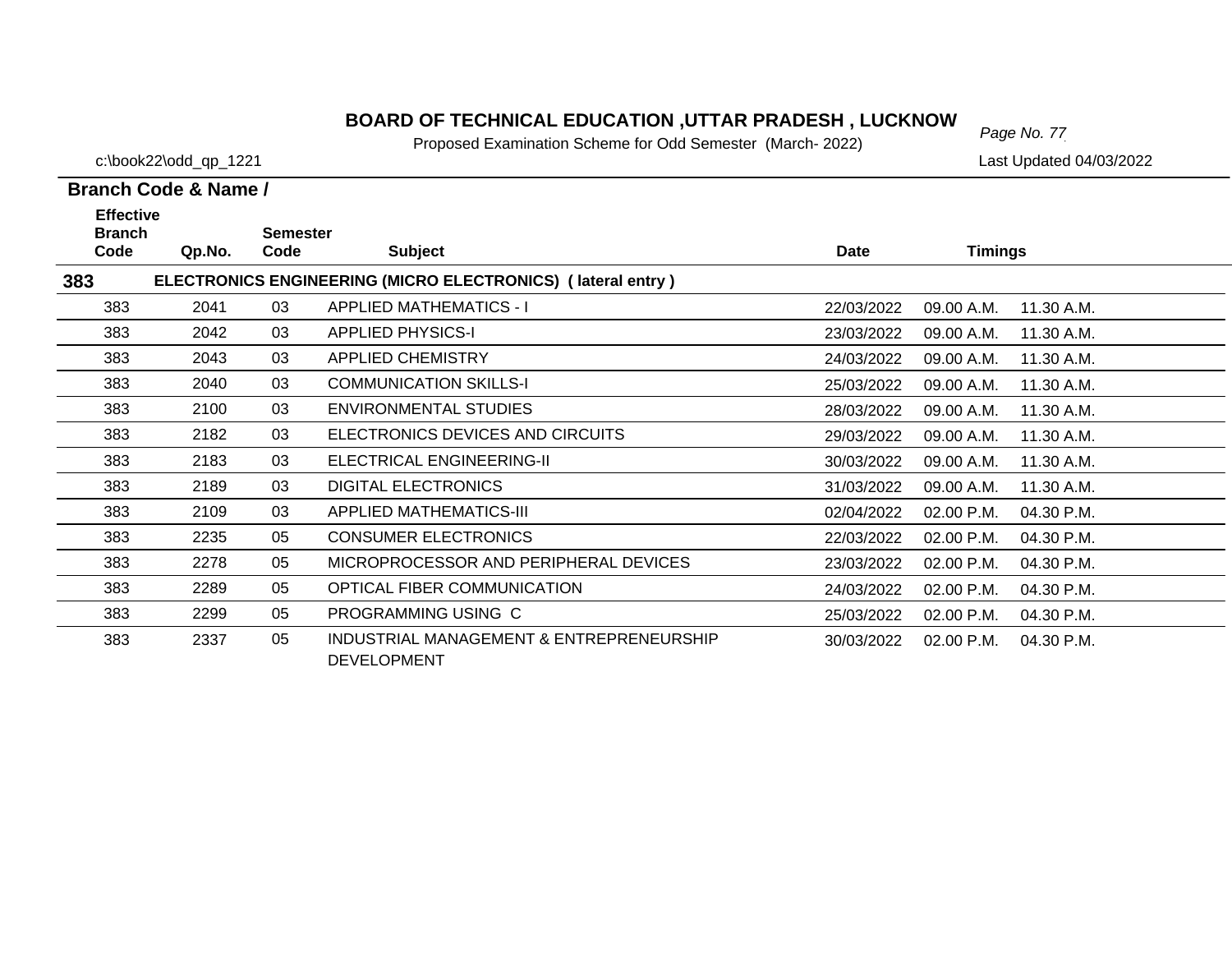# BOARD OF TECHNICAL EDUCATION ,UTTAR PRADESH , LUCKNOW

Proposed Examination Scheme for Odd Semester (March- 2022)

c:\book22\odd_qp_1221

Last Updated 04/03/2022

**Branch Code & Name /**

| Effective Branch Code | Qp.No. | Semester Code | Subject | Date | Timings | |
|---|---|---|---|---|---|---|
| **383** | **ELECTRONICS ENGINEERING (MICRO ELECTRONICS) ( lateral entry )** | | | | | |
| 383 | 2041 | 03 | APPLIED MATHEMATICS - I | 22/03/2022 | 09.00 A.M. | 11.30 A.M. |
| 383 | 2042 | 03 | APPLIED PHYSICS-I | 23/03/2022 | 09.00 A.M. | 11.30 A.M. |
| 383 | 2043 | 03 | APPLIED CHEMISTRY | 24/03/2022 | 09.00 A.M. | 11.30 A.M. |
| 383 | 2040 | 03 | COMMUNICATION SKILLS-I | 25/03/2022 | 09.00 A.M. | 11.30 A.M. |
| 383 | 2100 | 03 | ENVIRONMENTAL STUDIES | 28/03/2022 | 09.00 A.M. | 11.30 A.M. |
| 383 | 2182 | 03 | ELECTRONICS DEVICES AND CIRCUITS | 29/03/2022 | 09.00 A.M. | 11.30 A.M. |
| 383 | 2183 | 03 | ELECTRICAL ENGINEERING-II | 30/03/2022 | 09.00 A.M. | 11.30 A.M. |
| 383 | 2189 | 03 | DIGITAL ELECTRONICS | 31/03/2022 | 09.00 A.M. | 11.30 A.M. |
| 383 | 2109 | 03 | APPLIED MATHEMATICS-III | 02/04/2022 | 02.00 P.M. | 04.30 P.M. |
| 383 | 2235 | 05 | CONSUMER ELECTRONICS | 22/03/2022 | 02.00 P.M. | 04.30 P.M. |
| 383 | 2278 | 05 | MICROPROCESSOR AND PERIPHERAL DEVICES | 23/03/2022 | 02.00 P.M. | 04.30 P.M. |
| 383 | 2289 | 05 | OPTICAL FIBER COMMUNICATION | 24/03/2022 | 02.00 P.M. | 04.30 P.M. |
| 383 | 2299 | 05 | PROGRAMMING USING C | 25/03/2022 | 02.00 P.M. | 04.30 P.M. |
| 383 | 2337 | 05 | INDUSTRIAL MANAGEMENT & ENTREPRENEURSHIP DEVELOPMENT | 30/03/2022 | 02.00 P.M. | 04.30 P.M. |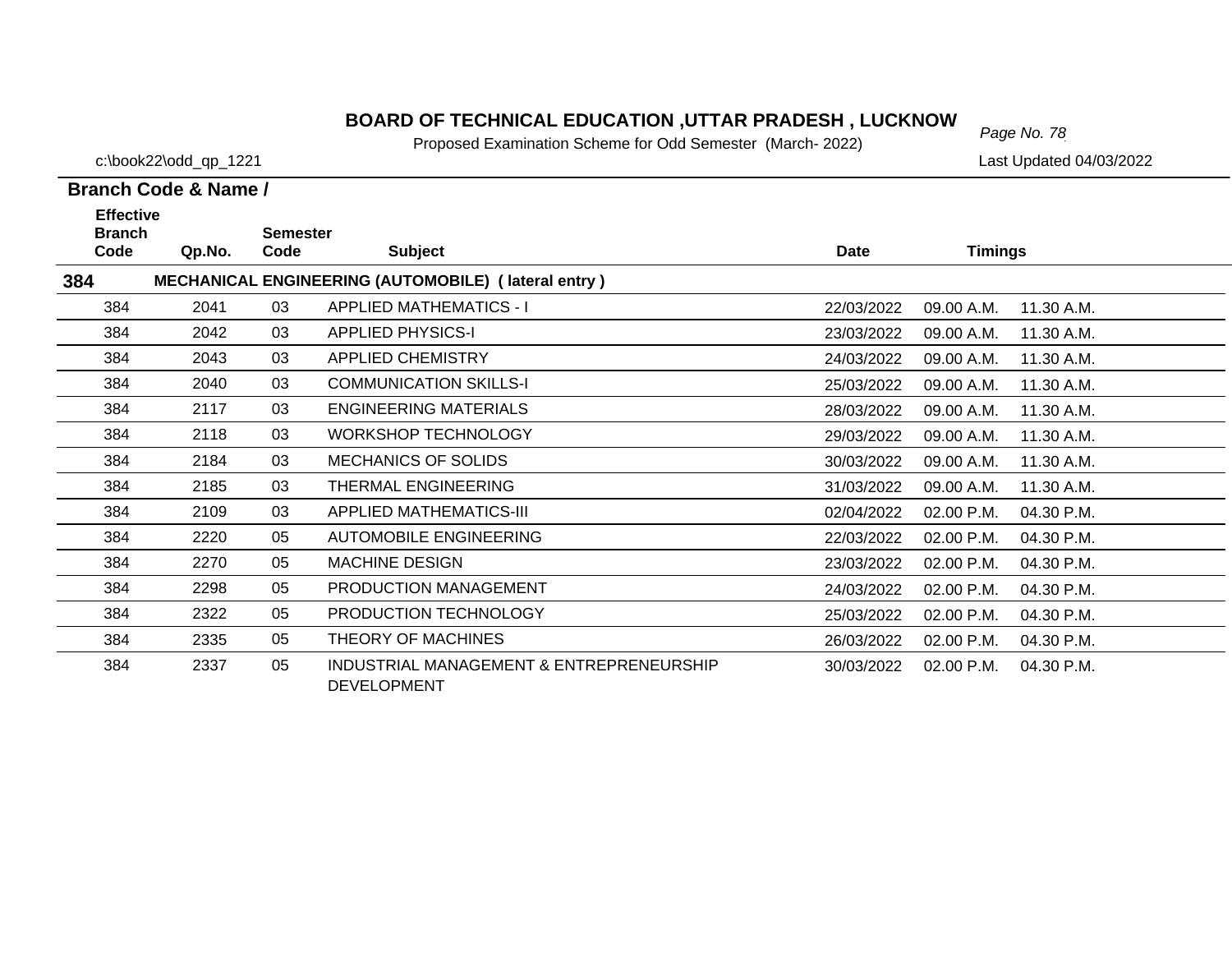# BOARD OF TECHNICAL EDUCATION ,UTTAR PRADESH , LUCKNOW

Proposed Examination Scheme for Odd Semester (March- 2022)

c:\book22\odd_qp_1221

Last Updated 04/03/2022

**Branch Code & Name /**

| Effective Branch Code | Qp.No. | Semester Code | Subject | Date | Timings | |
|---|---|---|---|---|---|---|
| **384** | **MECHANICAL ENGINEERING (AUTOMOBILE) ( lateral entry )** | | | | | |
| 384 | 2041 | 03 | APPLIED MATHEMATICS - I | 22/03/2022 | 09.00 A.M. | 11.30 A.M. |
| 384 | 2042 | 03 | APPLIED PHYSICS-I | 23/03/2022 | 09.00 A.M. | 11.30 A.M. |
| 384 | 2043 | 03 | APPLIED CHEMISTRY | 24/03/2022 | 09.00 A.M. | 11.30 A.M. |
| 384 | 2040 | 03 | COMMUNICATION SKILLS-I | 25/03/2022 | 09.00 A.M. | 11.30 A.M. |
| 384 | 2117 | 03 | ENGINEERING MATERIALS | 28/03/2022 | 09.00 A.M. | 11.30 A.M. |
| 384 | 2118 | 03 | WORKSHOP TECHNOLOGY | 29/03/2022 | 09.00 A.M. | 11.30 A.M. |
| 384 | 2184 | 03 | MECHANICS OF SOLIDS | 30/03/2022 | 09.00 A.M. | 11.30 A.M. |
| 384 | 2185 | 03 | THERMAL ENGINEERING | 31/03/2022 | 09.00 A.M. | 11.30 A.M. |
| 384 | 2109 | 03 | APPLIED MATHEMATICS-III | 02/04/2022 | 02.00 P.M. | 04.30 P.M. |
| 384 | 2220 | 05 | AUTOMOBILE ENGINEERING | 22/03/2022 | 02.00 P.M. | 04.30 P.M. |
| 384 | 2270 | 05 | MACHINE DESIGN | 23/03/2022 | 02.00 P.M. | 04.30 P.M. |
| 384 | 2298 | 05 | PRODUCTION MANAGEMENT | 24/03/2022 | 02.00 P.M. | 04.30 P.M. |
| 384 | 2322 | 05 | PRODUCTION TECHNOLOGY | 25/03/2022 | 02.00 P.M. | 04.30 P.M. |
| 384 | 2335 | 05 | THEORY OF MACHINES | 26/03/2022 | 02.00 P.M. | 04.30 P.M. |
| 384 | 2337 | 05 | INDUSTRIAL MANAGEMENT & ENTREPRENEURSHIP DEVELOPMENT | 30/03/2022 | 02.00 P.M. | 04.30 P.M. |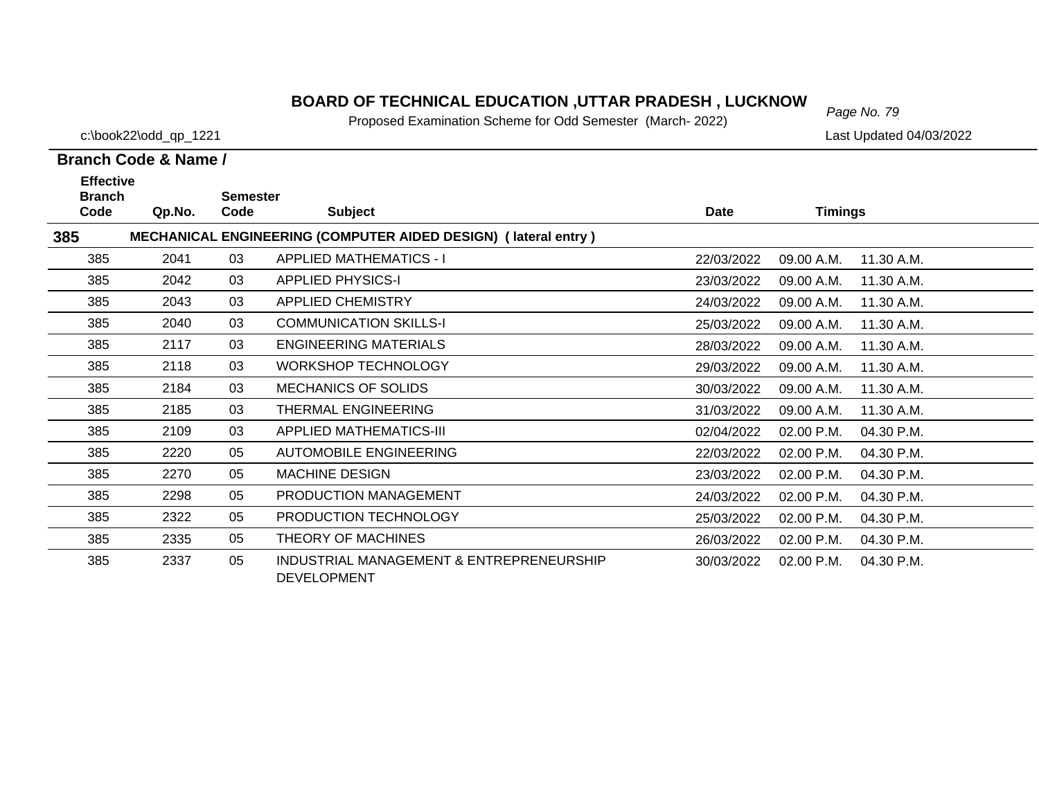# BOARD OF TECHNICAL EDUCATION ,UTTAR PRADESH , LUCKNOW

Proposed Examination Scheme for Odd Semester (March- 2022)

c:\book22\odd_qp_1221

Last Updated 04/03/2022

**Branch Code & Name /**

| Effective Branch Code | Qp.No. | Semester Code | Subject | Date | Timings | |
|---|---|---|---|---|---|---|
| **385** | **MECHANICAL ENGINEERING (COMPUTER AIDED DESIGN) ( lateral entry )** | | | | | |
| 385 | 2041 | 03 | APPLIED MATHEMATICS - I | 22/03/2022 | 09.00 A.M. | 11.30 A.M. |
| 385 | 2042 | 03 | APPLIED PHYSICS-I | 23/03/2022 | 09.00 A.M. | 11.30 A.M. |
| 385 | 2043 | 03 | APPLIED CHEMISTRY | 24/03/2022 | 09.00 A.M. | 11.30 A.M. |
| 385 | 2040 | 03 | COMMUNICATION SKILLS-I | 25/03/2022 | 09.00 A.M. | 11.30 A.M. |
| 385 | 2117 | 03 | ENGINEERING MATERIALS | 28/03/2022 | 09.00 A.M. | 11.30 A.M. |
| 385 | 2118 | 03 | WORKSHOP TECHNOLOGY | 29/03/2022 | 09.00 A.M. | 11.30 A.M. |
| 385 | 2184 | 03 | MECHANICS OF SOLIDS | 30/03/2022 | 09.00 A.M. | 11.30 A.M. |
| 385 | 2185 | 03 | THERMAL ENGINEERING | 31/03/2022 | 09.00 A.M. | 11.30 A.M. |
| 385 | 2109 | 03 | APPLIED MATHEMATICS-III | 02/04/2022 | 02.00 P.M. | 04.30 P.M. |
| 385 | 2220 | 05 | AUTOMOBILE ENGINEERING | 22/03/2022 | 02.00 P.M. | 04.30 P.M. |
| 385 | 2270 | 05 | MACHINE DESIGN | 23/03/2022 | 02.00 P.M. | 04.30 P.M. |
| 385 | 2298 | 05 | PRODUCTION MANAGEMENT | 24/03/2022 | 02.00 P.M. | 04.30 P.M. |
| 385 | 2322 | 05 | PRODUCTION TECHNOLOGY | 25/03/2022 | 02.00 P.M. | 04.30 P.M. |
| 385 | 2335 | 05 | THEORY OF MACHINES | 26/03/2022 | 02.00 P.M. | 04.30 P.M. |
| 385 | 2337 | 05 | INDUSTRIAL MANAGEMENT & ENTREPRENEURSHIP DEVELOPMENT | 30/03/2022 | 02.00 P.M. | 04.30 P.M. |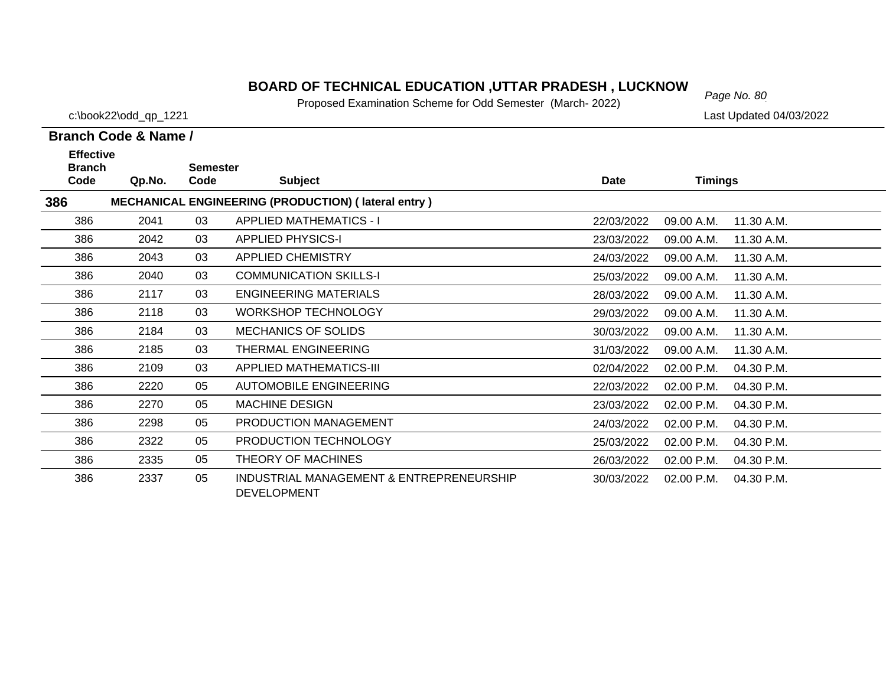# BOARD OF TECHNICAL EDUCATION ,UTTAR PRADESH , LUCKNOW

Proposed Examination Scheme for Odd Semester (March- 2022)

c:\book22\odd_qp_1221

Last Updated 04/03/2022

**Branch Code & Name /**

| Effective Branch Code | Qp.No. | Semester Code | Subject | Date | Timings | |
|---|---|---|---|---|---|---|
| **386** | | | **MECHANICAL ENGINEERING (PRODUCTION) ( lateral entry )** | | | |
| 386 | 2041 | 03 | APPLIED MATHEMATICS - I | 22/03/2022 | 09.00 A.M. | 11.30 A.M. |
| 386 | 2042 | 03 | APPLIED PHYSICS-I | 23/03/2022 | 09.00 A.M. | 11.30 A.M. |
| 386 | 2043 | 03 | APPLIED CHEMISTRY | 24/03/2022 | 09.00 A.M. | 11.30 A.M. |
| 386 | 2040 | 03 | COMMUNICATION SKILLS-I | 25/03/2022 | 09.00 A.M. | 11.30 A.M. |
| 386 | 2117 | 03 | ENGINEERING MATERIALS | 28/03/2022 | 09.00 A.M. | 11.30 A.M. |
| 386 | 2118 | 03 | WORKSHOP TECHNOLOGY | 29/03/2022 | 09.00 A.M. | 11.30 A.M. |
| 386 | 2184 | 03 | MECHANICS OF SOLIDS | 30/03/2022 | 09.00 A.M. | 11.30 A.M. |
| 386 | 2185 | 03 | THERMAL ENGINEERING | 31/03/2022 | 09.00 A.M. | 11.30 A.M. |
| 386 | 2109 | 03 | APPLIED MATHEMATICS-III | 02/04/2022 | 02.00 P.M. | 04.30 P.M. |
| 386 | 2220 | 05 | AUTOMOBILE ENGINEERING | 22/03/2022 | 02.00 P.M. | 04.30 P.M. |
| 386 | 2270 | 05 | MACHINE DESIGN | 23/03/2022 | 02.00 P.M. | 04.30 P.M. |
| 386 | 2298 | 05 | PRODUCTION MANAGEMENT | 24/03/2022 | 02.00 P.M. | 04.30 P.M. |
| 386 | 2322 | 05 | PRODUCTION TECHNOLOGY | 25/03/2022 | 02.00 P.M. | 04.30 P.M. |
| 386 | 2335 | 05 | THEORY OF MACHINES | 26/03/2022 | 02.00 P.M. | 04.30 P.M. |
| 386 | 2337 | 05 | INDUSTRIAL MANAGEMENT & ENTREPRENEURSHIP DEVELOPMENT | 30/03/2022 | 02.00 P.M. | 04.30 P.M. |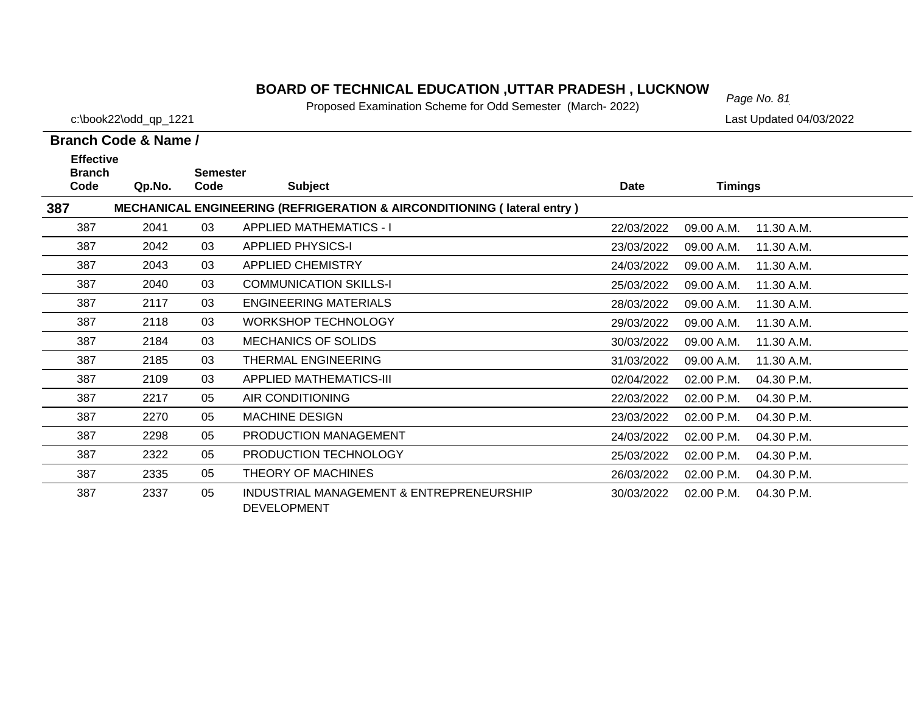# BOARD OF TECHNICAL EDUCATION ,UTTAR PRADESH , LUCKNOW

Proposed Examination Scheme for Odd Semester (March- 2022)

c:\book22\odd_qp_1221

Last Updated 04/03/2022

**Branch Code & Name /**

| Effective Branch Code | Qp.No. | Semester Code | Subject | Date | Timings | |
|---|---|---|---|---|---|---|
| **387** | | | **MECHANICAL ENGINEERING (REFRIGERATION & AIRCONDITIONING ( lateral entry )** | | | |
| 387 | 2041 | 03 | APPLIED MATHEMATICS - I | 22/03/2022 | 09.00 A.M. | 11.30 A.M. |
| 387 | 2042 | 03 | APPLIED PHYSICS-I | 23/03/2022 | 09.00 A.M. | 11.30 A.M. |
| 387 | 2043 | 03 | APPLIED CHEMISTRY | 24/03/2022 | 09.00 A.M. | 11.30 A.M. |
| 387 | 2040 | 03 | COMMUNICATION SKILLS-I | 25/03/2022 | 09.00 A.M. | 11.30 A.M. |
| 387 | 2117 | 03 | ENGINEERING MATERIALS | 28/03/2022 | 09.00 A.M. | 11.30 A.M. |
| 387 | 2118 | 03 | WORKSHOP TECHNOLOGY | 29/03/2022 | 09.00 A.M. | 11.30 A.M. |
| 387 | 2184 | 03 | MECHANICS OF SOLIDS | 30/03/2022 | 09.00 A.M. | 11.30 A.M. |
| 387 | 2185 | 03 | THERMAL ENGINEERING | 31/03/2022 | 09.00 A.M. | 11.30 A.M. |
| 387 | 2109 | 03 | APPLIED MATHEMATICS-III | 02/04/2022 | 02.00 P.M. | 04.30 P.M. |
| 387 | 2217 | 05 | AIR CONDITIONING | 22/03/2022 | 02.00 P.M. | 04.30 P.M. |
| 387 | 2270 | 05 | MACHINE DESIGN | 23/03/2022 | 02.00 P.M. | 04.30 P.M. |
| 387 | 2298 | 05 | PRODUCTION MANAGEMENT | 24/03/2022 | 02.00 P.M. | 04.30 P.M. |
| 387 | 2322 | 05 | PRODUCTION TECHNOLOGY | 25/03/2022 | 02.00 P.M. | 04.30 P.M. |
| 387 | 2335 | 05 | THEORY OF MACHINES | 26/03/2022 | 02.00 P.M. | 04.30 P.M. |
| 387 | 2337 | 05 | INDUSTRIAL MANAGEMENT & ENTREPRENEURSHIP DEVELOPMENT | 30/03/2022 | 02.00 P.M. | 04.30 P.M. |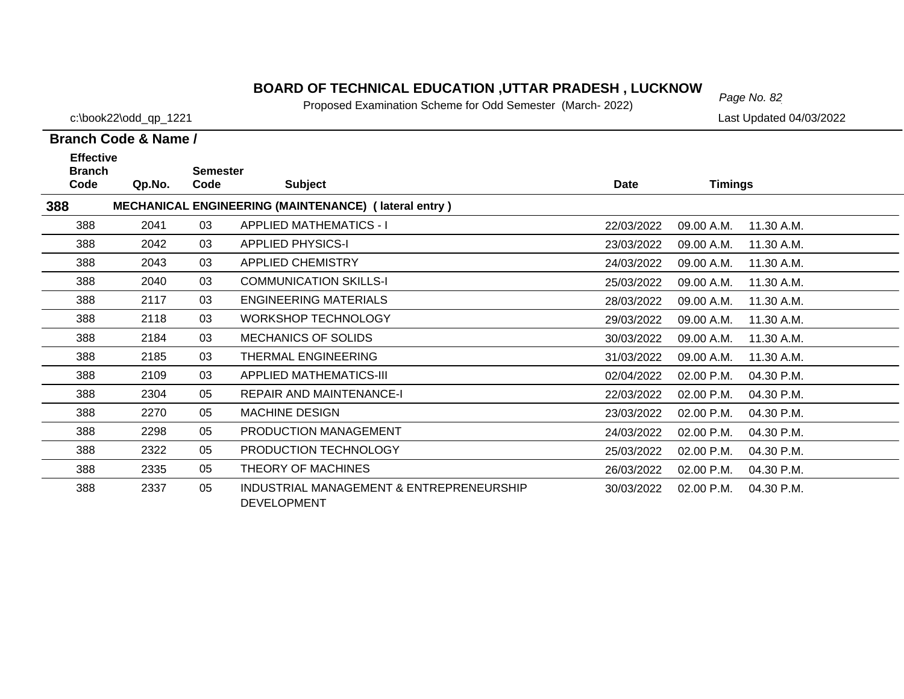# BOARD OF TECHNICAL EDUCATION ,UTTAR PRADESH , LUCKNOW

Proposed Examination Scheme for Odd Semester (March- 2022)

c:\book22\odd_qp_1221

Last Updated 04/03/2022

**Branch Code & Name /**

| Effective Branch Code | Qp.No. | Semester Code | Subject | Date | Timings | |
|---|---|---|---|---|---|---|
| **388** | | | **MECHANICAL ENGINEERING (MAINTENANCE) ( lateral entry )** | | | |
| 388 | 2041 | 03 | APPLIED MATHEMATICS - I | 22/03/2022 | 09.00 A.M. | 11.30 A.M. |
| 388 | 2042 | 03 | APPLIED PHYSICS-I | 23/03/2022 | 09.00 A.M. | 11.30 A.M. |
| 388 | 2043 | 03 | APPLIED CHEMISTRY | 24/03/2022 | 09.00 A.M. | 11.30 A.M. |
| 388 | 2040 | 03 | COMMUNICATION SKILLS-I | 25/03/2022 | 09.00 A.M. | 11.30 A.M. |
| 388 | 2117 | 03 | ENGINEERING MATERIALS | 28/03/2022 | 09.00 A.M. | 11.30 A.M. |
| 388 | 2118 | 03 | WORKSHOP TECHNOLOGY | 29/03/2022 | 09.00 A.M. | 11.30 A.M. |
| 388 | 2184 | 03 | MECHANICS OF SOLIDS | 30/03/2022 | 09.00 A.M. | 11.30 A.M. |
| 388 | 2185 | 03 | THERMAL ENGINEERING | 31/03/2022 | 09.00 A.M. | 11.30 A.M. |
| 388 | 2109 | 03 | APPLIED MATHEMATICS-III | 02/04/2022 | 02.00 P.M. | 04.30 P.M. |
| 388 | 2304 | 05 | REPAIR AND MAINTENANCE-I | 22/03/2022 | 02.00 P.M. | 04.30 P.M. |
| 388 | 2270 | 05 | MACHINE DESIGN | 23/03/2022 | 02.00 P.M. | 04.30 P.M. |
| 388 | 2298 | 05 | PRODUCTION MANAGEMENT | 24/03/2022 | 02.00 P.M. | 04.30 P.M. |
| 388 | 2322 | 05 | PRODUCTION TECHNOLOGY | 25/03/2022 | 02.00 P.M. | 04.30 P.M. |
| 388 | 2335 | 05 | THEORY OF MACHINES | 26/03/2022 | 02.00 P.M. | 04.30 P.M. |
| 388 | 2337 | 05 | INDUSTRIAL MANAGEMENT & ENTREPRENEURSHIP DEVELOPMENT | 30/03/2022 | 02.00 P.M. | 04.30 P.M. |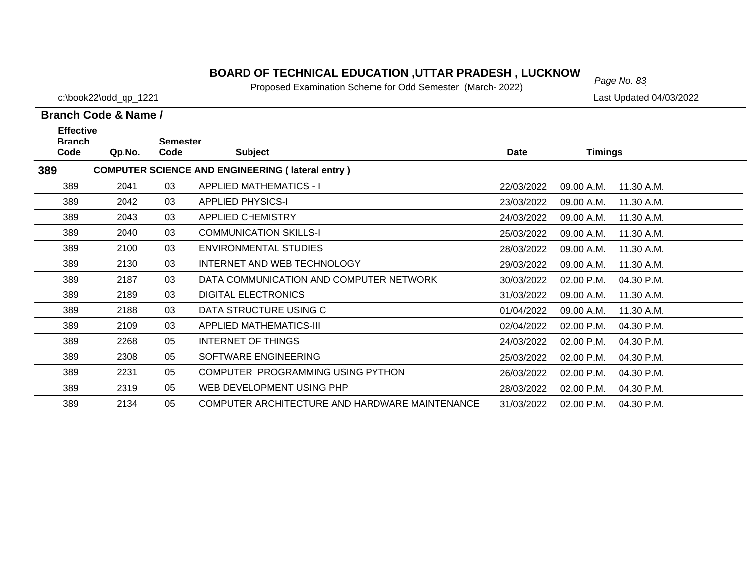# BOARD OF TECHNICAL EDUCATION ,UTTAR PRADESH , LUCKNOW

Proposed Examination Scheme for Odd Semester (March- 2022)

c:\book22\odd_qp_1221

Last Updated 04/03/2022

**Branch Code & Name /**

| Effective Branch Code | Qp.No. | Semester Code | Subject | Date | Timings | |
|---|---|---|---|---|---|---|
| **389** | | | **COMPUTER SCIENCE AND ENGINEERING ( lateral entry )** | | | |
| 389 | 2041 | 03 | APPLIED MATHEMATICS - I | 22/03/2022 | 09.00 A.M. | 11.30 A.M. |
| 389 | 2042 | 03 | APPLIED PHYSICS-I | 23/03/2022 | 09.00 A.M. | 11.30 A.M. |
| 389 | 2043 | 03 | APPLIED CHEMISTRY | 24/03/2022 | 09.00 A.M. | 11.30 A.M. |
| 389 | 2040 | 03 | COMMUNICATION SKILLS-I | 25/03/2022 | 09.00 A.M. | 11.30 A.M. |
| 389 | 2100 | 03 | ENVIRONMENTAL STUDIES | 28/03/2022 | 09.00 A.M. | 11.30 A.M. |
| 389 | 2130 | 03 | INTERNET AND WEB TECHNOLOGY | 29/03/2022 | 09.00 A.M. | 11.30 A.M. |
| 389 | 2187 | 03 | DATA COMMUNICATION AND COMPUTER NETWORK | 30/03/2022 | 02.00 P.M. | 04.30 P.M. |
| 389 | 2189 | 03 | DIGITAL ELECTRONICS | 31/03/2022 | 09.00 A.M. | 11.30 A.M. |
| 389 | 2188 | 03 | DATA STRUCTURE USING C | 01/04/2022 | 09.00 A.M. | 11.30 A.M. |
| 389 | 2109 | 03 | APPLIED MATHEMATICS-III | 02/04/2022 | 02.00 P.M. | 04.30 P.M. |
| 389 | 2268 | 05 | INTERNET OF THINGS | 24/03/2022 | 02.00 P.M. | 04.30 P.M. |
| 389 | 2308 | 05 | SOFTWARE ENGINEERING | 25/03/2022 | 02.00 P.M. | 04.30 P.M. |
| 389 | 2231 | 05 | COMPUTER PROGRAMMING USING PYTHON | 26/03/2022 | 02.00 P.M. | 04.30 P.M. |
| 389 | 2319 | 05 | WEB DEVELOPMENT USING PHP | 28/03/2022 | 02.00 P.M. | 04.30 P.M. |
| 389 | 2134 | 05 | COMPUTER ARCHITECTURE AND HARDWARE MAINTENANCE | 31/03/2022 | 02.00 P.M. | 04.30 P.M. |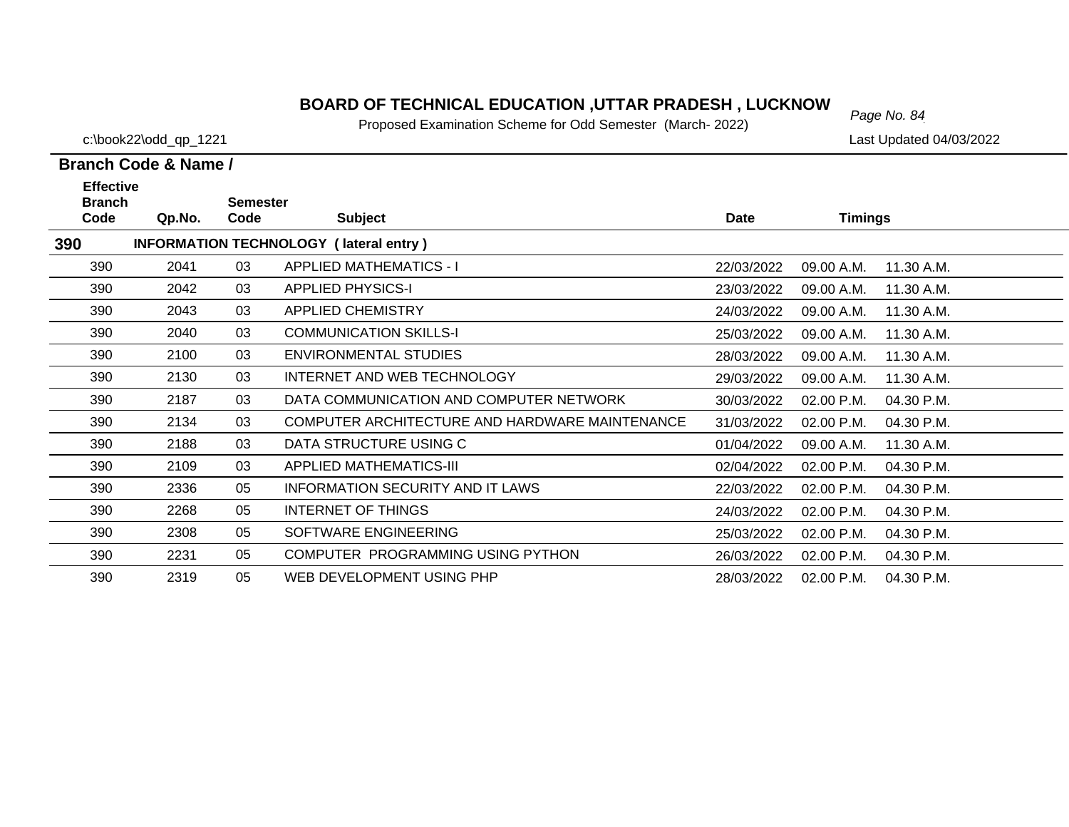# BOARD OF TECHNICAL EDUCATION ,UTTAR PRADESH , LUCKNOW

Proposed Examination Scheme for Odd Semester (March- 2022)

c:\book22\odd_qp_1221

Last Updated 04/03/2022

**Branch Code & Name /**

| Effective Branch Code | Qp.No. | Semester Code | Subject | Date | Timings | |
|---|---|---|---|---|---|---|
| **390** | **INFORMATION TECHNOLOGY ( lateral entry )** | | | | | |
| 390 | 2041 | 03 | APPLIED MATHEMATICS - I | 22/03/2022 | 09.00 A.M. | 11.30 A.M. |
| 390 | 2042 | 03 | APPLIED PHYSICS-I | 23/03/2022 | 09.00 A.M. | 11.30 A.M. |
| 390 | 2043 | 03 | APPLIED CHEMISTRY | 24/03/2022 | 09.00 A.M. | 11.30 A.M. |
| 390 | 2040 | 03 | COMMUNICATION SKILLS-I | 25/03/2022 | 09.00 A.M. | 11.30 A.M. |
| 390 | 2100 | 03 | ENVIRONMENTAL STUDIES | 28/03/2022 | 09.00 A.M. | 11.30 A.M. |
| 390 | 2130 | 03 | INTERNET AND WEB TECHNOLOGY | 29/03/2022 | 09.00 A.M. | 11.30 A.M. |
| 390 | 2187 | 03 | DATA COMMUNICATION AND COMPUTER NETWORK | 30/03/2022 | 02.00 P.M. | 04.30 P.M. |
| 390 | 2134 | 03 | COMPUTER ARCHITECTURE AND HARDWARE MAINTENANCE | 31/03/2022 | 02.00 P.M. | 04.30 P.M. |
| 390 | 2188 | 03 | DATA STRUCTURE USING C | 01/04/2022 | 09.00 A.M. | 11.30 A.M. |
| 390 | 2109 | 03 | APPLIED MATHEMATICS-III | 02/04/2022 | 02.00 P.M. | 04.30 P.M. |
| 390 | 2336 | 05 | INFORMATION SECURITY AND IT LAWS | 22/03/2022 | 02.00 P.M. | 04.30 P.M. |
| 390 | 2268 | 05 | INTERNET OF THINGS | 24/03/2022 | 02.00 P.M. | 04.30 P.M. |
| 390 | 2308 | 05 | SOFTWARE ENGINEERING | 25/03/2022 | 02.00 P.M. | 04.30 P.M. |
| 390 | 2231 | 05 | COMPUTER PROGRAMMING USING PYTHON | 26/03/2022 | 02.00 P.M. | 04.30 P.M. |
| 390 | 2319 | 05 | WEB DEVELOPMENT USING PHP | 28/03/2022 | 02.00 P.M. | 04.30 P.M. |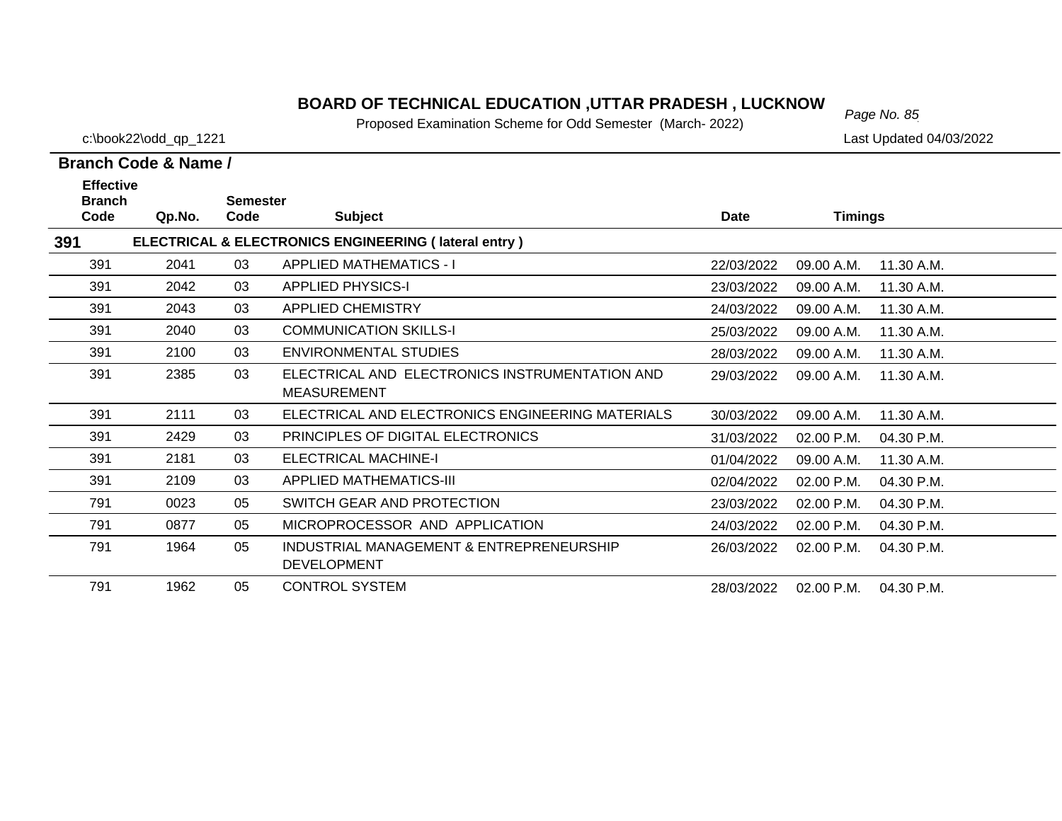# BOARD OF TECHNICAL EDUCATION ,UTTAR PRADESH , LUCKNOW

Proposed Examination Scheme for Odd Semester (March- 2022)

c:\book22\odd_qp_1221

Last Updated 04/03/2022

**Branch Code & Name /**

| Effective Branch Code | Qp.No. | Semester Code | Subject | Date | Timings | |
|---|---|---|---|---|---|---|
| **391** | | | **ELECTRICAL & ELECTRONICS ENGINEERING ( lateral entry )** | | | |
| 391 | 2041 | 03 | APPLIED MATHEMATICS - I | 22/03/2022 | 09.00 A.M. | 11.30 A.M. |
| 391 | 2042 | 03 | APPLIED PHYSICS-I | 23/03/2022 | 09.00 A.M. | 11.30 A.M. |
| 391 | 2043 | 03 | APPLIED CHEMISTRY | 24/03/2022 | 09.00 A.M. | 11.30 A.M. |
| 391 | 2040 | 03 | COMMUNICATION SKILLS-I | 25/03/2022 | 09.00 A.M. | 11.30 A.M. |
| 391 | 2100 | 03 | ENVIRONMENTAL STUDIES | 28/03/2022 | 09.00 A.M. | 11.30 A.M. |
| 391 | 2385 | 03 | ELECTRICAL AND ELECTRONICS INSTRUMENTATION AND MEASUREMENT | 29/03/2022 | 09.00 A.M. | 11.30 A.M. |
| 391 | 2111 | 03 | ELECTRICAL AND ELECTRONICS ENGINEERING MATERIALS | 30/03/2022 | 09.00 A.M. | 11.30 A.M. |
| 391 | 2429 | 03 | PRINCIPLES OF DIGITAL ELECTRONICS | 31/03/2022 | 02.00 P.M. | 04.30 P.M. |
| 391 | 2181 | 03 | ELECTRICAL MACHINE-I | 01/04/2022 | 09.00 A.M. | 11.30 A.M. |
| 391 | 2109 | 03 | APPLIED MATHEMATICS-III | 02/04/2022 | 02.00 P.M. | 04.30 P.M. |
| 791 | 0023 | 05 | SWITCH GEAR AND PROTECTION | 23/03/2022 | 02.00 P.M. | 04.30 P.M. |
| 791 | 0877 | 05 | MICROPROCESSOR AND APPLICATION | 24/03/2022 | 02.00 P.M. | 04.30 P.M. |
| 791 | 1964 | 05 | INDUSTRIAL MANAGEMENT & ENTREPRENEURSHIP DEVELOPMENT | 26/03/2022 | 02.00 P.M. | 04.30 P.M. |
| 791 | 1962 | 05 | CONTROL SYSTEM | 28/03/2022 | 02.00 P.M. | 04.30 P.M. |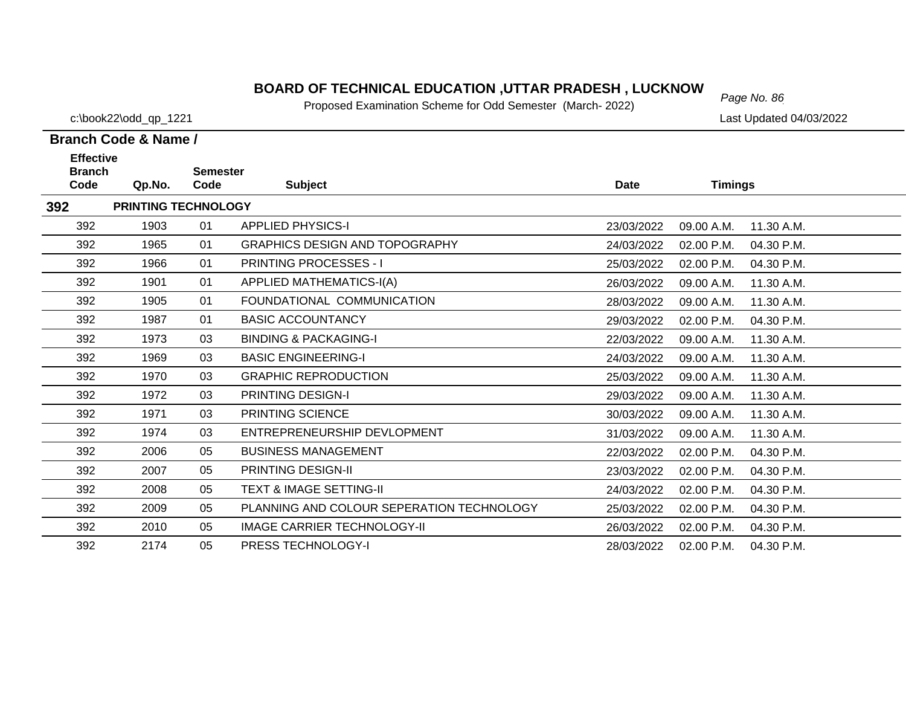# BOARD OF TECHNICAL EDUCATION ,UTTAR PRADESH , LUCKNOW

Proposed Examination Scheme for Odd Semester (March- 2022)

c:\book22\odd_qp_1221

Last Updated 04/03/2022

**Branch Code & Name /**

| Effective Branch Code | Qp.No. | Semester Code | Subject | Date | Timings | |
|---|---|---|---|---|---|---|
| **392** | **PRINTING TECHNOLOGY** | | | | | |
| 392 | 1903 | 01 | APPLIED PHYSICS-I | 23/03/2022 | 09.00 A.M. | 11.30 A.M. |
| 392 | 1965 | 01 | GRAPHICS DESIGN AND TOPOGRAPHY | 24/03/2022 | 02.00 P.M. | 04.30 P.M. |
| 392 | 1966 | 01 | PRINTING PROCESSES - I | 25/03/2022 | 02.00 P.M. | 04.30 P.M. |
| 392 | 1901 | 01 | APPLIED MATHEMATICS-I(A) | 26/03/2022 | 09.00 A.M. | 11.30 A.M. |
| 392 | 1905 | 01 | FOUNDATIONAL COMMUNICATION | 28/03/2022 | 09.00 A.M. | 11.30 A.M. |
| 392 | 1987 | 01 | BASIC ACCOUNTANCY | 29/03/2022 | 02.00 P.M. | 04.30 P.M. |
| 392 | 1973 | 03 | BINDING & PACKAGING-I | 22/03/2022 | 09.00 A.M. | 11.30 A.M. |
| 392 | 1969 | 03 | BASIC ENGINEERING-I | 24/03/2022 | 09.00 A.M. | 11.30 A.M. |
| 392 | 1970 | 03 | GRAPHIC REPRODUCTION | 25/03/2022 | 09.00 A.M. | 11.30 A.M. |
| 392 | 1972 | 03 | PRINTING DESIGN-I | 29/03/2022 | 09.00 A.M. | 11.30 A.M. |
| 392 | 1971 | 03 | PRINTING SCIENCE | 30/03/2022 | 09.00 A.M. | 11.30 A.M. |
| 392 | 1974 | 03 | ENTREPRENEURSHIP DEVLOPMENT | 31/03/2022 | 09.00 A.M. | 11.30 A.M. |
| 392 | 2006 | 05 | BUSINESS MANAGEMENT | 22/03/2022 | 02.00 P.M. | 04.30 P.M. |
| 392 | 2007 | 05 | PRINTING DESIGN-II | 23/03/2022 | 02.00 P.M. | 04.30 P.M. |
| 392 | 2008 | 05 | TEXT & IMAGE SETTING-II | 24/03/2022 | 02.00 P.M. | 04.30 P.M. |
| 392 | 2009 | 05 | PLANNING AND COLOUR SEPERATION TECHNOLOGY | 25/03/2022 | 02.00 P.M. | 04.30 P.M. |
| 392 | 2010 | 05 | IMAGE CARRIER TECHNOLOGY-II | 26/03/2022 | 02.00 P.M. | 04.30 P.M. |
| 392 | 2174 | 05 | PRESS TECHNOLOGY-I | 28/03/2022 | 02.00 P.M. | 04.30 P.M. |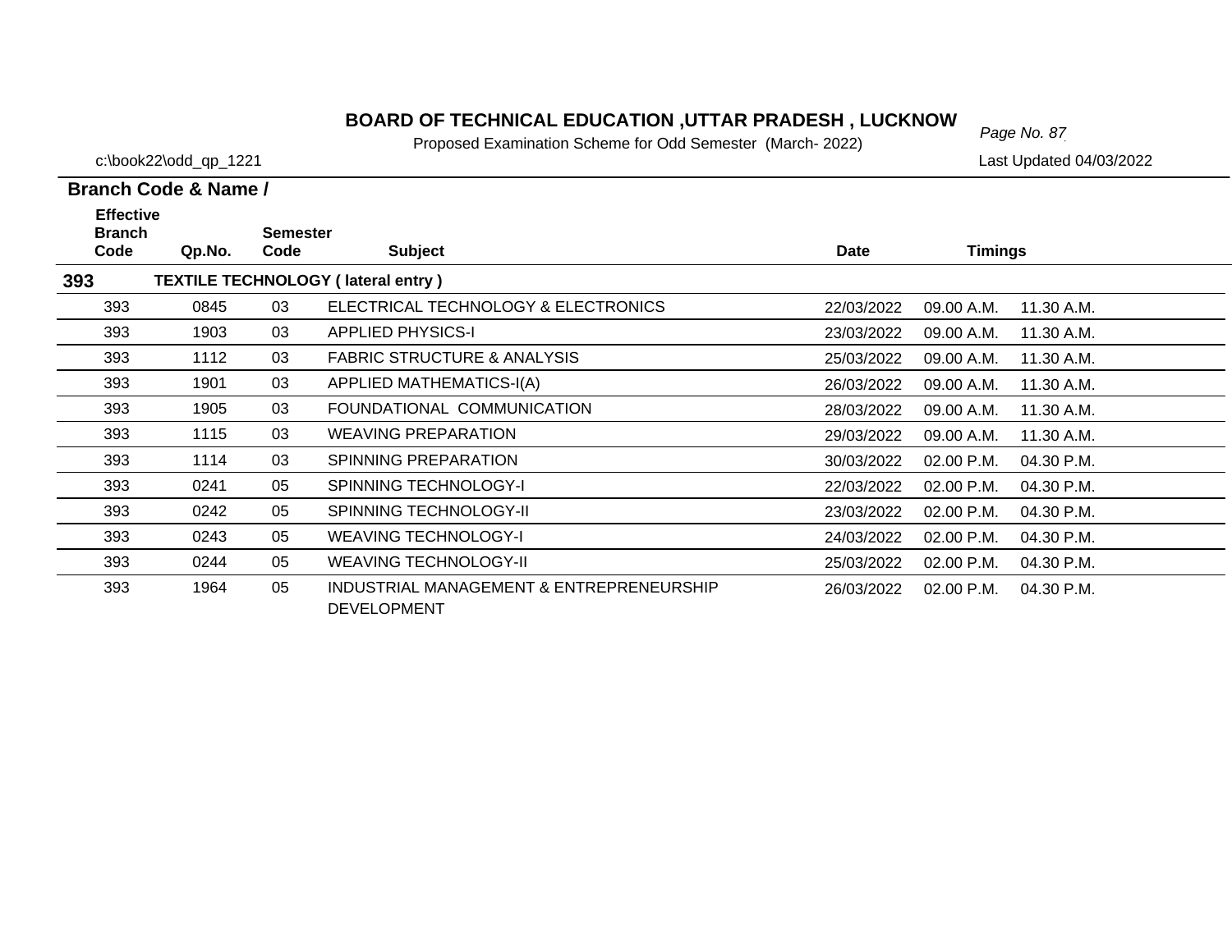# BOARD OF TECHNICAL EDUCATION ,UTTAR PRADESH , LUCKNOW

Proposed Examination Scheme for Odd Semester (March- 2022)

c:\book22\odd_qp_1221

Last Updated 04/03/2022

**Branch Code & Name /**

| Effective Branch Code | Qp.No. | Semester Code | Subject | Date | Timings | |
|---|---|---|---|---|---|---|
| **393** | **TEXTILE TECHNOLOGY ( lateral entry )** | | | | | |
| 393 | 0845 | 03 | ELECTRICAL TECHNOLOGY & ELECTRONICS | 22/03/2022 | 09.00 A.M. | 11.30 A.M. |
| 393 | 1903 | 03 | APPLIED PHYSICS-I | 23/03/2022 | 09.00 A.M. | 11.30 A.M. |
| 393 | 1112 | 03 | FABRIC STRUCTURE & ANALYSIS | 25/03/2022 | 09.00 A.M. | 11.30 A.M. |
| 393 | 1901 | 03 | APPLIED MATHEMATICS-I(A) | 26/03/2022 | 09.00 A.M. | 11.30 A.M. |
| 393 | 1905 | 03 | FOUNDATIONAL COMMUNICATION | 28/03/2022 | 09.00 A.M. | 11.30 A.M. |
| 393 | 1115 | 03 | WEAVING PREPARATION | 29/03/2022 | 09.00 A.M. | 11.30 A.M. |
| 393 | 1114 | 03 | SPINNING PREPARATION | 30/03/2022 | 02.00 P.M. | 04.30 P.M. |
| 393 | 0241 | 05 | SPINNING TECHNOLOGY-I | 22/03/2022 | 02.00 P.M. | 04.30 P.M. |
| 393 | 0242 | 05 | SPINNING TECHNOLOGY-II | 23/03/2022 | 02.00 P.M. | 04.30 P.M. |
| 393 | 0243 | 05 | WEAVING TECHNOLOGY-I | 24/03/2022 | 02.00 P.M. | 04.30 P.M. |
| 393 | 0244 | 05 | WEAVING TECHNOLOGY-II | 25/03/2022 | 02.00 P.M. | 04.30 P.M. |
| 393 | 1964 | 05 | INDUSTRIAL MANAGEMENT & ENTREPRENEURSHIP DEVELOPMENT | 26/03/2022 | 02.00 P.M. | 04.30 P.M. |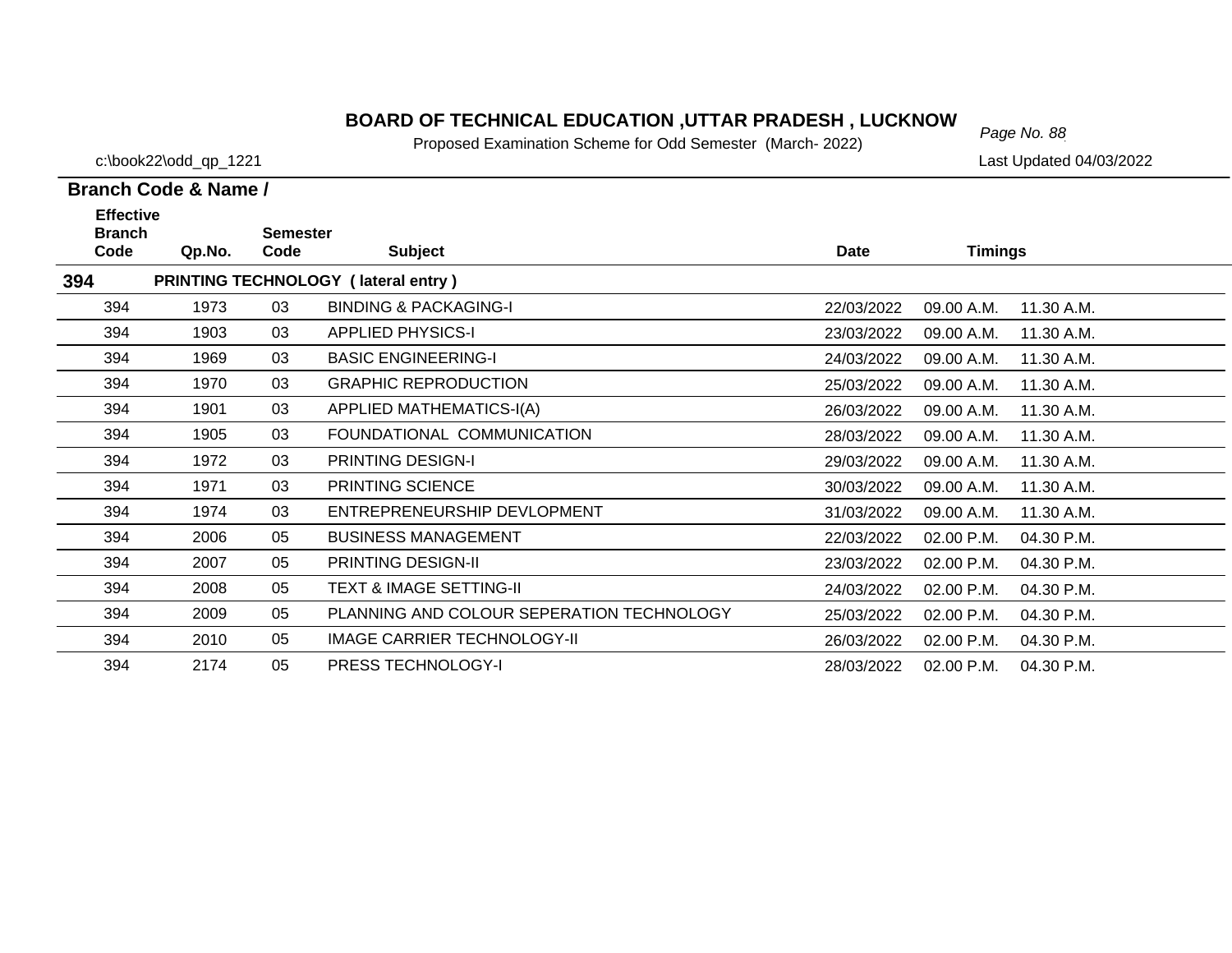# BOARD OF TECHNICAL EDUCATION ,UTTAR PRADESH , LUCKNOW

Proposed Examination Scheme for Odd Semester (March- 2022)

c:\book22\odd_qp_1221

Last Updated 04/03/2022

**Branch Code & Name /**

| Effective Branch Code | Qp.No. | Semester Code | Subject | Date | Timings | |
|---|---|---|---|---|---|---|
| **394** | **PRINTING TECHNOLOGY ( lateral entry )** | | | | | |
| 394 | 1973 | 03 | BINDING & PACKAGING-I | 22/03/2022 | 09.00 A.M. | 11.30 A.M. |
| 394 | 1903 | 03 | APPLIED PHYSICS-I | 23/03/2022 | 09.00 A.M. | 11.30 A.M. |
| 394 | 1969 | 03 | BASIC ENGINEERING-I | 24/03/2022 | 09.00 A.M. | 11.30 A.M. |
| 394 | 1970 | 03 | GRAPHIC REPRODUCTION | 25/03/2022 | 09.00 A.M. | 11.30 A.M. |
| 394 | 1901 | 03 | APPLIED MATHEMATICS-I(A) | 26/03/2022 | 09.00 A.M. | 11.30 A.M. |
| 394 | 1905 | 03 | FOUNDATIONAL COMMUNICATION | 28/03/2022 | 09.00 A.M. | 11.30 A.M. |
| 394 | 1972 | 03 | PRINTING DESIGN-I | 29/03/2022 | 09.00 A.M. | 11.30 A.M. |
| 394 | 1971 | 03 | PRINTING SCIENCE | 30/03/2022 | 09.00 A.M. | 11.30 A.M. |
| 394 | 1974 | 03 | ENTREPRENEURSHIP DEVLOPMENT | 31/03/2022 | 09.00 A.M. | 11.30 A.M. |
| 394 | 2006 | 05 | BUSINESS MANAGEMENT | 22/03/2022 | 02.00 P.M. | 04.30 P.M. |
| 394 | 2007 | 05 | PRINTING DESIGN-II | 23/03/2022 | 02.00 P.M. | 04.30 P.M. |
| 394 | 2008 | 05 | TEXT & IMAGE SETTING-II | 24/03/2022 | 02.00 P.M. | 04.30 P.M. |
| 394 | 2009 | 05 | PLANNING AND COLOUR SEPERATION TECHNOLOGY | 25/03/2022 | 02.00 P.M. | 04.30 P.M. |
| 394 | 2010 | 05 | IMAGE CARRIER TECHNOLOGY-II | 26/03/2022 | 02.00 P.M. | 04.30 P.M. |
| 394 | 2174 | 05 | PRESS TECHNOLOGY-I | 28/03/2022 | 02.00 P.M. | 04.30 P.M. |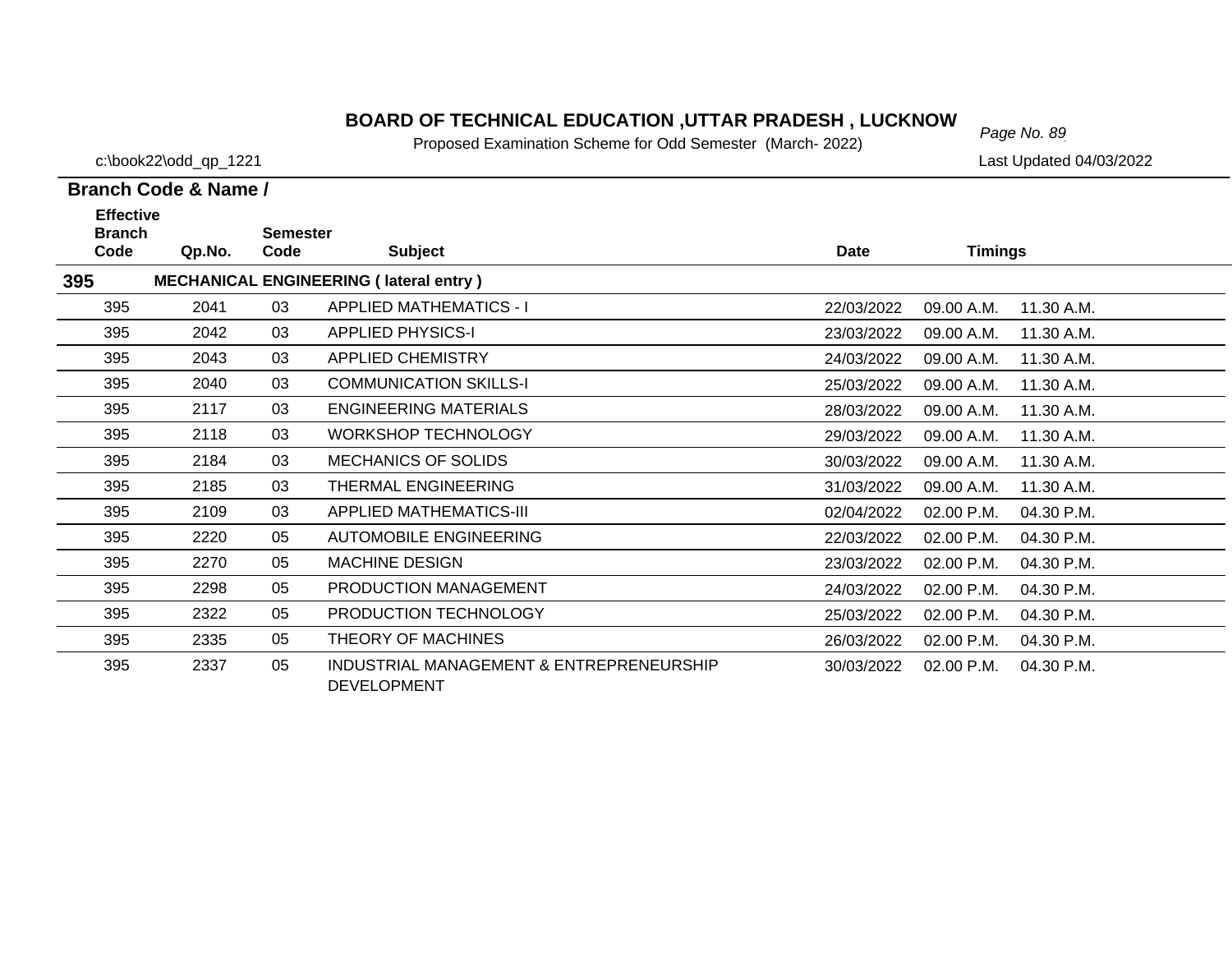# BOARD OF TECHNICAL EDUCATION ,UTTAR PRADESH , LUCKNOW

Proposed Examination Scheme for Odd Semester (March- 2022)

c:\book22\odd_qp_1221

Last Updated 04/03/2022

**Branch Code & Name /**

| Effective Branch Code | Qp.No. | Semester Code | Subject | Date | Timings | |
|---|---|---|---|---|---|---|
| **395** | | **MECHANICAL ENGINEERING ( lateral entry )** | | | | |
| 395 | 2041 | 03 | APPLIED MATHEMATICS - I | 22/03/2022 | 09.00 A.M. | 11.30 A.M. |
| 395 | 2042 | 03 | APPLIED PHYSICS-I | 23/03/2022 | 09.00 A.M. | 11.30 A.M. |
| 395 | 2043 | 03 | APPLIED CHEMISTRY | 24/03/2022 | 09.00 A.M. | 11.30 A.M. |
| 395 | 2040 | 03 | COMMUNICATION SKILLS-I | 25/03/2022 | 09.00 A.M. | 11.30 A.M. |
| 395 | 2117 | 03 | ENGINEERING MATERIALS | 28/03/2022 | 09.00 A.M. | 11.30 A.M. |
| 395 | 2118 | 03 | WORKSHOP TECHNOLOGY | 29/03/2022 | 09.00 A.M. | 11.30 A.M. |
| 395 | 2184 | 03 | MECHANICS OF SOLIDS | 30/03/2022 | 09.00 A.M. | 11.30 A.M. |
| 395 | 2185 | 03 | THERMAL ENGINEERING | 31/03/2022 | 09.00 A.M. | 11.30 A.M. |
| 395 | 2109 | 03 | APPLIED MATHEMATICS-III | 02/04/2022 | 02.00 P.M. | 04.30 P.M. |
| 395 | 2220 | 05 | AUTOMOBILE ENGINEERING | 22/03/2022 | 02.00 P.M. | 04.30 P.M. |
| 395 | 2270 | 05 | MACHINE DESIGN | 23/03/2022 | 02.00 P.M. | 04.30 P.M. |
| 395 | 2298 | 05 | PRODUCTION MANAGEMENT | 24/03/2022 | 02.00 P.M. | 04.30 P.M. |
| 395 | 2322 | 05 | PRODUCTION TECHNOLOGY | 25/03/2022 | 02.00 P.M. | 04.30 P.M. |
| 395 | 2335 | 05 | THEORY OF MACHINES | 26/03/2022 | 02.00 P.M. | 04.30 P.M. |
| 395 | 2337 | 05 | INDUSTRIAL MANAGEMENT & ENTREPRENEURSHIP DEVELOPMENT | 30/03/2022 | 02.00 P.M. | 04.30 P.M. |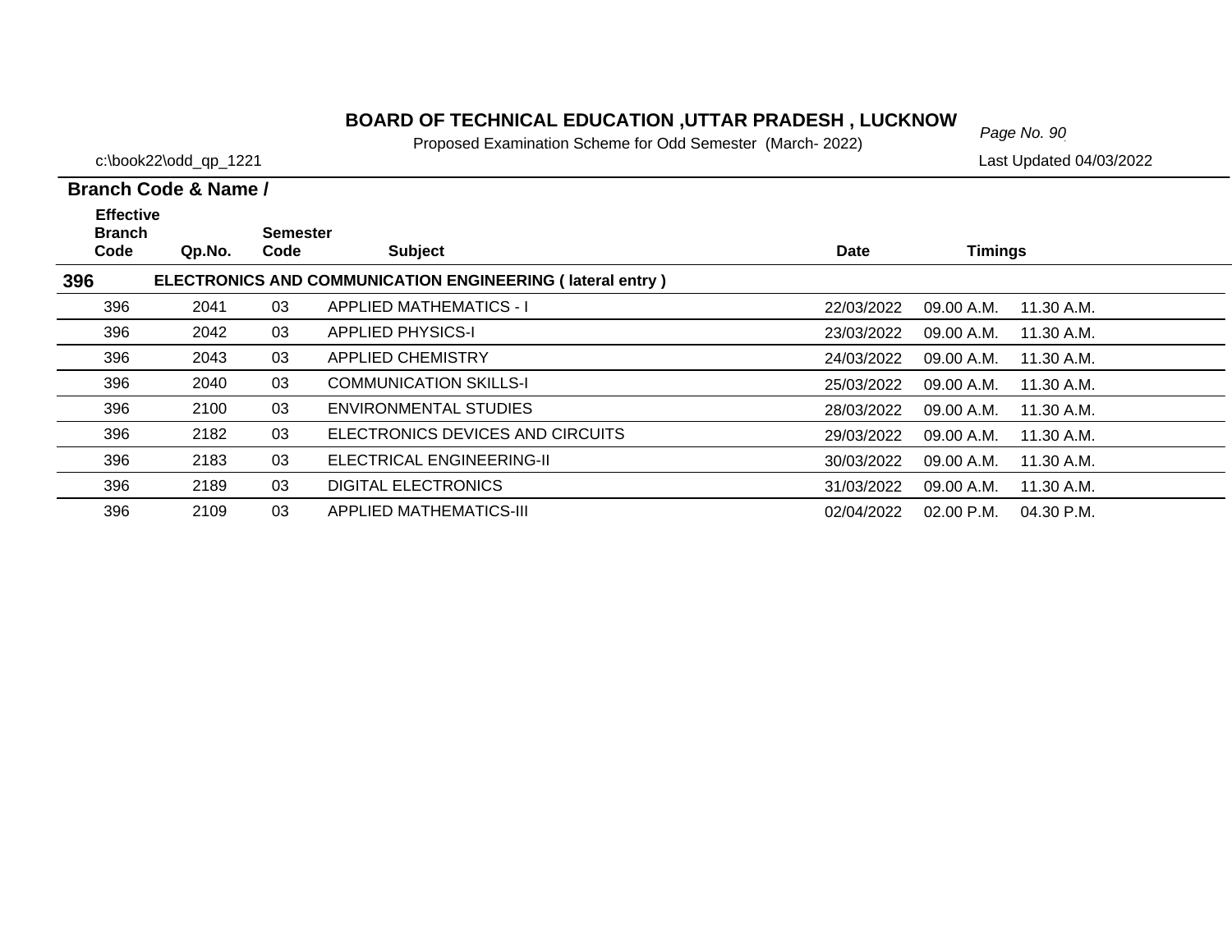# BOARD OF TECHNICAL EDUCATION ,UTTAR PRADESH , LUCKNOW

Proposed Examination Scheme for Odd Semester (March- 2022)

c:\book22\odd_qp_1221

Last Updated 04/03/2022

**Branch Code & Name /**

| Effective Branch Code | Qp.No. | Semester Code | Subject | Date | Timings | |
|---|---|---|---|---|---|---|
| **396** | | | **ELECTRONICS AND COMMUNICATION ENGINEERING ( lateral entry )** | | | |
| 396 | 2041 | 03 | APPLIED MATHEMATICS - I | 22/03/2022 | 09.00 A.M. | 11.30 A.M. |
| 396 | 2042 | 03 | APPLIED PHYSICS-I | 23/03/2022 | 09.00 A.M. | 11.30 A.M. |
| 396 | 2043 | 03 | APPLIED CHEMISTRY | 24/03/2022 | 09.00 A.M. | 11.30 A.M. |
| 396 | 2040 | 03 | COMMUNICATION SKILLS-I | 25/03/2022 | 09.00 A.M. | 11.30 A.M. |
| 396 | 2100 | 03 | ENVIRONMENTAL STUDIES | 28/03/2022 | 09.00 A.M. | 11.30 A.M. |
| 396 | 2182 | 03 | ELECTRONICS DEVICES AND CIRCUITS | 29/03/2022 | 09.00 A.M. | 11.30 A.M. |
| 396 | 2183 | 03 | ELECTRICAL ENGINEERING-II | 30/03/2022 | 09.00 A.M. | 11.30 A.M. |
| 396 | 2189 | 03 | DIGITAL ELECTRONICS | 31/03/2022 | 09.00 A.M. | 11.30 A.M. |
| 396 | 2109 | 03 | APPLIED MATHEMATICS-III | 02/04/2022 | 02.00 P.M. | 04.30 P.M. |